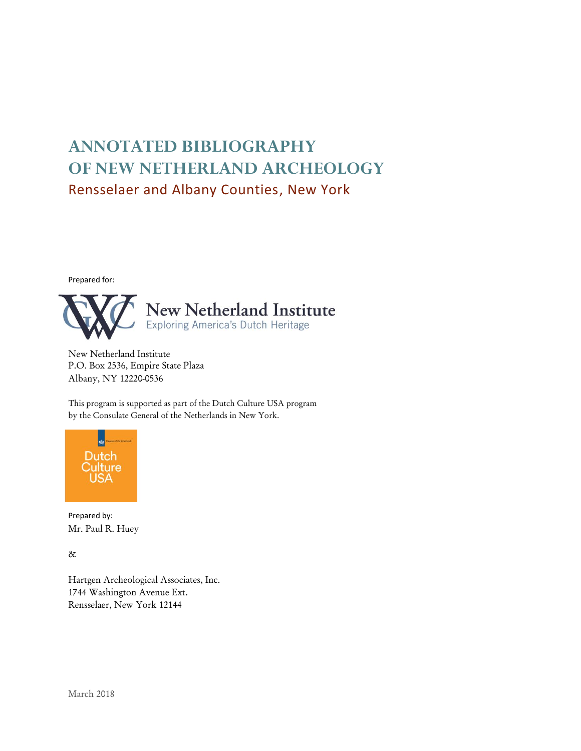# ANNOTATED BIBLIOGRAPHY OF NEW NETHERLAND ARCHEOLOGY

## Rensselaer and Albany Counties, New York

Prepared for:

New Netherland Institute
Exploring America's Dutch Heritage

New Netherland Institute
P.O. Box 2536, Empire State Plaza
Albany, NY 12220-0536

This program is supported as part of the Dutch Culture USA program
by the Consulate General of the Netherlands in New York.

Dutch Culture USA

Prepared by:
Mr. Paul R. Huey

&

Hartgen Archeological Associates, Inc.
1744 Washington Avenue Ext.
Rensselaer, New York 12144

March 2018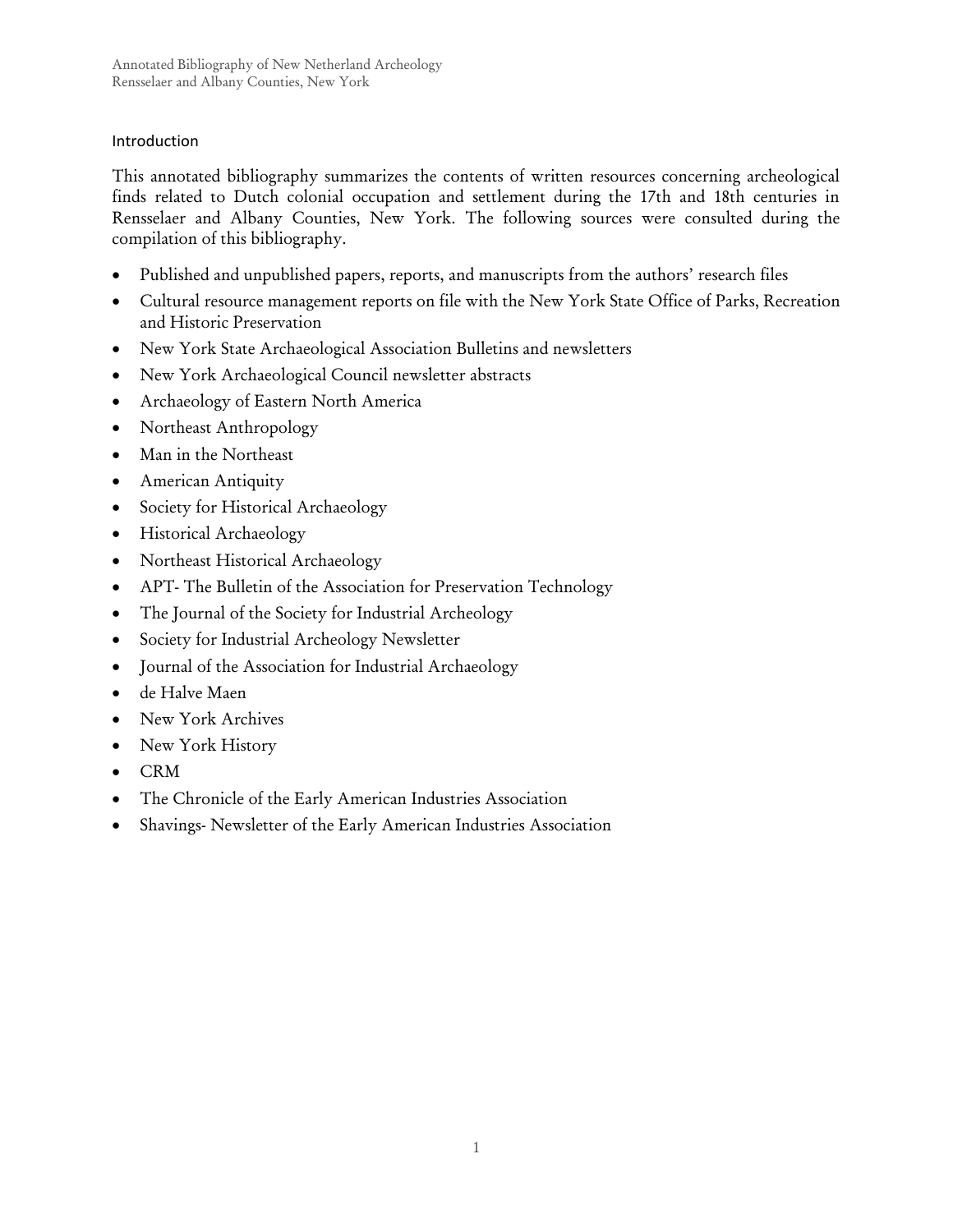## Introduction

This annotated bibliography summarizes the contents of written resources concerning archeological finds related to Dutch colonial occupation and settlement during the 17th and 18th centuries in Rensselaer and Albany Counties, New York. The following sources were consulted during the compilation of this bibliography.

- Published and unpublished papers, reports, and manuscripts from the authors' research files
- Cultural resource management reports on file with the New York State Office of Parks, Recreation and Historic Preservation
- New York State Archaeological Association Bulletins and newsletters
- New York Archaeological Council newsletter abstracts
- Archaeology of Eastern North America
- Northeast Anthropology
- Man in the Northeast
- American Antiquity
- Society for Historical Archaeology
- Historical Archaeology
- Northeast Historical Archaeology
- APT- The Bulletin of the Association for Preservation Technology
- The Journal of the Society for Industrial Archeology
- Society for Industrial Archeology Newsletter
- Journal of the Association for Industrial Archaeology
- de Halve Maen
- New York Archives
- New York History
- CRM
- The Chronicle of the Early American Industries Association
- Shavings- Newsletter of the Early American Industries Association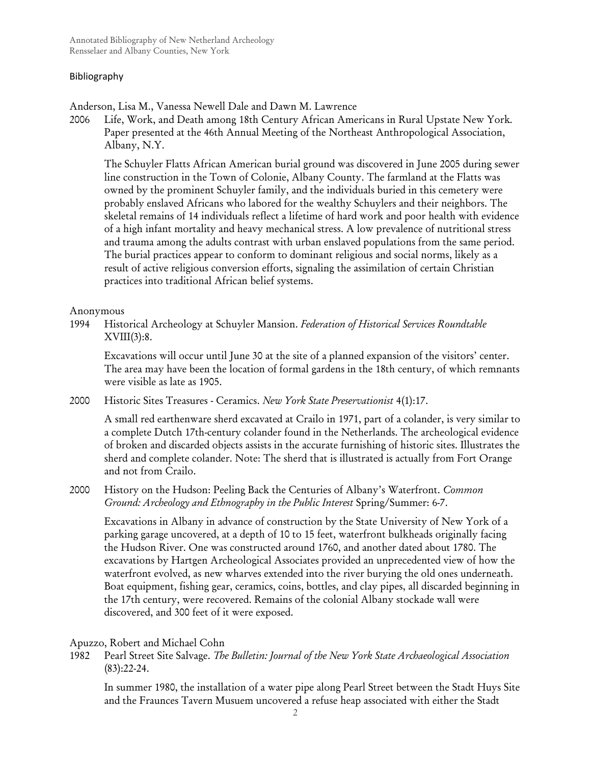## Bibliography

Anderson, Lisa M., Vanessa Newell Dale and Dawn M. Lawrence

2006 Life, Work, and Death among 18th Century African Americans in Rural Upstate New York. Paper presented at the 46th Annual Meeting of the Northeast Anthropological Association, Albany, N.Y.

The Schuyler Flatts African American burial ground was discovered in June 2005 during sewer line construction in the Town of Colonie, Albany County. The farmland at the Flatts was owned by the prominent Schuyler family, and the individuals buried in this cemetery were probably enslaved Africans who labored for the wealthy Schuylers and their neighbors. The skeletal remains of 14 individuals reflect a lifetime of hard work and poor health with evidence of a high infant mortality and heavy mechanical stress. A low prevalence of nutritional stress and trauma among the adults contrast with urban enslaved populations from the same period. The burial practices appear to conform to dominant religious and social norms, likely as a result of active religious conversion efforts, signaling the assimilation of certain Christian practices into traditional African belief systems.

Anonymous

1994 Historical Archeology at Schuyler Mansion. *Federation of Historical Services Roundtable* XVIII(3):8.

Excavations will occur until June 30 at the site of a planned expansion of the visitors' center. The area may have been the location of formal gardens in the 18th century, of which remnants were visible as late as 1905.

2000 Historic Sites Treasures - Ceramics. *New York State Preservationist* 4(1):17.

A small red earthenware sherd excavated at Crailo in 1971, part of a colander, is very similar to a complete Dutch 17th-century colander found in the Netherlands. The archeological evidence of broken and discarded objects assists in the accurate furnishing of historic sites. Illustrates the sherd and complete colander. Note: The sherd that is illustrated is actually from Fort Orange and not from Crailo.

2000 History on the Hudson: Peeling Back the Centuries of Albany's Waterfront. *Common Ground: Archeology and Ethnography in the Public Interest* Spring/Summer: 6-7.

Excavations in Albany in advance of construction by the State University of New York of a parking garage uncovered, at a depth of 10 to 15 feet, waterfront bulkheads originally facing the Hudson River. One was constructed around 1760, and another dated about 1780. The excavations by Hartgen Archeological Associates provided an unprecedented view of how the waterfront evolved, as new wharves extended into the river burying the old ones underneath. Boat equipment, fishing gear, ceramics, coins, bottles, and clay pipes, all discarded beginning in the 17th century, were recovered. Remains of the colonial Albany stockade wall were discovered, and 300 feet of it were exposed.

Apuzzo, Robert and Michael Cohn

1982 Pearl Street Site Salvage. *The Bulletin: Journal of the New York State Archaeological Association* (83):22-24.

In summer 1980, the installation of a water pipe along Pearl Street between the Stadt Huys Site and the Fraunces Tavern Musuem uncovered a refuse heap associated with either the Stadt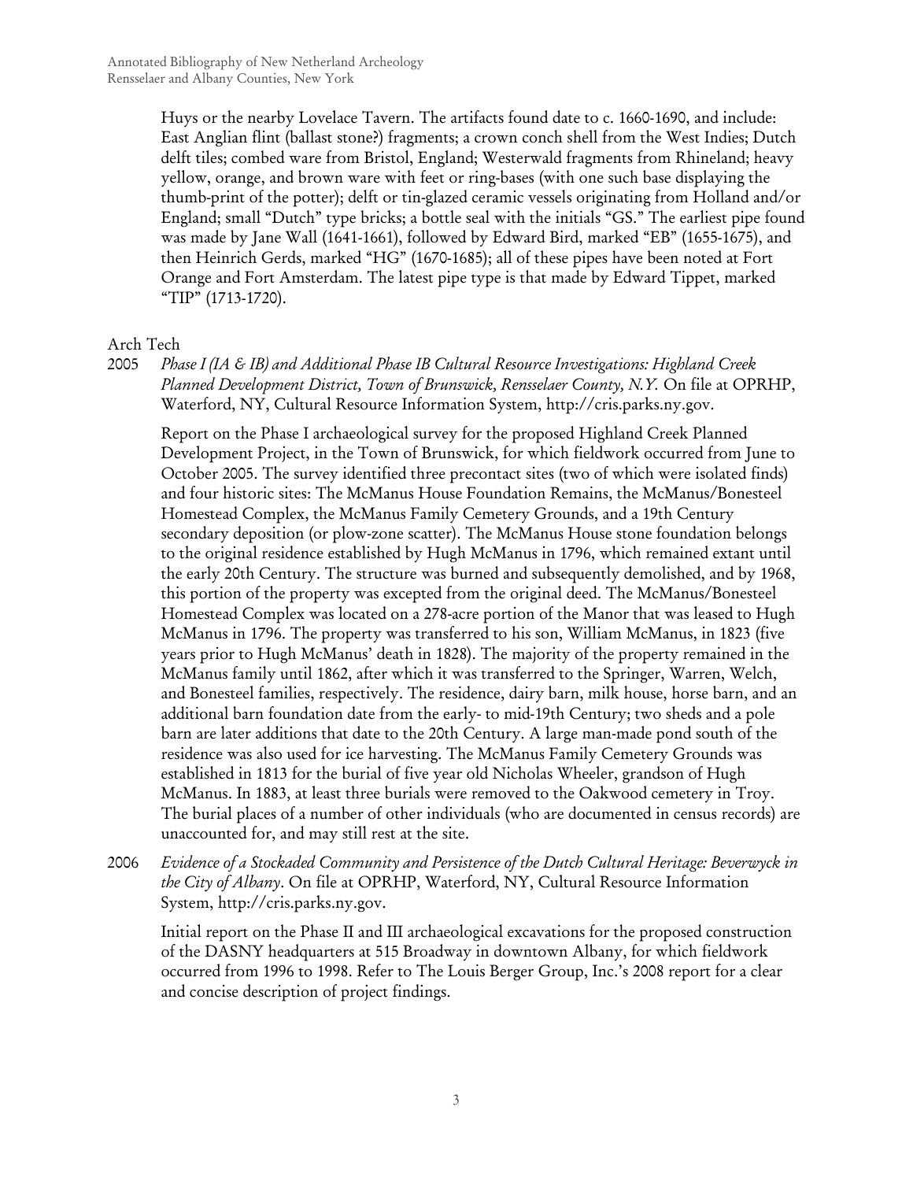Huys or the nearby Lovelace Tavern. The artifacts found date to c. 1660-1690, and include: East Anglian flint (ballast stone?) fragments; a crown conch shell from the West Indies; Dutch delft tiles; combed ware from Bristol, England; Westerwald fragments from Rhineland; heavy yellow, orange, and brown ware with feet or ring-bases (with one such base displaying the thumb-print of the potter); delft or tin-glazed ceramic vessels originating from Holland and/or England; small "Dutch" type bricks; a bottle seal with the initials "GS." The earliest pipe found was made by Jane Wall (1641-1661), followed by Edward Bird, marked "EB" (1655-1675), and then Heinrich Gerds, marked "HG" (1670-1685); all of these pipes have been noted at Fort Orange and Fort Amsterdam. The latest pipe type is that made by Edward Tippet, marked "TIP" (1713-1720).

Arch Tech

2005 *Phase I (IA & IB) and Additional Phase IB Cultural Resource Investigations: Highland Creek Planned Development District, Town of Brunswick, Rensselaer County, N.Y.* On file at OPRHP, Waterford, NY, Cultural Resource Information System, http://cris.parks.ny.gov.

Report on the Phase I archaeological survey for the proposed Highland Creek Planned Development Project, in the Town of Brunswick, for which fieldwork occurred from June to October 2005. The survey identified three precontact sites (two of which were isolated finds) and four historic sites: The McManus House Foundation Remains, the McManus/Bonesteel Homestead Complex, the McManus Family Cemetery Grounds, and a 19th Century secondary deposition (or plow-zone scatter). The McManus House stone foundation belongs to the original residence established by Hugh McManus in 1796, which remained extant until the early 20th Century. The structure was burned and subsequently demolished, and by 1968, this portion of the property was excepted from the original deed. The McManus/Bonesteel Homestead Complex was located on a 278-acre portion of the Manor that was leased to Hugh McManus in 1796. The property was transferred to his son, William McManus, in 1823 (five years prior to Hugh McManus' death in 1828). The majority of the property remained in the McManus family until 1862, after which it was transferred to the Springer, Warren, Welch, and Bonesteel families, respectively. The residence, dairy barn, milk house, horse barn, and an additional barn foundation date from the early- to mid-19th Century; two sheds and a pole barn are later additions that date to the 20th Century. A large man-made pond south of the residence was also used for ice harvesting. The McManus Family Cemetery Grounds was established in 1813 for the burial of five year old Nicholas Wheeler, grandson of Hugh McManus. In 1883, at least three burials were removed to the Oakwood cemetery in Troy. The burial places of a number of other individuals (who are documented in census records) are unaccounted for, and may still rest at the site.

2006 *Evidence of a Stockaded Community and Persistence of the Dutch Cultural Heritage: Beverwyck in the City of Albany*. On file at OPRHP, Waterford, NY, Cultural Resource Information System, http://cris.parks.ny.gov.

Initial report on the Phase II and III archaeological excavations for the proposed construction of the DASNY headquarters at 515 Broadway in downtown Albany, for which fieldwork occurred from 1996 to 1998. Refer to The Louis Berger Group, Inc.'s 2008 report for a clear and concise description of project findings.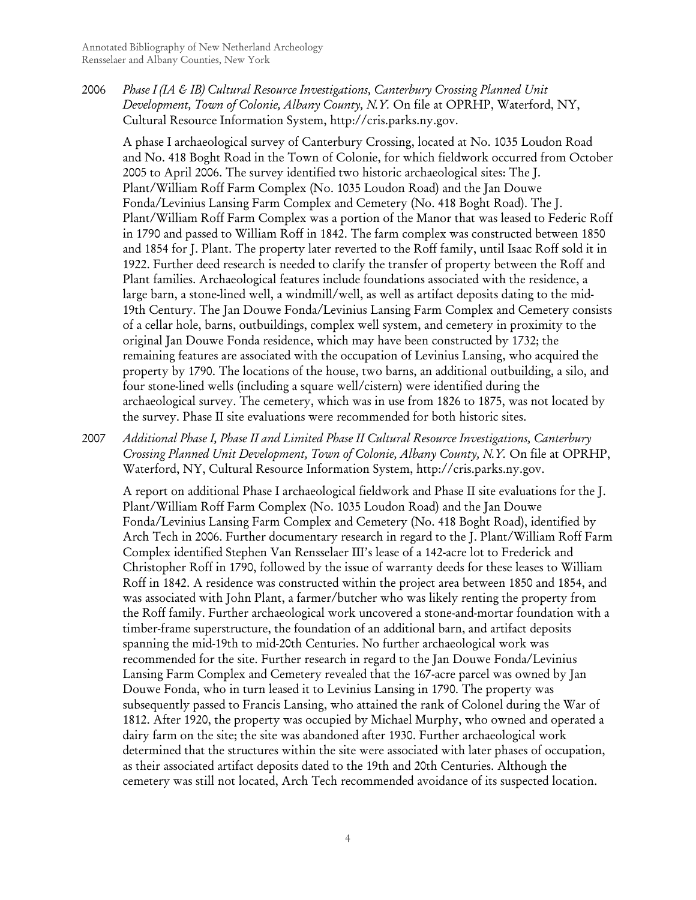2006 *Phase I (IA & IB) Cultural Resource Investigations, Canterbury Crossing Planned Unit Development, Town of Colonie, Albany County, N.Y.* On file at OPRHP, Waterford, NY, Cultural Resource Information System, http://cris.parks.ny.gov.

A phase I archaeological survey of Canterbury Crossing, located at No. 1035 Loudon Road and No. 418 Boght Road in the Town of Colonie, for which fieldwork occurred from October 2005 to April 2006. The survey identified two historic archaeological sites: The J. Plant/William Roff Farm Complex (No. 1035 Loudon Road) and the Jan Douwe Fonda/Levinius Lansing Farm Complex and Cemetery (No. 418 Boght Road). The J. Plant/William Roff Farm Complex was a portion of the Manor that was leased to Federic Roff in 1790 and passed to William Roff in 1842. The farm complex was constructed between 1850 and 1854 for J. Plant. The property later reverted to the Roff family, until Isaac Roff sold it in 1922. Further deed research is needed to clarify the transfer of property between the Roff and Plant families. Archaeological features include foundations associated with the residence, a large barn, a stone-lined well, a windmill/well, as well as artifact deposits dating to the mid-19th Century. The Jan Douwe Fonda/Levinius Lansing Farm Complex and Cemetery consists of a cellar hole, barns, outbuildings, complex well system, and cemetery in proximity to the original Jan Douwe Fonda residence, which may have been constructed by 1732; the remaining features are associated with the occupation of Levinius Lansing, who acquired the property by 1790. The locations of the house, two barns, an additional outbuilding, a silo, and four stone-lined wells (including a square well/cistern) were identified during the archaeological survey. The cemetery, which was in use from 1826 to 1875, was not located by the survey. Phase II site evaluations were recommended for both historic sites.

2007 *Additional Phase I, Phase II and Limited Phase II Cultural Resource Investigations, Canterbury Crossing Planned Unit Development, Town of Colonie, Albany County, N.Y.* On file at OPRHP, Waterford, NY, Cultural Resource Information System, http://cris.parks.ny.gov.

A report on additional Phase I archaeological fieldwork and Phase II site evaluations for the J. Plant/William Roff Farm Complex (No. 1035 Loudon Road) and the Jan Douwe Fonda/Levinius Lansing Farm Complex and Cemetery (No. 418 Boght Road), identified by Arch Tech in 2006. Further documentary research in regard to the J. Plant/William Roff Farm Complex identified Stephen Van Rensselaer III's lease of a 142-acre lot to Frederick and Christopher Roff in 1790, followed by the issue of warranty deeds for these leases to William Roff in 1842. A residence was constructed within the project area between 1850 and 1854, and was associated with John Plant, a farmer/butcher who was likely renting the property from the Roff family. Further archaeological work uncovered a stone-and-mortar foundation with a timber-frame superstructure, the foundation of an additional barn, and artifact deposits spanning the mid-19th to mid-20th Centuries. No further archaeological work was recommended for the site. Further research in regard to the Jan Douwe Fonda/Levinius Lansing Farm Complex and Cemetery revealed that the 167-acre parcel was owned by Jan Douwe Fonda, who in turn leased it to Levinius Lansing in 1790. The property was subsequently passed to Francis Lansing, who attained the rank of Colonel during the War of 1812. After 1920, the property was occupied by Michael Murphy, who owned and operated a dairy farm on the site; the site was abandoned after 1930. Further archaeological work determined that the structures within the site were associated with later phases of occupation, as their associated artifact deposits dated to the 19th and 20th Centuries. Although the cemetery was still not located, Arch Tech recommended avoidance of its suspected location.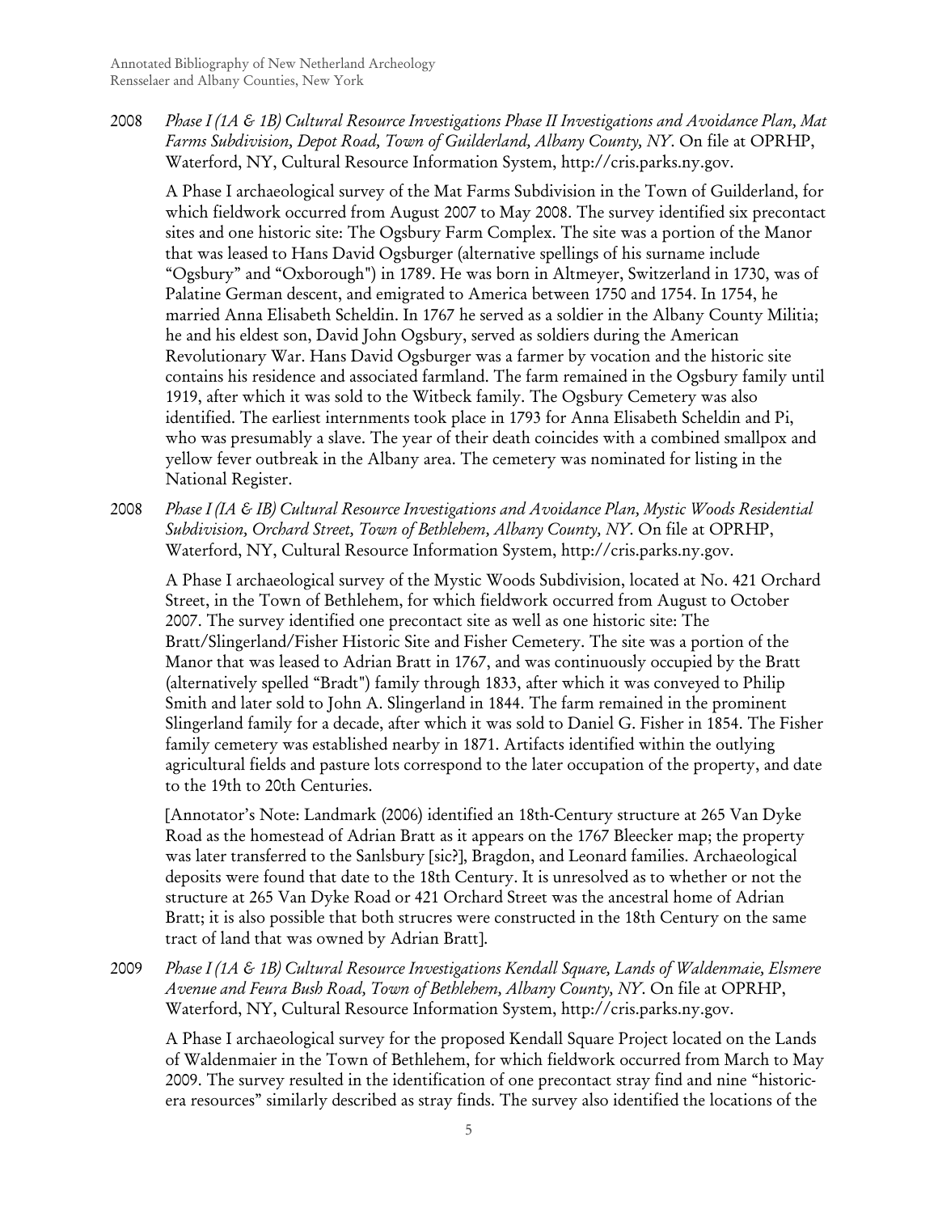2008 *Phase I (1A & 1B) Cultural Resource Investigations Phase II Investigations and Avoidance Plan, Mat Farms Subdivision, Depot Road, Town of Guilderland, Albany County, NY*. On file at OPRHP, Waterford, NY, Cultural Resource Information System, http://cris.parks.ny.gov.

A Phase I archaeological survey of the Mat Farms Subdivision in the Town of Guilderland, for which fieldwork occurred from August 2007 to May 2008. The survey identified six precontact sites and one historic site: The Ogsbury Farm Complex. The site was a portion of the Manor that was leased to Hans David Ogsburger (alternative spellings of his surname include "Ogsbury" and "Oxborough") in 1789. He was born in Altmeyer, Switzerland in 1730, was of Palatine German descent, and emigrated to America between 1750 and 1754. In 1754, he married Anna Elisabeth Scheldin. In 1767 he served as a soldier in the Albany County Militia; he and his eldest son, David John Ogsbury, served as soldiers during the American Revolutionary War. Hans David Ogsburger was a farmer by vocation and the historic site contains his residence and associated farmland. The farm remained in the Ogsbury family until 1919, after which it was sold to the Witbeck family. The Ogsbury Cemetery was also identified. The earliest internments took place in 1793 for Anna Elisabeth Scheldin and Pi, who was presumably a slave. The year of their death coincides with a combined smallpox and yellow fever outbreak in the Albany area. The cemetery was nominated for listing in the National Register.

2008 *Phase I (IA & IB) Cultural Resource Investigations and Avoidance Plan, Mystic Woods Residential Subdivision, Orchard Street, Town of Bethlehem, Albany County, NY*. On file at OPRHP, Waterford, NY, Cultural Resource Information System, http://cris.parks.ny.gov.

A Phase I archaeological survey of the Mystic Woods Subdivision, located at No. 421 Orchard Street, in the Town of Bethlehem, for which fieldwork occurred from August to October 2007. The survey identified one precontact site as well as one historic site: The Bratt/Slingerland/Fisher Historic Site and Fisher Cemetery. The site was a portion of the Manor that was leased to Adrian Bratt in 1767, and was continuously occupied by the Bratt (alternatively spelled "Bradt") family through 1833, after which it was conveyed to Philip Smith and later sold to John A. Slingerland in 1844. The farm remained in the prominent Slingerland family for a decade, after which it was sold to Daniel G. Fisher in 1854. The Fisher family cemetery was established nearby in 1871. Artifacts identified within the outlying agricultural fields and pasture lots correspond to the later occupation of the property, and date to the 19th to 20th Centuries.

[Annotator's Note: Landmark (2006) identified an 18th-Century structure at 265 Van Dyke Road as the homestead of Adrian Bratt as it appears on the 1767 Bleecker map; the property was later transferred to the Sanlsbury [sic?], Bragdon, and Leonard families. Archaeological deposits were found that date to the 18th Century. It is unresolved as to whether or not the structure at 265 Van Dyke Road or 421 Orchard Street was the ancestral home of Adrian Bratt; it is also possible that both strucres were constructed in the 18th Century on the same tract of land that was owned by Adrian Bratt].

2009 *Phase I (1A & 1B) Cultural Resource Investigations Kendall Square, Lands of Waldenmaie, Elsmere Avenue and Feura Bush Road, Town of Bethlehem, Albany County, NY*. On file at OPRHP, Waterford, NY, Cultural Resource Information System, http://cris.parks.ny.gov.

A Phase I archaeological survey for the proposed Kendall Square Project located on the Lands of Waldenmaier in the Town of Bethlehem, for which fieldwork occurred from March to May 2009. The survey resulted in the identification of one precontact stray find and nine "historic-era resources" similarly described as stray finds. The survey also identified the locations of the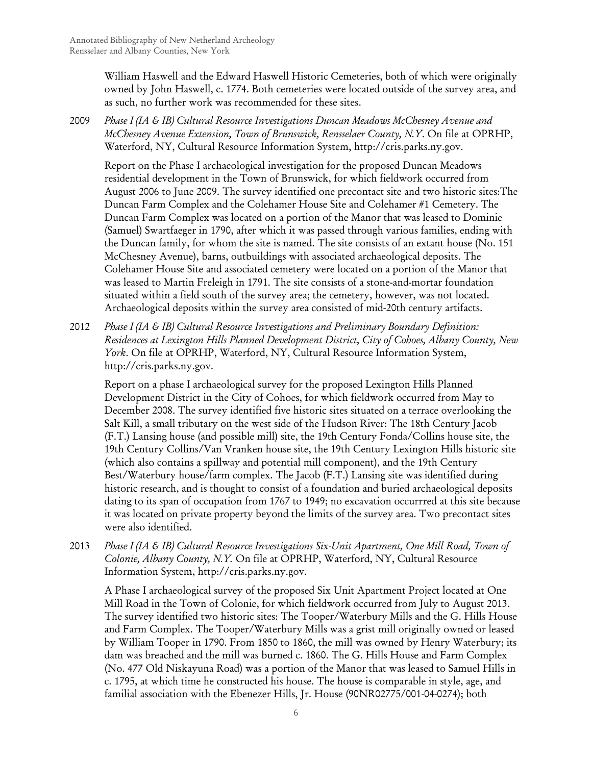William Haswell and the Edward Haswell Historic Cemeteries, both of which were originally owned by John Haswell, c. 1774. Both cemeteries were located outside of the survey area, and as such, no further work was recommended for these sites.

2009 *Phase I (IA & IB) Cultural Resource Investigations Duncan Meadows McChesney Avenue and McChesney Avenue Extension, Town of Brunswick, Rensselaer County, N.Y*. On file at OPRHP, Waterford, NY, Cultural Resource Information System, http://cris.parks.ny.gov.

Report on the Phase I archaeological investigation for the proposed Duncan Meadows residential development in the Town of Brunswick, for which fieldwork occurred from August 2006 to June 2009. The survey identified one precontact site and two historic sites:The Duncan Farm Complex and the Colehamer House Site and Colehamer #1 Cemetery. The Duncan Farm Complex was located on a portion of the Manor that was leased to Dominie (Samuel) Swartfaeger in 1790, after which it was passed through various families, ending with the Duncan family, for whom the site is named. The site consists of an extant house (No. 151 McChesney Avenue), barns, outbuildings with associated archaeological deposits. The Colehamer House Site and associated cemetery were located on a portion of the Manor that was leased to Martin Freleigh in 1791. The site consists of a stone-and-mortar foundation situated within a field south of the survey area; the cemetery, however, was not located. Archaeological deposits within the survey area consisted of mid-20th century artifacts.

2012 *Phase I (IA & IB) Cultural Resource Investigations and Preliminary Boundary Definition: Residences at Lexington Hills Planned Development District, City of Cohoes, Albany County, New York*. On file at OPRHP, Waterford, NY, Cultural Resource Information System, http://cris.parks.ny.gov.

Report on a phase I archaeological survey for the proposed Lexington Hills Planned Development District in the City of Cohoes, for which fieldwork occurred from May to December 2008. The survey identified five historic sites situated on a terrace overlooking the Salt Kill, a small tributary on the west side of the Hudson River: The 18th Century Jacob (F.T.) Lansing house (and possible mill) site, the 19th Century Fonda/Collins house site, the 19th Century Collins/Van Vranken house site, the 19th Century Lexington Hills historic site (which also contains a spillway and potential mill component), and the 19th Century Best/Waterbury house/farm complex. The Jacob (F.T.) Lansing site was identified during historic research, and is thought to consist of a foundation and buried archaeological deposits dating to its span of occupation from 1767 to 1949; no excavation occurrred at this site because it was located on private property beyond the limits of the survey area. Two precontact sites were also identified.

2013 *Phase I (IA & IB) Cultural Resource Investigations Six-Unit Apartment, One Mill Road, Town of Colonie, Albany County, N.Y.* On file at OPRHP, Waterford, NY, Cultural Resource Information System, http://cris.parks.ny.gov.

A Phase I archaeological survey of the proposed Six Unit Apartment Project located at One Mill Road in the Town of Colonie, for which fieldwork occurred from July to August 2013. The survey identified two historic sites: The Tooper/Waterbury Mills and the G. Hills House and Farm Complex. The Tooper/Waterbury Mills was a grist mill originally owned or leased by William Tooper in 1790. From 1850 to 1860, the mill was owned by Henry Waterbury; its dam was breached and the mill was burned c. 1860. The G. Hills House and Farm Complex (No. 477 Old Niskayuna Road) was a portion of the Manor that was leased to Samuel Hills in c. 1795, at which time he constructed his house. The house is comparable in style, age, and familial association with the Ebenezer Hills, Jr. House (90NR02775/001-04-0274); both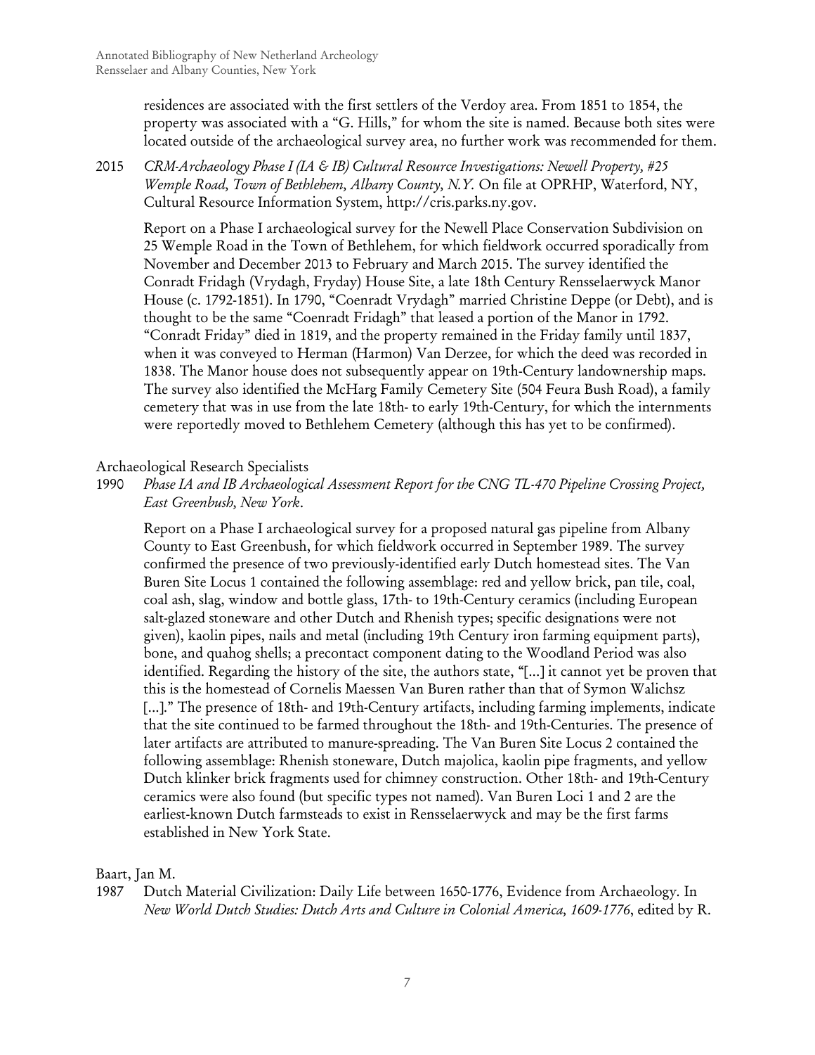residences are associated with the first settlers of the Verdoy area. From 1851 to 1854, the property was associated with a "G. Hills," for whom the site is named. Because both sites were located outside of the archaeological survey area, no further work was recommended for them.

2015 *CRM-Archaeology Phase I (IA & IB) Cultural Resource Investigations: Newell Property, #25 Wemple Road, Town of Bethlehem, Albany County, N.Y.* On file at OPRHP, Waterford, NY, Cultural Resource Information System, http://cris.parks.ny.gov.

Report on a Phase I archaeological survey for the Newell Place Conservation Subdivision on 25 Wemple Road in the Town of Bethlehem, for which fieldwork occurred sporadically from November and December 2013 to February and March 2015. The survey identified the Conradt Fridagh (Vrydagh, Fryday) House Site, a late 18th Century Rensselaerwyck Manor House (c. 1792-1851). In 1790, "Coenradt Vrydagh" married Christine Deppe (or Debt), and is thought to be the same "Coenradt Fridagh" that leased a portion of the Manor in 1792. "Conradt Friday" died in 1819, and the property remained in the Friday family until 1837, when it was conveyed to Herman (Harmon) Van Derzee, for which the deed was recorded in 1838. The Manor house does not subsequently appear on 19th-Century landownership maps. The survey also identified the McHarg Family Cemetery Site (504 Feura Bush Road), a family cemetery that was in use from the late 18th- to early 19th-Century, for which the internments were reportedly moved to Bethlehem Cemetery (although this has yet to be confirmed).

Archaeological Research Specialists

1990 *Phase IA and IB Archaeological Assessment Report for the CNG TL-470 Pipeline Crossing Project, East Greenbush, New York*.

Report on a Phase I archaeological survey for a proposed natural gas pipeline from Albany County to East Greenbush, for which fieldwork occurred in September 1989. The survey confirmed the presence of two previously-identified early Dutch homestead sites. The Van Buren Site Locus 1 contained the following assemblage: red and yellow brick, pan tile, coal, coal ash, slag, window and bottle glass, 17th- to 19th-Century ceramics (including European salt-glazed stoneware and other Dutch and Rhenish types; specific designations were not given), kaolin pipes, nails and metal (including 19th Century iron farming equipment parts), bone, and quahog shells; a precontact component dating to the Woodland Period was also identified. Regarding the history of the site, the authors state, "[...] it cannot yet be proven that this is the homestead of Cornelis Maessen Van Buren rather than that of Symon Walichsz [...]." The presence of 18th- and 19th-Century artifacts, including farming implements, indicate that the site continued to be farmed throughout the 18th- and 19th-Centuries. The presence of later artifacts are attributed to manure-spreading. The Van Buren Site Locus 2 contained the following assemblage: Rhenish stoneware, Dutch majolica, kaolin pipe fragments, and yellow Dutch klinker brick fragments used for chimney construction. Other 18th- and 19th-Century ceramics were also found (but specific types not named). Van Buren Loci 1 and 2 are the earliest-known Dutch farmsteads to exist in Rensselaerwyck and may be the first farms established in New York State.

Baart, Jan M.

1987 Dutch Material Civilization: Daily Life between 1650-1776, Evidence from Archaeology. In *New World Dutch Studies: Dutch Arts and Culture in Colonial America, 1609-1776*, edited by R.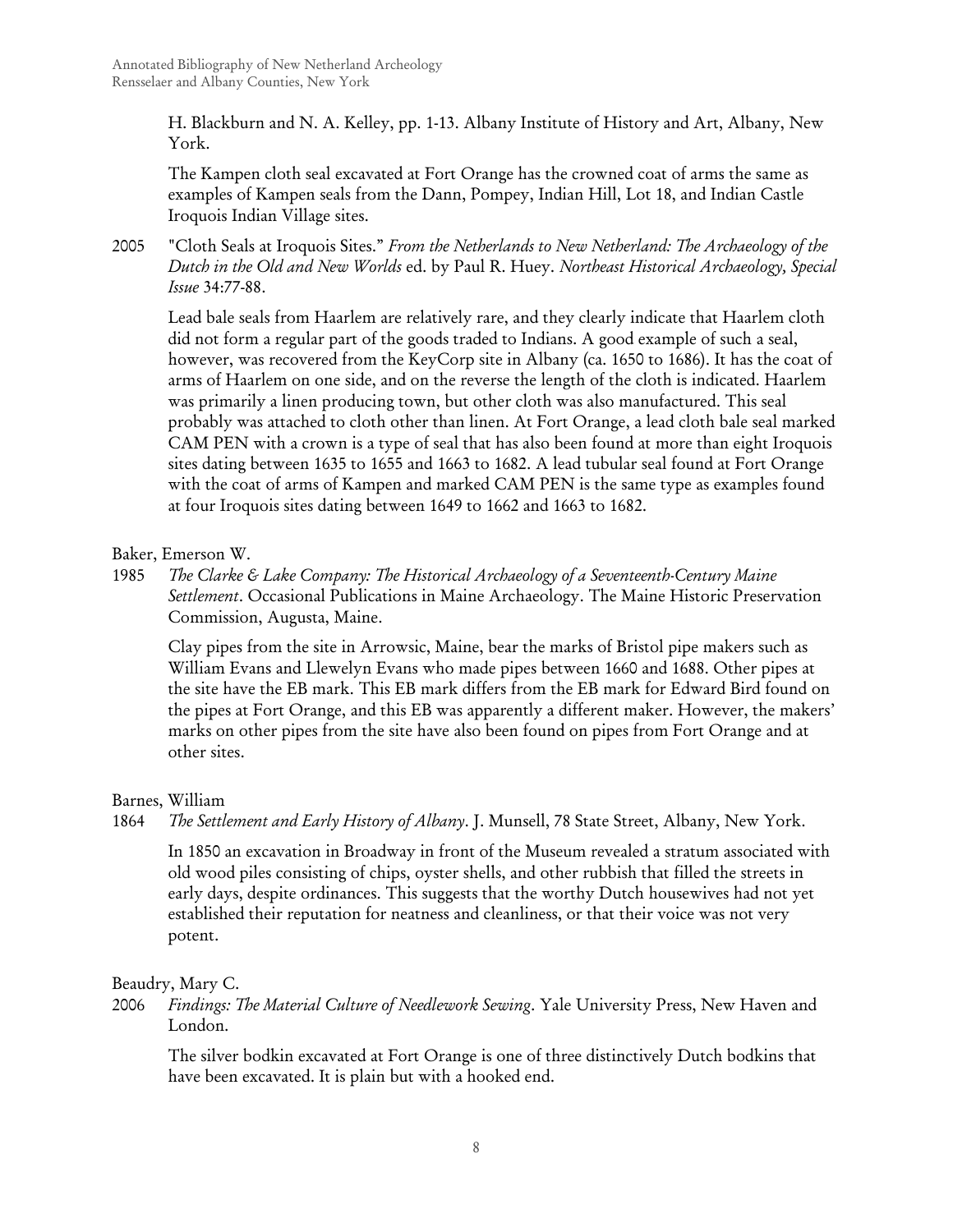H. Blackburn and N. A. Kelley, pp. 1-13. Albany Institute of History and Art, Albany, New York.

The Kampen cloth seal excavated at Fort Orange has the crowned coat of arms the same as examples of Kampen seals from the Dann, Pompey, Indian Hill, Lot 18, and Indian Castle Iroquois Indian Village sites.

2005 "Cloth Seals at Iroquois Sites." *From the Netherlands to New Netherland: The Archaeology of the Dutch in the Old and New Worlds* ed. by Paul R. Huey. *Northeast Historical Archaeology, Special Issue* 34:77-88.

Lead bale seals from Haarlem are relatively rare, and they clearly indicate that Haarlem cloth did not form a regular part of the goods traded to Indians. A good example of such a seal, however, was recovered from the KeyCorp site in Albany (ca. 1650 to 1686). It has the coat of arms of Haarlem on one side, and on the reverse the length of the cloth is indicated. Haarlem was primarily a linen producing town, but other cloth was also manufactured. This seal probably was attached to cloth other than linen. At Fort Orange, a lead cloth bale seal marked CAM PEN with a crown is a type of seal that has also been found at more than eight Iroquois sites dating between 1635 to 1655 and 1663 to 1682. A lead tubular seal found at Fort Orange with the coat of arms of Kampen and marked CAM PEN is the same type as examples found at four Iroquois sites dating between 1649 to 1662 and 1663 to 1682.

Baker, Emerson W.

1985 *The Clarke & Lake Company: The Historical Archaeology of a Seventeenth-Century Maine Settlement*. Occasional Publications in Maine Archaeology. The Maine Historic Preservation Commission, Augusta, Maine.

Clay pipes from the site in Arrowsic, Maine, bear the marks of Bristol pipe makers such as William Evans and Llewelyn Evans who made pipes between 1660 and 1688. Other pipes at the site have the EB mark. This EB mark differs from the EB mark for Edward Bird found on the pipes at Fort Orange, and this EB was apparently a different maker. However, the makers' marks on other pipes from the site have also been found on pipes from Fort Orange and at other sites.

Barnes, William

1864 *The Settlement and Early History of Albany*. J. Munsell, 78 State Street, Albany, New York.

In 1850 an excavation in Broadway in front of the Museum revealed a stratum associated with old wood piles consisting of chips, oyster shells, and other rubbish that filled the streets in early days, despite ordinances. This suggests that the worthy Dutch housewives had not yet established their reputation for neatness and cleanliness, or that their voice was not very potent.

Beaudry, Mary C.

2006 *Findings: The Material Culture of Needlework Sewing*. Yale University Press, New Haven and London.

The silver bodkin excavated at Fort Orange is one of three distinctively Dutch bodkins that have been excavated. It is plain but with a hooked end.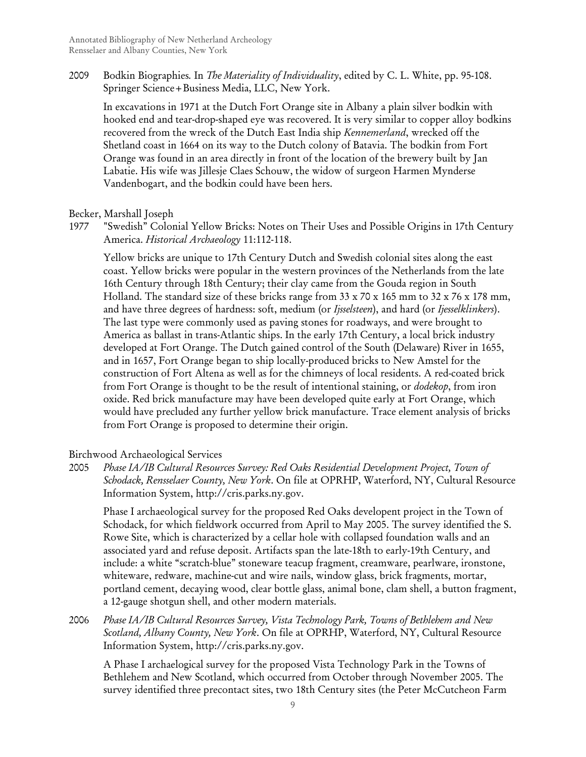2009 Bodkin Biographies. In *The Materiality of Individuality*, edited by C. L. White, pp. 95-108. Springer Science+Business Media, LLC, New York.

In excavations in 1971 at the Dutch Fort Orange site in Albany a plain silver bodkin with hooked end and tear-drop-shaped eye was recovered. It is very similar to copper alloy bodkins recovered from the wreck of the Dutch East India ship *Kennemerland*, wrecked off the Shetland coast in 1664 on its way to the Dutch colony of Batavia. The bodkin from Fort Orange was found in an area directly in front of the location of the brewery built by Jan Labatie. His wife was Jillesje Claes Schouw, the widow of surgeon Harmen Mynderse Vandenbogart, and the bodkin could have been hers.

Becker, Marshall Joseph

1977 "Swedish" Colonial Yellow Bricks: Notes on Their Uses and Possible Origins in 17th Century America. *Historical Archaeology* 11:112-118.

Yellow bricks are unique to 17th Century Dutch and Swedish colonial sites along the east coast. Yellow bricks were popular in the western provinces of the Netherlands from the late 16th Century through 18th Century; their clay came from the Gouda region in South Holland. The standard size of these bricks range from 33 x 70 x 165 mm to 32 x 76 x 178 mm, and have three degrees of hardness: soft, medium (or *Ijsselsteen*), and hard (or *Ijesselklinkers*). The last type were commonly used as paving stones for roadways, and were brought to America as ballast in trans-Atlantic ships. In the early 17th Century, a local brick industry developed at Fort Orange. The Dutch gained control of the South (Delaware) River in 1655, and in 1657, Fort Orange began to ship locally-produced bricks to New Amstel for the construction of Fort Altena as well as for the chimneys of local residents. A red-coated brick from Fort Orange is thought to be the result of intentional staining, or *dodekop*, from iron oxide. Red brick manufacture may have been developed quite early at Fort Orange, which would have precluded any further yellow brick manufacture. Trace element analysis of bricks from Fort Orange is proposed to determine their origin.

Birchwood Archaeological Services

2005 *Phase IA/IB Cultural Resources Survey: Red Oaks Residential Development Project, Town of Schodack, Rensselaer County, New York*. On file at OPRHP, Waterford, NY, Cultural Resource Information System, http://cris.parks.ny.gov.

Phase I archaeological survey for the proposed Red Oaks developent project in the Town of Schodack, for which fieldwork occurred from April to May 2005. The survey identified the S. Rowe Site, which is characterized by a cellar hole with collapsed foundation walls and an associated yard and refuse deposit. Artifacts span the late-18th to early-19th Century, and include: a white "scratch-blue" stoneware teacup fragment, creamware, pearlware, ironstone, whiteware, redware, machine-cut and wire nails, window glass, brick fragments, mortar, portland cement, decaying wood, clear bottle glass, animal bone, clam shell, a button fragment, a 12-gauge shotgun shell, and other modern materials.

2006 *Phase IA/IB Cultural Resources Survey, Vista Technology Park, Towns of Bethlehem and New Scotland, Albany County, New York*. On file at OPRHP, Waterford, NY, Cultural Resource Information System, http://cris.parks.ny.gov.

A Phase I archaelogical survey for the proposed Vista Technology Park in the Towns of Bethlehem and New Scotland, which occurred from October through November 2005. The survey identified three precontact sites, two 18th Century sites (the Peter McCutcheon Farm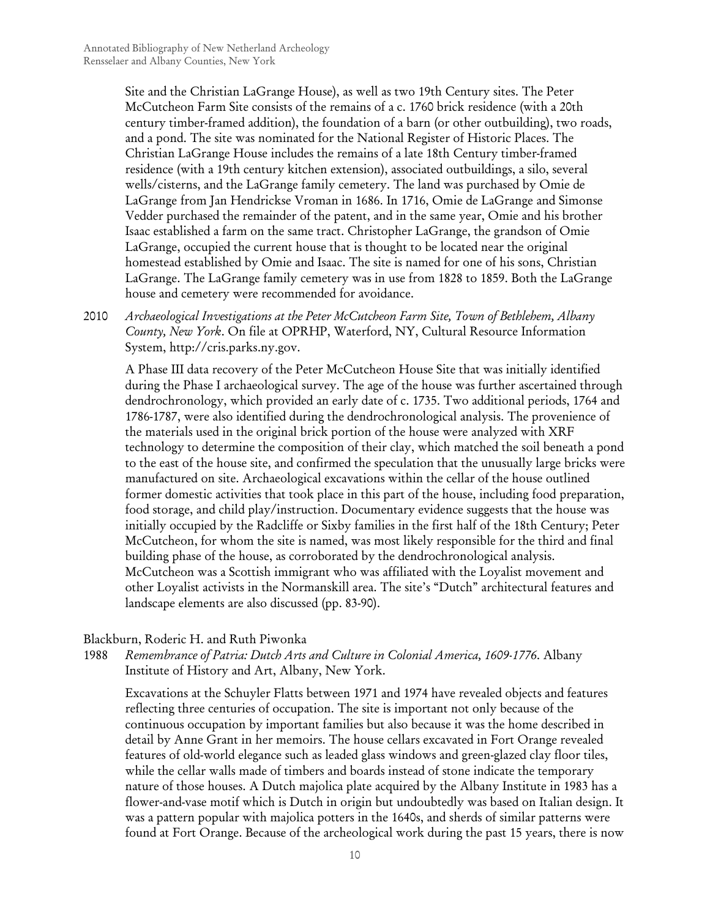Site and the Christian LaGrange House), as well as two 19th Century sites. The Peter McCutcheon Farm Site consists of the remains of a c. 1760 brick residence (with a 20th century timber-framed addition), the foundation of a barn (or other outbuilding), two roads, and a pond. The site was nominated for the National Register of Historic Places. The Christian LaGrange House includes the remains of a late 18th Century timber-framed residence (with a 19th century kitchen extension), associated outbuildings, a silo, several wells/cisterns, and the LaGrange family cemetery. The land was purchased by Omie de LaGrange from Jan Hendrickse Vroman in 1686. In 1716, Omie de LaGrange and Simonse Vedder purchased the remainder of the patent, and in the same year, Omie and his brother Isaac established a farm on the same tract. Christopher LaGrange, the grandson of Omie LaGrange, occupied the current house that is thought to be located near the original homestead established by Omie and Isaac. The site is named for one of his sons, Christian LaGrange. The LaGrange family cemetery was in use from 1828 to 1859. Both the LaGrange house and cemetery were recommended for avoidance.

2010 *Archaeological Investigations at the Peter McCutcheon Farm Site, Town of Bethlehem, Albany County, New York*. On file at OPRHP, Waterford, NY, Cultural Resource Information System, http://cris.parks.ny.gov.

A Phase III data recovery of the Peter McCutcheon House Site that was initially identified during the Phase I archaeological survey. The age of the house was further ascertained through dendrochronology, which provided an early date of c. 1735. Two additional periods, 1764 and 1786-1787, were also identified during the dendrochronological analysis. The provenience of the materials used in the original brick portion of the house were analyzed with XRF technology to determine the composition of their clay, which matched the soil beneath a pond to the east of the house site, and confirmed the speculation that the unusually large bricks were manufactured on site. Archaeological excavations within the cellar of the house outlined former domestic activities that took place in this part of the house, including food preparation, food storage, and child play/instruction. Documentary evidence suggests that the house was initially occupied by the Radcliffe or Sixby families in the first half of the 18th Century; Peter McCutcheon, for whom the site is named, was most likely responsible for the third and final building phase of the house, as corroborated by the dendrochronological analysis. McCutcheon was a Scottish immigrant who was affiliated with the Loyalist movement and other Loyalist activists in the Normanskill area. The site's "Dutch" architectural features and landscape elements are also discussed (pp. 83-90).

Blackburn, Roderic H. and Ruth Piwonka

1988 *Remembrance of Patria: Dutch Arts and Culture in Colonial America, 1609-1776*. Albany Institute of History and Art, Albany, New York.

Excavations at the Schuyler Flatts between 1971 and 1974 have revealed objects and features reflecting three centuries of occupation. The site is important not only because of the continuous occupation by important families but also because it was the home described in detail by Anne Grant in her memoirs. The house cellars excavated in Fort Orange revealed features of old-world elegance such as leaded glass windows and green-glazed clay floor tiles, while the cellar walls made of timbers and boards instead of stone indicate the temporary nature of those houses. A Dutch majolica plate acquired by the Albany Institute in 1983 has a flower-and-vase motif which is Dutch in origin but undoubtedly was based on Italian design. It was a pattern popular with majolica potters in the 1640s, and sherds of similar patterns were found at Fort Orange. Because of the archeological work during the past 15 years, there is now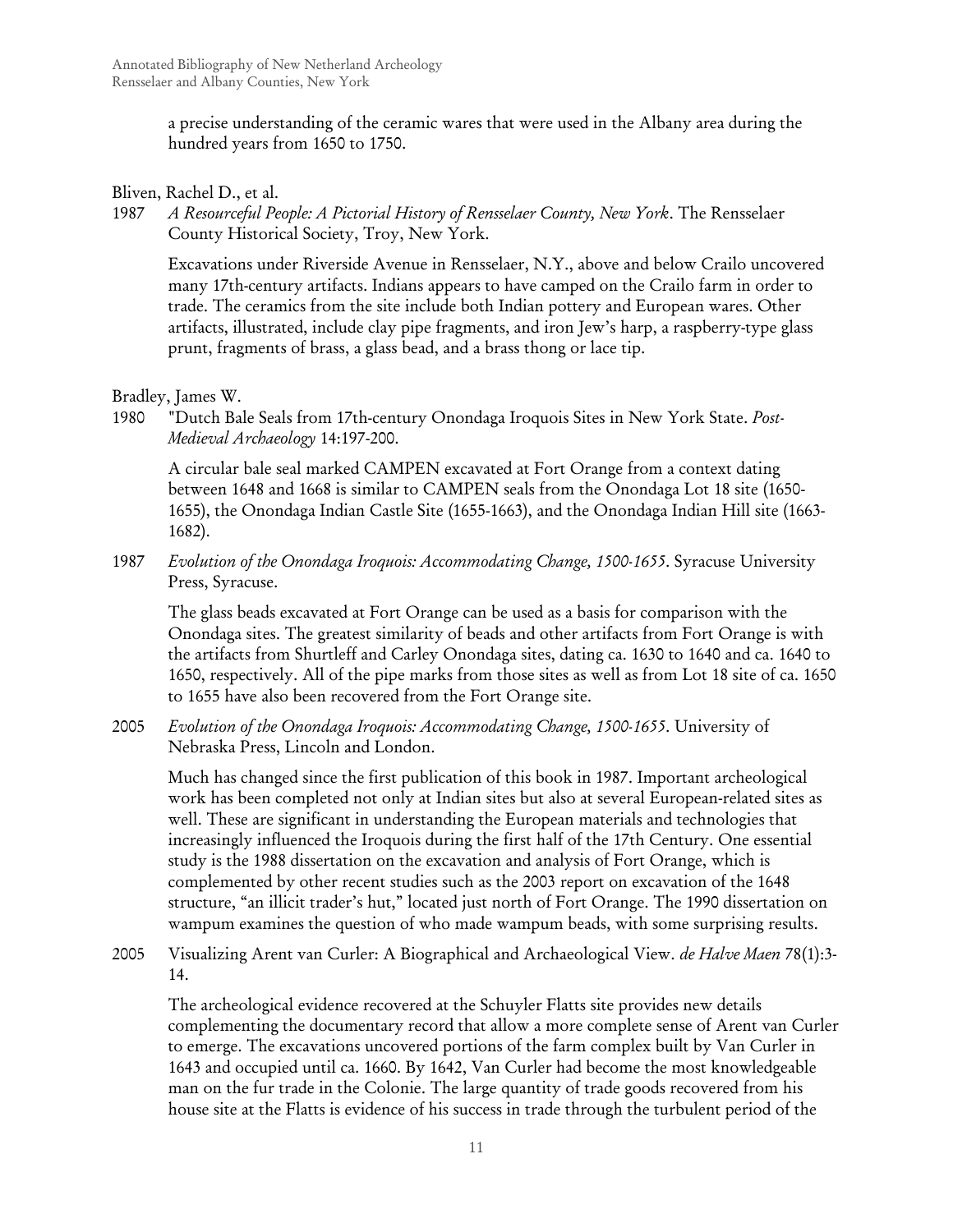a precise understanding of the ceramic wares that were used in the Albany area during the hundred years from 1650 to 1750.

Bliven, Rachel D., et al.

1987 *A Resourceful People: A Pictorial History of Rensselaer County, New York*. The Rensselaer County Historical Society, Troy, New York.

Excavations under Riverside Avenue in Rensselaer, N.Y., above and below Crailo uncovered many 17th-century artifacts. Indians appears to have camped on the Crailo farm in order to trade. The ceramics from the site include both Indian pottery and European wares. Other artifacts, illustrated, include clay pipe fragments, and iron Jew's harp, a raspberry-type glass prunt, fragments of brass, a glass bead, and a brass thong or lace tip.

Bradley, James W.

1980 "Dutch Bale Seals from 17th-century Onondaga Iroquois Sites in New York State. *Post-Medieval Archaeology* 14:197-200.

A circular bale seal marked CAMPEN excavated at Fort Orange from a context dating between 1648 and 1668 is similar to CAMPEN seals from the Onondaga Lot 18 site (1650-1655), the Onondaga Indian Castle Site (1655-1663), and the Onondaga Indian Hill site (1663-1682).

1987 *Evolution of the Onondaga Iroquois: Accommodating Change, 1500-1655*. Syracuse University Press, Syracuse.

The glass beads excavated at Fort Orange can be used as a basis for comparison with the Onondaga sites. The greatest similarity of beads and other artifacts from Fort Orange is with the artifacts from Shurtleff and Carley Onondaga sites, dating ca. 1630 to 1640 and ca. 1640 to 1650, respectively. All of the pipe marks from those sites as well as from Lot 18 site of ca. 1650 to 1655 have also been recovered from the Fort Orange site.

2005 *Evolution of the Onondaga Iroquois: Accommodating Change, 1500-1655*. University of Nebraska Press, Lincoln and London.

Much has changed since the first publication of this book in 1987. Important archeological work has been completed not only at Indian sites but also at several European-related sites as well. These are significant in understanding the European materials and technologies that increasingly influenced the Iroquois during the first half of the 17th Century. One essential study is the 1988 dissertation on the excavation and analysis of Fort Orange, which is complemented by other recent studies such as the 2003 report on excavation of the 1648 structure, "an illicit trader's hut," located just north of Fort Orange. The 1990 dissertation on wampum examines the question of who made wampum beads, with some surprising results.

2005 Visualizing Arent van Curler: A Biographical and Archaeological View. *de Halve Maen* 78(1):3-14.

The archeological evidence recovered at the Schuyler Flatts site provides new details complementing the documentary record that allow a more complete sense of Arent van Curler to emerge. The excavations uncovered portions of the farm complex built by Van Curler in 1643 and occupied until ca. 1660. By 1642, Van Curler had become the most knowledgeable man on the fur trade in the Colonie. The large quantity of trade goods recovered from his house site at the Flatts is evidence of his success in trade through the turbulent period of the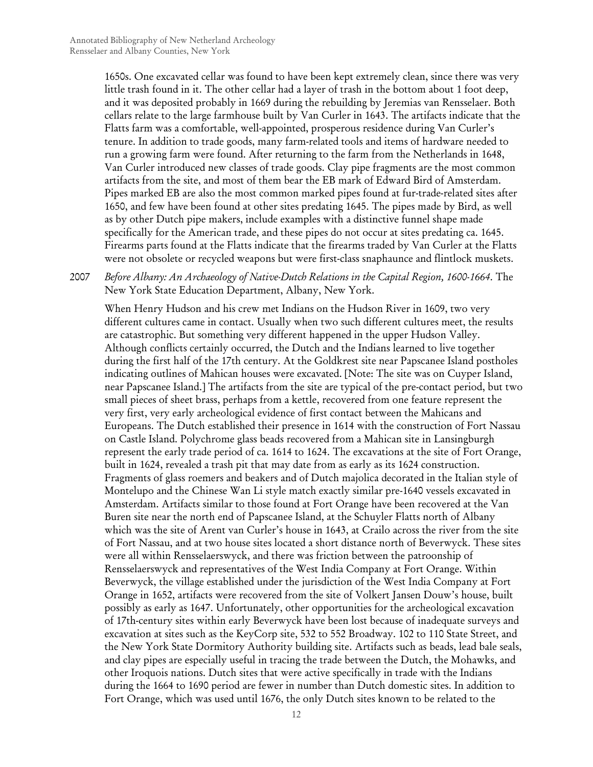1650s. One excavated cellar was found to have been kept extremely clean, since there was very little trash found in it. The other cellar had a layer of trash in the bottom about 1 foot deep, and it was deposited probably in 1669 during the rebuilding by Jeremias van Rensselaer. Both cellars relate to the large farmhouse built by Van Curler in 1643. The artifacts indicate that the Flatts farm was a comfortable, well-appointed, prosperous residence during Van Curler's tenure. In addition to trade goods, many farm-related tools and items of hardware needed to run a growing farm were found. After returning to the farm from the Netherlands in 1648, Van Curler introduced new classes of trade goods. Clay pipe fragments are the most common artifacts from the site, and most of them bear the EB mark of Edward Bird of Amsterdam. Pipes marked EB are also the most common marked pipes found at fur-trade-related sites after 1650, and few have been found at other sites predating 1645. The pipes made by Bird, as well as by other Dutch pipe makers, include examples with a distinctive funnel shape made specifically for the American trade, and these pipes do not occur at sites predating ca. 1645. Firearms parts found at the Flatts indicate that the firearms traded by Van Curler at the Flatts were not obsolete or recycled weapons but were first-class snaphaunce and flintlock muskets.

2007 *Before Albany: An Archaeology of Native-Dutch Relations in the Capital Region, 1600-1664*. The New York State Education Department, Albany, New York.

When Henry Hudson and his crew met Indians on the Hudson River in 1609, two very different cultures came in contact. Usually when two such different cultures meet, the results are catastrophic. But something very different happened in the upper Hudson Valley. Although conflicts certainly occurred, the Dutch and the Indians learned to live together during the first half of the 17th century. At the Goldkrest site near Papscanee Island postholes indicating outlines of Mahican houses were excavated. [Note: The site was on Cuyper Island, near Papscanee Island.] The artifacts from the site are typical of the pre-contact period, but two small pieces of sheet brass, perhaps from a kettle, recovered from one feature represent the very first, very early archeological evidence of first contact between the Mahicans and Europeans. The Dutch established their presence in 1614 with the construction of Fort Nassau on Castle Island. Polychrome glass beads recovered from a Mahican site in Lansingburgh represent the early trade period of ca. 1614 to 1624. The excavations at the site of Fort Orange, built in 1624, revealed a trash pit that may date from as early as its 1624 construction. Fragments of glass roemers and beakers and of Dutch majolica decorated in the Italian style of Montelupo and the Chinese Wan Li style match exactly similar pre-1640 vessels excavated in Amsterdam. Artifacts similar to those found at Fort Orange have been recovered at the Van Buren site near the north end of Papscanee Island, at the Schuyler Flatts north of Albany which was the site of Arent van Curler's house in 1643, at Crailo across the river from the site of Fort Nassau, and at two house sites located a short distance north of Beverwyck. These sites were all within Rensselaerswyck, and there was friction between the patroonship of Rensselaerswyck and representatives of the West India Company at Fort Orange. Within Beverwyck, the village established under the jurisdiction of the West India Company at Fort Orange in 1652, artifacts were recovered from the site of Volkert Jansen Douw's house, built possibly as early as 1647. Unfortunately, other opportunities for the archeological excavation of 17th-century sites within early Beverwyck have been lost because of inadequate surveys and excavation at sites such as the KeyCorp site, 532 to 552 Broadway. 102 to 110 State Street, and the New York State Dormitory Authority building site. Artifacts such as beads, lead bale seals, and clay pipes are especially useful in tracing the trade between the Dutch, the Mohawks, and other Iroquois nations. Dutch sites that were active specifically in trade with the Indians during the 1664 to 1690 period are fewer in number than Dutch domestic sites. In addition to Fort Orange, which was used until 1676, the only Dutch sites known to be related to the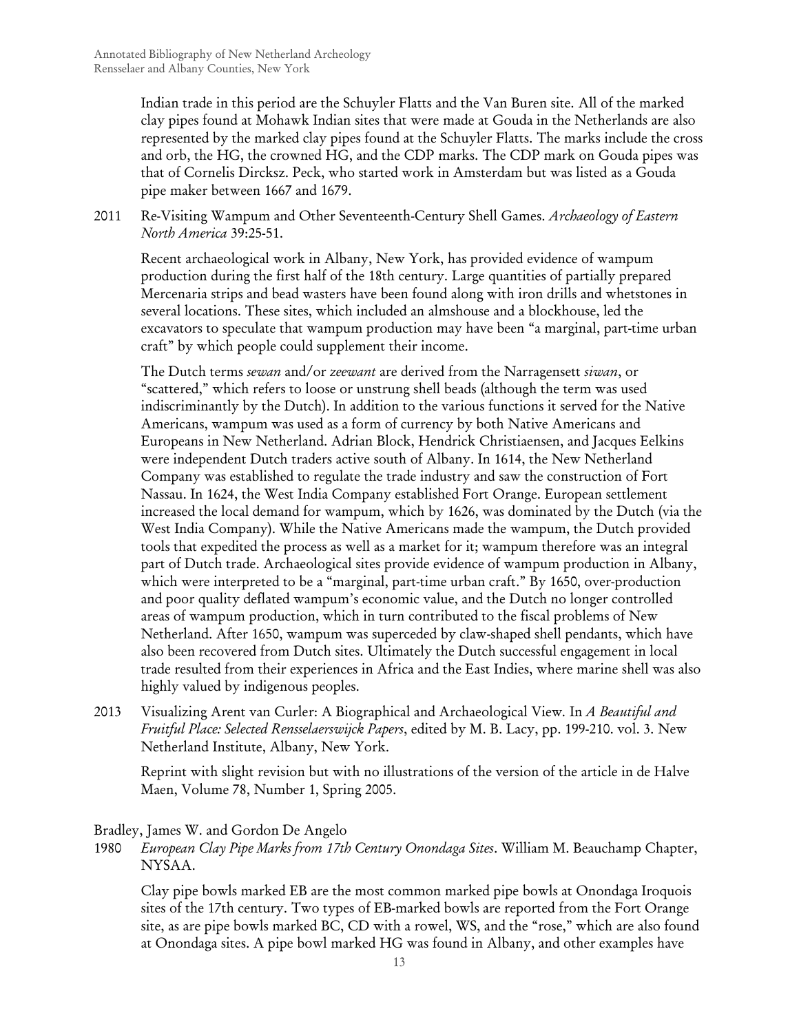Indian trade in this period are the Schuyler Flatts and the Van Buren site. All of the marked clay pipes found at Mohawk Indian sites that were made at Gouda in the Netherlands are also represented by the marked clay pipes found at the Schuyler Flatts. The marks include the cross and orb, the HG, the crowned HG, and the CDP marks. The CDP mark on Gouda pipes was that of Cornelis Dircksz. Peck, who started work in Amsterdam but was listed as a Gouda pipe maker between 1667 and 1679.

2011 Re-Visiting Wampum and Other Seventeenth-Century Shell Games. *Archaeology of Eastern North America* 39:25-51.

Recent archaeological work in Albany, New York, has provided evidence of wampum production during the first half of the 18th century. Large quantities of partially prepared Mercenaria strips and bead wasters have been found along with iron drills and whetstones in several locations. These sites, which included an almshouse and a blockhouse, led the excavators to speculate that wampum production may have been "a marginal, part-time urban craft" by which people could supplement their income.

The Dutch terms *sewan* and/or *zeewant* are derived from the Narragensett *siwan*, or "scattered," which refers to loose or unstrung shell beads (although the term was used indiscriminantly by the Dutch). In addition to the various functions it served for the Native Americans, wampum was used as a form of currency by both Native Americans and Europeans in New Netherland. Adrian Block, Hendrick Christiaensen, and Jacques Eelkins were independent Dutch traders active south of Albany. In 1614, the New Netherland Company was established to regulate the trade industry and saw the construction of Fort Nassau. In 1624, the West India Company established Fort Orange. European settlement increased the local demand for wampum, which by 1626, was dominated by the Dutch (via the West India Company). While the Native Americans made the wampum, the Dutch provided tools that expedited the process as well as a market for it; wampum therefore was an integral part of Dutch trade. Archaeological sites provide evidence of wampum production in Albany, which were interpreted to be a "marginal, part-time urban craft." By 1650, over-production and poor quality deflated wampum's economic value, and the Dutch no longer controlled areas of wampum production, which in turn contributed to the fiscal problems of New Netherland. After 1650, wampum was superceded by claw-shaped shell pendants, which have also been recovered from Dutch sites. Ultimately the Dutch successful engagement in local trade resulted from their experiences in Africa and the East Indies, where marine shell was also highly valued by indigenous peoples.

2013 Visualizing Arent van Curler: A Biographical and Archaeological View. In *A Beautiful and Fruitful Place: Selected Rensselaerswijck Papers*, edited by M. B. Lacy, pp. 199-210. vol. 3. New Netherland Institute, Albany, New York.

Reprint with slight revision but with no illustrations of the version of the article in de Halve Maen, Volume 78, Number 1, Spring 2005.

Bradley, James W. and Gordon De Angelo

1980 *European Clay Pipe Marks from 17th Century Onondaga Sites*. William M. Beauchamp Chapter, NYSAA.

Clay pipe bowls marked EB are the most common marked pipe bowls at Onondaga Iroquois sites of the 17th century. Two types of EB-marked bowls are reported from the Fort Orange site, as are pipe bowls marked BC, CD with a rowel, WS, and the "rose," which are also found at Onondaga sites. A pipe bowl marked HG was found in Albany, and other examples have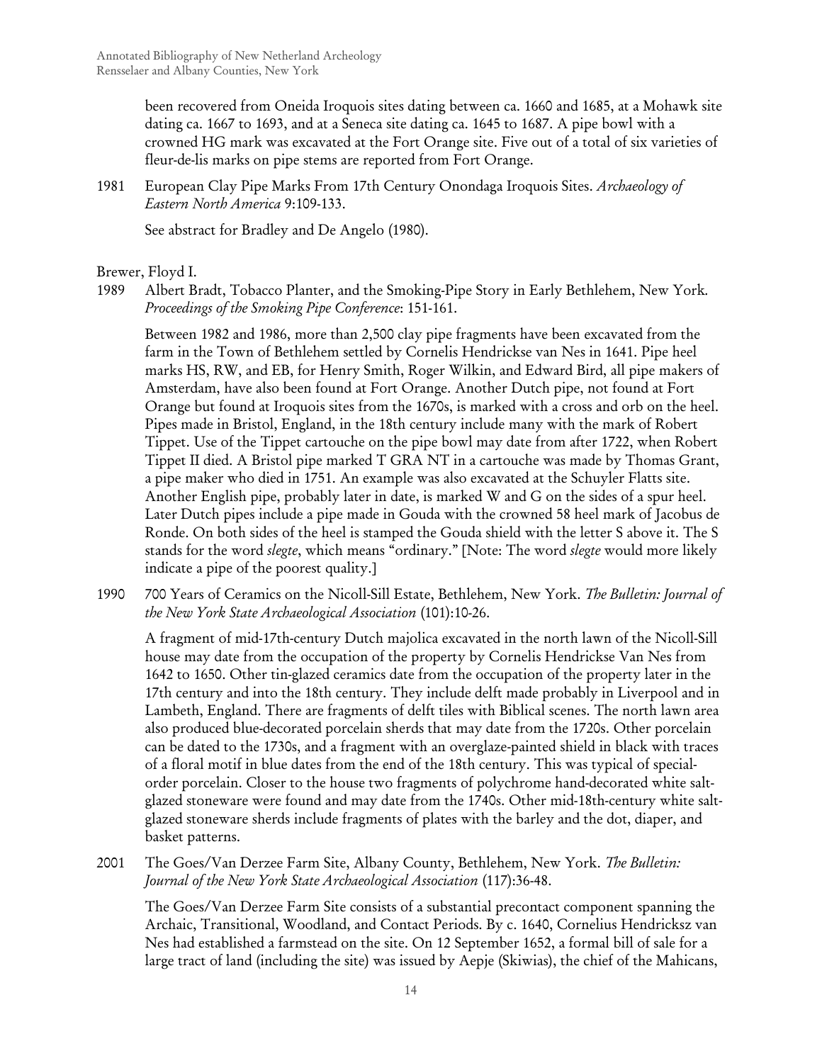been recovered from Oneida Iroquois sites dating between ca. 1660 and 1685, at a Mohawk site dating ca. 1667 to 1693, and at a Seneca site dating ca. 1645 to 1687. A pipe bowl with a crowned HG mark was excavated at the Fort Orange site. Five out of a total of six varieties of fleur-de-lis marks on pipe stems are reported from Fort Orange.

1981 European Clay Pipe Marks From 17th Century Onondaga Iroquois Sites. *Archaeology of Eastern North America* 9:109-133.

See abstract for Bradley and De Angelo (1980).

Brewer, Floyd I.

1989 Albert Bradt, Tobacco Planter, and the Smoking-Pipe Story in Early Bethlehem, New York. *Proceedings of the Smoking Pipe Conference*: 151-161.

Between 1982 and 1986, more than 2,500 clay pipe fragments have been excavated from the farm in the Town of Bethlehem settled by Cornelis Hendrickse van Nes in 1641. Pipe heel marks HS, RW, and EB, for Henry Smith, Roger Wilkin, and Edward Bird, all pipe makers of Amsterdam, have also been found at Fort Orange. Another Dutch pipe, not found at Fort Orange but found at Iroquois sites from the 1670s, is marked with a cross and orb on the heel. Pipes made in Bristol, England, in the 18th century include many with the mark of Robert Tippet. Use of the Tippet cartouche on the pipe bowl may date from after 1722, when Robert Tippet II died. A Bristol pipe marked T GRA NT in a cartouche was made by Thomas Grant, a pipe maker who died in 1751. An example was also excavated at the Schuyler Flatts site. Another English pipe, probably later in date, is marked W and G on the sides of a spur heel. Later Dutch pipes include a pipe made in Gouda with the crowned 58 heel mark of Jacobus de Ronde. On both sides of the heel is stamped the Gouda shield with the letter S above it. The S stands for the word *slegte*, which means "ordinary." [Note: The word *slegte* would more likely indicate a pipe of the poorest quality.]

1990 700 Years of Ceramics on the Nicoll-Sill Estate, Bethlehem, New York. *The Bulletin: Journal of the New York State Archaeological Association* (101):10-26.

A fragment of mid-17th-century Dutch majolica excavated in the north lawn of the Nicoll-Sill house may date from the occupation of the property by Cornelis Hendrickse Van Nes from 1642 to 1650. Other tin-glazed ceramics date from the occupation of the property later in the 17th century and into the 18th century. They include delft made probably in Liverpool and in Lambeth, England. There are fragments of delft tiles with Biblical scenes. The north lawn area also produced blue-decorated porcelain sherds that may date from the 1720s. Other porcelain can be dated to the 1730s, and a fragment with an overglaze-painted shield in black with traces of a floral motif in blue dates from the end of the 18th century. This was typical of special-order porcelain. Closer to the house two fragments of polychrome hand-decorated white salt-glazed stoneware were found and may date from the 1740s. Other mid-18th-century white salt-glazed stoneware sherds include fragments of plates with the barley and the dot, diaper, and basket patterns.

2001 The Goes/Van Derzee Farm Site, Albany County, Bethlehem, New York. *The Bulletin: Journal of the New York State Archaeological Association* (117):36-48.

The Goes/Van Derzee Farm Site consists of a substantial precontact component spanning the Archaic, Transitional, Woodland, and Contact Periods. By c. 1640, Cornelius Hendricksz van Nes had established a farmstead on the site. On 12 September 1652, a formal bill of sale for a large tract of land (including the site) was issued by Aepje (Skiwias), the chief of the Mahicans,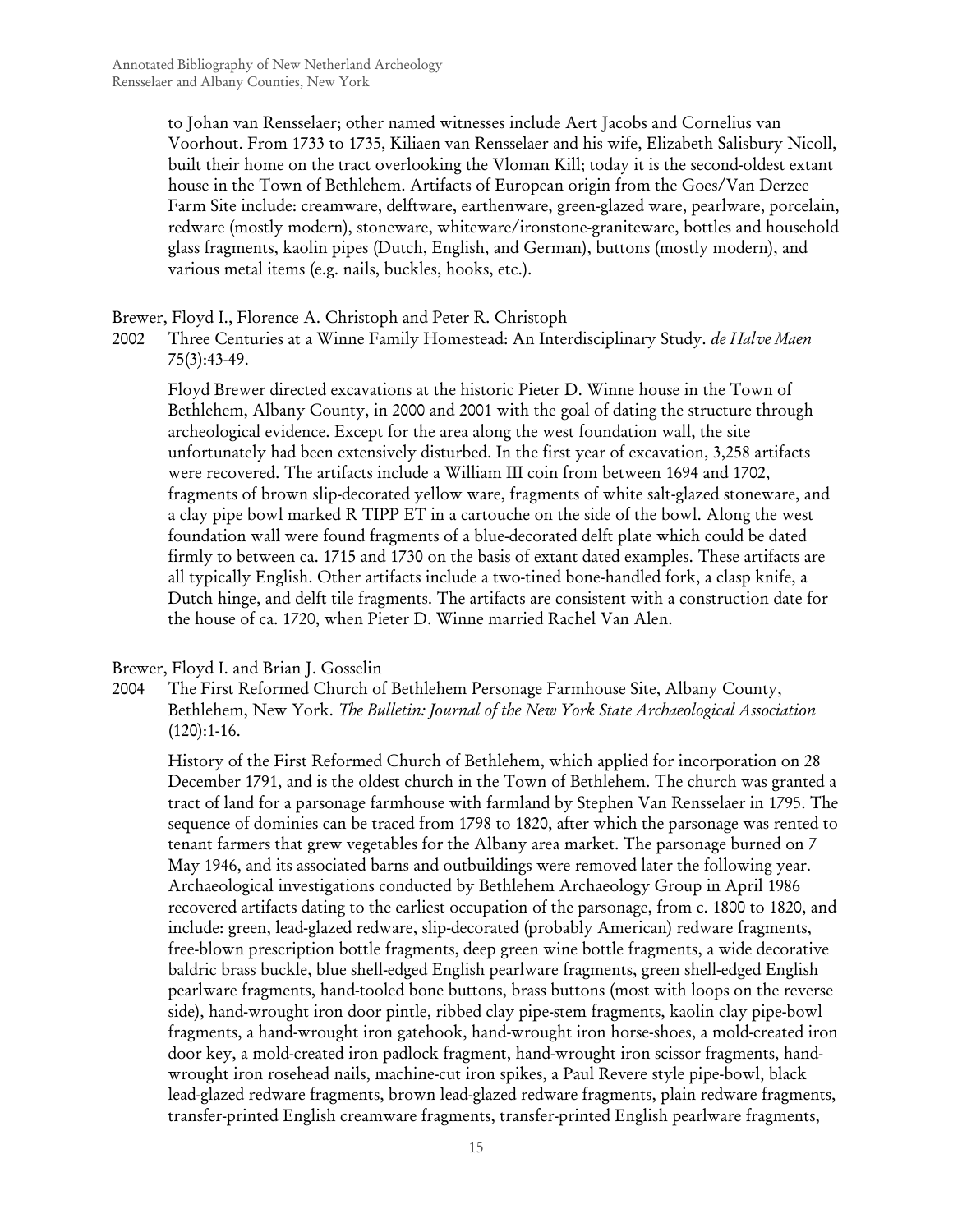to Johan van Rensselaer; other named witnesses include Aert Jacobs and Cornelius van Voorhout. From 1733 to 1735, Kiliaen van Rensselaer and his wife, Elizabeth Salisbury Nicoll, built their home on the tract overlooking the Vloman Kill; today it is the second-oldest extant house in the Town of Bethlehem. Artifacts of European origin from the Goes/Van Derzee Farm Site include: creamware, delftware, earthenware, green-glazed ware, pearlware, porcelain, redware (mostly modern), stoneware, whiteware/ironstone-graniteware, bottles and household glass fragments, kaolin pipes (Dutch, English, and German), buttons (mostly modern), and various metal items (e.g. nails, buckles, hooks, etc.).

Brewer, Floyd I., Florence A. Christoph and Peter R. Christoph

2002 Three Centuries at a Winne Family Homestead: An Interdisciplinary Study. *de Halve Maen* 75(3):43-49.

Floyd Brewer directed excavations at the historic Pieter D. Winne house in the Town of Bethlehem, Albany County, in 2000 and 2001 with the goal of dating the structure through archeological evidence. Except for the area along the west foundation wall, the site unfortunately had been extensively disturbed. In the first year of excavation, 3,258 artifacts were recovered. The artifacts include a William III coin from between 1694 and 1702, fragments of brown slip-decorated yellow ware, fragments of white salt-glazed stoneware, and a clay pipe bowl marked R TIPP ET in a cartouche on the side of the bowl. Along the west foundation wall were found fragments of a blue-decorated delft plate which could be dated firmly to between ca. 1715 and 1730 on the basis of extant dated examples. These artifacts are all typically English. Other artifacts include a two-tined bone-handled fork, a clasp knife, a Dutch hinge, and delft tile fragments. The artifacts are consistent with a construction date for the house of ca. 1720, when Pieter D. Winne married Rachel Van Alen.

Brewer, Floyd I. and Brian J. Gosselin

2004 The First Reformed Church of Bethlehem Personage Farmhouse Site, Albany County, Bethlehem, New York. *The Bulletin: Journal of the New York State Archaeological Association* (120):1-16.

History of the First Reformed Church of Bethlehem, which applied for incorporation on 28 December 1791, and is the oldest church in the Town of Bethlehem. The church was granted a tract of land for a parsonage farmhouse with farmland by Stephen Van Rensselaer in 1795. The sequence of dominies can be traced from 1798 to 1820, after which the parsonage was rented to tenant farmers that grew vegetables for the Albany area market. The parsonage burned on 7 May 1946, and its associated barns and outbuildings were removed later the following year. Archaeological investigations conducted by Bethlehem Archaeology Group in April 1986 recovered artifacts dating to the earliest occupation of the parsonage, from c. 1800 to 1820, and include: green, lead-glazed redware, slip-decorated (probably American) redware fragments, free-blown prescription bottle fragments, deep green wine bottle fragments, a wide decorative baldric brass buckle, blue shell-edged English pearlware fragments, green shell-edged English pearlware fragments, hand-tooled bone buttons, brass buttons (most with loops on the reverse side), hand-wrought iron door pintle, ribbed clay pipe-stem fragments, kaolin clay pipe-bowl fragments, a hand-wrought iron gatehook, hand-wrought iron horse-shoes, a mold-created iron door key, a mold-created iron padlock fragment, hand-wrought iron scissor fragments, hand-wrought iron rosehead nails, machine-cut iron spikes, a Paul Revere style pipe-bowl, black lead-glazed redware fragments, brown lead-glazed redware fragments, plain redware fragments, transfer-printed English creamware fragments, transfer-printed English pearlware fragments,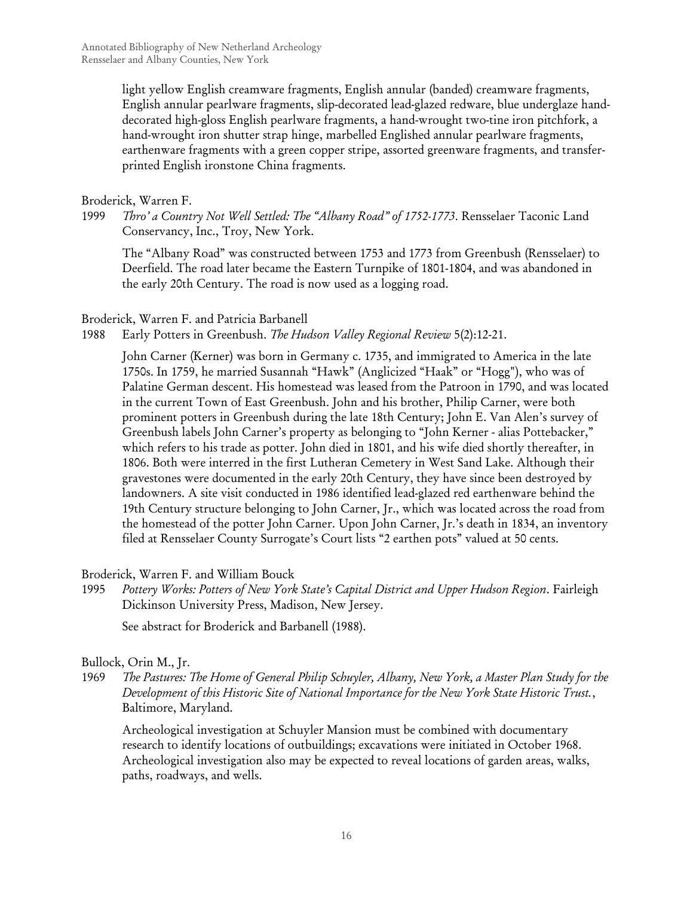light yellow English creamware fragments, English annular (banded) creamware fragments, English annular pearlware fragments, slip-decorated lead-glazed redware, blue underglaze hand-decorated high-gloss English pearlware fragments, a hand-wrought two-tine iron pitchfork, a hand-wrought iron shutter strap hinge, marbelled Englished annular pearlware fragments, earthenware fragments with a green copper stripe, assorted greenware fragments, and transfer-printed English ironstone China fragments.

Broderick, Warren F.

1999 *Thro' a Country Not Well Settled: The "Albany Road" of 1752-1773*. Rensselaer Taconic Land Conservancy, Inc., Troy, New York.

The "Albany Road" was constructed between 1753 and 1773 from Greenbush (Rensselaer) to Deerfield. The road later became the Eastern Turnpike of 1801-1804, and was abandoned in the early 20th Century. The road is now used as a logging road.

Broderick, Warren F. and Patricia Barbanell

1988 Early Potters in Greenbush. *The Hudson Valley Regional Review* 5(2):12-21.

John Carner (Kerner) was born in Germany c. 1735, and immigrated to America in the late 1750s. In 1759, he married Susannah "Hawk" (Anglicized "Haak" or "Hogg"), who was of Palatine German descent. His homestead was leased from the Patroon in 1790, and was located in the current Town of East Greenbush. John and his brother, Philip Carner, were both prominent potters in Greenbush during the late 18th Century; John E. Van Alen's survey of Greenbush labels John Carner's property as belonging to "John Kerner - alias Pottebacker," which refers to his trade as potter. John died in 1801, and his wife died shortly thereafter, in 1806. Both were interred in the first Lutheran Cemetery in West Sand Lake. Although their gravestones were documented in the early 20th Century, they have since been destroyed by landowners. A site visit conducted in 1986 identified lead-glazed red earthenware behind the 19th Century structure belonging to John Carner, Jr., which was located across the road from the homestead of the potter John Carner. Upon John Carner, Jr.'s death in 1834, an inventory filed at Rensselaer County Surrogate's Court lists "2 earthen pots" valued at 50 cents.

Broderick, Warren F. and William Bouck

1995 *Pottery Works: Potters of New York State's Capital District and Upper Hudson Region*. Fairleigh Dickinson University Press, Madison, New Jersey.

See abstract for Broderick and Barbanell (1988).

Bullock, Orin M., Jr.

1969 *The Pastures: The Home of General Philip Schuyler, Albany, New York, a Master Plan Study for the Development of this Historic Site of National Importance for the New York State Historic Trust.*, Baltimore, Maryland.

Archeological investigation at Schuyler Mansion must be combined with documentary research to identify locations of outbuildings; excavations were initiated in October 1968. Archeological investigation also may be expected to reveal locations of garden areas, walks, paths, roadways, and wells.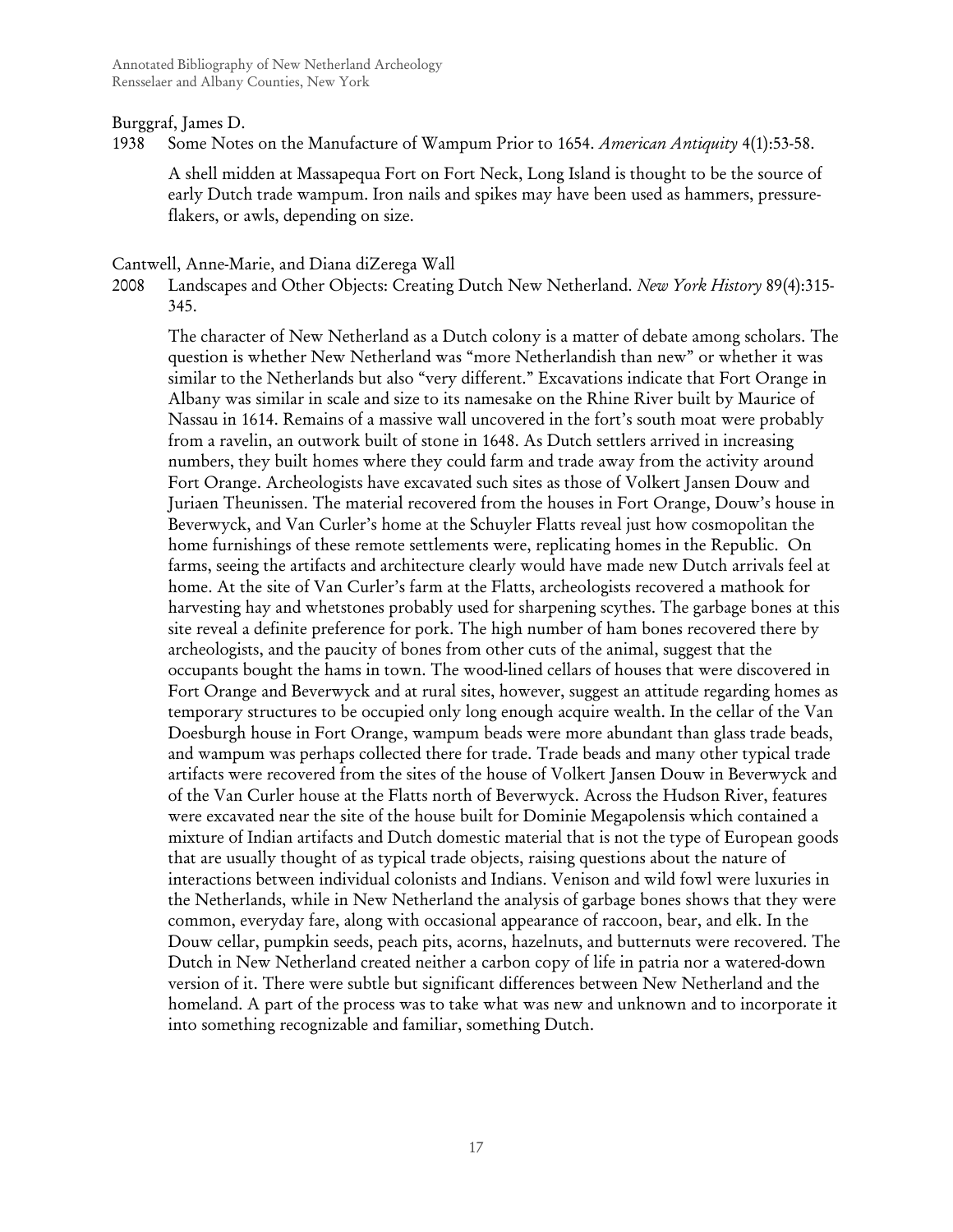Burggraf, James D.

1938 Some Notes on the Manufacture of Wampum Prior to 1654. *American Antiquity* 4(1):53-58.

A shell midden at Massapequa Fort on Fort Neck, Long Island is thought to be the source of early Dutch trade wampum. Iron nails and spikes may have been used as hammers, pressure-flakers, or awls, depending on size.

Cantwell, Anne-Marie, and Diana diZerega Wall

2008 Landscapes and Other Objects: Creating Dutch New Netherland. *New York History* 89(4):315-345.

The character of New Netherland as a Dutch colony is a matter of debate among scholars. The question is whether New Netherland was "more Netherlandish than new" or whether it was similar to the Netherlands but also "very different." Excavations indicate that Fort Orange in Albany was similar in scale and size to its namesake on the Rhine River built by Maurice of Nassau in 1614. Remains of a massive wall uncovered in the fort's south moat were probably from a ravelin, an outwork built of stone in 1648. As Dutch settlers arrived in increasing numbers, they built homes where they could farm and trade away from the activity around Fort Orange. Archeologists have excavated such sites as those of Volkert Jansen Douw and Juriaen Theunissen. The material recovered from the houses in Fort Orange, Douw's house in Beverwyck, and Van Curler's home at the Schuyler Flatts reveal just how cosmopolitan the home furnishings of these remote settlements were, replicating homes in the Republic. On farms, seeing the artifacts and architecture clearly would have made new Dutch arrivals feel at home. At the site of Van Curler's farm at the Flatts, archeologists recovered a mathook for harvesting hay and whetstones probably used for sharpening scythes. The garbage bones at this site reveal a definite preference for pork. The high number of ham bones recovered there by archeologists, and the paucity of bones from other cuts of the animal, suggest that the occupants bought the hams in town. The wood-lined cellars of houses that were discovered in Fort Orange and Beverwyck and at rural sites, however, suggest an attitude regarding homes as temporary structures to be occupied only long enough acquire wealth. In the cellar of the Van Doesburgh house in Fort Orange, wampum beads were more abundant than glass trade beads, and wampum was perhaps collected there for trade. Trade beads and many other typical trade artifacts were recovered from the sites of the house of Volkert Jansen Douw in Beverwyck and of the Van Curler house at the Flatts north of Beverwyck. Across the Hudson River, features were excavated near the site of the house built for Dominie Megapolensis which contained a mixture of Indian artifacts and Dutch domestic material that is not the type of European goods that are usually thought of as typical trade objects, raising questions about the nature of interactions between individual colonists and Indians. Venison and wild fowl were luxuries in the Netherlands, while in New Netherland the analysis of garbage bones shows that they were common, everyday fare, along with occasional appearance of raccoon, bear, and elk. In the Douw cellar, pumpkin seeds, peach pits, acorns, hazelnuts, and butternuts were recovered. The Dutch in New Netherland created neither a carbon copy of life in patria nor a watered-down version of it. There were subtle but significant differences between New Netherland and the homeland. A part of the process was to take what was new and unknown and to incorporate it into something recognizable and familiar, something Dutch.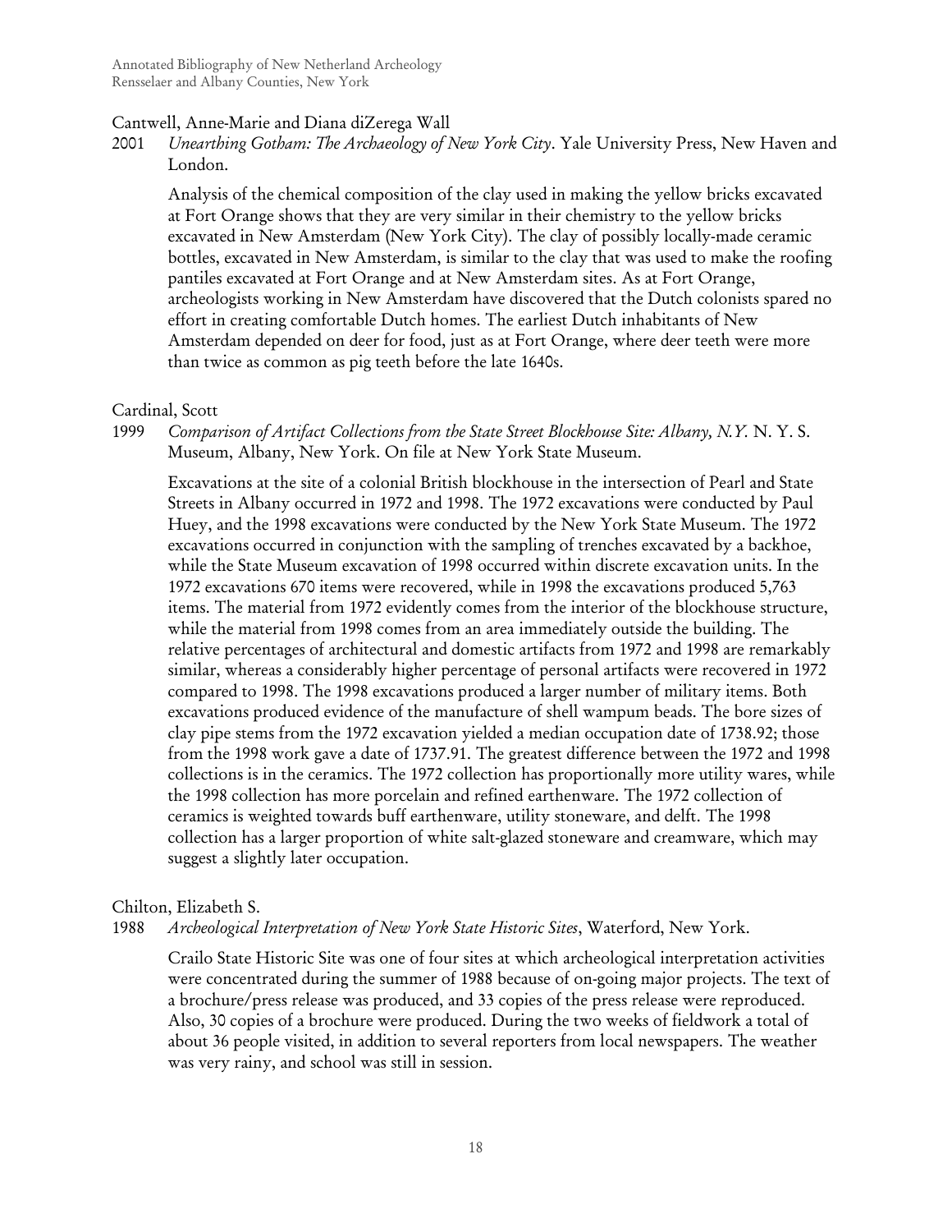Cantwell, Anne-Marie and Diana diZerega Wall

2001 *Unearthing Gotham: The Archaeology of New York City*. Yale University Press, New Haven and London.

Analysis of the chemical composition of the clay used in making the yellow bricks excavated at Fort Orange shows that they are very similar in their chemistry to the yellow bricks excavated in New Amsterdam (New York City). The clay of possibly locally-made ceramic bottles, excavated in New Amsterdam, is similar to the clay that was used to make the roofing pantiles excavated at Fort Orange and at New Amsterdam sites. As at Fort Orange, archeologists working in New Amsterdam have discovered that the Dutch colonists spared no effort in creating comfortable Dutch homes. The earliest Dutch inhabitants of New Amsterdam depended on deer for food, just as at Fort Orange, where deer teeth were more than twice as common as pig teeth before the late 1640s.

Cardinal, Scott

1999 *Comparison of Artifact Collections from the State Street Blockhouse Site: Albany, N.Y.* N. Y. S. Museum, Albany, New York. On file at New York State Museum.

Excavations at the site of a colonial British blockhouse in the intersection of Pearl and State Streets in Albany occurred in 1972 and 1998. The 1972 excavations were conducted by Paul Huey, and the 1998 excavations were conducted by the New York State Museum. The 1972 excavations occurred in conjunction with the sampling of trenches excavated by a backhoe, while the State Museum excavation of 1998 occurred within discrete excavation units. In the 1972 excavations 670 items were recovered, while in 1998 the excavations produced 5,763 items. The material from 1972 evidently comes from the interior of the blockhouse structure, while the material from 1998 comes from an area immediately outside the building. The relative percentages of architectural and domestic artifacts from 1972 and 1998 are remarkably similar, whereas a considerably higher percentage of personal artifacts were recovered in 1972 compared to 1998. The 1998 excavations produced a larger number of military items. Both excavations produced evidence of the manufacture of shell wampum beads. The bore sizes of clay pipe stems from the 1972 excavation yielded a median occupation date of 1738.92; those from the 1998 work gave a date of 1737.91. The greatest difference between the 1972 and 1998 collections is in the ceramics. The 1972 collection has proportionally more utility wares, while the 1998 collection has more porcelain and refined earthenware. The 1972 collection of ceramics is weighted towards buff earthenware, utility stoneware, and delft. The 1998 collection has a larger proportion of white salt-glazed stoneware and creamware, which may suggest a slightly later occupation.

Chilton, Elizabeth S.

1988 *Archeological Interpretation of New York State Historic Sites*, Waterford, New York.

Crailo State Historic Site was one of four sites at which archeological interpretation activities were concentrated during the summer of 1988 because of on-going major projects. The text of a brochure/press release was produced, and 33 copies of the press release were reproduced. Also, 30 copies of a brochure were produced. During the two weeks of fieldwork a total of about 36 people visited, in addition to several reporters from local newspapers. The weather was very rainy, and school was still in session.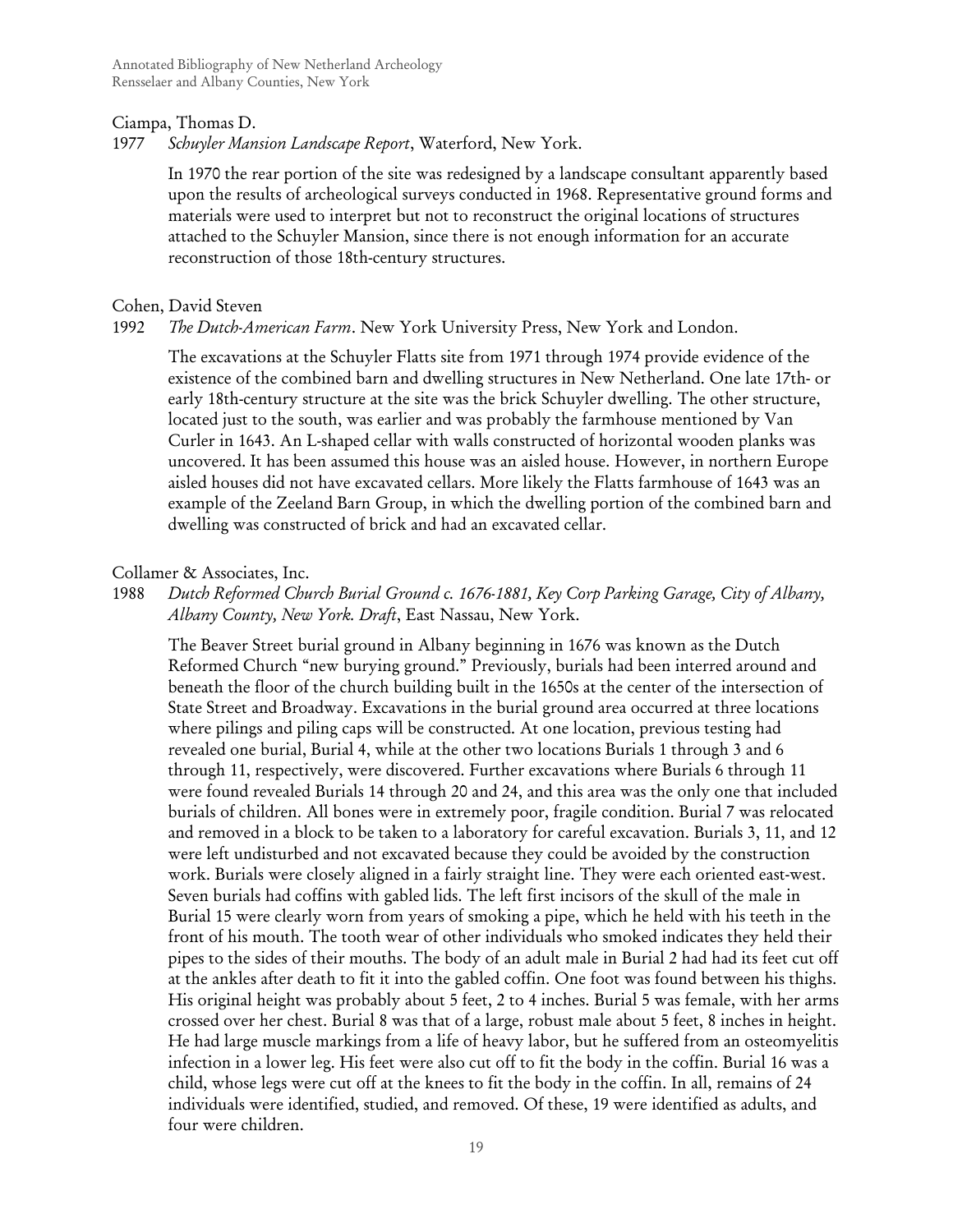Ciampa, Thomas D.

1977 *Schuyler Mansion Landscape Report*, Waterford, New York.

In 1970 the rear portion of the site was redesigned by a landscape consultant apparently based upon the results of archeological surveys conducted in 1968. Representative ground forms and materials were used to interpret but not to reconstruct the original locations of structures attached to the Schuyler Mansion, since there is not enough information for an accurate reconstruction of those 18th-century structures.

Cohen, David Steven

1992 *The Dutch-American Farm*. New York University Press, New York and London.

The excavations at the Schuyler Flatts site from 1971 through 1974 provide evidence of the existence of the combined barn and dwelling structures in New Netherland. One late 17th- or early 18th-century structure at the site was the brick Schuyler dwelling. The other structure, located just to the south, was earlier and was probably the farmhouse mentioned by Van Curler in 1643. An L-shaped cellar with walls constructed of horizontal wooden planks was uncovered. It has been assumed this house was an aisled house. However, in northern Europe aisled houses did not have excavated cellars. More likely the Flatts farmhouse of 1643 was an example of the Zeeland Barn Group, in which the dwelling portion of the combined barn and dwelling was constructed of brick and had an excavated cellar.

Collamer & Associates, Inc.

1988 *Dutch Reformed Church Burial Ground c. 1676-1881, Key Corp Parking Garage, City of Albany, Albany County, New York. Draft*, East Nassau, New York.

The Beaver Street burial ground in Albany beginning in 1676 was known as the Dutch Reformed Church "new burying ground." Previously, burials had been interred around and beneath the floor of the church building built in the 1650s at the center of the intersection of State Street and Broadway. Excavations in the burial ground area occurred at three locations where pilings and piling caps will be constructed. At one location, previous testing had revealed one burial, Burial 4, while at the other two locations Burials 1 through 3 and 6 through 11, respectively, were discovered. Further excavations where Burials 6 through 11 were found revealed Burials 14 through 20 and 24, and this area was the only one that included burials of children. All bones were in extremely poor, fragile condition. Burial 7 was relocated and removed in a block to be taken to a laboratory for careful excavation. Burials 3, 11, and 12 were left undisturbed and not excavated because they could be avoided by the construction work. Burials were closely aligned in a fairly straight line. They were each oriented east-west. Seven burials had coffins with gabled lids. The left first incisors of the skull of the male in Burial 15 were clearly worn from years of smoking a pipe, which he held with his teeth in the front of his mouth. The tooth wear of other individuals who smoked indicates they held their pipes to the sides of their mouths. The body of an adult male in Burial 2 had had its feet cut off at the ankles after death to fit it into the gabled coffin. One foot was found between his thighs. His original height was probably about 5 feet, 2 to 4 inches. Burial 5 was female, with her arms crossed over her chest. Burial 8 was that of a large, robust male about 5 feet, 8 inches in height. He had large muscle markings from a life of heavy labor, but he suffered from an osteomyelitis infection in a lower leg. His feet were also cut off to fit the body in the coffin. Burial 16 was a child, whose legs were cut off at the knees to fit the body in the coffin. In all, remains of 24 individuals were identified, studied, and removed. Of these, 19 were identified as adults, and four were children.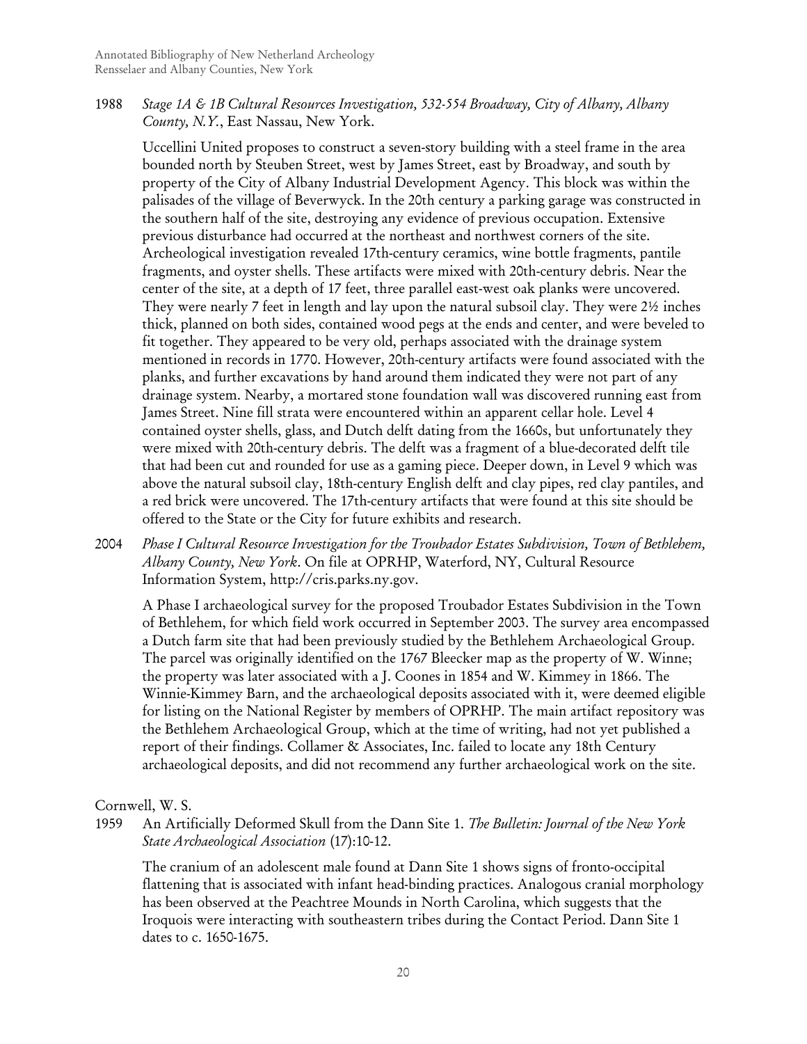1988 *Stage 1A & 1B Cultural Resources Investigation, 532-554 Broadway, City of Albany, Albany County, N.Y.*, East Nassau, New York.

Uccellini United proposes to construct a seven-story building with a steel frame in the area bounded north by Steuben Street, west by James Street, east by Broadway, and south by property of the City of Albany Industrial Development Agency. This block was within the palisades of the village of Beverwyck. In the 20th century a parking garage was constructed in the southern half of the site, destroying any evidence of previous occupation. Extensive previous disturbance had occurred at the northeast and northwest corners of the site. Archeological investigation revealed 17th-century ceramics, wine bottle fragments, pantile fragments, and oyster shells. These artifacts were mixed with 20th-century debris. Near the center of the site, at a depth of 17 feet, three parallel east-west oak planks were uncovered. They were nearly 7 feet in length and lay upon the natural subsoil clay. They were 2½ inches thick, planned on both sides, contained wood pegs at the ends and center, and were beveled to fit together. They appeared to be very old, perhaps associated with the drainage system mentioned in records in 1770. However, 20th-century artifacts were found associated with the planks, and further excavations by hand around them indicated they were not part of any drainage system. Nearby, a mortared stone foundation wall was discovered running east from James Street. Nine fill strata were encountered within an apparent cellar hole. Level 4 contained oyster shells, glass, and Dutch delft dating from the 1660s, but unfortunately they were mixed with 20th-century debris. The delft was a fragment of a blue-decorated delft tile that had been cut and rounded for use as a gaming piece. Deeper down, in Level 9 which was above the natural subsoil clay, 18th-century English delft and clay pipes, red clay pantiles, and a red brick were uncovered. The 17th-century artifacts that were found at this site should be offered to the State or the City for future exhibits and research.

2004 *Phase I Cultural Resource Investigation for the Troubador Estates Subdivision, Town of Bethlehem, Albany County, New York*. On file at OPRHP, Waterford, NY, Cultural Resource Information System, http://cris.parks.ny.gov.

A Phase I archaeological survey for the proposed Troubador Estates Subdivision in the Town of Bethlehem, for which field work occurred in September 2003. The survey area encompassed a Dutch farm site that had been previously studied by the Bethlehem Archaeological Group. The parcel was originally identified on the 1767 Bleecker map as the property of W. Winne; the property was later associated with a J. Coones in 1854 and W. Kimmey in 1866. The Winnie-Kimmey Barn, and the archaeological deposits associated with it, were deemed eligible for listing on the National Register by members of OPRHP. The main artifact repository was the Bethlehem Archaeological Group, which at the time of writing, had not yet published a report of their findings. Collamer & Associates, Inc. failed to locate any 18th Century archaeological deposits, and did not recommend any further archaeological work on the site.

Cornwell, W. S.

1959 An Artificially Deformed Skull from the Dann Site 1. *The Bulletin: Journal of the New York State Archaeological Association* (17):10-12.

The cranium of an adolescent male found at Dann Site 1 shows signs of fronto-occipital flattening that is associated with infant head-binding practices. Analogous cranial morphology has been observed at the Peachtree Mounds in North Carolina, which suggests that the Iroquois were interacting with southeastern tribes during the Contact Period. Dann Site 1 dates to c. 1650-1675.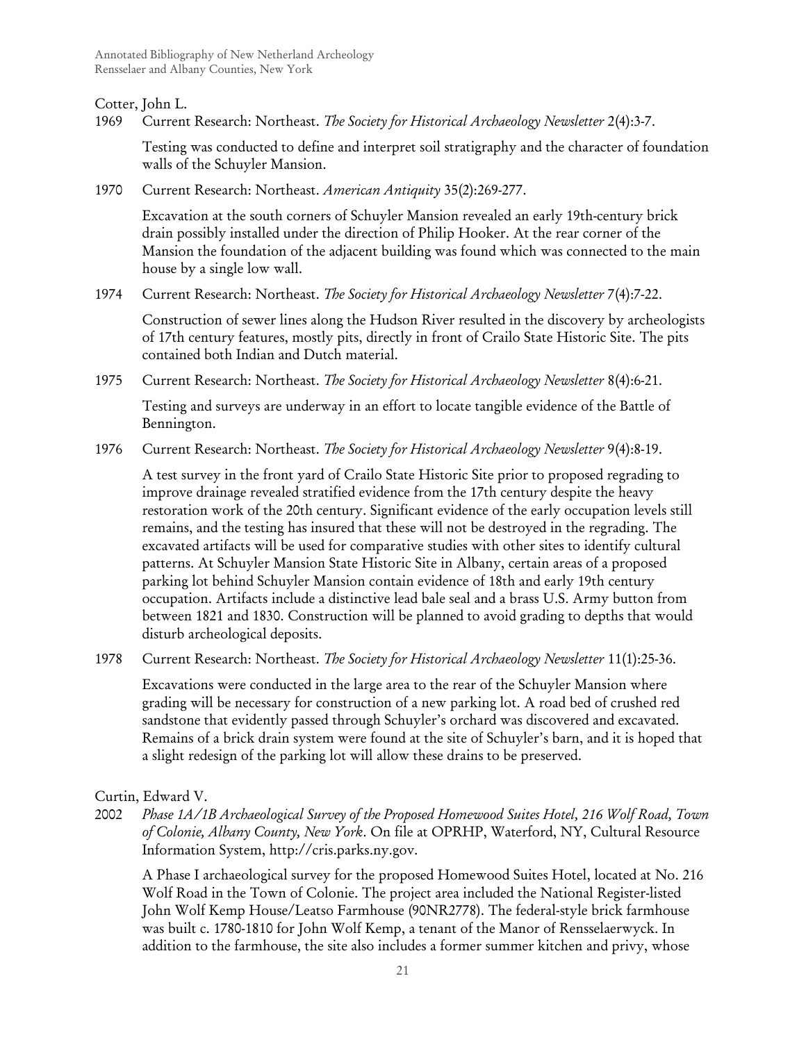Cotter, John L.

1969 Current Research: Northeast. *The Society for Historical Archaeology Newsletter* 2(4):3-7.

Testing was conducted to define and interpret soil stratigraphy and the character of foundation walls of the Schuyler Mansion.

1970 Current Research: Northeast. *American Antiquity* 35(2):269-277.

Excavation at the south corners of Schuyler Mansion revealed an early 19th-century brick drain possibly installed under the direction of Philip Hooker. At the rear corner of the Mansion the foundation of the adjacent building was found which was connected to the main house by a single low wall.

1974 Current Research: Northeast. *The Society for Historical Archaeology Newsletter* 7(4):7-22.

Construction of sewer lines along the Hudson River resulted in the discovery by archeologists of 17th century features, mostly pits, directly in front of Crailo State Historic Site. The pits contained both Indian and Dutch material.

1975 Current Research: Northeast. *The Society for Historical Archaeology Newsletter* 8(4):6-21.

Testing and surveys are underway in an effort to locate tangible evidence of the Battle of Bennington.

1976 Current Research: Northeast. *The Society for Historical Archaeology Newsletter* 9(4):8-19.

A test survey in the front yard of Crailo State Historic Site prior to proposed regrading to improve drainage revealed stratified evidence from the 17th century despite the heavy restoration work of the 20th century. Significant evidence of the early occupation levels still remains, and the testing has insured that these will not be destroyed in the regrading. The excavated artifacts will be used for comparative studies with other sites to identify cultural patterns. At Schuyler Mansion State Historic Site in Albany, certain areas of a proposed parking lot behind Schuyler Mansion contain evidence of 18th and early 19th century occupation. Artifacts include a distinctive lead bale seal and a brass U.S. Army button from between 1821 and 1830. Construction will be planned to avoid grading to depths that would disturb archeological deposits.

1978 Current Research: Northeast. *The Society for Historical Archaeology Newsletter* 11(1):25-36.

Excavations were conducted in the large area to the rear of the Schuyler Mansion where grading will be necessary for construction of a new parking lot. A road bed of crushed red sandstone that evidently passed through Schuyler's orchard was discovered and excavated. Remains of a brick drain system were found at the site of Schuyler's barn, and it is hoped that a slight redesign of the parking lot will allow these drains to be preserved.

Curtin, Edward V.

2002 *Phase 1A/1B Archaeological Survey of the Proposed Homewood Suites Hotel, 216 Wolf Road, Town of Colonie, Albany County, New York*. On file at OPRHP, Waterford, NY, Cultural Resource Information System, http://cris.parks.ny.gov.

A Phase I archaeological survey for the proposed Homewood Suites Hotel, located at No. 216 Wolf Road in the Town of Colonie. The project area included the National Register-listed John Wolf Kemp House/Leatso Farmhouse (90NR2778). The federal-style brick farmhouse was built c. 1780-1810 for John Wolf Kemp, a tenant of the Manor of Rensselaerwyck. In addition to the farmhouse, the site also includes a former summer kitchen and privy, whose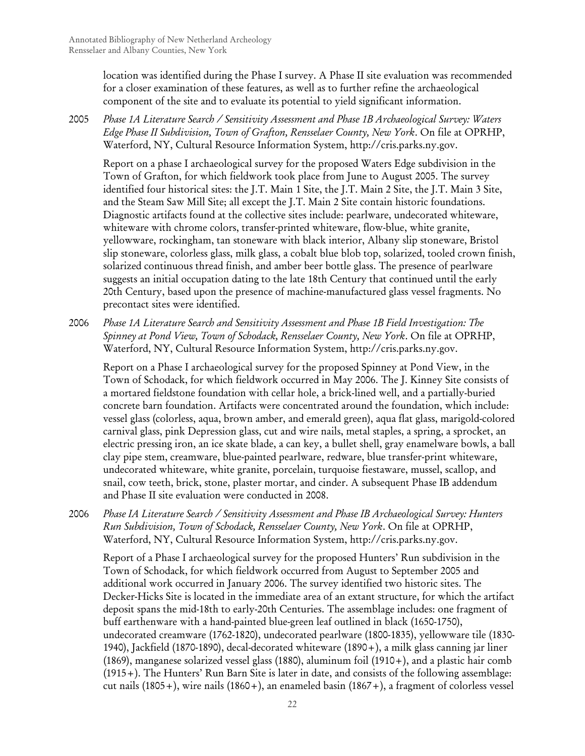location was identified during the Phase I survey. A Phase II site evaluation was recommended for a closer examination of these features, as well as to further refine the archaeological component of the site and to evaluate its potential to yield significant information.

2005 *Phase 1A Literature Search / Sensitivity Assessment and Phase 1B Archaeological Survey: Waters Edge Phase II Subdivision, Town of Grafton, Rensselaer County, New York*. On file at OPRHP, Waterford, NY, Cultural Resource Information System, http://cris.parks.ny.gov.

Report on a phase I archaeological survey for the proposed Waters Edge subdivision in the Town of Grafton, for which fieldwork took place from June to August 2005. The survey identified four historical sites: the J.T. Main 1 Site, the J.T. Main 2 Site, the J.T. Main 3 Site, and the Steam Saw Mill Site; all except the J.T. Main 2 Site contain historic foundations. Diagnostic artifacts found at the collective sites include: pearlware, undecorated whiteware, whiteware with chrome colors, transfer-printed whiteware, flow-blue, white granite, yellowware, rockingham, tan stoneware with black interior, Albany slip stoneware, Bristol slip stoneware, colorless glass, milk glass, a cobalt blue blob top, solarized, tooled crown finish, solarized continuous thread finish, and amber beer bottle glass. The presence of pearlware suggests an initial occupation dating to the late 18th Century that continued until the early 20th Century, based upon the presence of machine-manufactured glass vessel fragments. No precontact sites were identified.

2006 *Phase 1A Literature Search and Sensitivity Assessment and Phase 1B Field Investigation: The Spinney at Pond View, Town of Schodack, Rensselaer County, New York*. On file at OPRHP, Waterford, NY, Cultural Resource Information System, http://cris.parks.ny.gov.

Report on a Phase I archaeological survey for the proposed Spinney at Pond View, in the Town of Schodack, for which fieldwork occurred in May 2006. The J. Kinney Site consists of a mortared fieldstone foundation with cellar hole, a brick-lined well, and a partially-buried concrete barn foundation. Artifacts were concentrated around the foundation, which include: vessel glass (colorless, aqua, brown amber, and emerald green), aqua flat glass, marigold-colored carnival glass, pink Depression glass, cut and wire nails, metal staples, a spring, a sprocket, an electric pressing iron, an ice skate blade, a can key, a bullet shell, gray enamelware bowls, a ball clay pipe stem, creamware, blue-painted pearlware, redware, blue transfer-print whiteware, undecorated whiteware, white granite, porcelain, turquoise fiestaware, mussel, scallop, and snail, cow teeth, brick, stone, plaster mortar, and cinder. A subsequent Phase IB addendum and Phase II site evaluation were conducted in 2008.

2006 *Phase IA Literature Search / Sensitivity Assessment and Phase IB Archaeological Survey: Hunters Run Subdivision, Town of Schodack, Rensselaer County, New York*. On file at OPRHP, Waterford, NY, Cultural Resource Information System, http://cris.parks.ny.gov.

Report of a Phase I archaeological survey for the proposed Hunters' Run subdivision in the Town of Schodack, for which fieldwork occurred from August to September 2005 and additional work occurred in January 2006. The survey identified two historic sites. The Decker-Hicks Site is located in the immediate area of an extant structure, for which the artifact deposit spans the mid-18th to early-20th Centuries. The assemblage includes: one fragment of buff earthenware with a hand-painted blue-green leaf outlined in black (1650-1750), undecorated creamware (1762-1820), undecorated pearlware (1800-1835), yellowware tile (1830-1940), Jackfield (1870-1890), decal-decorated whiteware (1890+), a milk glass canning jar liner (1869), manganese solarized vessel glass (1880), aluminum foil (1910+), and a plastic hair comb (1915+). The Hunters' Run Barn Site is later in date, and consists of the following assemblage: cut nails (1805+), wire nails (1860+), an enameled basin (1867+), a fragment of colorless vessel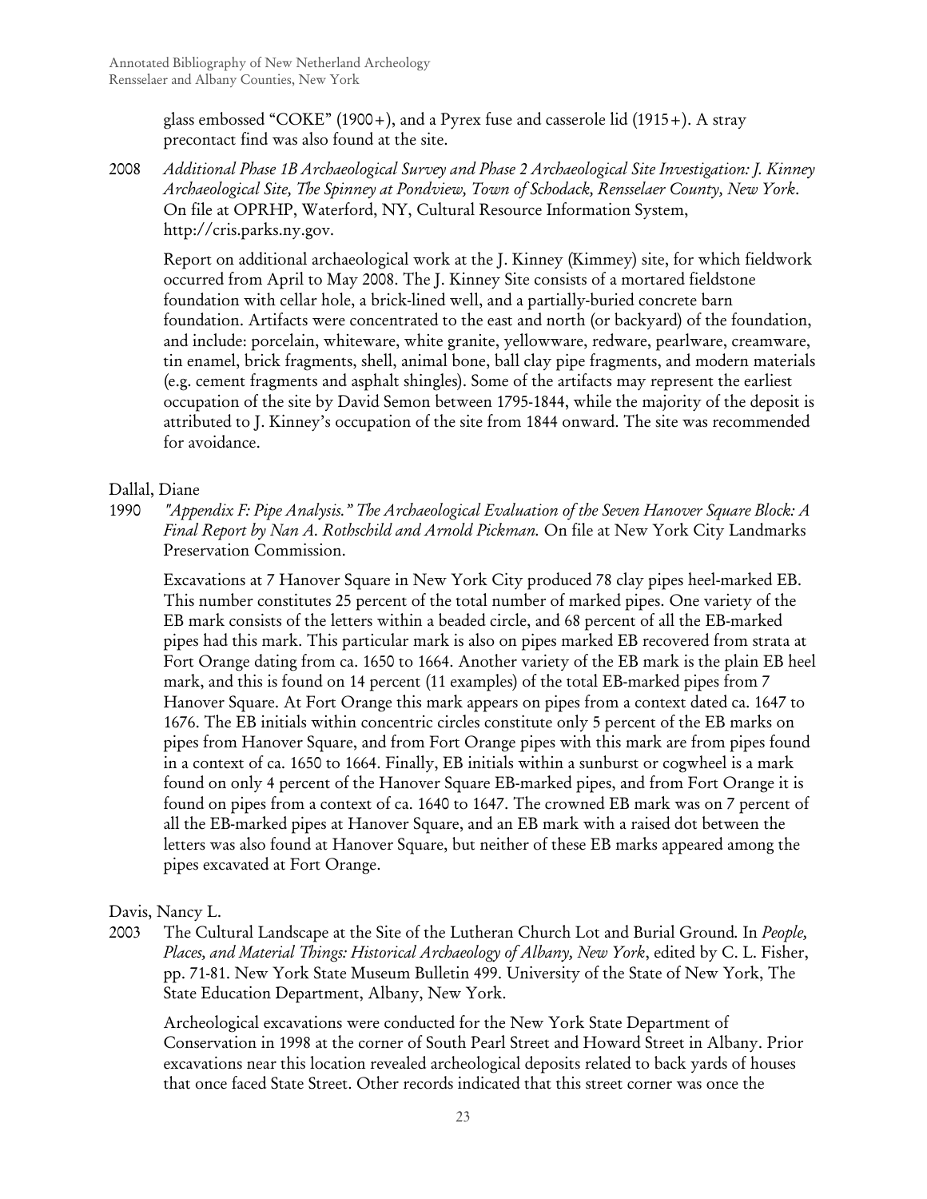glass embossed "COKE" (1900+), and a Pyrex fuse and casserole lid (1915+). A stray precontact find was also found at the site.

2008 *Additional Phase 1B Archaeological Survey and Phase 2 Archaeological Site Investigation: J. Kinney Archaeological Site, The Spinney at Pondview, Town of Schodack, Rensselaer County, New York*. On file at OPRHP, Waterford, NY, Cultural Resource Information System, http://cris.parks.ny.gov.

Report on additional archaeological work at the J. Kinney (Kimmey) site, for which fieldwork occurred from April to May 2008. The J. Kinney Site consists of a mortared fieldstone foundation with cellar hole, a brick-lined well, and a partially-buried concrete barn foundation. Artifacts were concentrated to the east and north (or backyard) of the foundation, and include: porcelain, whiteware, white granite, yellowware, redware, pearlware, creamware, tin enamel, brick fragments, shell, animal bone, ball clay pipe fragments, and modern materials (e.g. cement fragments and asphalt shingles). Some of the artifacts may represent the earliest occupation of the site by David Semon between 1795-1844, while the majority of the deposit is attributed to J. Kinney's occupation of the site from 1844 onward. The site was recommended for avoidance.

Dallal, Diane

1990 *"Appendix F: Pipe Analysis." The Archaeological Evaluation of the Seven Hanover Square Block: A Final Report by Nan A. Rothschild and Arnold Pickman.* On file at New York City Landmarks Preservation Commission.

Excavations at 7 Hanover Square in New York City produced 78 clay pipes heel-marked EB. This number constitutes 25 percent of the total number of marked pipes. One variety of the EB mark consists of the letters within a beaded circle, and 68 percent of all the EB-marked pipes had this mark. This particular mark is also on pipes marked EB recovered from strata at Fort Orange dating from ca. 1650 to 1664. Another variety of the EB mark is the plain EB heel mark, and this is found on 14 percent (11 examples) of the total EB-marked pipes from 7 Hanover Square. At Fort Orange this mark appears on pipes from a context dated ca. 1647 to 1676. The EB initials within concentric circles constitute only 5 percent of the EB marks on pipes from Hanover Square, and from Fort Orange pipes with this mark are from pipes found in a context of ca. 1650 to 1664. Finally, EB initials within a sunburst or cogwheel is a mark found on only 4 percent of the Hanover Square EB-marked pipes, and from Fort Orange it is found on pipes from a context of ca. 1640 to 1647. The crowned EB mark was on 7 percent of all the EB-marked pipes at Hanover Square, and an EB mark with a raised dot between the letters was also found at Hanover Square, but neither of these EB marks appeared among the pipes excavated at Fort Orange.

Davis, Nancy L.

2003 The Cultural Landscape at the Site of the Lutheran Church Lot and Burial Ground. In *People, Places, and Material Things: Historical Archaeology of Albany, New York*, edited by C. L. Fisher, pp. 71-81. New York State Museum Bulletin 499. University of the State of New York, The State Education Department, Albany, New York.

Archeological excavations were conducted for the New York State Department of Conservation in 1998 at the corner of South Pearl Street and Howard Street in Albany. Prior excavations near this location revealed archeological deposits related to back yards of houses that once faced State Street. Other records indicated that this street corner was once the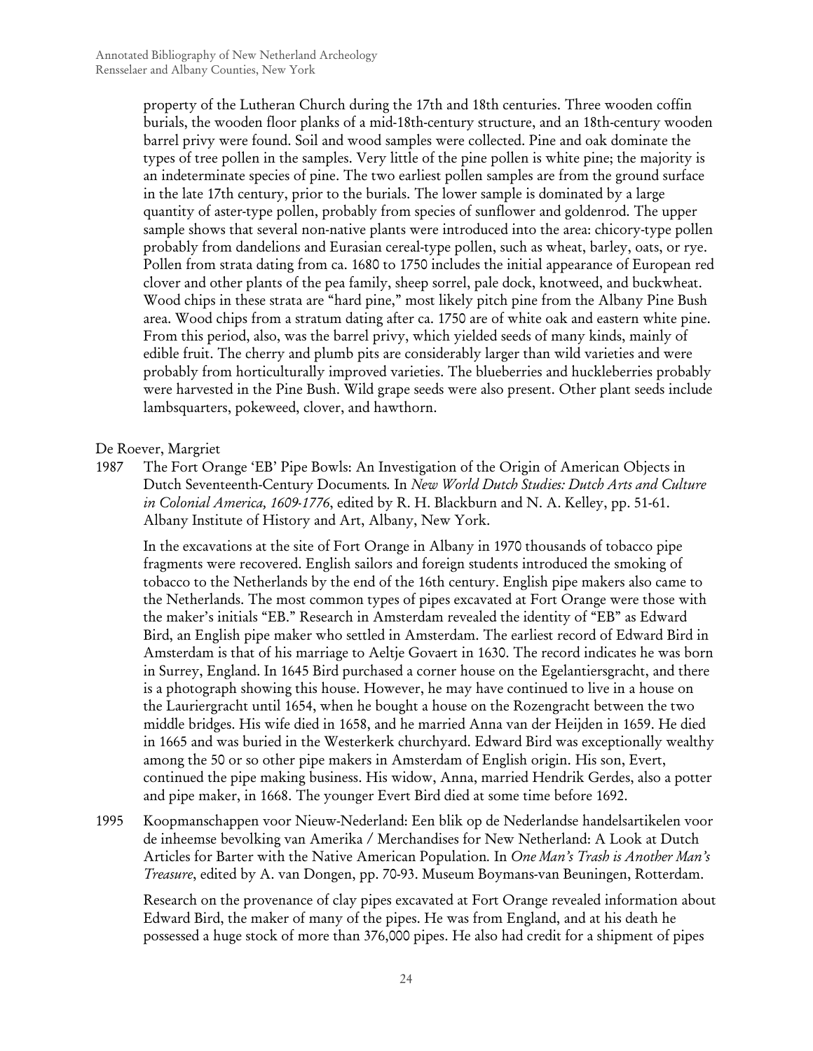property of the Lutheran Church during the 17th and 18th centuries. Three wooden coffin burials, the wooden floor planks of a mid-18th-century structure, and an 18th-century wooden barrel privy were found. Soil and wood samples were collected. Pine and oak dominate the types of tree pollen in the samples. Very little of the pine pollen is white pine; the majority is an indeterminate species of pine. The two earliest pollen samples are from the ground surface in the late 17th century, prior to the burials. The lower sample is dominated by a large quantity of aster-type pollen, probably from species of sunflower and goldenrod. The upper sample shows that several non-native plants were introduced into the area: chicory-type pollen probably from dandelions and Eurasian cereal-type pollen, such as wheat, barley, oats, or rye. Pollen from strata dating from ca. 1680 to 1750 includes the initial appearance of European red clover and other plants of the pea family, sheep sorrel, pale dock, knotweed, and buckwheat. Wood chips in these strata are "hard pine," most likely pitch pine from the Albany Pine Bush area. Wood chips from a stratum dating after ca. 1750 are of white oak and eastern white pine. From this period, also, was the barrel privy, which yielded seeds of many kinds, mainly of edible fruit. The cherry and plumb pits are considerably larger than wild varieties and were probably from horticulturally improved varieties. The blueberries and huckleberries probably were harvested in the Pine Bush. Wild grape seeds were also present. Other plant seeds include lambsquarters, pokeweed, clover, and hawthorn.

De Roever, Margriet

1987 The Fort Orange 'EB' Pipe Bowls: An Investigation of the Origin of American Objects in Dutch Seventeenth-Century Documents. In *New World Dutch Studies: Dutch Arts and Culture in Colonial America, 1609-1776*, edited by R. H. Blackburn and N. A. Kelley, pp. 51-61. Albany Institute of History and Art, Albany, New York.

In the excavations at the site of Fort Orange in Albany in 1970 thousands of tobacco pipe fragments were recovered. English sailors and foreign students introduced the smoking of tobacco to the Netherlands by the end of the 16th century. English pipe makers also came to the Netherlands. The most common types of pipes excavated at Fort Orange were those with the maker's initials "EB." Research in Amsterdam revealed the identity of "EB" as Edward Bird, an English pipe maker who settled in Amsterdam. The earliest record of Edward Bird in Amsterdam is that of his marriage to Aeltje Govaert in 1630. The record indicates he was born in Surrey, England. In 1645 Bird purchased a corner house on the Egelantiersgracht, and there is a photograph showing this house. However, he may have continued to live in a house on the Lauriergracht until 1654, when he bought a house on the Rozengracht between the two middle bridges. His wife died in 1658, and he married Anna van der Heijden in 1659. He died in 1665 and was buried in the Westerkerk churchyard. Edward Bird was exceptionally wealthy among the 50 or so other pipe makers in Amsterdam of English origin. His son, Evert, continued the pipe making business. His widow, Anna, married Hendrik Gerdes, also a potter and pipe maker, in 1668. The younger Evert Bird died at some time before 1692.

1995 Koopmanschappen voor Nieuw-Nederland: Een blik op de Nederlandse handelsartikelen voor de inheemse bevolking van Amerika / Merchandises for New Netherland: A Look at Dutch Articles for Barter with the Native American Population. In *One Man's Trash is Another Man's Treasure*, edited by A. van Dongen, pp. 70-93. Museum Boymans-van Beuningen, Rotterdam.

Research on the provenance of clay pipes excavated at Fort Orange revealed information about Edward Bird, the maker of many of the pipes. He was from England, and at his death he possessed a huge stock of more than 376,000 pipes. He also had credit for a shipment of pipes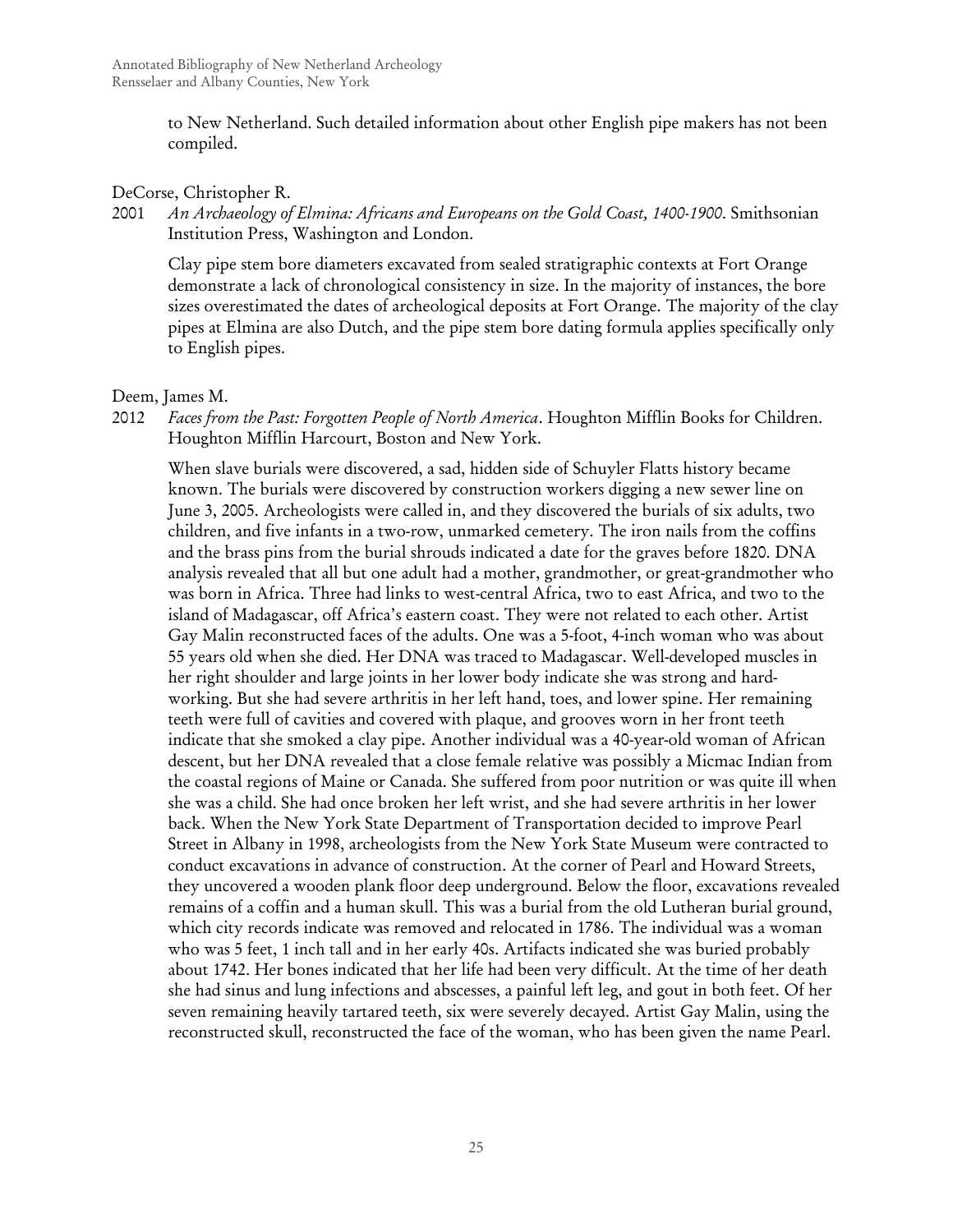to New Netherland. Such detailed information about other English pipe makers has not been compiled.

DeCorse, Christopher R.

2001 *An Archaeology of Elmina: Africans and Europeans on the Gold Coast, 1400-1900*. Smithsonian Institution Press, Washington and London.

Clay pipe stem bore diameters excavated from sealed stratigraphic contexts at Fort Orange demonstrate a lack of chronological consistency in size. In the majority of instances, the bore sizes overestimated the dates of archeological deposits at Fort Orange. The majority of the clay pipes at Elmina are also Dutch, and the pipe stem bore dating formula applies specifically only to English pipes.

Deem, James M.

2012 *Faces from the Past: Forgotten People of North America*. Houghton Mifflin Books for Children. Houghton Mifflin Harcourt, Boston and New York.

When slave burials were discovered, a sad, hidden side of Schuyler Flatts history became known. The burials were discovered by construction workers digging a new sewer line on June 3, 2005. Archeologists were called in, and they discovered the burials of six adults, two children, and five infants in a two-row, unmarked cemetery. The iron nails from the coffins and the brass pins from the burial shrouds indicated a date for the graves before 1820. DNA analysis revealed that all but one adult had a mother, grandmother, or great-grandmother who was born in Africa. Three had links to west-central Africa, two to east Africa, and two to the island of Madagascar, off Africa's eastern coast. They were not related to each other. Artist Gay Malin reconstructed faces of the adults. One was a 5-foot, 4-inch woman who was about 55 years old when she died. Her DNA was traced to Madagascar. Well-developed muscles in her right shoulder and large joints in her lower body indicate she was strong and hard-working. But she had severe arthritis in her left hand, toes, and lower spine. Her remaining teeth were full of cavities and covered with plaque, and grooves worn in her front teeth indicate that she smoked a clay pipe. Another individual was a 40-year-old woman of African descent, but her DNA revealed that a close female relative was possibly a Micmac Indian from the coastal regions of Maine or Canada. She suffered from poor nutrition or was quite ill when she was a child. She had once broken her left wrist, and she had severe arthritis in her lower back. When the New York State Department of Transportation decided to improve Pearl Street in Albany in 1998, archeologists from the New York State Museum were contracted to conduct excavations in advance of construction. At the corner of Pearl and Howard Streets, they uncovered a wooden plank floor deep underground. Below the floor, excavations revealed remains of a coffin and a human skull. This was a burial from the old Lutheran burial ground, which city records indicate was removed and relocated in 1786. The individual was a woman who was 5 feet, 1 inch tall and in her early 40s. Artifacts indicated she was buried probably about 1742. Her bones indicated that her life had been very difficult. At the time of her death she had sinus and lung infections and abscesses, a painful left leg, and gout in both feet. Of her seven remaining heavily tartared teeth, six were severely decayed. Artist Gay Malin, using the reconstructed skull, reconstructed the face of the woman, who has been given the name Pearl.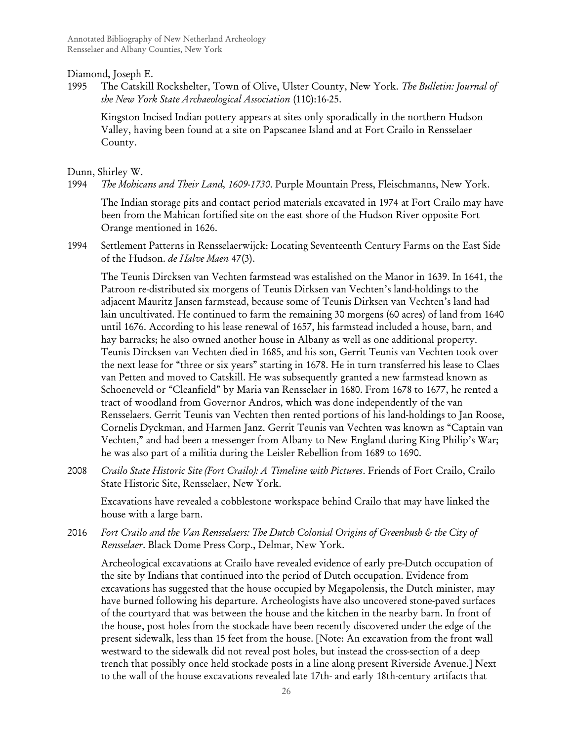Diamond, Joseph E.

1995 The Catskill Rockshelter, Town of Olive, Ulster County, New York. *The Bulletin: Journal of the New York State Archaeological Association* (110):16-25.

Kingston Incised Indian pottery appears at sites only sporadically in the northern Hudson Valley, having been found at a site on Papscanee Island and at Fort Crailo in Rensselaer County.

Dunn, Shirley W.

1994 *The Mohicans and Their Land, 1609-1730*. Purple Mountain Press, Fleischmanns, New York.

The Indian storage pits and contact period materials excavated in 1974 at Fort Crailo may have been from the Mahican fortified site on the east shore of the Hudson River opposite Fort Orange mentioned in 1626.

1994 Settlement Patterns in Rensselaerwijck: Locating Seventeenth Century Farms on the East Side of the Hudson. *de Halve Maen* 47(3).

The Teunis Dircksen van Vechten farmstead was estalished on the Manor in 1639. In 1641, the Patroon re-distributed six morgens of Teunis Dirksen van Vechten's land-holdings to the adjacent Mauritz Jansen farmstead, because some of Teunis Dirksen van Vechten's land had lain uncultivated. He continued to farm the remaining 30 morgens (60 acres) of land from 1640 until 1676. According to his lease renewal of 1657, his farmstead included a house, barn, and hay barracks; he also owned another house in Albany as well as one additional property. Teunis Dircksen van Vechten died in 1685, and his son, Gerrit Teunis van Vechten took over the next lease for "three or six years" starting in 1678. He in turn transferred his lease to Claes van Petten and moved to Catskill. He was subsequently granted a new farmstead known as Schoeneveld or "Cleanfield" by Maria van Rensselaer in 1680. From 1678 to 1677, he rented a tract of woodland from Governor Andros, which was done independently of the van Rensselaers. Gerrit Teunis van Vechten then rented portions of his land-holdings to Jan Roose, Cornelis Dyckman, and Harmen Janz. Gerrit Teunis van Vechten was known as "Captain van Vechten," and had been a messenger from Albany to New England during King Philip's War; he was also part of a militia during the Leisler Rebellion from 1689 to 1690.

2008 *Crailo State Historic Site (Fort Crailo): A Timeline with Pictures*. Friends of Fort Crailo, Crailo State Historic Site, Rensselaer, New York.

Excavations have revealed a cobblestone workspace behind Crailo that may have linked the house with a large barn.

2016 *Fort Crailo and the Van Rensselaers: The Dutch Colonial Origins of Greenbush & the City of Rensselaer*. Black Dome Press Corp., Delmar, New York.

Archeological excavations at Crailo have revealed evidence of early pre-Dutch occupation of the site by Indians that continued into the period of Dutch occupation. Evidence from excavations has suggested that the house occupied by Megapolensis, the Dutch minister, may have burned following his departure. Archeologists have also uncovered stone-paved surfaces of the courtyard that was between the house and the kitchen in the nearby barn. In front of the house, post holes from the stockade have been recently discovered under the edge of the present sidewalk, less than 15 feet from the house. [Note: An excavation from the front wall westward to the sidewalk did not reveal post holes, but instead the cross-section of a deep trench that possibly once held stockade posts in a line along present Riverside Avenue.] Next to the wall of the house excavations revealed late 17th- and early 18th-century artifacts that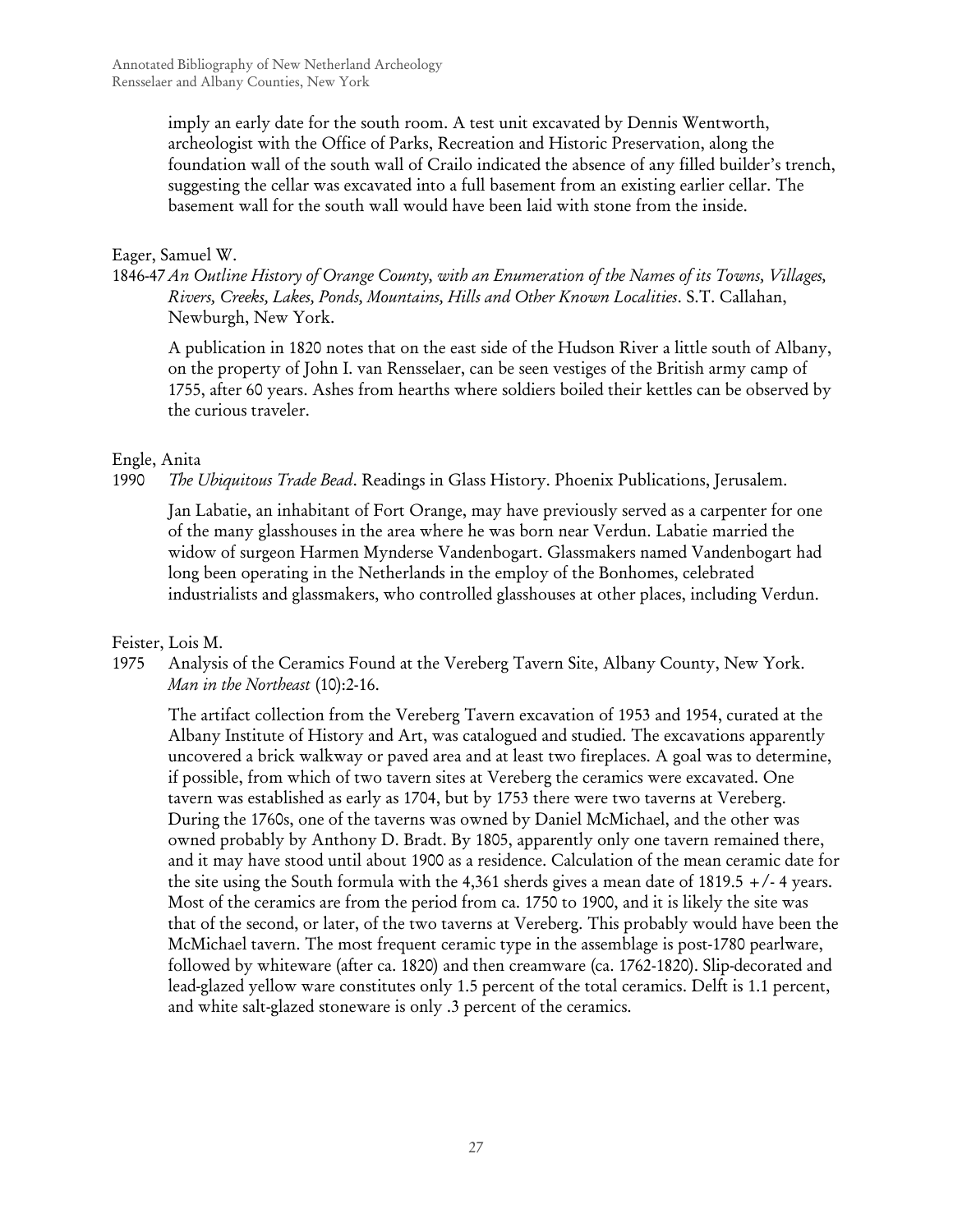imply an early date for the south room. A test unit excavated by Dennis Wentworth, archeologist with the Office of Parks, Recreation and Historic Preservation, along the foundation wall of the south wall of Crailo indicated the absence of any filled builder's trench, suggesting the cellar was excavated into a full basement from an existing earlier cellar. The basement wall for the south wall would have been laid with stone from the inside.

Eager, Samuel W.

1846-47 *An Outline History of Orange County, with an Enumeration of the Names of its Towns, Villages, Rivers, Creeks, Lakes, Ponds, Mountains, Hills and Other Known Localities*. S.T. Callahan, Newburgh, New York.

A publication in 1820 notes that on the east side of the Hudson River a little south of Albany, on the property of John I. van Rensselaer, can be seen vestiges of the British army camp of 1755, after 60 years. Ashes from hearths where soldiers boiled their kettles can be observed by the curious traveler.

Engle, Anita

1990 *The Ubiquitous Trade Bead*. Readings in Glass History. Phoenix Publications, Jerusalem.

Jan Labatie, an inhabitant of Fort Orange, may have previously served as a carpenter for one of the many glasshouses in the area where he was born near Verdun. Labatie married the widow of surgeon Harmen Mynderse Vandenbogart. Glassmakers named Vandenbogart had long been operating in the Netherlands in the employ of the Bonhomes, celebrated industrialists and glassmakers, who controlled glasshouses at other places, including Verdun.

Feister, Lois M.

1975 Analysis of the Ceramics Found at the Vereberg Tavern Site, Albany County, New York. *Man in the Northeast* (10):2-16.

The artifact collection from the Vereberg Tavern excavation of 1953 and 1954, curated at the Albany Institute of History and Art, was catalogued and studied. The excavations apparently uncovered a brick walkway or paved area and at least two fireplaces. A goal was to determine, if possible, from which of two tavern sites at Vereberg the ceramics were excavated. One tavern was established as early as 1704, but by 1753 there were two taverns at Vereberg. During the 1760s, one of the taverns was owned by Daniel McMichael, and the other was owned probably by Anthony D. Bradt. By 1805, apparently only one tavern remained there, and it may have stood until about 1900 as a residence. Calculation of the mean ceramic date for the site using the South formula with the 4,361 sherds gives a mean date of 1819.5 +/- 4 years. Most of the ceramics are from the period from ca. 1750 to 1900, and it is likely the site was that of the second, or later, of the two taverns at Vereberg. This probably would have been the McMichael tavern. The most frequent ceramic type in the assemblage is post-1780 pearlware, followed by whiteware (after ca. 1820) and then creamware (ca. 1762-1820). Slip-decorated and lead-glazed yellow ware constitutes only 1.5 percent of the total ceramics. Delft is 1.1 percent, and white salt-glazed stoneware is only .3 percent of the ceramics.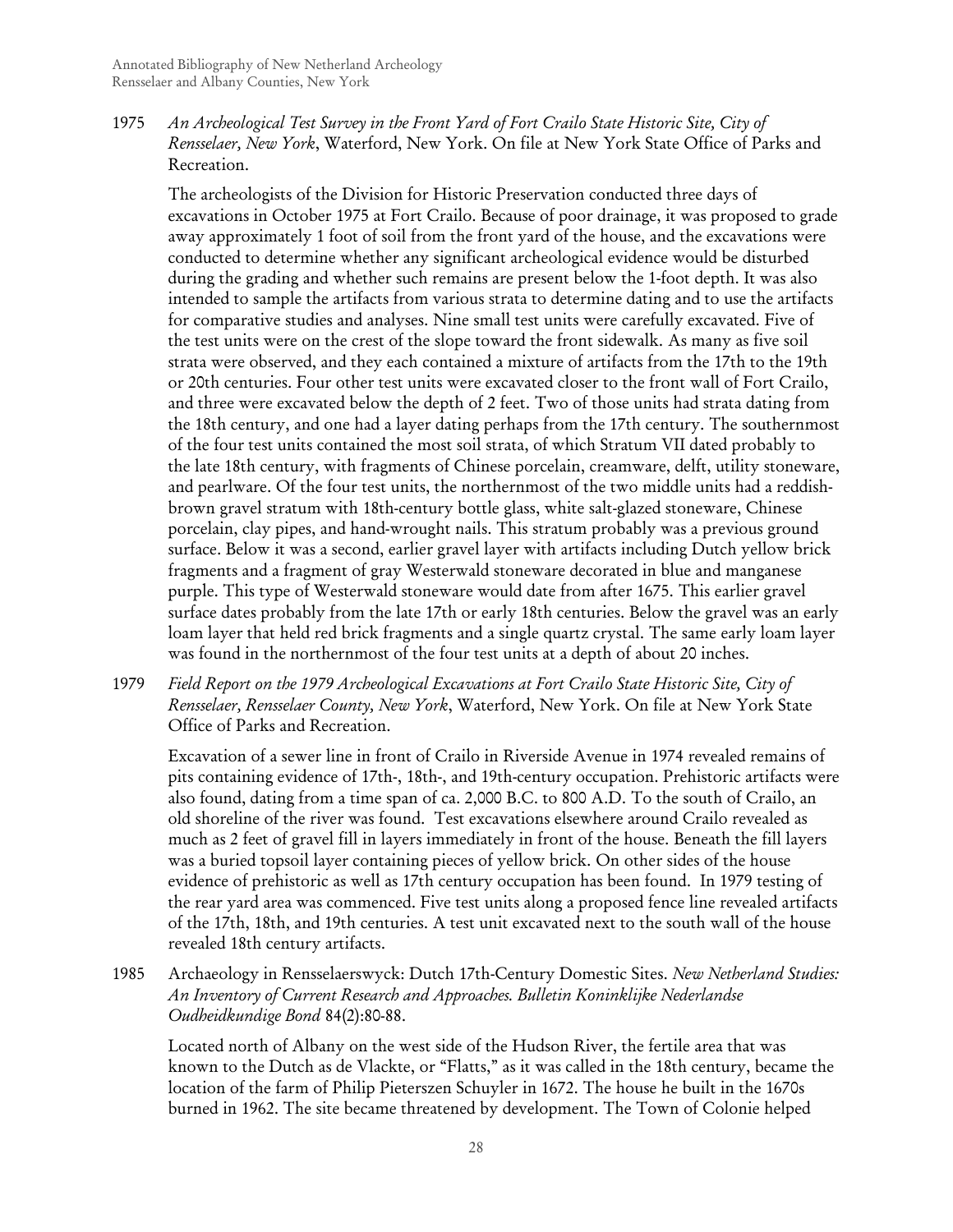1975 *An Archeological Test Survey in the Front Yard of Fort Crailo State Historic Site, City of Rensselaer, New York*, Waterford, New York. On file at New York State Office of Parks and Recreation.

The archeologists of the Division for Historic Preservation conducted three days of excavations in October 1975 at Fort Crailo. Because of poor drainage, it was proposed to grade away approximately 1 foot of soil from the front yard of the house, and the excavations were conducted to determine whether any significant archeological evidence would be disturbed during the grading and whether such remains are present below the 1-foot depth. It was also intended to sample the artifacts from various strata to determine dating and to use the artifacts for comparative studies and analyses. Nine small test units were carefully excavated. Five of the test units were on the crest of the slope toward the front sidewalk. As many as five soil strata were observed, and they each contained a mixture of artifacts from the 17th to the 19th or 20th centuries. Four other test units were excavated closer to the front wall of Fort Crailo, and three were excavated below the depth of 2 feet. Two of those units had strata dating from the 18th century, and one had a layer dating perhaps from the 17th century. The southernmost of the four test units contained the most soil strata, of which Stratum VII dated probably to the late 18th century, with fragments of Chinese porcelain, creamware, delft, utility stoneware, and pearlware. Of the four test units, the northernmost of the two middle units had a reddish-brown gravel stratum with 18th-century bottle glass, white salt-glazed stoneware, Chinese porcelain, clay pipes, and hand-wrought nails. This stratum probably was a previous ground surface. Below it was a second, earlier gravel layer with artifacts including Dutch yellow brick fragments and a fragment of gray Westerwald stoneware decorated in blue and manganese purple. This type of Westerwald stoneware would date from after 1675. This earlier gravel surface dates probably from the late 17th or early 18th centuries. Below the gravel was an early loam layer that held red brick fragments and a single quartz crystal. The same early loam layer was found in the northernmost of the four test units at a depth of about 20 inches.

1979 *Field Report on the 1979 Archeological Excavations at Fort Crailo State Historic Site, City of Rensselaer, Rensselaer County, New York*, Waterford, New York. On file at New York State Office of Parks and Recreation.

Excavation of a sewer line in front of Crailo in Riverside Avenue in 1974 revealed remains of pits containing evidence of 17th-, 18th-, and 19th-century occupation. Prehistoric artifacts were also found, dating from a time span of ca. 2,000 B.C. to 800 A.D. To the south of Crailo, an old shoreline of the river was found. Test excavations elsewhere around Crailo revealed as much as 2 feet of gravel fill in layers immediately in front of the house. Beneath the fill layers was a buried topsoil layer containing pieces of yellow brick. On other sides of the house evidence of prehistoric as well as 17th century occupation has been found. In 1979 testing of the rear yard area was commenced. Five test units along a proposed fence line revealed artifacts of the 17th, 18th, and 19th centuries. A test unit excavated next to the south wall of the house revealed 18th century artifacts.

1985 Archaeology in Rensselaerswyck: Dutch 17th-Century Domestic Sites. *New Netherland Studies: An Inventory of Current Research and Approaches. Bulletin Koninklijke Nederlandse Oudheidkundige Bond* 84(2):80-88.

Located north of Albany on the west side of the Hudson River, the fertile area that was known to the Dutch as de Vlackte, or "Flatts," as it was called in the 18th century, became the location of the farm of Philip Pieterszen Schuyler in 1672. The house he built in the 1670s burned in 1962. The site became threatened by development. The Town of Colonie helped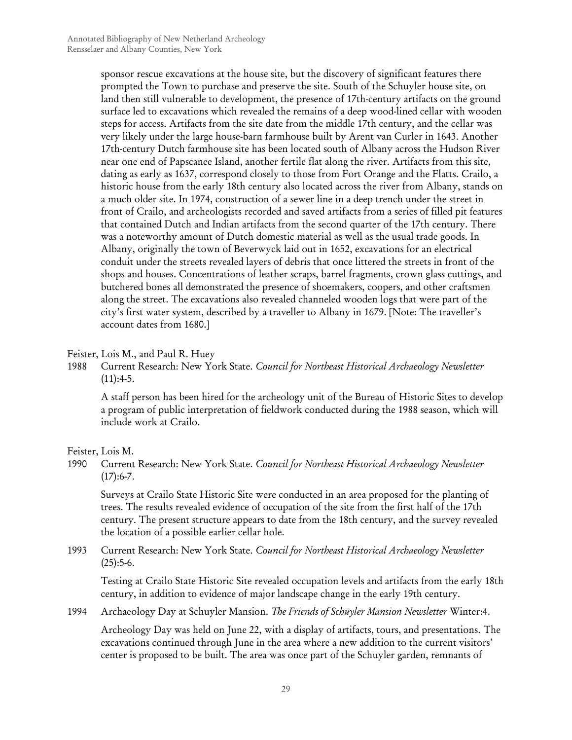sponsor rescue excavations at the house site, but the discovery of significant features there prompted the Town to purchase and preserve the site. South of the Schuyler house site, on land then still vulnerable to development, the presence of 17th-century artifacts on the ground surface led to excavations which revealed the remains of a deep wood-lined cellar with wooden steps for access. Artifacts from the site date from the middle 17th century, and the cellar was very likely under the large house-barn farmhouse built by Arent van Curler in 1643. Another 17th-century Dutch farmhouse site has been located south of Albany across the Hudson River near one end of Papscanee Island, another fertile flat along the river. Artifacts from this site, dating as early as 1637, correspond closely to those from Fort Orange and the Flatts. Crailo, a historic house from the early 18th century also located across the river from Albany, stands on a much older site. In 1974, construction of a sewer line in a deep trench under the street in front of Crailo, and archeologists recorded and saved artifacts from a series of filled pit features that contained Dutch and Indian artifacts from the second quarter of the 17th century. There was a noteworthy amount of Dutch domestic material as well as the usual trade goods. In Albany, originally the town of Beverwyck laid out in 1652, excavations for an electrical conduit under the streets revealed layers of debris that once littered the streets in front of the shops and houses. Concentrations of leather scraps, barrel fragments, crown glass cuttings, and butchered bones all demonstrated the presence of shoemakers, coopers, and other craftsmen along the street. The excavations also revealed channeled wooden logs that were part of the city's first water system, described by a traveller to Albany in 1679. [Note: The traveller's account dates from 1680.]

Feister, Lois M., and Paul R. Huey

1988 Current Research: New York State. *Council for Northeast Historical Archaeology Newsletter* (11):4-5.

A staff person has been hired for the archeology unit of the Bureau of Historic Sites to develop a program of public interpretation of fieldwork conducted during the 1988 season, which will include work at Crailo.

Feister, Lois M.

1990 Current Research: New York State. *Council for Northeast Historical Archaeology Newsletter* (17):6-7.

Surveys at Crailo State Historic Site were conducted in an area proposed for the planting of trees. The results revealed evidence of occupation of the site from the first half of the 17th century. The present structure appears to date from the 18th century, and the survey revealed the location of a possible earlier cellar hole.

1993 Current Research: New York State. *Council for Northeast Historical Archaeology Newsletter* (25):5-6.

Testing at Crailo State Historic Site revealed occupation levels and artifacts from the early 18th century, in addition to evidence of major landscape change in the early 19th century.

1994 Archaeology Day at Schuyler Mansion. *The Friends of Schuyler Mansion Newsletter* Winter:4.

Archeology Day was held on June 22, with a display of artifacts, tours, and presentations. The excavations continued through June in the area where a new addition to the current visitors' center is proposed to be built. The area was once part of the Schuyler garden, remnants of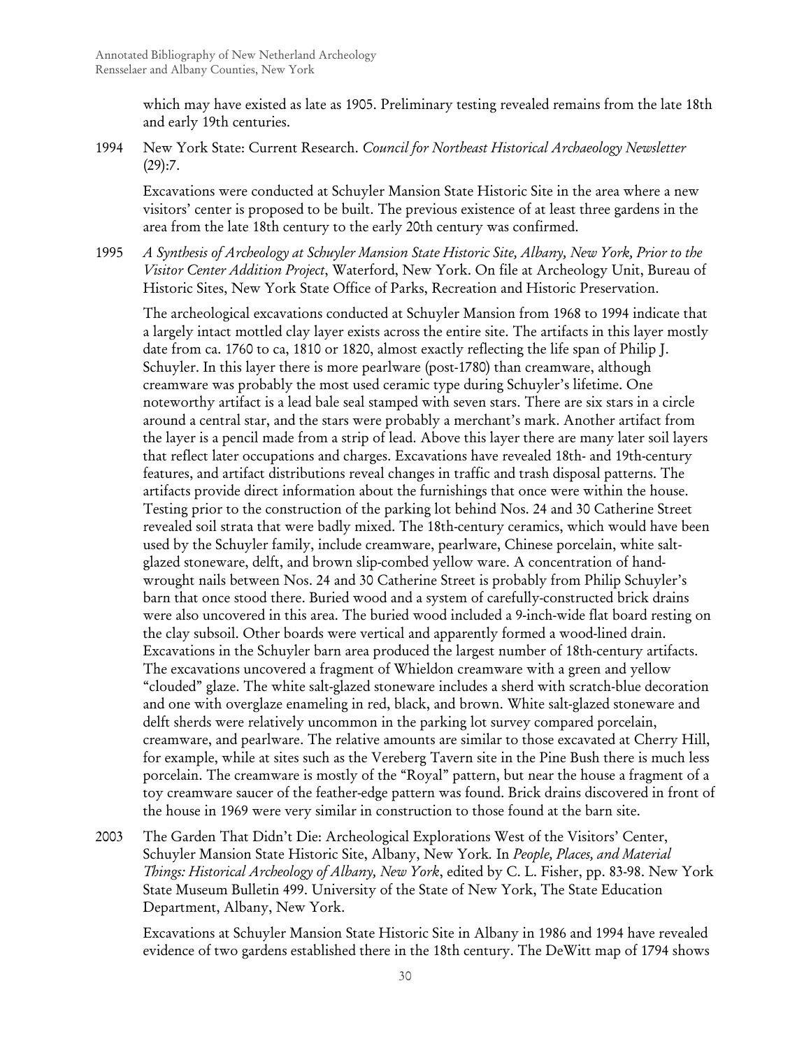which may have existed as late as 1905. Preliminary testing revealed remains from the late 18th and early 19th centuries.

1994 New York State: Current Research. *Council for Northeast Historical Archaeology Newsletter* (29):7.

Excavations were conducted at Schuyler Mansion State Historic Site in the area where a new visitors' center is proposed to be built. The previous existence of at least three gardens in the area from the late 18th century to the early 20th century was confirmed.

1995 *A Synthesis of Archeology at Schuyler Mansion State Historic Site, Albany, New York, Prior to the Visitor Center Addition Project*, Waterford, New York. On file at Archeology Unit, Bureau of Historic Sites, New York State Office of Parks, Recreation and Historic Preservation.

The archeological excavations conducted at Schuyler Mansion from 1968 to 1994 indicate that a largely intact mottled clay layer exists across the entire site. The artifacts in this layer mostly date from ca. 1760 to ca, 1810 or 1820, almost exactly reflecting the life span of Philip J. Schuyler. In this layer there is more pearlware (post-1780) than creamware, although creamware was probably the most used ceramic type during Schuyler's lifetime. One noteworthy artifact is a lead bale seal stamped with seven stars. There are six stars in a circle around a central star, and the stars were probably a merchant's mark. Another artifact from the layer is a pencil made from a strip of lead. Above this layer there are many later soil layers that reflect later occupations and charges. Excavations have revealed 18th- and 19th-century features, and artifact distributions reveal changes in traffic and trash disposal patterns. The artifacts provide direct information about the furnishings that once were within the house. Testing prior to the construction of the parking lot behind Nos. 24 and 30 Catherine Street revealed soil strata that were badly mixed. The 18th-century ceramics, which would have been used by the Schuyler family, include creamware, pearlware, Chinese porcelain, white salt-glazed stoneware, delft, and brown slip-combed yellow ware. A concentration of hand-wrought nails between Nos. 24 and 30 Catherine Street is probably from Philip Schuyler's barn that once stood there. Buried wood and a system of carefully-constructed brick drains were also uncovered in this area. The buried wood included a 9-inch-wide flat board resting on the clay subsoil. Other boards were vertical and apparently formed a wood-lined drain. Excavations in the Schuyler barn area produced the largest number of 18th-century artifacts. The excavations uncovered a fragment of Whieldon creamware with a green and yellow "clouded" glaze. The white salt-glazed stoneware includes a sherd with scratch-blue decoration and one with overglaze enameling in red, black, and brown. White salt-glazed stoneware and delft sherds were relatively uncommon in the parking lot survey compared porcelain, creamware, and pearlware. The relative amounts are similar to those excavated at Cherry Hill, for example, while at sites such as the Vereberg Tavern site in the Pine Bush there is much less porcelain. The creamware is mostly of the "Royal" pattern, but near the house a fragment of a toy creamware saucer of the feather-edge pattern was found. Brick drains discovered in front of the house in 1969 were very similar in construction to those found at the barn site.

2003 The Garden That Didn't Die: Archeological Explorations West of the Visitors' Center, Schuyler Mansion State Historic Site, Albany, New York. In *People, Places, and Material Things: Historical Archeology of Albany, New York*, edited by C. L. Fisher, pp. 83-98. New York State Museum Bulletin 499. University of the State of New York, The State Education Department, Albany, New York.

Excavations at Schuyler Mansion State Historic Site in Albany in 1986 and 1994 have revealed evidence of two gardens established there in the 18th century. The DeWitt map of 1794 shows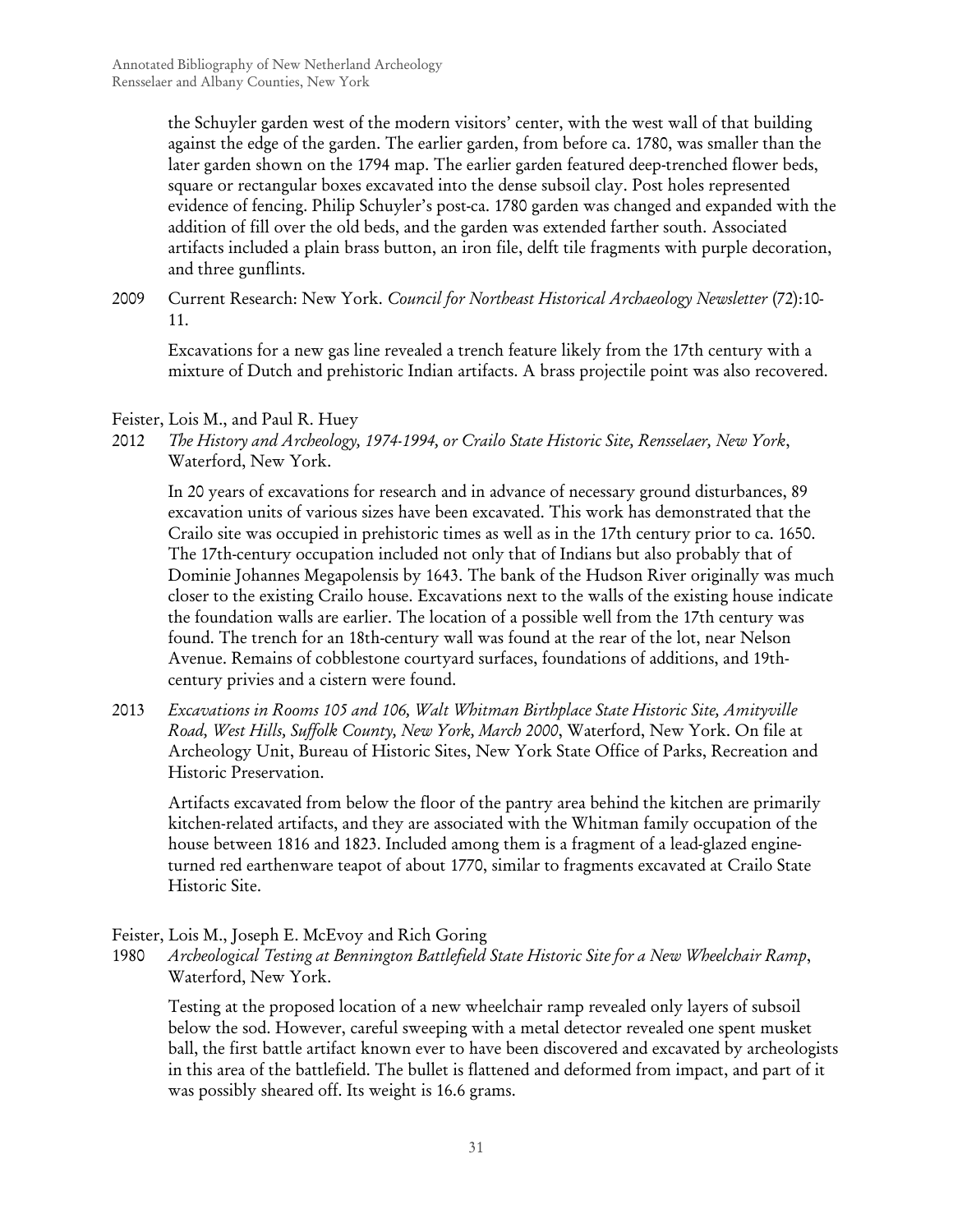the Schuyler garden west of the modern visitors' center, with the west wall of that building against the edge of the garden. The earlier garden, from before ca. 1780, was smaller than the later garden shown on the 1794 map. The earlier garden featured deep-trenched flower beds, square or rectangular boxes excavated into the dense subsoil clay. Post holes represented evidence of fencing. Philip Schuyler's post-ca. 1780 garden was changed and expanded with the addition of fill over the old beds, and the garden was extended farther south. Associated artifacts included a plain brass button, an iron file, delft tile fragments with purple decoration, and three gunflints.

2009 Current Research: New York. *Council for Northeast Historical Archaeology Newsletter* (72):10-11.

Excavations for a new gas line revealed a trench feature likely from the 17th century with a mixture of Dutch and prehistoric Indian artifacts. A brass projectile point was also recovered.

Feister, Lois M., and Paul R. Huey

2012 *The History and Archeology, 1974-1994, or Crailo State Historic Site, Rensselaer, New York*, Waterford, New York.

In 20 years of excavations for research and in advance of necessary ground disturbances, 89 excavation units of various sizes have been excavated. This work has demonstrated that the Crailo site was occupied in prehistoric times as well as in the 17th century prior to ca. 1650. The 17th-century occupation included not only that of Indians but also probably that of Dominie Johannes Megapolensis by 1643. The bank of the Hudson River originally was much closer to the existing Crailo house. Excavations next to the walls of the existing house indicate the foundation walls are earlier. The location of a possible well from the 17th century was found. The trench for an 18th-century wall was found at the rear of the lot, near Nelson Avenue. Remains of cobblestone courtyard surfaces, foundations of additions, and 19th-century privies and a cistern were found.

2013 *Excavations in Rooms 105 and 106, Walt Whitman Birthplace State Historic Site, Amityville Road, West Hills, Suffolk County, New York, March 2000*, Waterford, New York. On file at Archeology Unit, Bureau of Historic Sites, New York State Office of Parks, Recreation and Historic Preservation.

Artifacts excavated from below the floor of the pantry area behind the kitchen are primarily kitchen-related artifacts, and they are associated with the Whitman family occupation of the house between 1816 and 1823. Included among them is a fragment of a lead-glazed engine-turned red earthenware teapot of about 1770, similar to fragments excavated at Crailo State Historic Site.

Feister, Lois M., Joseph E. McEvoy and Rich Goring

1980 *Archeological Testing at Bennington Battlefield State Historic Site for a New Wheelchair Ramp*, Waterford, New York.

Testing at the proposed location of a new wheelchair ramp revealed only layers of subsoil below the sod. However, careful sweeping with a metal detector revealed one spent musket ball, the first battle artifact known ever to have been discovered and excavated by archeologists in this area of the battlefield. The bullet is flattened and deformed from impact, and part of it was possibly sheared off. Its weight is 16.6 grams.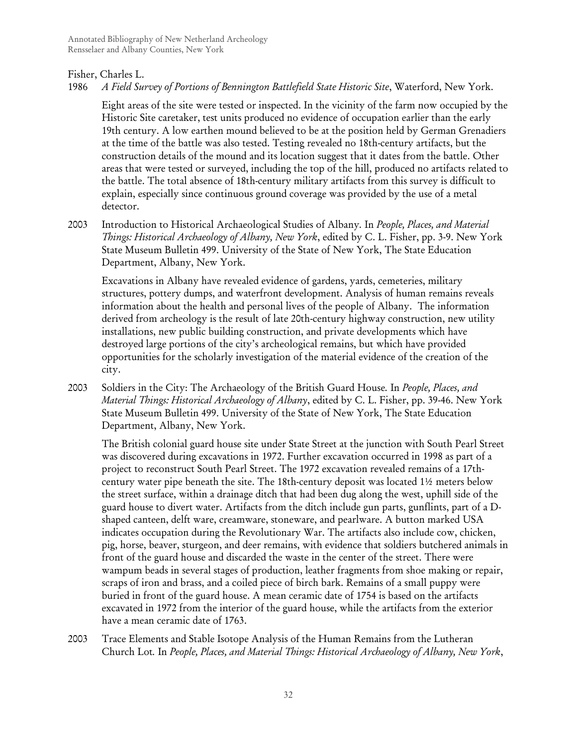Fisher, Charles L.

1986 *A Field Survey of Portions of Bennington Battlefield State Historic Site*, Waterford, New York.

Eight areas of the site were tested or inspected. In the vicinity of the farm now occupied by the Historic Site caretaker, test units produced no evidence of occupation earlier than the early 19th century. A low earthen mound believed to be at the position held by German Grenadiers at the time of the battle was also tested. Testing revealed no 18th-century artifacts, but the construction details of the mound and its location suggest that it dates from the battle. Other areas that were tested or surveyed, including the top of the hill, produced no artifacts related to the battle. The total absence of 18th-century military artifacts from this survey is difficult to explain, especially since continuous ground coverage was provided by the use of a metal detector.

2003 Introduction to Historical Archaeological Studies of Albany. In *People, Places, and Material Things: Historical Archaeology of Albany, New York*, edited by C. L. Fisher, pp. 3-9. New York State Museum Bulletin 499. University of the State of New York, The State Education Department, Albany, New York.

Excavations in Albany have revealed evidence of gardens, yards, cemeteries, military structures, pottery dumps, and waterfront development. Analysis of human remains reveals information about the health and personal lives of the people of Albany. The information derived from archeology is the result of late 20th-century highway construction, new utility installations, new public building construction, and private developments which have destroyed large portions of the city's archeological remains, but which have provided opportunities for the scholarly investigation of the material evidence of the creation of the city.

2003 Soldiers in the City: The Archaeology of the British Guard House. In *People, Places, and Material Things: Historical Archaeology of Albany*, edited by C. L. Fisher, pp. 39-46. New York State Museum Bulletin 499. University of the State of New York, The State Education Department, Albany, New York.

The British colonial guard house site under State Street at the junction with South Pearl Street was discovered during excavations in 1972. Further excavation occurred in 1998 as part of a project to reconstruct South Pearl Street. The 1972 excavation revealed remains of a 17th-century water pipe beneath the site. The 18th-century deposit was located 1½ meters below the street surface, within a drainage ditch that had been dug along the west, uphill side of the guard house to divert water. Artifacts from the ditch include gun parts, gunflints, part of a D-shaped canteen, delft ware, creamware, stoneware, and pearlware. A button marked USA indicates occupation during the Revolutionary War. The artifacts also include cow, chicken, pig, horse, beaver, sturgeon, and deer remains, with evidence that soldiers butchered animals in front of the guard house and discarded the waste in the center of the street. There were wampum beads in several stages of production, leather fragments from shoe making or repair, scraps of iron and brass, and a coiled piece of birch bark. Remains of a small puppy were buried in front of the guard house. A mean ceramic date of 1754 is based on the artifacts excavated in 1972 from the interior of the guard house, while the artifacts from the exterior have a mean ceramic date of 1763.

2003 Trace Elements and Stable Isotope Analysis of the Human Remains from the Lutheran Church Lot. In *People, Places, and Material Things: Historical Archaeology of Albany, New York*,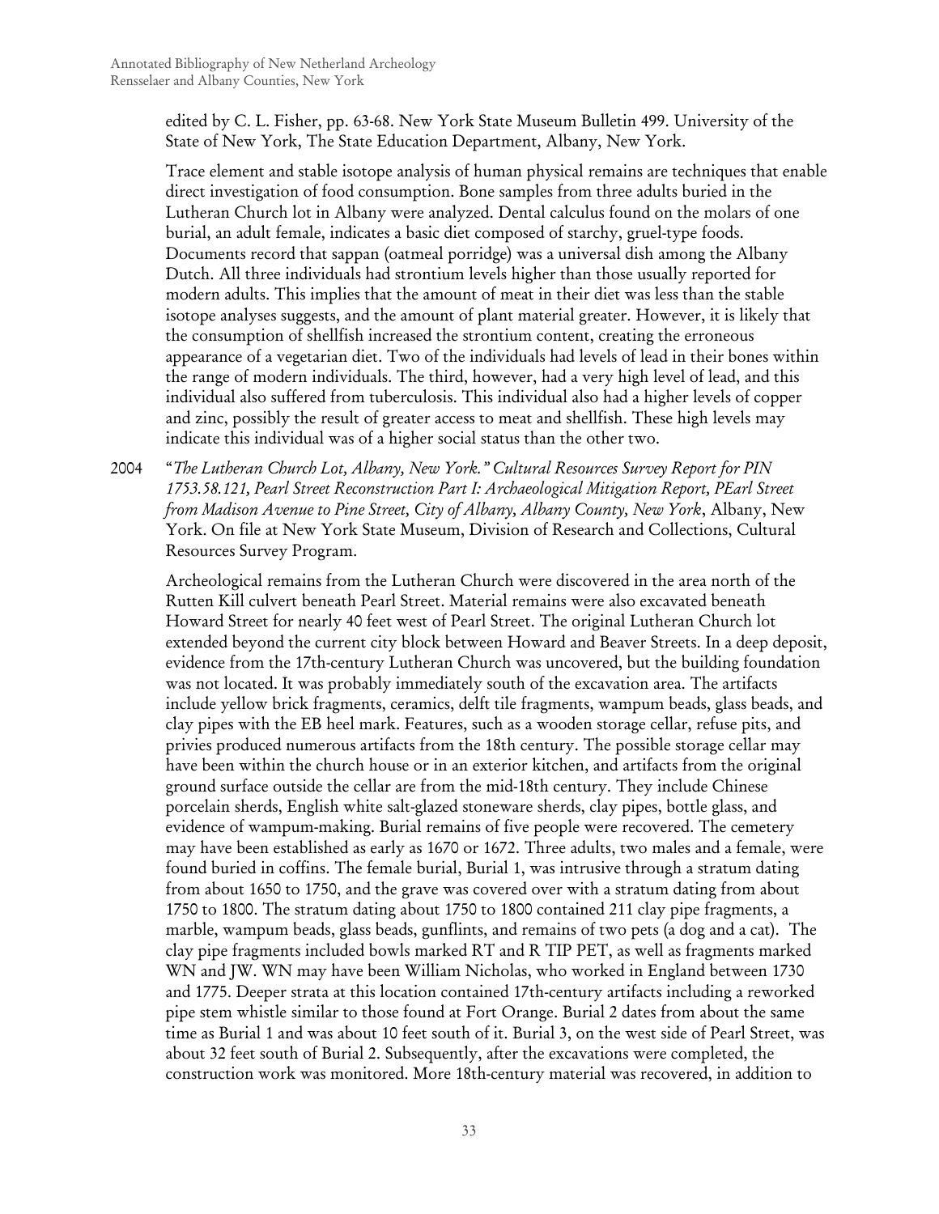edited by C. L. Fisher, pp. 63-68. New York State Museum Bulletin 499. University of the State of New York, The State Education Department, Albany, New York.

Trace element and stable isotope analysis of human physical remains are techniques that enable direct investigation of food consumption. Bone samples from three adults buried in the Lutheran Church lot in Albany were analyzed. Dental calculus found on the molars of one burial, an adult female, indicates a basic diet composed of starchy, gruel-type foods. Documents record that sappan (oatmeal porridge) was a universal dish among the Albany Dutch. All three individuals had strontium levels higher than those usually reported for modern adults. This implies that the amount of meat in their diet was less than the stable isotope analyses suggests, and the amount of plant material greater. However, it is likely that the consumption of shellfish increased the strontium content, creating the erroneous appearance of a vegetarian diet. Two of the individuals had levels of lead in their bones within the range of modern individuals. The third, however, had a very high level of lead, and this individual also suffered from tuberculosis. This individual also had a higher levels of copper and zinc, possibly the result of greater access to meat and shellfish. These high levels may indicate this individual was of a higher social status than the other two.

2004 "*The Lutheran Church Lot, Albany, New York." Cultural Resources Survey Report for PIN 1753.58.121, Pearl Street Reconstruction Part I: Archaeological Mitigation Report, PEarl Street from Madison Avenue to Pine Street, City of Albany, Albany County, New York*, Albany, New York. On file at New York State Museum, Division of Research and Collections, Cultural Resources Survey Program.

Archeological remains from the Lutheran Church were discovered in the area north of the Rutten Kill culvert beneath Pearl Street. Material remains were also excavated beneath Howard Street for nearly 40 feet west of Pearl Street. The original Lutheran Church lot extended beyond the current city block between Howard and Beaver Streets. In a deep deposit, evidence from the 17th-century Lutheran Church was uncovered, but the building foundation was not located. It was probably immediately south of the excavation area. The artifacts include yellow brick fragments, ceramics, delft tile fragments, wampum beads, glass beads, and clay pipes with the EB heel mark. Features, such as a wooden storage cellar, refuse pits, and privies produced numerous artifacts from the 18th century. The possible storage cellar may have been within the church house or in an exterior kitchen, and artifacts from the original ground surface outside the cellar are from the mid-18th century. They include Chinese porcelain sherds, English white salt-glazed stoneware sherds, clay pipes, bottle glass, and evidence of wampum-making. Burial remains of five people were recovered. The cemetery may have been established as early as 1670 or 1672. Three adults, two males and a female, were found buried in coffins. The female burial, Burial 1, was intrusive through a stratum dating from about 1650 to 1750, and the grave was covered over with a stratum dating from about 1750 to 1800. The stratum dating about 1750 to 1800 contained 211 clay pipe fragments, a marble, wampum beads, glass beads, gunflints, and remains of two pets (a dog and a cat). The clay pipe fragments included bowls marked RT and R TIP PET, as well as fragments marked WN and JW. WN may have been William Nicholas, who worked in England between 1730 and 1775. Deeper strata at this location contained 17th-century artifacts including a reworked pipe stem whistle similar to those found at Fort Orange. Burial 2 dates from about the same time as Burial 1 and was about 10 feet south of it. Burial 3, on the west side of Pearl Street, was about 32 feet south of Burial 2. Subsequently, after the excavations were completed, the construction work was monitored. More 18th-century material was recovered, in addition to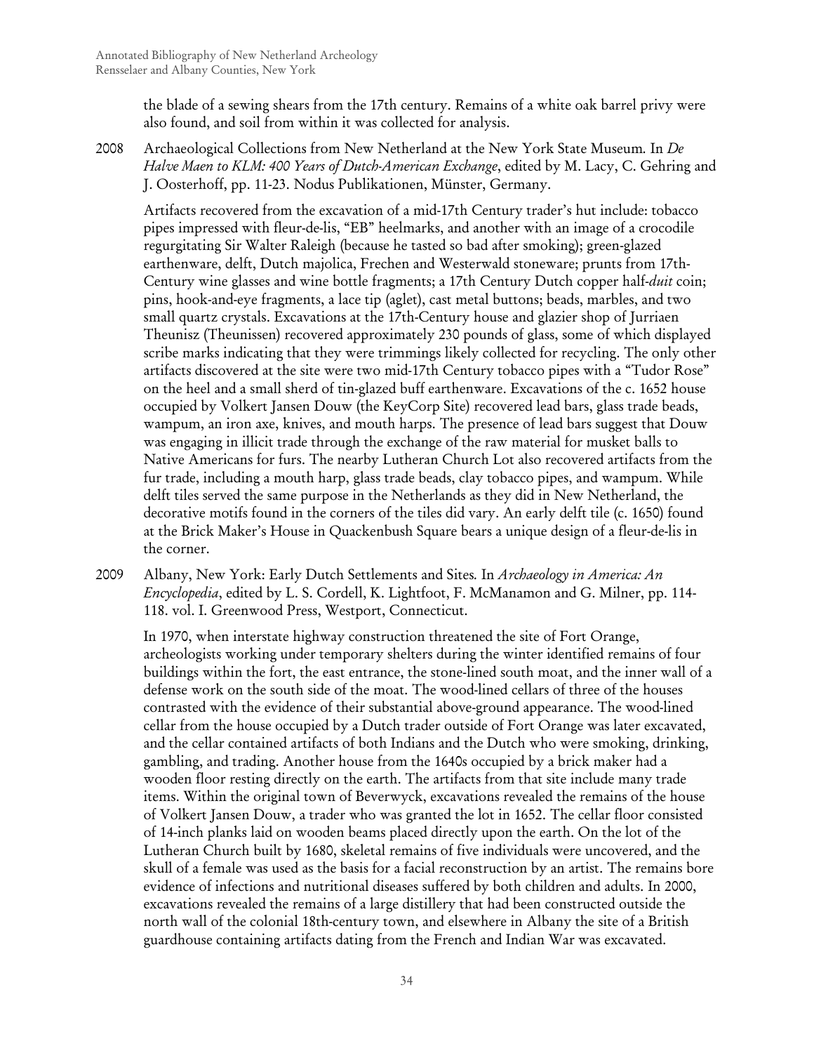the blade of a sewing shears from the 17th century. Remains of a white oak barrel privy were also found, and soil from within it was collected for analysis.

2008 Archaeological Collections from New Netherland at the New York State Museum. In *De Halve Maen to KLM: 400 Years of Dutch-American Exchange*, edited by M. Lacy, C. Gehring and J. Oosterhoff, pp. 11-23. Nodus Publikationen, Münster, Germany.

Artifacts recovered from the excavation of a mid-17th Century trader's hut include: tobacco pipes impressed with fleur-de-lis, "EB" heelmarks, and another with an image of a crocodile regurgitating Sir Walter Raleigh (because he tasted so bad after smoking); green-glazed earthenware, delft, Dutch majolica, Frechen and Westerwald stoneware; prunts from 17th-Century wine glasses and wine bottle fragments; a 17th Century Dutch copper half-*duit* coin; pins, hook-and-eye fragments, a lace tip (aglet), cast metal buttons; beads, marbles, and two small quartz crystals. Excavations at the 17th-Century house and glazier shop of Jurriaen Theunisz (Theunissen) recovered approximately 230 pounds of glass, some of which displayed scribe marks indicating that they were trimmings likely collected for recycling. The only other artifacts discovered at the site were two mid-17th Century tobacco pipes with a "Tudor Rose" on the heel and a small sherd of tin-glazed buff earthenware. Excavations of the c. 1652 house occupied by Volkert Jansen Douw (the KeyCorp Site) recovered lead bars, glass trade beads, wampum, an iron axe, knives, and mouth harps. The presence of lead bars suggest that Douw was engaging in illicit trade through the exchange of the raw material for musket balls to Native Americans for furs. The nearby Lutheran Church Lot also recovered artifacts from the fur trade, including a mouth harp, glass trade beads, clay tobacco pipes, and wampum. While delft tiles served the same purpose in the Netherlands as they did in New Netherland, the decorative motifs found in the corners of the tiles did vary. An early delft tile (c. 1650) found at the Brick Maker's House in Quackenbush Square bears a unique design of a fleur-de-lis in the corner.

2009 Albany, New York: Early Dutch Settlements and Sites. In *Archaeology in America: An Encyclopedia*, edited by L. S. Cordell, K. Lightfoot, F. McManamon and G. Milner, pp. 114-118. vol. I. Greenwood Press, Westport, Connecticut.

In 1970, when interstate highway construction threatened the site of Fort Orange, archeologists working under temporary shelters during the winter identified remains of four buildings within the fort, the east entrance, the stone-lined south moat, and the inner wall of a defense work on the south side of the moat. The wood-lined cellars of three of the houses contrasted with the evidence of their substantial above-ground appearance. The wood-lined cellar from the house occupied by a Dutch trader outside of Fort Orange was later excavated, and the cellar contained artifacts of both Indians and the Dutch who were smoking, drinking, gambling, and trading. Another house from the 1640s occupied by a brick maker had a wooden floor resting directly on the earth. The artifacts from that site include many trade items. Within the original town of Beverwyck, excavations revealed the remains of the house of Volkert Jansen Douw, a trader who was granted the lot in 1652. The cellar floor consisted of 14-inch planks laid on wooden beams placed directly upon the earth. On the lot of the Lutheran Church built by 1680, skeletal remains of five individuals were uncovered, and the skull of a female was used as the basis for a facial reconstruction by an artist. The remains bore evidence of infections and nutritional diseases suffered by both children and adults. In 2000, excavations revealed the remains of a large distillery that had been constructed outside the north wall of the colonial 18th-century town, and elsewhere in Albany the site of a British guardhouse containing artifacts dating from the French and Indian War was excavated.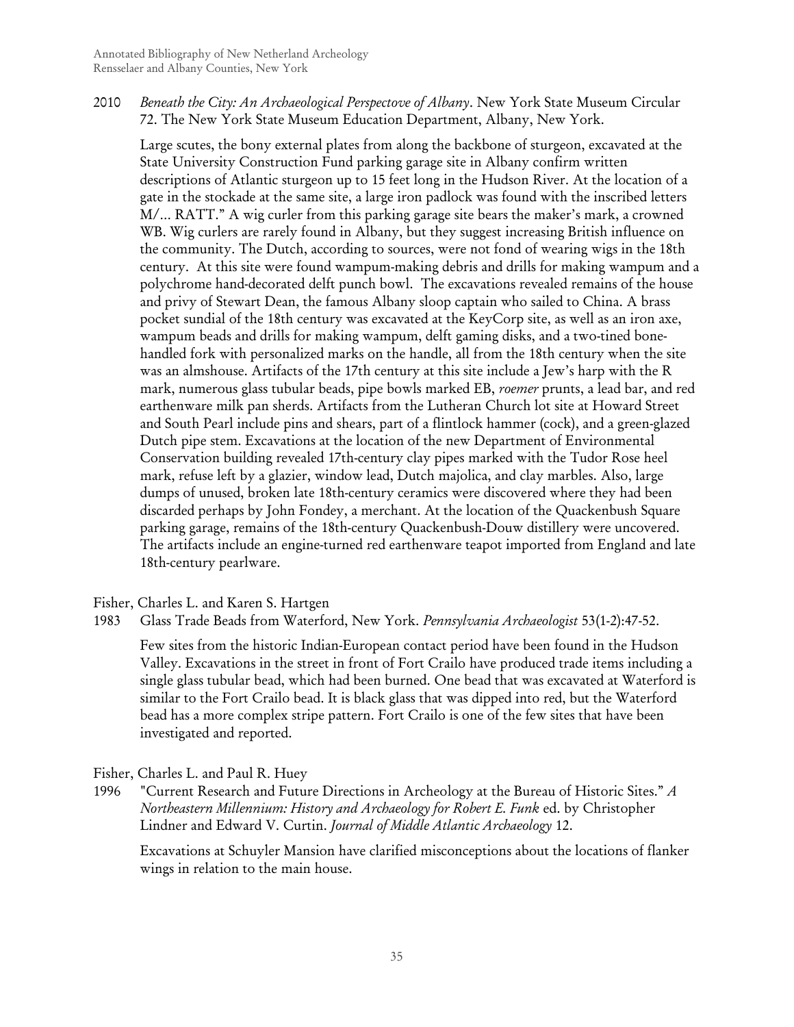2010 *Beneath the City: An Archaeological Perspectove of Albany*. New York State Museum Circular 72. The New York State Museum Education Department, Albany, New York.

Large scutes, the bony external plates from along the backbone of sturgeon, excavated at the State University Construction Fund parking garage site in Albany confirm written descriptions of Atlantic sturgeon up to 15 feet long in the Hudson River. At the location of a gate in the stockade at the same site, a large iron padlock was found with the inscribed letters M/… RATT." A wig curler from this parking garage site bears the maker's mark, a crowned WB. Wig curlers are rarely found in Albany, but they suggest increasing British influence on the community. The Dutch, according to sources, were not fond of wearing wigs in the 18th century. At this site were found wampum-making debris and drills for making wampum and a polychrome hand-decorated delft punch bowl. The excavations revealed remains of the house and privy of Stewart Dean, the famous Albany sloop captain who sailed to China. A brass pocket sundial of the 18th century was excavated at the KeyCorp site, as well as an iron axe, wampum beads and drills for making wampum, delft gaming disks, and a two-tined bone-handled fork with personalized marks on the handle, all from the 18th century when the site was an almshouse. Artifacts of the 17th century at this site include a Jew's harp with the R mark, numerous glass tubular beads, pipe bowls marked EB, *roemer* prunts, a lead bar, and red earthenware milk pan sherds. Artifacts from the Lutheran Church lot site at Howard Street and South Pearl include pins and shears, part of a flintlock hammer (cock), and a green-glazed Dutch pipe stem. Excavations at the location of the new Department of Environmental Conservation building revealed 17th-century clay pipes marked with the Tudor Rose heel mark, refuse left by a glazier, window lead, Dutch majolica, and clay marbles. Also, large dumps of unused, broken late 18th-century ceramics were discovered where they had been discarded perhaps by John Fondey, a merchant. At the location of the Quackenbush Square parking garage, remains of the 18th-century Quackenbush-Douw distillery were uncovered. The artifacts include an engine-turned red earthenware teapot imported from England and late 18th-century pearlware.

Fisher, Charles L. and Karen S. Hartgen

1983 Glass Trade Beads from Waterford, New York. *Pennsylvania Archaeologist* 53(1-2):47-52.

Few sites from the historic Indian-European contact period have been found in the Hudson Valley. Excavations in the street in front of Fort Crailo have produced trade items including a single glass tubular bead, which had been burned. One bead that was excavated at Waterford is similar to the Fort Crailo bead. It is black glass that was dipped into red, but the Waterford bead has a more complex stripe pattern. Fort Crailo is one of the few sites that have been investigated and reported.

Fisher, Charles L. and Paul R. Huey

1996 "Current Research and Future Directions in Archeology at the Bureau of Historic Sites." *A Northeastern Millennium: History and Archaeology for Robert E. Funk* ed. by Christopher Lindner and Edward V. Curtin. *Journal of Middle Atlantic Archaeology* 12.

Excavations at Schuyler Mansion have clarified misconceptions about the locations of flanker wings in relation to the main house.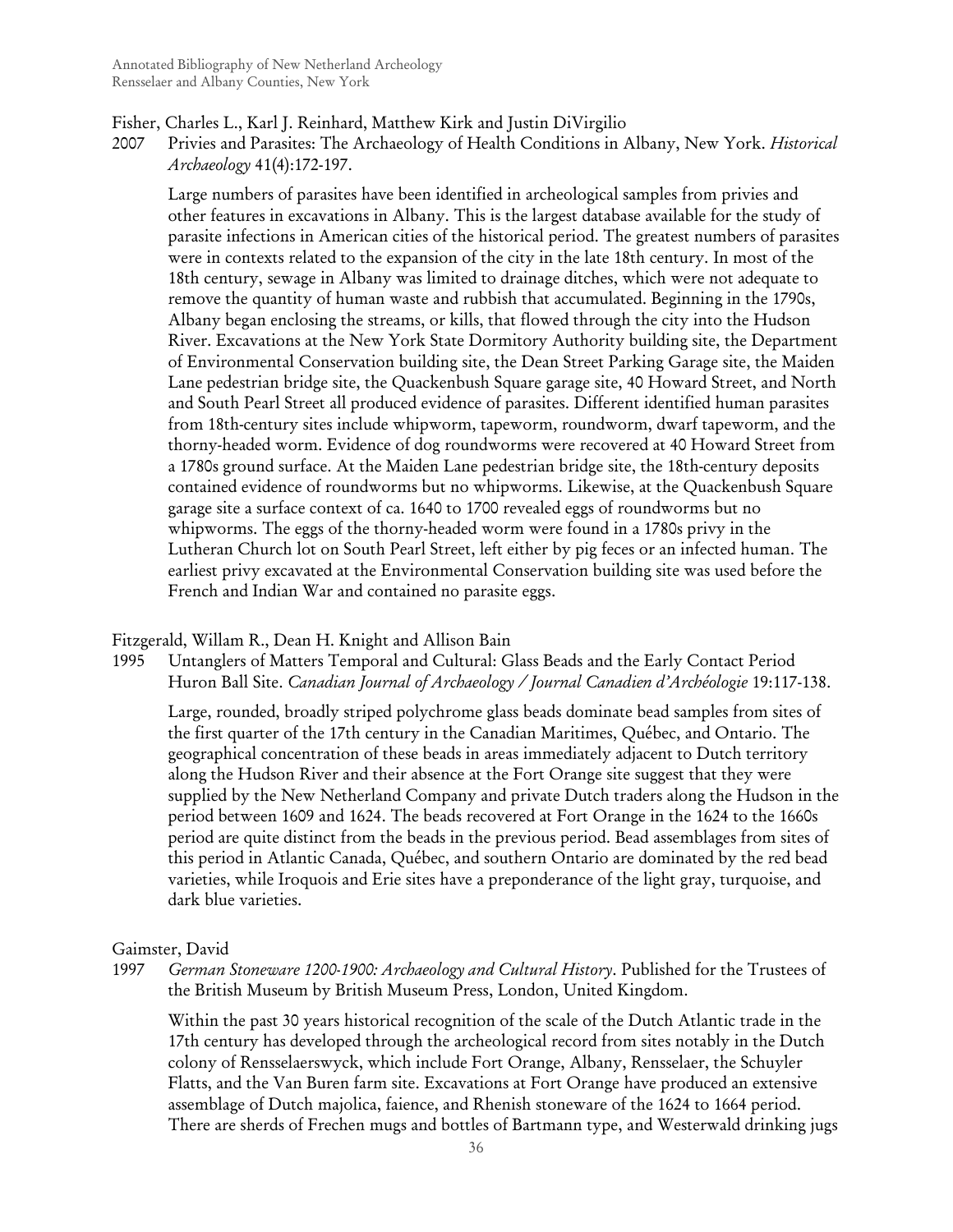Fisher, Charles L., Karl J. Reinhard, Matthew Kirk and Justin DiVirgilio

2007 Privies and Parasites: The Archaeology of Health Conditions in Albany, New York. *Historical Archaeology* 41(4):172-197.

Large numbers of parasites have been identified in archeological samples from privies and other features in excavations in Albany. This is the largest database available for the study of parasite infections in American cities of the historical period. The greatest numbers of parasites were in contexts related to the expansion of the city in the late 18th century. In most of the 18th century, sewage in Albany was limited to drainage ditches, which were not adequate to remove the quantity of human waste and rubbish that accumulated. Beginning in the 1790s, Albany began enclosing the streams, or kills, that flowed through the city into the Hudson River. Excavations at the New York State Dormitory Authority building site, the Department of Environmental Conservation building site, the Dean Street Parking Garage site, the Maiden Lane pedestrian bridge site, the Quackenbush Square garage site, 40 Howard Street, and North and South Pearl Street all produced evidence of parasites. Different identified human parasites from 18th-century sites include whipworm, tapeworm, roundworm, dwarf tapeworm, and the thorny-headed worm. Evidence of dog roundworms were recovered at 40 Howard Street from a 1780s ground surface. At the Maiden Lane pedestrian bridge site, the 18th-century deposits contained evidence of roundworms but no whipworms. Likewise, at the Quackenbush Square garage site a surface context of ca. 1640 to 1700 revealed eggs of roundworms but no whipworms. The eggs of the thorny-headed worm were found in a 1780s privy in the Lutheran Church lot on South Pearl Street, left either by pig feces or an infected human. The earliest privy excavated at the Environmental Conservation building site was used before the French and Indian War and contained no parasite eggs.

Fitzgerald, Willam R., Dean H. Knight and Allison Bain

1995 Untanglers of Matters Temporal and Cultural: Glass Beads and the Early Contact Period Huron Ball Site. *Canadian Journal of Archaeology / Journal Canadien d'Archéologie* 19:117-138.

Large, rounded, broadly striped polychrome glass beads dominate bead samples from sites of the first quarter of the 17th century in the Canadian Maritimes, Québec, and Ontario. The geographical concentration of these beads in areas immediately adjacent to Dutch territory along the Hudson River and their absence at the Fort Orange site suggest that they were supplied by the New Netherland Company and private Dutch traders along the Hudson in the period between 1609 and 1624. The beads recovered at Fort Orange in the 1624 to the 1660s period are quite distinct from the beads in the previous period. Bead assemblages from sites of this period in Atlantic Canada, Québec, and southern Ontario are dominated by the red bead varieties, while Iroquois and Erie sites have a preponderance of the light gray, turquoise, and dark blue varieties.

Gaimster, David

1997 *German Stoneware 1200-1900: Archaeology and Cultural History*. Published for the Trustees of the British Museum by British Museum Press, London, United Kingdom.

Within the past 30 years historical recognition of the scale of the Dutch Atlantic trade in the 17th century has developed through the archeological record from sites notably in the Dutch colony of Rensselaerswyck, which include Fort Orange, Albany, Rensselaer, the Schuyler Flatts, and the Van Buren farm site. Excavations at Fort Orange have produced an extensive assemblage of Dutch majolica, faience, and Rhenish stoneware of the 1624 to 1664 period. There are sherds of Frechen mugs and bottles of Bartmann type, and Westerwald drinking jugs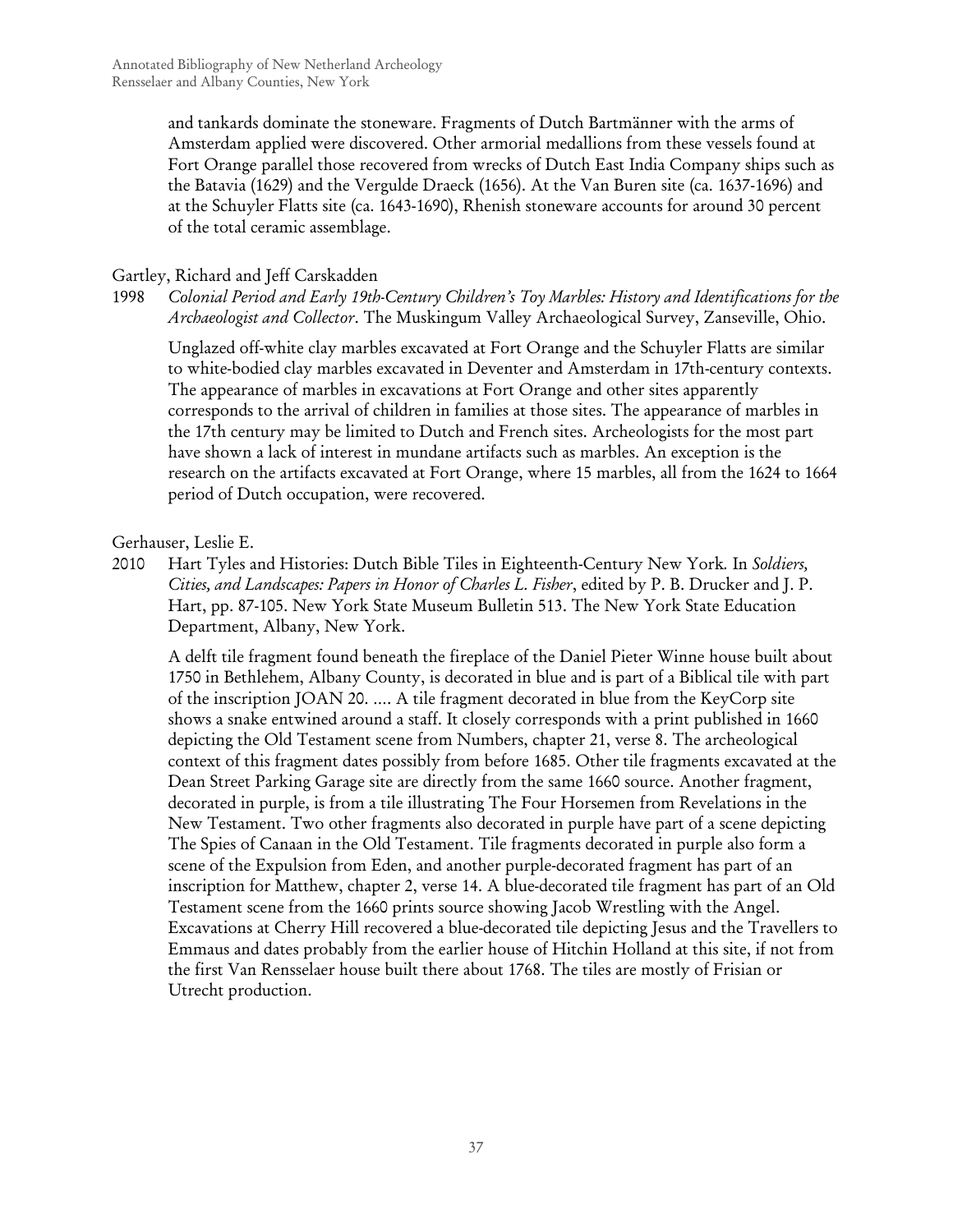and tankards dominate the stoneware. Fragments of Dutch Bartmänner with the arms of Amsterdam applied were discovered. Other armorial medallions from these vessels found at Fort Orange parallel those recovered from wrecks of Dutch East India Company ships such as the Batavia (1629) and the Vergulde Draeck (1656). At the Van Buren site (ca. 1637-1696) and at the Schuyler Flatts site (ca. 1643-1690), Rhenish stoneware accounts for around 30 percent of the total ceramic assemblage.

Gartley, Richard and Jeff Carskadden

1998 *Colonial Period and Early 19th-Century Children's Toy Marbles: History and Identifications for the Archaeologist and Collector*. The Muskingum Valley Archaeological Survey, Zanseville, Ohio.

Unglazed off-white clay marbles excavated at Fort Orange and the Schuyler Flatts are similar to white-bodied clay marbles excavated in Deventer and Amsterdam in 17th-century contexts. The appearance of marbles in excavations at Fort Orange and other sites apparently corresponds to the arrival of children in families at those sites. The appearance of marbles in the 17th century may be limited to Dutch and French sites. Archeologists for the most part have shown a lack of interest in mundane artifacts such as marbles. An exception is the research on the artifacts excavated at Fort Orange, where 15 marbles, all from the 1624 to 1664 period of Dutch occupation, were recovered.

Gerhauser, Leslie E.

2010 Hart Tyles and Histories: Dutch Bible Tiles in Eighteenth-Century New York. In *Soldiers, Cities, and Landscapes: Papers in Honor of Charles L. Fisher*, edited by P. B. Drucker and J. P. Hart, pp. 87-105. New York State Museum Bulletin 513. The New York State Education Department, Albany, New York.

A delft tile fragment found beneath the fireplace of the Daniel Pieter Winne house built about 1750 in Bethlehem, Albany County, is decorated in blue and is part of a Biblical tile with part of the inscription JOAN 20. .... A tile fragment decorated in blue from the KeyCorp site shows a snake entwined around a staff. It closely corresponds with a print published in 1660 depicting the Old Testament scene from Numbers, chapter 21, verse 8. The archeological context of this fragment dates possibly from before 1685. Other tile fragments excavated at the Dean Street Parking Garage site are directly from the same 1660 source. Another fragment, decorated in purple, is from a tile illustrating The Four Horsemen from Revelations in the New Testament. Two other fragments also decorated in purple have part of a scene depicting The Spies of Canaan in the Old Testament. Tile fragments decorated in purple also form a scene of the Expulsion from Eden, and another purple-decorated fragment has part of an inscription for Matthew, chapter 2, verse 14. A blue-decorated tile fragment has part of an Old Testament scene from the 1660 prints source showing Jacob Wrestling with the Angel. Excavations at Cherry Hill recovered a blue-decorated tile depicting Jesus and the Travellers to Emmaus and dates probably from the earlier house of Hitchin Holland at this site, if not from the first Van Rensselaer house built there about 1768. The tiles are mostly of Frisian or Utrecht production.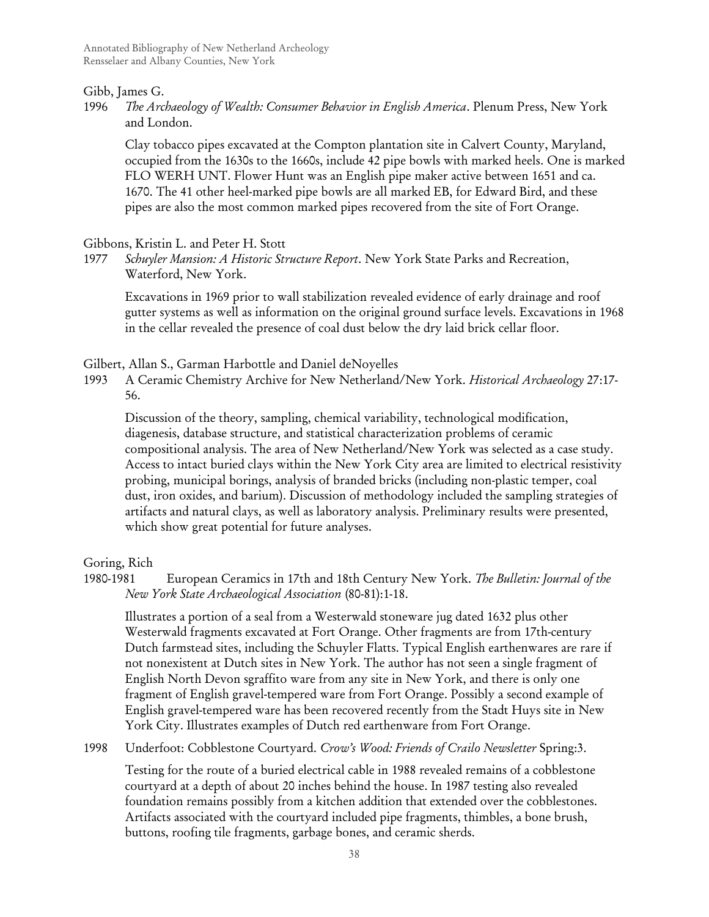Gibb, James G.

1996 *The Archaeology of Wealth: Consumer Behavior in English America*. Plenum Press, New York and London.

Clay tobacco pipes excavated at the Compton plantation site in Calvert County, Maryland, occupied from the 1630s to the 1660s, include 42 pipe bowls with marked heels. One is marked FLO WERH UNT. Flower Hunt was an English pipe maker active between 1651 and ca. 1670. The 41 other heel-marked pipe bowls are all marked EB, for Edward Bird, and these pipes are also the most common marked pipes recovered from the site of Fort Orange.

Gibbons, Kristin L. and Peter H. Stott

1977 *Schuyler Mansion: A Historic Structure Report*. New York State Parks and Recreation, Waterford, New York.

Excavations in 1969 prior to wall stabilization revealed evidence of early drainage and roof gutter systems as well as information on the original ground surface levels. Excavations in 1968 in the cellar revealed the presence of coal dust below the dry laid brick cellar floor.

Gilbert, Allan S., Garman Harbottle and Daniel deNoyelles

1993 A Ceramic Chemistry Archive for New Netherland/New York. *Historical Archaeology* 27:17-56.

Discussion of the theory, sampling, chemical variability, technological modification, diagenesis, database structure, and statistical characterization problems of ceramic compositional analysis. The area of New Netherland/New York was selected as a case study. Access to intact buried clays within the New York City area are limited to electrical resistivity probing, municipal borings, analysis of branded bricks (including non-plastic temper, coal dust, iron oxides, and barium). Discussion of methodology included the sampling strategies of artifacts and natural clays, as well as laboratory analysis. Preliminary results were presented, which show great potential for future analyses.

Goring, Rich

1980-1981 European Ceramics in 17th and 18th Century New York. *The Bulletin: Journal of the New York State Archaeological Association* (80-81):1-18.

Illustrates a portion of a seal from a Westerwald stoneware jug dated 1632 plus other Westerwald fragments excavated at Fort Orange. Other fragments are from 17th-century Dutch farmstead sites, including the Schuyler Flatts. Typical English earthenwares are rare if not nonexistent at Dutch sites in New York. The author has not seen a single fragment of English North Devon sgraffito ware from any site in New York, and there is only one fragment of English gravel-tempered ware from Fort Orange. Possibly a second example of English gravel-tempered ware has been recovered recently from the Stadt Huys site in New York City. Illustrates examples of Dutch red earthenware from Fort Orange.

1998 Underfoot: Cobblestone Courtyard. *Crow's Wood: Friends of Crailo Newsletter* Spring:3.

Testing for the route of a buried electrical cable in 1988 revealed remains of a cobblestone courtyard at a depth of about 20 inches behind the house. In 1987 testing also revealed foundation remains possibly from a kitchen addition that extended over the cobblestones. Artifacts associated with the courtyard included pipe fragments, thimbles, a bone brush, buttons, roofing tile fragments, garbage bones, and ceramic sherds.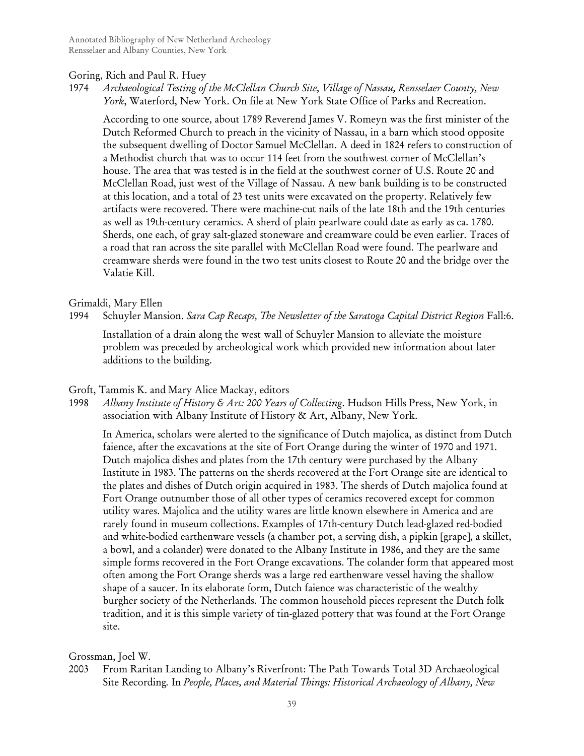Goring, Rich and Paul R. Huey

1974 *Archaeological Testing of the McClellan Church Site, Village of Nassau, Rensselaer County, New York*, Waterford, New York. On file at New York State Office of Parks and Recreation.

According to one source, about 1789 Reverend James V. Romeyn was the first minister of the Dutch Reformed Church to preach in the vicinity of Nassau, in a barn which stood opposite the subsequent dwelling of Doctor Samuel McClellan. A deed in 1824 refers to construction of a Methodist church that was to occur 114 feet from the southwest corner of McClellan's house. The area that was tested is in the field at the southwest corner of U.S. Route 20 and McClellan Road, just west of the Village of Nassau. A new bank building is to be constructed at this location, and a total of 23 test units were excavated on the property. Relatively few artifacts were recovered. There were machine-cut nails of the late 18th and the 19th centuries as well as 19th-century ceramics. A sherd of plain pearlware could date as early as ca. 1780. Sherds, one each, of gray salt-glazed stoneware and creamware could be even earlier. Traces of a road that ran across the site parallel with McClellan Road were found. The pearlware and creamware sherds were found in the two test units closest to Route 20 and the bridge over the Valatie Kill.

Grimaldi, Mary Ellen

1994 Schuyler Mansion. *Sara Cap Recaps, The Newsletter of the Saratoga Capital District Region* Fall:6.

Installation of a drain along the west wall of Schuyler Mansion to alleviate the moisture problem was preceded by archeological work which provided new information about later additions to the building.

Groft, Tammis K. and Mary Alice Mackay, editors

1998 *Albany Institute of History & Art: 200 Years of Collecting*. Hudson Hills Press, New York, in association with Albany Institute of History & Art, Albany, New York.

In America, scholars were alerted to the significance of Dutch majolica, as distinct from Dutch faience, after the excavations at the site of Fort Orange during the winter of 1970 and 1971. Dutch majolica dishes and plates from the 17th century were purchased by the Albany Institute in 1983. The patterns on the sherds recovered at the Fort Orange site are identical to the plates and dishes of Dutch origin acquired in 1983. The sherds of Dutch majolica found at Fort Orange outnumber those of all other types of ceramics recovered except for common utility wares. Majolica and the utility wares are little known elsewhere in America and are rarely found in museum collections. Examples of 17th-century Dutch lead-glazed red-bodied and white-bodied earthenware vessels (a chamber pot, a serving dish, a pipkin [grape], a skillet, a bowl, and a colander) were donated to the Albany Institute in 1986, and they are the same simple forms recovered in the Fort Orange excavations. The colander form that appeared most often among the Fort Orange sherds was a large red earthenware vessel having the shallow shape of a saucer. In its elaborate form, Dutch faience was characteristic of the wealthy burgher society of the Netherlands. The common household pieces represent the Dutch folk tradition, and it is this simple variety of tin-glazed pottery that was found at the Fort Orange site.

Grossman, Joel W.

2003 From Raritan Landing to Albany's Riverfront: The Path Towards Total 3D Archaeological Site Recording. In *People, Places, and Material Things: Historical Archaeology of Albany, New*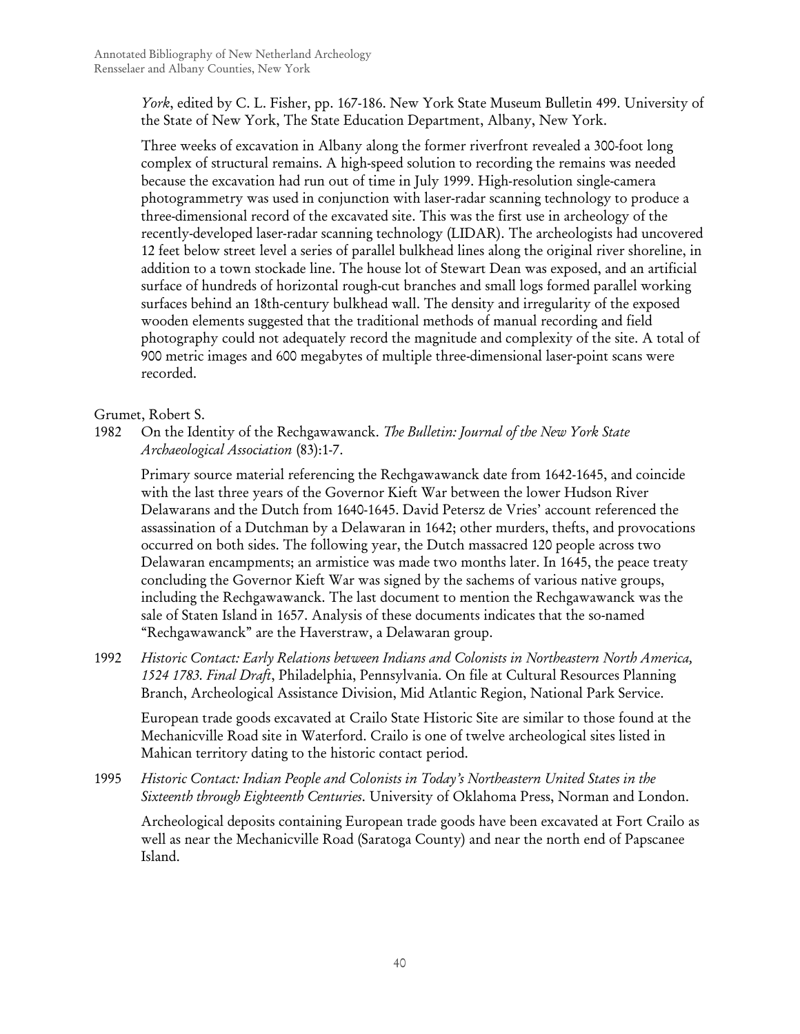*York*, edited by C. L. Fisher, pp. 167-186. New York State Museum Bulletin 499. University of the State of New York, The State Education Department, Albany, New York.

Three weeks of excavation in Albany along the former riverfront revealed a 300-foot long complex of structural remains. A high-speed solution to recording the remains was needed because the excavation had run out of time in July 1999. High-resolution single-camera photogrammetry was used in conjunction with laser-radar scanning technology to produce a three-dimensional record of the excavated site. This was the first use in archeology of the recently-developed laser-radar scanning technology (LIDAR). The archeologists had uncovered 12 feet below street level a series of parallel bulkhead lines along the original river shoreline, in addition to a town stockade line. The house lot of Stewart Dean was exposed, and an artificial surface of hundreds of horizontal rough-cut branches and small logs formed parallel working surfaces behind an 18th-century bulkhead wall. The density and irregularity of the exposed wooden elements suggested that the traditional methods of manual recording and field photography could not adequately record the magnitude and complexity of the site. A total of 900 metric images and 600 megabytes of multiple three-dimensional laser-point scans were recorded.

Grumet, Robert S.

1982 On the Identity of the Rechgawawanck. *The Bulletin: Journal of the New York State Archaeological Association* (83):1-7.

Primary source material referencing the Rechgawawanck date from 1642-1645, and coincide with the last three years of the Governor Kieft War between the lower Hudson River Delawarans and the Dutch from 1640-1645. David Petersz de Vries' account referenced the assassination of a Dutchman by a Delawaran in 1642; other murders, thefts, and provocations occurred on both sides. The following year, the Dutch massacred 120 people across two Delawaran encampments; an armistice was made two months later. In 1645, the peace treaty concluding the Governor Kieft War was signed by the sachems of various native groups, including the Rechgawawanck. The last document to mention the Rechgawawanck was the sale of Staten Island in 1657. Analysis of these documents indicates that the so-named "Rechgawawanck" are the Haverstraw, a Delawaran group.

1992 *Historic Contact: Early Relations between Indians and Colonists in Northeastern North America, 1524 1783. Final Draft*, Philadelphia, Pennsylvania. On file at Cultural Resources Planning Branch, Archeological Assistance Division, Mid Atlantic Region, National Park Service.

European trade goods excavated at Crailo State Historic Site are similar to those found at the Mechanicville Road site in Waterford. Crailo is one of twelve archeological sites listed in Mahican territory dating to the historic contact period.

1995 *Historic Contact: Indian People and Colonists in Today's Northeastern United States in the Sixteenth through Eighteenth Centuries*. University of Oklahoma Press, Norman and London.

Archeological deposits containing European trade goods have been excavated at Fort Crailo as well as near the Mechanicville Road (Saratoga County) and near the north end of Papscanee Island.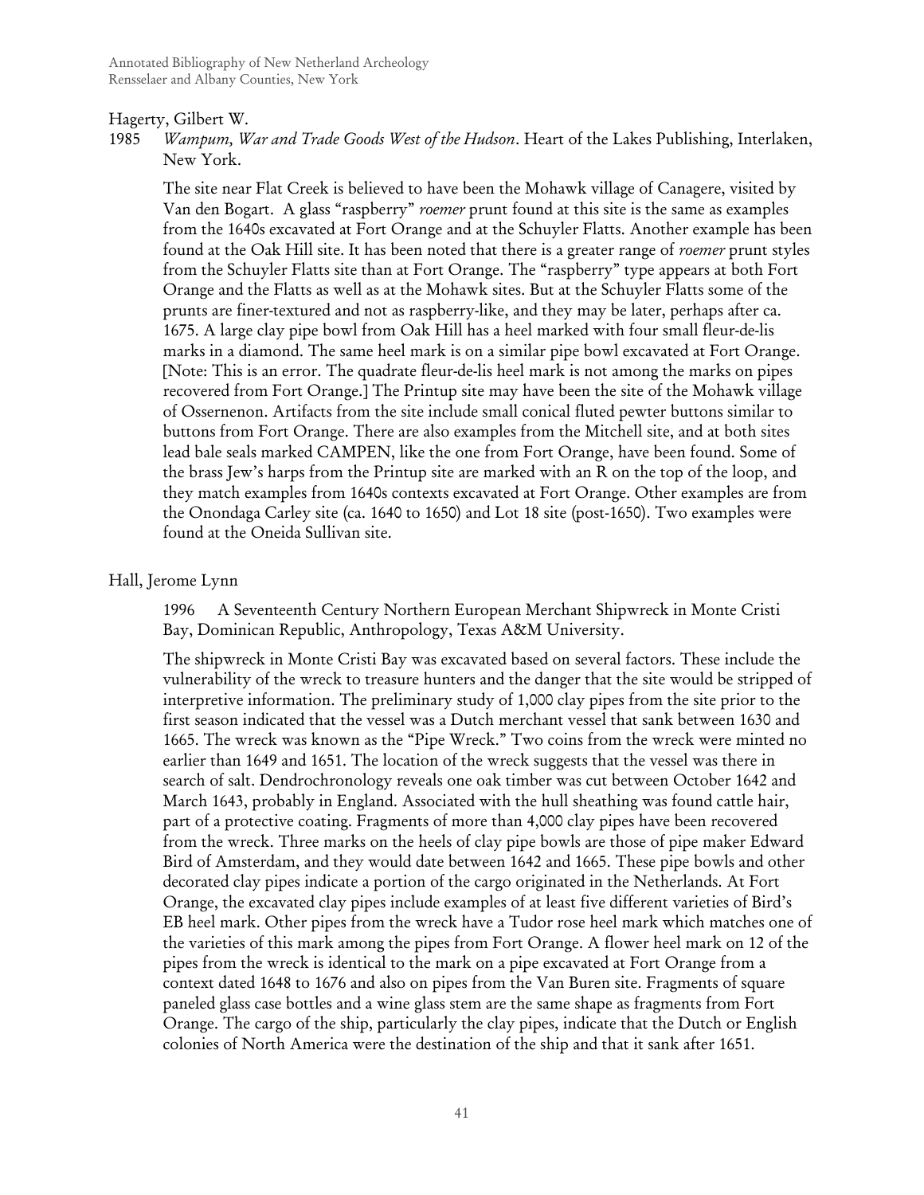Hagerty, Gilbert W.

1985 *Wampum, War and Trade Goods West of the Hudson*. Heart of the Lakes Publishing, Interlaken, New York.

The site near Flat Creek is believed to have been the Mohawk village of Canagere, visited by Van den Bogart. A glass "raspberry" *roemer* prunt found at this site is the same as examples from the 1640s excavated at Fort Orange and at the Schuyler Flatts. Another example has been found at the Oak Hill site. It has been noted that there is a greater range of *roemer* prunt styles from the Schuyler Flatts site than at Fort Orange. The "raspberry" type appears at both Fort Orange and the Flatts as well as at the Mohawk sites. But at the Schuyler Flatts some of the prunts are finer-textured and not as raspberry-like, and they may be later, perhaps after ca. 1675. A large clay pipe bowl from Oak Hill has a heel marked with four small fleur-de-lis marks in a diamond. The same heel mark is on a similar pipe bowl excavated at Fort Orange. [Note: This is an error. The quadrate fleur-de-lis heel mark is not among the marks on pipes recovered from Fort Orange.] The Printup site may have been the site of the Mohawk village of Ossernenon. Artifacts from the site include small conical fluted pewter buttons similar to buttons from Fort Orange. There are also examples from the Mitchell site, and at both sites lead bale seals marked CAMPEN, like the one from Fort Orange, have been found. Some of the brass Jew's harps from the Printup site are marked with an R on the top of the loop, and they match examples from 1640s contexts excavated at Fort Orange. Other examples are from the Onondaga Carley site (ca. 1640 to 1650) and Lot 18 site (post-1650). Two examples were found at the Oneida Sullivan site.

Hall, Jerome Lynn

1996 A Seventeenth Century Northern European Merchant Shipwreck in Monte Cristi Bay, Dominican Republic, Anthropology, Texas A&M University.

The shipwreck in Monte Cristi Bay was excavated based on several factors. These include the vulnerability of the wreck to treasure hunters and the danger that the site would be stripped of interpretive information. The preliminary study of 1,000 clay pipes from the site prior to the first season indicated that the vessel was a Dutch merchant vessel that sank between 1630 and 1665. The wreck was known as the "Pipe Wreck." Two coins from the wreck were minted no earlier than 1649 and 1651. The location of the wreck suggests that the vessel was there in search of salt. Dendrochronology reveals one oak timber was cut between October 1642 and March 1643, probably in England. Associated with the hull sheathing was found cattle hair, part of a protective coating. Fragments of more than 4,000 clay pipes have been recovered from the wreck. Three marks on the heels of clay pipe bowls are those of pipe maker Edward Bird of Amsterdam, and they would date between 1642 and 1665. These pipe bowls and other decorated clay pipes indicate a portion of the cargo originated in the Netherlands. At Fort Orange, the excavated clay pipes include examples of at least five different varieties of Bird's EB heel mark. Other pipes from the wreck have a Tudor rose heel mark which matches one of the varieties of this mark among the pipes from Fort Orange. A flower heel mark on 12 of the pipes from the wreck is identical to the mark on a pipe excavated at Fort Orange from a context dated 1648 to 1676 and also on pipes from the Van Buren site. Fragments of square paneled glass case bottles and a wine glass stem are the same shape as fragments from Fort Orange. The cargo of the ship, particularly the clay pipes, indicate that the Dutch or English colonies of North America were the destination of the ship and that it sank after 1651.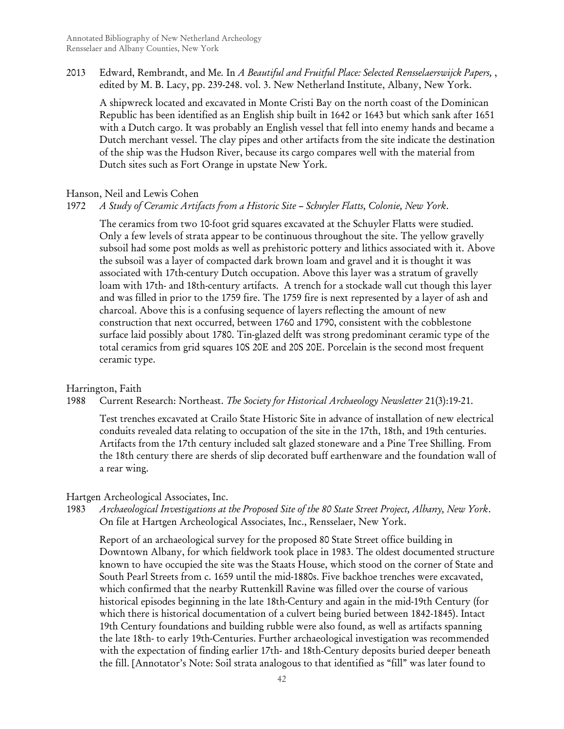2013 Edward, Rembrandt, and Me. In *A Beautiful and Fruitful Place: Selected Rensselaerswijck Papers,* , edited by M. B. Lacy, pp. 239-248. vol. 3. New Netherland Institute, Albany, New York.

A shipwreck located and excavated in Monte Cristi Bay on the north coast of the Dominican Republic has been identified as an English ship built in 1642 or 1643 but which sank after 1651 with a Dutch cargo. It was probably an English vessel that fell into enemy hands and became a Dutch merchant vessel. The clay pipes and other artifacts from the site indicate the destination of the ship was the Hudson River, because its cargo compares well with the material from Dutch sites such as Fort Orange in upstate New York.

Hanson, Neil and Lewis Cohen

1972 *A Study of Ceramic Artifacts from a Historic Site – Schuyler Flatts, Colonie, New York*.

The ceramics from two 10-foot grid squares excavated at the Schuyler Flatts were studied. Only a few levels of strata appear to be continuous throughout the site. The yellow gravelly subsoil had some post molds as well as prehistoric pottery and lithics associated with it. Above the subsoil was a layer of compacted dark brown loam and gravel and it is thought it was associated with 17th-century Dutch occupation. Above this layer was a stratum of gravelly loam with 17th- and 18th-century artifacts. A trench for a stockade wall cut though this layer and was filled in prior to the 1759 fire. The 1759 fire is next represented by a layer of ash and charcoal. Above this is a confusing sequence of layers reflecting the amount of new construction that next occurred, between 1760 and 1790, consistent with the cobblestone surface laid possibly about 1780. Tin-glazed delft was strong predominant ceramic type of the total ceramics from grid squares 10S 20E and 20S 20E. Porcelain is the second most frequent ceramic type.

Harrington, Faith

1988 Current Research: Northeast. *The Society for Historical Archaeology Newsletter* 21(3):19-21.

Test trenches excavated at Crailo State Historic Site in advance of installation of new electrical conduits revealed data relating to occupation of the site in the 17th, 18th, and 19th centuries. Artifacts from the 17th century included salt glazed stoneware and a Pine Tree Shilling. From the 18th century there are sherds of slip decorated buff earthenware and the foundation wall of a rear wing.

Hartgen Archeological Associates, Inc.

1983 *Archaeological Investigations at the Proposed Site of the 80 State Street Project, Albany, New York*. On file at Hartgen Archeological Associates, Inc., Rensselaer, New York.

Report of an archaeological survey for the proposed 80 State Street office building in Downtown Albany, for which fieldwork took place in 1983. The oldest documented structure known to have occupied the site was the Staats House, which stood on the corner of State and South Pearl Streets from c. 1659 until the mid-1880s. Five backhoe trenches were excavated, which confirmed that the nearby Ruttenkill Ravine was filled over the course of various historical episodes beginning in the late 18th-Century and again in the mid-19th Century (for which there is historical documentation of a culvert being buried between 1842-1845). Intact 19th Century foundations and building rubble were also found, as well as artifacts spanning the late 18th- to early 19th-Centuries. Further archaeological investigation was recommended with the expectation of finding earlier 17th- and 18th-Century deposits buried deeper beneath the fill. [Annotator's Note: Soil strata analogous to that identified as "fill" was later found to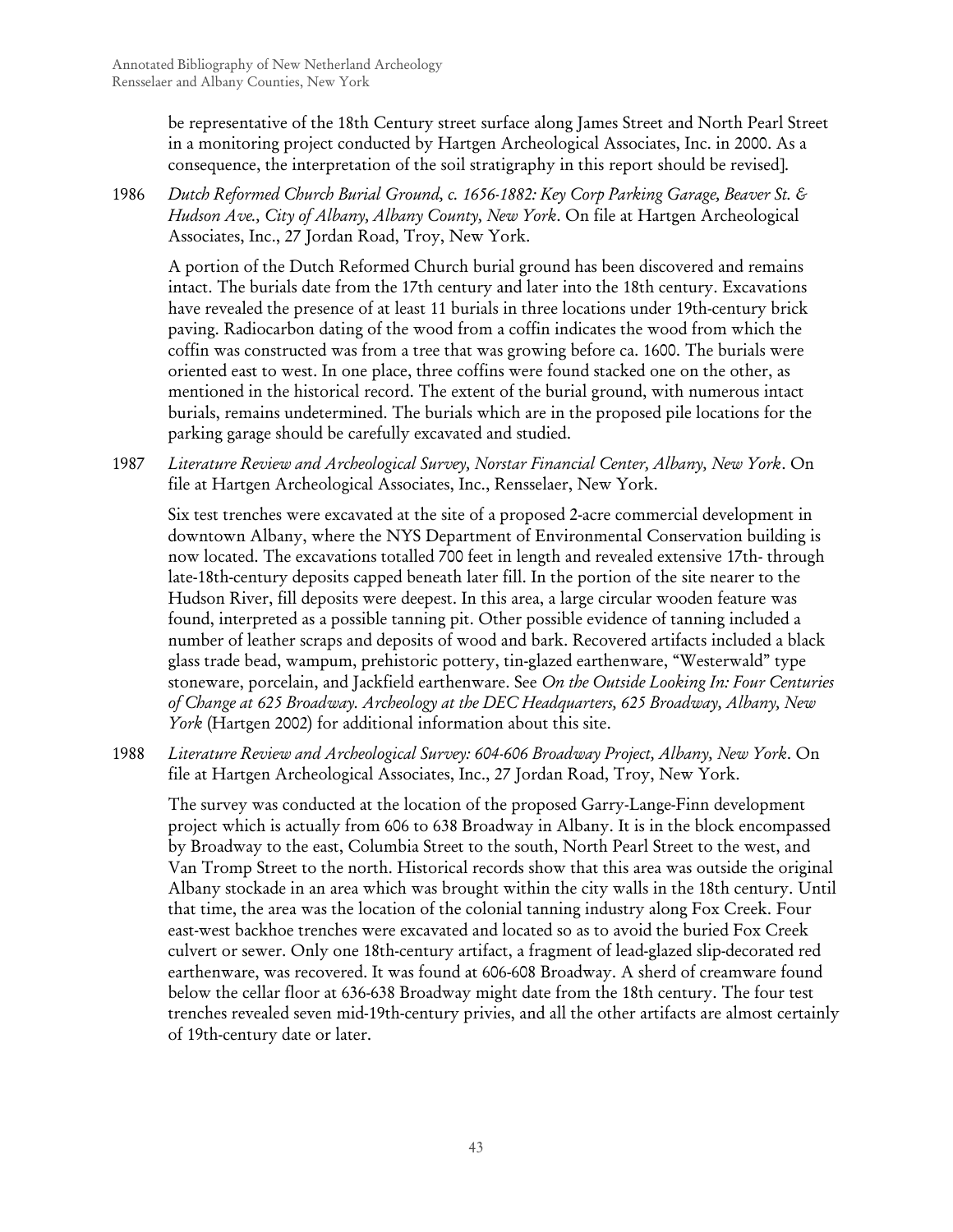be representative of the 18th Century street surface along James Street and North Pearl Street in a monitoring project conducted by Hartgen Archeological Associates, Inc. in 2000. As a consequence, the interpretation of the soil stratigraphy in this report should be revised].

1986 *Dutch Reformed Church Burial Ground, c. 1656-1882: Key Corp Parking Garage, Beaver St. & Hudson Ave., City of Albany, Albany County, New York*. On file at Hartgen Archeological Associates, Inc., 27 Jordan Road, Troy, New York.

A portion of the Dutch Reformed Church burial ground has been discovered and remains intact. The burials date from the 17th century and later into the 18th century. Excavations have revealed the presence of at least 11 burials in three locations under 19th-century brick paving. Radiocarbon dating of the wood from a coffin indicates the wood from which the coffin was constructed was from a tree that was growing before ca. 1600. The burials were oriented east to west. In one place, three coffins were found stacked one on the other, as mentioned in the historical record. The extent of the burial ground, with numerous intact burials, remains undetermined. The burials which are in the proposed pile locations for the parking garage should be carefully excavated and studied.

1987 *Literature Review and Archeological Survey, Norstar Financial Center, Albany, New York*. On file at Hartgen Archeological Associates, Inc., Rensselaer, New York.

Six test trenches were excavated at the site of a proposed 2-acre commercial development in downtown Albany, where the NYS Department of Environmental Conservation building is now located. The excavations totalled 700 feet in length and revealed extensive 17th- through late-18th-century deposits capped beneath later fill. In the portion of the site nearer to the Hudson River, fill deposits were deepest. In this area, a large circular wooden feature was found, interpreted as a possible tanning pit. Other possible evidence of tanning included a number of leather scraps and deposits of wood and bark. Recovered artifacts included a black glass trade bead, wampum, prehistoric pottery, tin-glazed earthenware, "Westerwald" type stoneware, porcelain, and Jackfield earthenware. See *On the Outside Looking In: Four Centuries of Change at 625 Broadway. Archeology at the DEC Headquarters, 625 Broadway, Albany, New York* (Hartgen 2002) for additional information about this site.

1988 *Literature Review and Archeological Survey: 604-606 Broadway Project, Albany, New York*. On file at Hartgen Archeological Associates, Inc., 27 Jordan Road, Troy, New York.

The survey was conducted at the location of the proposed Garry-Lange-Finn development project which is actually from 606 to 638 Broadway in Albany. It is in the block encompassed by Broadway to the east, Columbia Street to the south, North Pearl Street to the west, and Van Tromp Street to the north. Historical records show that this area was outside the original Albany stockade in an area which was brought within the city walls in the 18th century. Until that time, the area was the location of the colonial tanning industry along Fox Creek. Four east-west backhoe trenches were excavated and located so as to avoid the buried Fox Creek culvert or sewer. Only one 18th-century artifact, a fragment of lead-glazed slip-decorated red earthenware, was recovered. It was found at 606-608 Broadway. A sherd of creamware found below the cellar floor at 636-638 Broadway might date from the 18th century. The four test trenches revealed seven mid-19th-century privies, and all the other artifacts are almost certainly of 19th-century date or later.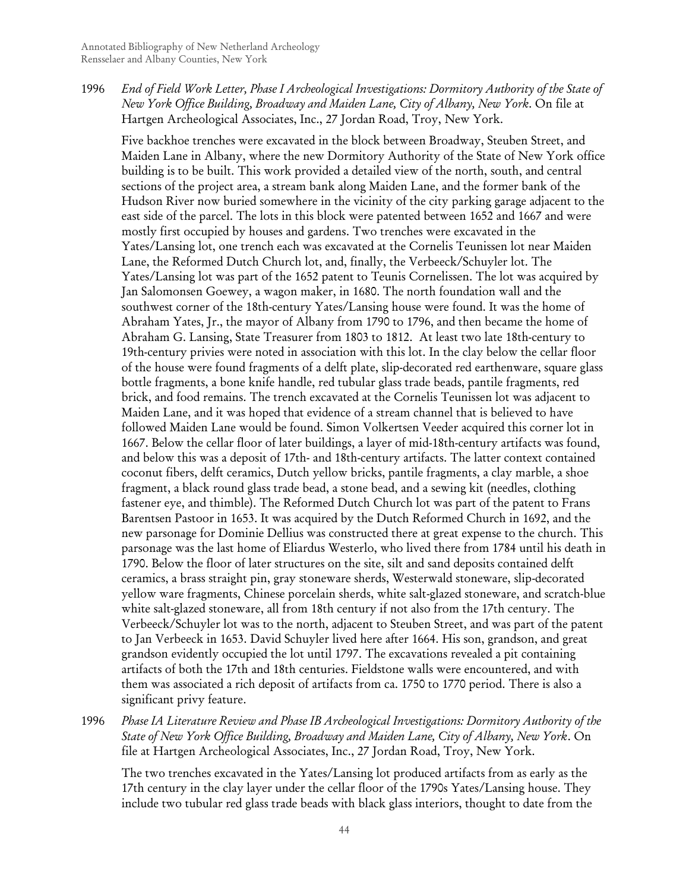1996 *End of Field Work Letter, Phase I Archeological Investigations: Dormitory Authority of the State of New York Office Building, Broadway and Maiden Lane, City of Albany, New York*. On file at Hartgen Archeological Associates, Inc., 27 Jordan Road, Troy, New York.

Five backhoe trenches were excavated in the block between Broadway, Steuben Street, and Maiden Lane in Albany, where the new Dormitory Authority of the State of New York office building is to be built. This work provided a detailed view of the north, south, and central sections of the project area, a stream bank along Maiden Lane, and the former bank of the Hudson River now buried somewhere in the vicinity of the city parking garage adjacent to the east side of the parcel. The lots in this block were patented between 1652 and 1667 and were mostly first occupied by houses and gardens. Two trenches were excavated in the Yates/Lansing lot, one trench each was excavated at the Cornelis Teunissen lot near Maiden Lane, the Reformed Dutch Church lot, and, finally, the Verbeeck/Schuyler lot. The Yates/Lansing lot was part of the 1652 patent to Teunis Cornelissen. The lot was acquired by Jan Salomonsen Goewey, a wagon maker, in 1680. The north foundation wall and the southwest corner of the 18th-century Yates/Lansing house were found. It was the home of Abraham Yates, Jr., the mayor of Albany from 1790 to 1796, and then became the home of Abraham G. Lansing, State Treasurer from 1803 to 1812. At least two late 18th-century to 19th-century privies were noted in association with this lot. In the clay below the cellar floor of the house were found fragments of a delft plate, slip-decorated red earthenware, square glass bottle fragments, a bone knife handle, red tubular glass trade beads, pantile fragments, red brick, and food remains. The trench excavated at the Cornelis Teunissen lot was adjacent to Maiden Lane, and it was hoped that evidence of a stream channel that is believed to have followed Maiden Lane would be found. Simon Volkertsen Veeder acquired this corner lot in 1667. Below the cellar floor of later buildings, a layer of mid-18th-century artifacts was found, and below this was a deposit of 17th- and 18th-century artifacts. The latter context contained coconut fibers, delft ceramics, Dutch yellow bricks, pantile fragments, a clay marble, a shoe fragment, a black round glass trade bead, a stone bead, and a sewing kit (needles, clothing fastener eye, and thimble). The Reformed Dutch Church lot was part of the patent to Frans Barentsen Pastoor in 1653. It was acquired by the Dutch Reformed Church in 1692, and the new parsonage for Dominie Dellius was constructed there at great expense to the church. This parsonage was the last home of Eliardus Westerlo, who lived there from 1784 until his death in 1790. Below the floor of later structures on the site, silt and sand deposits contained delft ceramics, a brass straight pin, gray stoneware sherds, Westerwald stoneware, slip-decorated yellow ware fragments, Chinese porcelain sherds, white salt-glazed stoneware, and scratch-blue white salt-glazed stoneware, all from 18th century if not also from the 17th century. The Verbeeck/Schuyler lot was to the north, adjacent to Steuben Street, and was part of the patent to Jan Verbeeck in 1653. David Schuyler lived here after 1664. His son, grandson, and great grandson evidently occupied the lot until 1797. The excavations revealed a pit containing artifacts of both the 17th and 18th centuries. Fieldstone walls were encountered, and with them was associated a rich deposit of artifacts from ca. 1750 to 1770 period. There is also a significant privy feature.

1996 *Phase IA Literature Review and Phase IB Archeological Investigations: Dormitory Authority of the State of New York Office Building, Broadway and Maiden Lane, City of Albany, New York*. On file at Hartgen Archeological Associates, Inc., 27 Jordan Road, Troy, New York.

The two trenches excavated in the Yates/Lansing lot produced artifacts from as early as the 17th century in the clay layer under the cellar floor of the 1790s Yates/Lansing house. They include two tubular red glass trade beads with black glass interiors, thought to date from the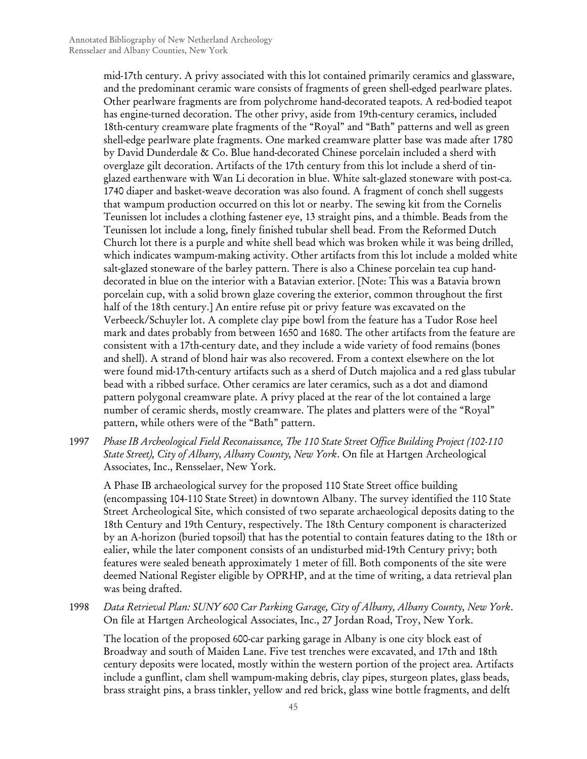mid-17th century. A privy associated with this lot contained primarily ceramics and glassware, and the predominant ceramic ware consists of fragments of green shell-edged pearlware plates. Other pearlware fragments are from polychrome hand-decorated teapots. A red-bodied teapot has engine-turned decoration. The other privy, aside from 19th-century ceramics, included 18th-century creamware plate fragments of the "Royal" and "Bath" patterns and well as green shell-edge pearlware plate fragments. One marked creamware platter base was made after 1780 by David Dunderdale & Co. Blue hand-decorated Chinese porcelain included a sherd with overglaze gilt decoration. Artifacts of the 17th century from this lot include a sherd of tin-glazed earthenware with Wan Li decoration in blue. White salt-glazed stoneware with post-ca. 1740 diaper and basket-weave decoration was also found. A fragment of conch shell suggests that wampum production occurred on this lot or nearby. The sewing kit from the Cornelis Teunissen lot includes a clothing fastener eye, 13 straight pins, and a thimble. Beads from the Teunissen lot include a long, finely finished tubular shell bead. From the Reformed Dutch Church lot there is a purple and white shell bead which was broken while it was being drilled, which indicates wampum-making activity. Other artifacts from this lot include a molded white salt-glazed stoneware of the barley pattern. There is also a Chinese porcelain tea cup hand-decorated in blue on the interior with a Batavian exterior. [Note: This was a Batavia brown porcelain cup, with a solid brown glaze covering the exterior, common throughout the first half of the 18th century.] An entire refuse pit or privy feature was excavated on the Verbeeck/Schuyler lot. A complete clay pipe bowl from the feature has a Tudor Rose heel mark and dates probably from between 1650 and 1680. The other artifacts from the feature are consistent with a 17th-century date, and they include a wide variety of food remains (bones and shell). A strand of blond hair was also recovered. From a context elsewhere on the lot were found mid-17th-century artifacts such as a sherd of Dutch majolica and a red glass tubular bead with a ribbed surface. Other ceramics are later ceramics, such as a dot and diamond pattern polygonal creamware plate. A privy placed at the rear of the lot contained a large number of ceramic sherds, mostly creamware. The plates and platters were of the "Royal" pattern, while others were of the "Bath" pattern.

1997 *Phase IB Archeological Field Reconaissance, The 110 State Street Office Building Project (102-110 State Street), City of Albany, Albany County, New York*. On file at Hartgen Archeological Associates, Inc., Rensselaer, New York.

A Phase IB archaeological survey for the proposed 110 State Street office building (encompassing 104-110 State Street) in downtown Albany. The survey identified the 110 State Street Archeological Site, which consisted of two separate archaeological deposits dating to the 18th Century and 19th Century, respectively. The 18th Century component is characterized by an A-horizon (buried topsoil) that has the potential to contain features dating to the 18th or ealier, while the later component consists of an undisturbed mid-19th Century privy; both features were sealed beneath approximately 1 meter of fill. Both components of the site were deemed National Register eligible by OPRHP, and at the time of writing, a data retrieval plan was being drafted.

1998 *Data Retrieval Plan: SUNY 600 Car Parking Garage, City of Albany, Albany County, New York*. On file at Hartgen Archeological Associates, Inc., 27 Jordan Road, Troy, New York.

The location of the proposed 600-car parking garage in Albany is one city block east of Broadway and south of Maiden Lane. Five test trenches were excavated, and 17th and 18th century deposits were located, mostly within the western portion of the project area. Artifacts include a gunflint, clam shell wampum-making debris, clay pipes, sturgeon plates, glass beads, brass straight pins, a brass tinkler, yellow and red brick, glass wine bottle fragments, and delft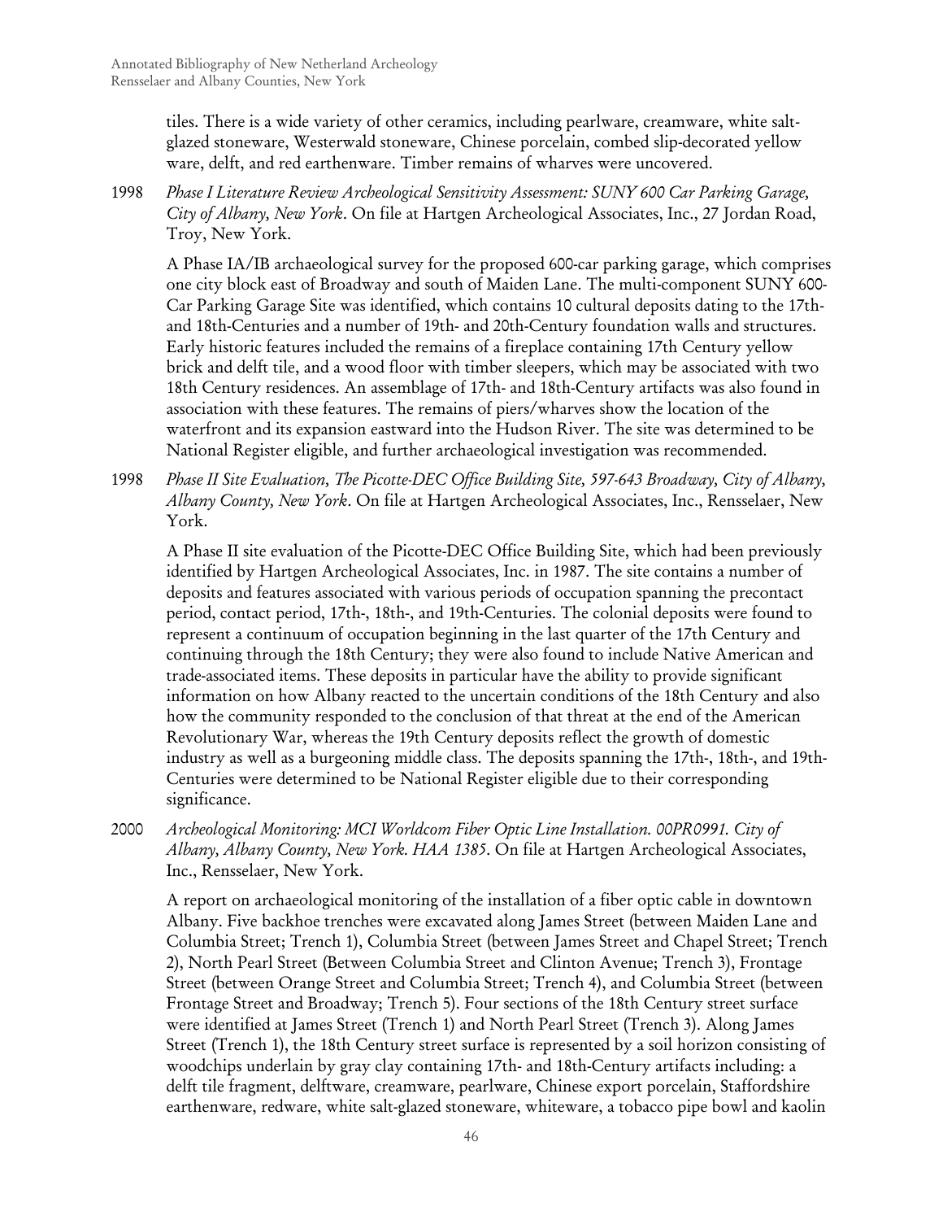tiles. There is a wide variety of other ceramics, including pearlware, creamware, white salt-glazed stoneware, Westerwald stoneware, Chinese porcelain, combed slip-decorated yellow ware, delft, and red earthenware. Timber remains of wharves were uncovered.

1998 *Phase I Literature Review Archeological Sensitivity Assessment: SUNY 600 Car Parking Garage, City of Albany, New York*. On file at Hartgen Archeological Associates, Inc., 27 Jordan Road, Troy, New York.

A Phase IA/IB archaeological survey for the proposed 600-car parking garage, which comprises one city block east of Broadway and south of Maiden Lane. The multi-component SUNY 600-Car Parking Garage Site was identified, which contains 10 cultural deposits dating to the 17th- and 18th-Centuries and a number of 19th- and 20th-Century foundation walls and structures. Early historic features included the remains of a fireplace containing 17th Century yellow brick and delft tile, and a wood floor with timber sleepers, which may be associated with two 18th Century residences. An assemblage of 17th- and 18th-Century artifacts was also found in association with these features. The remains of piers/wharves show the location of the waterfront and its expansion eastward into the Hudson River. The site was determined to be National Register eligible, and further archaeological investigation was recommended.

1998 *Phase II Site Evaluation, The Picotte-DEC Office Building Site, 597-643 Broadway, City of Albany, Albany County, New York*. On file at Hartgen Archeological Associates, Inc., Rensselaer, New York.

A Phase II site evaluation of the Picotte-DEC Office Building Site, which had been previously identified by Hartgen Archeological Associates, Inc. in 1987. The site contains a number of deposits and features associated with various periods of occupation spanning the precontact period, contact period, 17th-, 18th-, and 19th-Centuries. The colonial deposits were found to represent a continuum of occupation beginning in the last quarter of the 17th Century and continuing through the 18th Century; they were also found to include Native American and trade-associated items. These deposits in particular have the ability to provide significant information on how Albany reacted to the uncertain conditions of the 18th Century and also how the community responded to the conclusion of that threat at the end of the American Revolutionary War, whereas the 19th Century deposits reflect the growth of domestic industry as well as a burgeoning middle class. The deposits spanning the 17th-, 18th-, and 19th-Centuries were determined to be National Register eligible due to their corresponding significance.

2000 *Archeological Monitoring: MCI Worldcom Fiber Optic Line Installation. 00PR0991. City of Albany, Albany County, New York. HAA 1385*. On file at Hartgen Archeological Associates, Inc., Rensselaer, New York.

A report on archaeological monitoring of the installation of a fiber optic cable in downtown Albany. Five backhoe trenches were excavated along James Street (between Maiden Lane and Columbia Street; Trench 1), Columbia Street (between James Street and Chapel Street; Trench 2), North Pearl Street (Between Columbia Street and Clinton Avenue; Trench 3), Frontage Street (between Orange Street and Columbia Street; Trench 4), and Columbia Street (between Frontage Street and Broadway; Trench 5). Four sections of the 18th Century street surface were identified at James Street (Trench 1) and North Pearl Street (Trench 3). Along James Street (Trench 1), the 18th Century street surface is represented by a soil horizon consisting of woodchips underlain by gray clay containing 17th- and 18th-Century artifacts including: a delft tile fragment, delftware, creamware, pearlware, Chinese export porcelain, Staffordshire earthenware, redware, white salt-glazed stoneware, whiteware, a tobacco pipe bowl and kaolin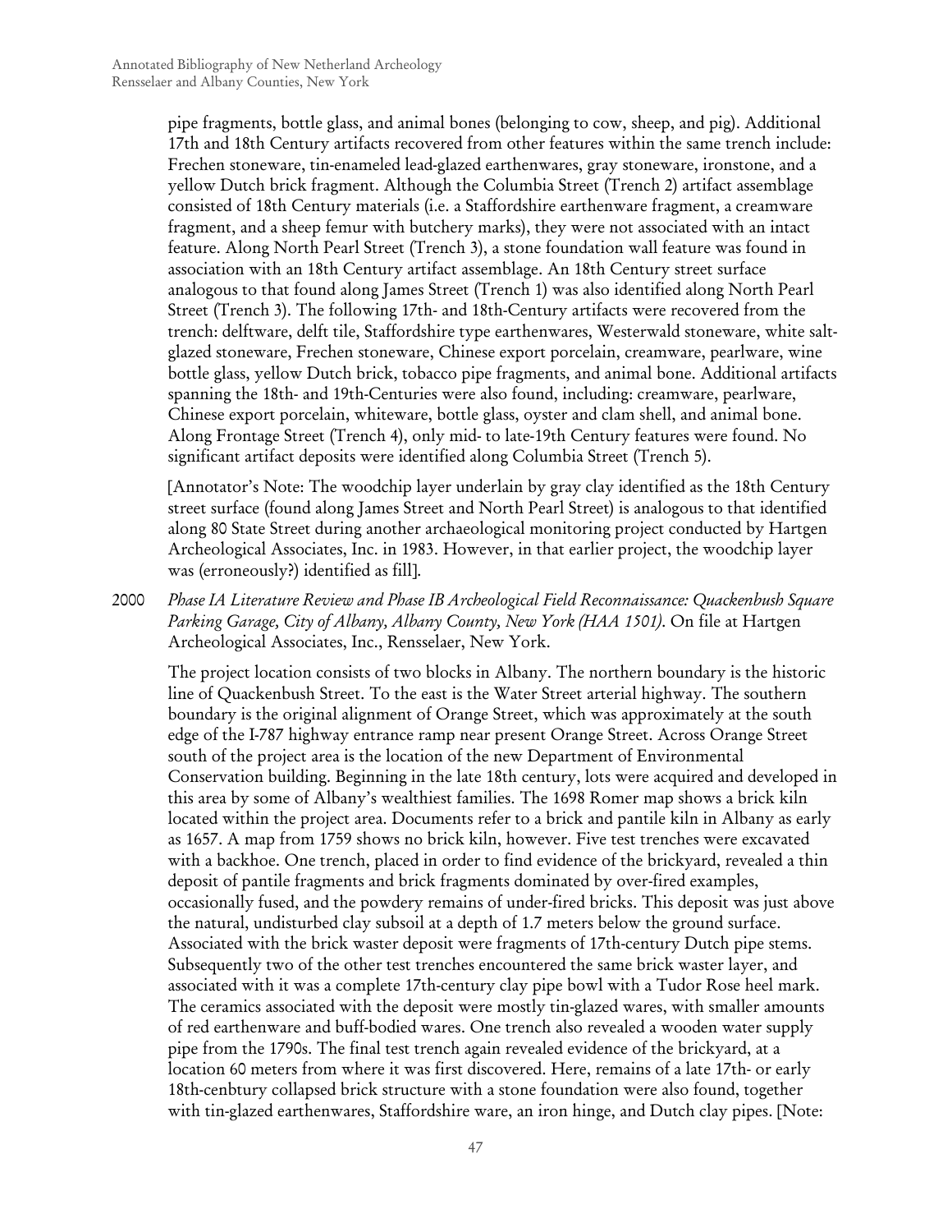pipe fragments, bottle glass, and animal bones (belonging to cow, sheep, and pig). Additional 17th and 18th Century artifacts recovered from other features within the same trench include: Frechen stoneware, tin-enameled lead-glazed earthenwares, gray stoneware, ironstone, and a yellow Dutch brick fragment. Although the Columbia Street (Trench 2) artifact assemblage consisted of 18th Century materials (i.e. a Staffordshire earthenware fragment, a creamware fragment, and a sheep femur with butchery marks), they were not associated with an intact feature. Along North Pearl Street (Trench 3), a stone foundation wall feature was found in association with an 18th Century artifact assemblage. An 18th Century street surface analogous to that found along James Street (Trench 1) was also identified along North Pearl Street (Trench 3). The following 17th- and 18th-Century artifacts were recovered from the trench: delftware, delft tile, Staffordshire type earthenwares, Westerwald stoneware, white salt-glazed stoneware, Frechen stoneware, Chinese export porcelain, creamware, pearlware, wine bottle glass, yellow Dutch brick, tobacco pipe fragments, and animal bone. Additional artifacts spanning the 18th- and 19th-Centuries were also found, including: creamware, pearlware, Chinese export porcelain, whiteware, bottle glass, oyster and clam shell, and animal bone. Along Frontage Street (Trench 4), only mid- to late-19th Century features were found. No significant artifact deposits were identified along Columbia Street (Trench 5).

[Annotator's Note: The woodchip layer underlain by gray clay identified as the 18th Century street surface (found along James Street and North Pearl Street) is analogous to that identified along 80 State Street during another archaeological monitoring project conducted by Hartgen Archeological Associates, Inc. in 1983. However, in that earlier project, the woodchip layer was (erroneously?) identified as fill].

2000 *Phase IA Literature Review and Phase IB Archeological Field Reconnaissance: Quackenbush Square Parking Garage, City of Albany, Albany County, New York (HAA 1501)*. On file at Hartgen Archeological Associates, Inc., Rensselaer, New York.

The project location consists of two blocks in Albany. The northern boundary is the historic line of Quackenbush Street. To the east is the Water Street arterial highway. The southern boundary is the original alignment of Orange Street, which was approximately at the south edge of the I-787 highway entrance ramp near present Orange Street. Across Orange Street south of the project area is the location of the new Department of Environmental Conservation building. Beginning in the late 18th century, lots were acquired and developed in this area by some of Albany's wealthiest families. The 1698 Romer map shows a brick kiln located within the project area. Documents refer to a brick and pantile kiln in Albany as early as 1657. A map from 1759 shows no brick kiln, however. Five test trenches were excavated with a backhoe. One trench, placed in order to find evidence of the brickyard, revealed a thin deposit of pantile fragments and brick fragments dominated by over-fired examples, occasionally fused, and the powdery remains of under-fired bricks. This deposit was just above the natural, undisturbed clay subsoil at a depth of 1.7 meters below the ground surface. Associated with the brick waster deposit were fragments of 17th-century Dutch pipe stems. Subsequently two of the other test trenches encountered the same brick waster layer, and associated with it was a complete 17th-century clay pipe bowl with a Tudor Rose heel mark. The ceramics associated with the deposit were mostly tin-glazed wares, with smaller amounts of red earthenware and buff-bodied wares. One trench also revealed a wooden water supply pipe from the 1790s. The final test trench again revealed evidence of the brickyard, at a location 60 meters from where it was first discovered. Here, remains of a late 17th- or early 18th-cenbtury collapsed brick structure with a stone foundation were also found, together with tin-glazed earthenwares, Staffordshire ware, an iron hinge, and Dutch clay pipes. [Note: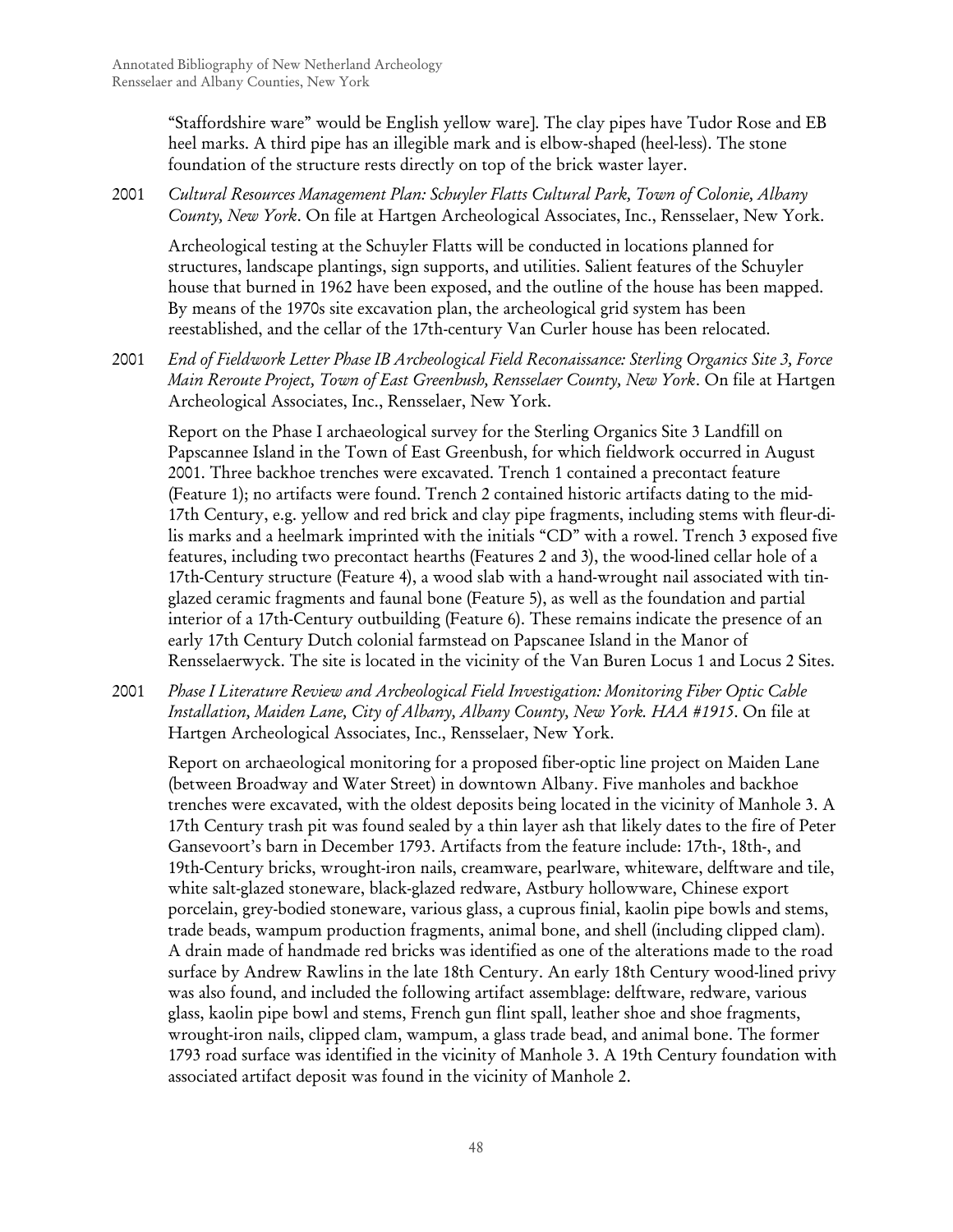"Staffordshire ware" would be English yellow ware]. The clay pipes have Tudor Rose and EB heel marks. A third pipe has an illegible mark and is elbow-shaped (heel-less). The stone foundation of the structure rests directly on top of the brick waster layer.

2001 *Cultural Resources Management Plan: Schuyler Flatts Cultural Park, Town of Colonie, Albany County, New York*. On file at Hartgen Archeological Associates, Inc., Rensselaer, New York.

Archeological testing at the Schuyler Flatts will be conducted in locations planned for structures, landscape plantings, sign supports, and utilities. Salient features of the Schuyler house that burned in 1962 have been exposed, and the outline of the house has been mapped. By means of the 1970s site excavation plan, the archeological grid system has been reestablished, and the cellar of the 17th-century Van Curler house has been relocated.

2001 *End of Fieldwork Letter Phase IB Archeological Field Reconaissance: Sterling Organics Site 3, Force Main Reroute Project, Town of East Greenbush, Rensselaer County, New York*. On file at Hartgen Archeological Associates, Inc., Rensselaer, New York.

Report on the Phase I archaeological survey for the Sterling Organics Site 3 Landfill on Papscannee Island in the Town of East Greenbush, for which fieldwork occurred in August 2001. Three backhoe trenches were excavated. Trench 1 contained a precontact feature (Feature 1); no artifacts were found. Trench 2 contained historic artifacts dating to the mid-17th Century, e.g. yellow and red brick and clay pipe fragments, including stems with fleur-di-lis marks and a heelmark imprinted with the initials "CD" with a rowel. Trench 3 exposed five features, including two precontact hearths (Features 2 and 3), the wood-lined cellar hole of a 17th-Century structure (Feature 4), a wood slab with a hand-wrought nail associated with tin-glazed ceramic fragments and faunal bone (Feature 5), as well as the foundation and partial interior of a 17th-Century outbuilding (Feature 6). These remains indicate the presence of an early 17th Century Dutch colonial farmstead on Papscanee Island in the Manor of Rensselaerwyck. The site is located in the vicinity of the Van Buren Locus 1 and Locus 2 Sites.

2001 *Phase I Literature Review and Archeological Field Investigation: Monitoring Fiber Optic Cable Installation, Maiden Lane, City of Albany, Albany County, New York. HAA #1915*. On file at Hartgen Archeological Associates, Inc., Rensselaer, New York.

Report on archaeological monitoring for a proposed fiber-optic line project on Maiden Lane (between Broadway and Water Street) in downtown Albany. Five manholes and backhoe trenches were excavated, with the oldest deposits being located in the vicinity of Manhole 3. A 17th Century trash pit was found sealed by a thin layer ash that likely dates to the fire of Peter Gansevoort's barn in December 1793. Artifacts from the feature include: 17th-, 18th-, and 19th-Century bricks, wrought-iron nails, creamware, pearlware, whiteware, delftware and tile, white salt-glazed stoneware, black-glazed redware, Astbury hollowware, Chinese export porcelain, grey-bodied stoneware, various glass, a cuprous finial, kaolin pipe bowls and stems, trade beads, wampum production fragments, animal bone, and shell (including clipped clam). A drain made of handmade red bricks was identified as one of the alterations made to the road surface by Andrew Rawlins in the late 18th Century. An early 18th Century wood-lined privy was also found, and included the following artifact assemblage: delftware, redware, various glass, kaolin pipe bowl and stems, French gun flint spall, leather shoe and shoe fragments, wrought-iron nails, clipped clam, wampum, a glass trade bead, and animal bone. The former 1793 road surface was identified in the vicinity of Manhole 3. A 19th Century foundation with associated artifact deposit was found in the vicinity of Manhole 2.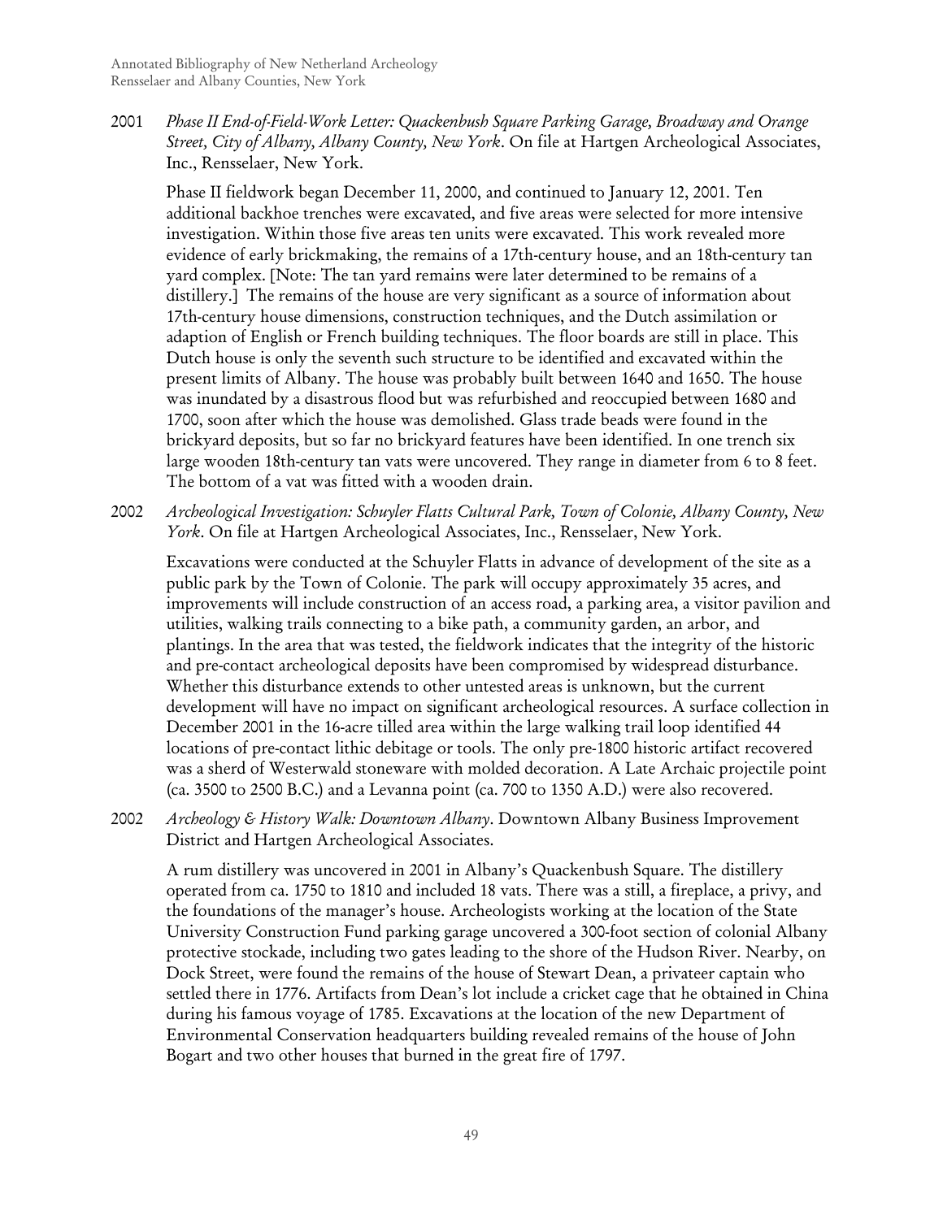2001 *Phase II End-of-Field-Work Letter: Quackenbush Square Parking Garage, Broadway and Orange Street, City of Albany, Albany County, New York*. On file at Hartgen Archeological Associates, Inc., Rensselaer, New York.

Phase II fieldwork began December 11, 2000, and continued to January 12, 2001. Ten additional backhoe trenches were excavated, and five areas were selected for more intensive investigation. Within those five areas ten units were excavated. This work revealed more evidence of early brickmaking, the remains of a 17th-century house, and an 18th-century tan yard complex. [Note: The tan yard remains were later determined to be remains of a distillery.] The remains of the house are very significant as a source of information about 17th-century house dimensions, construction techniques, and the Dutch assimilation or adaption of English or French building techniques. The floor boards are still in place. This Dutch house is only the seventh such structure to be identified and excavated within the present limits of Albany. The house was probably built between 1640 and 1650. The house was inundated by a disastrous flood but was refurbished and reoccupied between 1680 and 1700, soon after which the house was demolished. Glass trade beads were found in the brickyard deposits, but so far no brickyard features have been identified. In one trench six large wooden 18th-century tan vats were uncovered. They range in diameter from 6 to 8 feet. The bottom of a vat was fitted with a wooden drain.

2002 *Archeological Investigation: Schuyler Flatts Cultural Park, Town of Colonie, Albany County, New York*. On file at Hartgen Archeological Associates, Inc., Rensselaer, New York.

Excavations were conducted at the Schuyler Flatts in advance of development of the site as a public park by the Town of Colonie. The park will occupy approximately 35 acres, and improvements will include construction of an access road, a parking area, a visitor pavilion and utilities, walking trails connecting to a bike path, a community garden, an arbor, and plantings. In the area that was tested, the fieldwork indicates that the integrity of the historic and pre-contact archeological deposits have been compromised by widespread disturbance. Whether this disturbance extends to other untested areas is unknown, but the current development will have no impact on significant archeological resources. A surface collection in December 2001 in the 16-acre tilled area within the large walking trail loop identified 44 locations of pre-contact lithic debitage or tools. The only pre-1800 historic artifact recovered was a sherd of Westerwald stoneware with molded decoration. A Late Archaic projectile point (ca. 3500 to 2500 B.C.) and a Levanna point (ca. 700 to 1350 A.D.) were also recovered.

2002 *Archeology & History Walk: Downtown Albany*. Downtown Albany Business Improvement District and Hartgen Archeological Associates.

A rum distillery was uncovered in 2001 in Albany's Quackenbush Square. The distillery operated from ca. 1750 to 1810 and included 18 vats. There was a still, a fireplace, a privy, and the foundations of the manager's house. Archeologists working at the location of the State University Construction Fund parking garage uncovered a 300-foot section of colonial Albany protective stockade, including two gates leading to the shore of the Hudson River. Nearby, on Dock Street, were found the remains of the house of Stewart Dean, a privateer captain who settled there in 1776. Artifacts from Dean's lot include a cricket cage that he obtained in China during his famous voyage of 1785. Excavations at the location of the new Department of Environmental Conservation headquarters building revealed remains of the house of John Bogart and two other houses that burned in the great fire of 1797.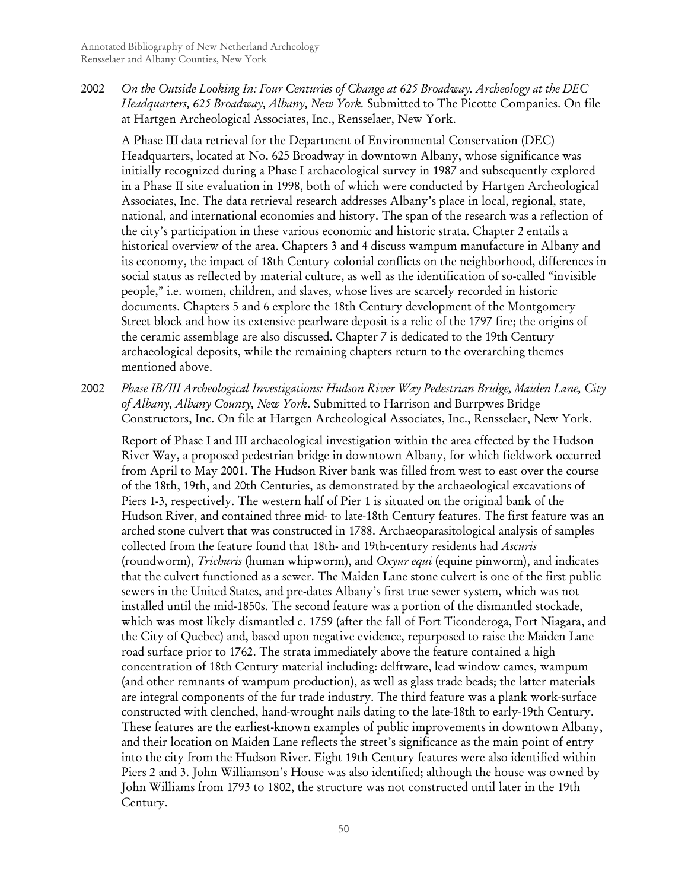2002 *On the Outside Looking In: Four Centuries of Change at 625 Broadway. Archeology at the DEC Headquarters, 625 Broadway, Albany, New York.* Submitted to The Picotte Companies. On file at Hartgen Archeological Associates, Inc., Rensselaer, New York.

A Phase III data retrieval for the Department of Environmental Conservation (DEC) Headquarters, located at No. 625 Broadway in downtown Albany, whose significance was initially recognized during a Phase I archaeological survey in 1987 and subsequently explored in a Phase II site evaluation in 1998, both of which were conducted by Hartgen Archeological Associates, Inc. The data retrieval research addresses Albany's place in local, regional, state, national, and international economies and history. The span of the research was a reflection of the city's participation in these various economic and historic strata. Chapter 2 entails a historical overview of the area. Chapters 3 and 4 discuss wampum manufacture in Albany and its economy, the impact of 18th Century colonial conflicts on the neighborhood, differences in social status as reflected by material culture, as well as the identification of so-called "invisible people," i.e. women, children, and slaves, whose lives are scarcely recorded in historic documents. Chapters 5 and 6 explore the 18th Century development of the Montgomery Street block and how its extensive pearlware deposit is a relic of the 1797 fire; the origins of the ceramic assemblage are also discussed. Chapter 7 is dedicated to the 19th Century archaeological deposits, while the remaining chapters return to the overarching themes mentioned above.

2002 *Phase IB/III Archeological Investigations: Hudson River Way Pedestrian Bridge, Maiden Lane, City of Albany, Albany County, New York*. Submitted to Harrison and Burrpwes Bridge Constructors, Inc. On file at Hartgen Archeological Associates, Inc., Rensselaer, New York.

Report of Phase I and III archaeological investigation within the area effected by the Hudson River Way, a proposed pedestrian bridge in downtown Albany, for which fieldwork occurred from April to May 2001. The Hudson River bank was filled from west to east over the course of the 18th, 19th, and 20th Centuries, as demonstrated by the archaeological excavations of Piers 1-3, respectively. The western half of Pier 1 is situated on the original bank of the Hudson River, and contained three mid- to late-18th Century features. The first feature was an arched stone culvert that was constructed in 1788. Archaeoparasitological analysis of samples collected from the feature found that 18th- and 19th-century residents had *Ascuris* (roundworm), *Trichuris* (human whipworm), and *Oxyur equi* (equine pinworm), and indicates that the culvert functioned as a sewer. The Maiden Lane stone culvert is one of the first public sewers in the United States, and pre-dates Albany's first true sewer system, which was not installed until the mid-1850s. The second feature was a portion of the dismantled stockade, which was most likely dismantled c. 1759 (after the fall of Fort Ticonderoga, Fort Niagara, and the City of Quebec) and, based upon negative evidence, repurposed to raise the Maiden Lane road surface prior to 1762. The strata immediately above the feature contained a high concentration of 18th Century material including: delftware, lead window cames, wampum (and other remnants of wampum production), as well as glass trade beads; the latter materials are integral components of the fur trade industry. The third feature was a plank work-surface constructed with clenched, hand-wrought nails dating to the late-18th to early-19th Century. These features are the earliest-known examples of public improvements in downtown Albany, and their location on Maiden Lane reflects the street's significance as the main point of entry into the city from the Hudson River. Eight 19th Century features were also identified within Piers 2 and 3. John Williamson's House was also identified; although the house was owned by John Williams from 1793 to 1802, the structure was not constructed until later in the 19th Century.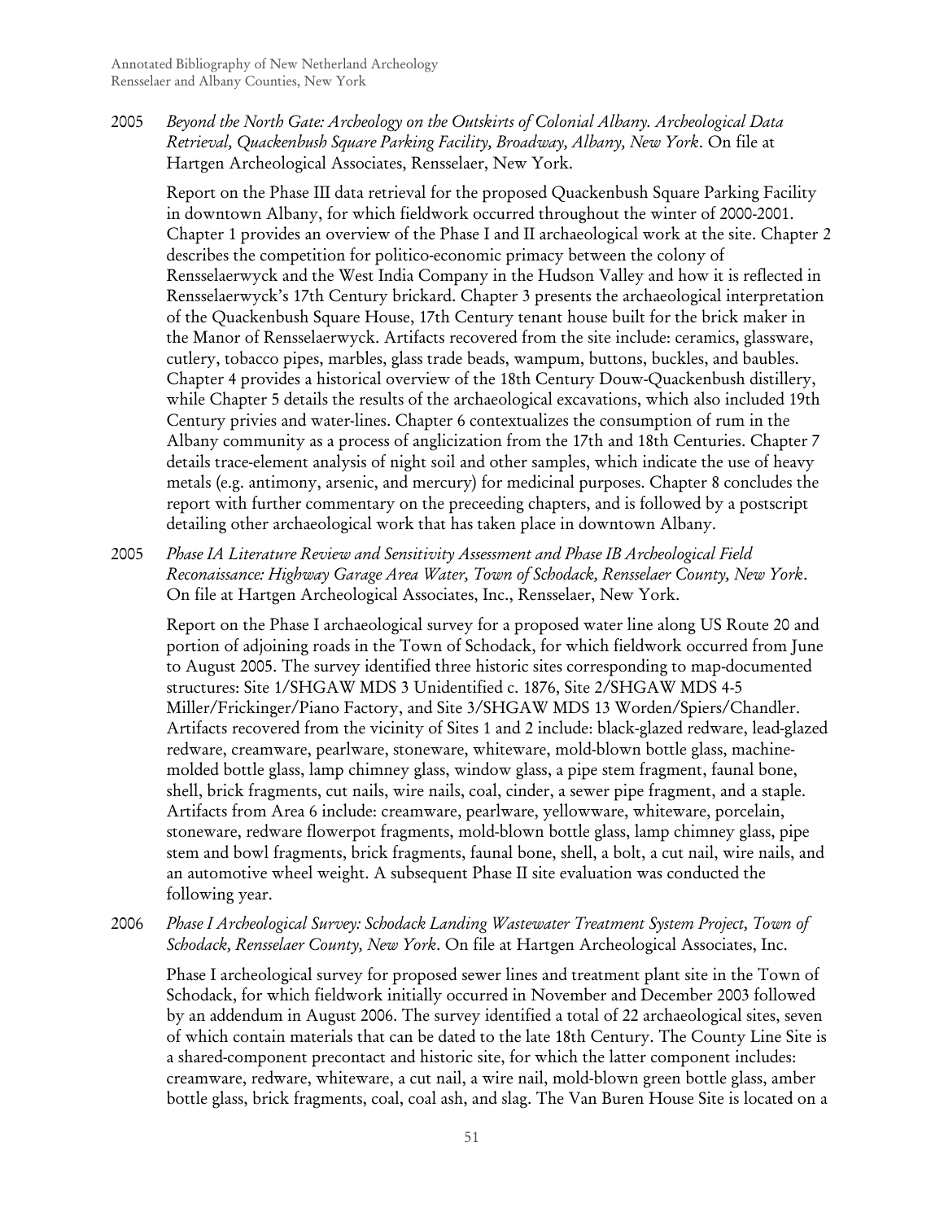2005 *Beyond the North Gate: Archeology on the Outskirts of Colonial Albany. Archeological Data Retrieval, Quackenbush Square Parking Facility, Broadway, Albany, New York*. On file at Hartgen Archeological Associates, Rensselaer, New York.

Report on the Phase III data retrieval for the proposed Quackenbush Square Parking Facility in downtown Albany, for which fieldwork occurred throughout the winter of 2000-2001. Chapter 1 provides an overview of the Phase I and II archaeological work at the site. Chapter 2 describes the competition for politico-economic primacy between the colony of Rensselaerwyck and the West India Company in the Hudson Valley and how it is reflected in Rensselaerwyck's 17th Century brickard. Chapter 3 presents the archaeological interpretation of the Quackenbush Square House, 17th Century tenant house built for the brick maker in the Manor of Rensselaerwyck. Artifacts recovered from the site include: ceramics, glassware, cutlery, tobacco pipes, marbles, glass trade beads, wampum, buttons, buckles, and baubles. Chapter 4 provides a historical overview of the 18th Century Douw-Quackenbush distillery, while Chapter 5 details the results of the archaeological excavations, which also included 19th Century privies and water-lines. Chapter 6 contextualizes the consumption of rum in the Albany community as a process of anglicization from the 17th and 18th Centuries. Chapter 7 details trace-element analysis of night soil and other samples, which indicate the use of heavy metals (e.g. antimony, arsenic, and mercury) for medicinal purposes. Chapter 8 concludes the report with further commentary on the preceeding chapters, and is followed by a postscript detailing other archaeological work that has taken place in downtown Albany.

2005 *Phase IA Literature Review and Sensitivity Assessment and Phase IB Archeological Field Reconaissance: Highway Garage Area Water, Town of Schodack, Rensselaer County, New York*. On file at Hartgen Archeological Associates, Inc., Rensselaer, New York.

Report on the Phase I archaeological survey for a proposed water line along US Route 20 and portion of adjoining roads in the Town of Schodack, for which fieldwork occurred from June to August 2005. The survey identified three historic sites corresponding to map-documented structures: Site 1/SHGAW MDS 3 Unidentified c. 1876, Site 2/SHGAW MDS 4-5 Miller/Frickinger/Piano Factory, and Site 3/SHGAW MDS 13 Worden/Spiers/Chandler. Artifacts recovered from the vicinity of Sites 1 and 2 include: black-glazed redware, lead-glazed redware, creamware, pearlware, stoneware, whiteware, mold-blown bottle glass, machine-molded bottle glass, lamp chimney glass, window glass, a pipe stem fragment, faunal bone, shell, brick fragments, cut nails, wire nails, coal, cinder, a sewer pipe fragment, and a staple. Artifacts from Area 6 include: creamware, pearlware, yellowware, whiteware, porcelain, stoneware, redware flowerpot fragments, mold-blown bottle glass, lamp chimney glass, pipe stem and bowl fragments, brick fragments, faunal bone, shell, a bolt, a cut nail, wire nails, and an automotive wheel weight. A subsequent Phase II site evaluation was conducted the following year.

2006 *Phase I Archeological Survey: Schodack Landing Wastewater Treatment System Project, Town of Schodack, Rensselaer County, New York*. On file at Hartgen Archeological Associates, Inc.

Phase I archeological survey for proposed sewer lines and treatment plant site in the Town of Schodack, for which fieldwork initially occurred in November and December 2003 followed by an addendum in August 2006. The survey identified a total of 22 archaeological sites, seven of which contain materials that can be dated to the late 18th Century. The County Line Site is a shared-component precontact and historic site, for which the latter component includes: creamware, redware, whiteware, a cut nail, a wire nail, mold-blown green bottle glass, amber bottle glass, brick fragments, coal, coal ash, and slag. The Van Buren House Site is located on a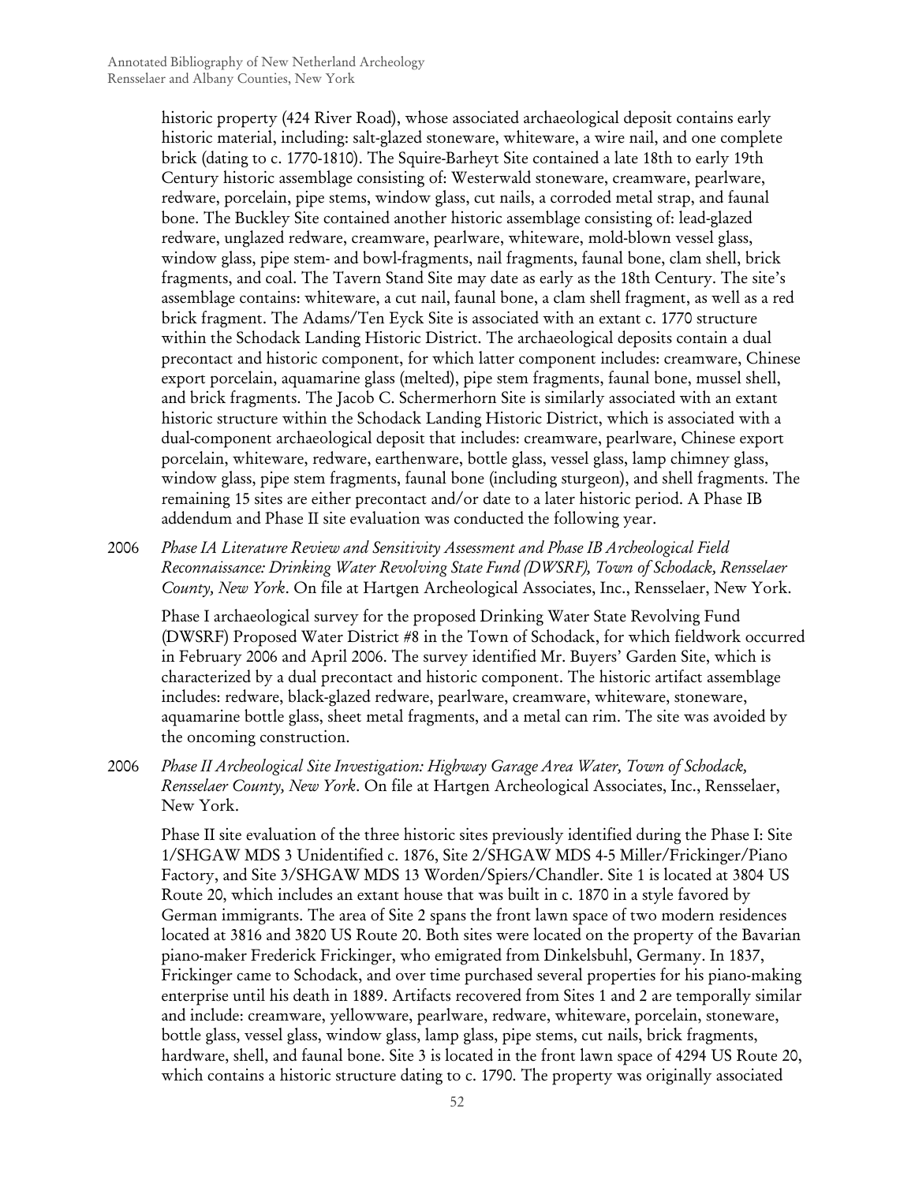historic property (424 River Road), whose associated archaeological deposit contains early historic material, including: salt-glazed stoneware, whiteware, a wire nail, and one complete brick (dating to c. 1770-1810). The Squire-Barheyt Site contained a late 18th to early 19th Century historic assemblage consisting of: Westerwald stoneware, creamware, pearlware, redware, porcelain, pipe stems, window glass, cut nails, a corroded metal strap, and faunal bone. The Buckley Site contained another historic assemblage consisting of: lead-glazed redware, unglazed redware, creamware, pearlware, whiteware, mold-blown vessel glass, window glass, pipe stem- and bowl-fragments, nail fragments, faunal bone, clam shell, brick fragments, and coal. The Tavern Stand Site may date as early as the 18th Century. The site's assemblage contains: whiteware, a cut nail, faunal bone, a clam shell fragment, as well as a red brick fragment. The Adams/Ten Eyck Site is associated with an extant c. 1770 structure within the Schodack Landing Historic District. The archaeological deposits contain a dual precontact and historic component, for which latter component includes: creamware, Chinese export porcelain, aquamarine glass (melted), pipe stem fragments, faunal bone, mussel shell, and brick fragments. The Jacob C. Schermerhorn Site is similarly associated with an extant historic structure within the Schodack Landing Historic District, which is associated with a dual-component archaeological deposit that includes: creamware, pearlware, Chinese export porcelain, whiteware, redware, earthenware, bottle glass, vessel glass, lamp chimney glass, window glass, pipe stem fragments, faunal bone (including sturgeon), and shell fragments. The remaining 15 sites are either precontact and/or date to a later historic period. A Phase IB addendum and Phase II site evaluation was conducted the following year.

2006 *Phase IA Literature Review and Sensitivity Assessment and Phase IB Archeological Field Reconnaissance: Drinking Water Revolving State Fund (DWSRF), Town of Schodack, Rensselaer County, New York*. On file at Hartgen Archeological Associates, Inc., Rensselaer, New York.

Phase I archaeological survey for the proposed Drinking Water State Revolving Fund (DWSRF) Proposed Water District #8 in the Town of Schodack, for which fieldwork occurred in February 2006 and April 2006. The survey identified Mr. Buyers' Garden Site, which is characterized by a dual precontact and historic component. The historic artifact assemblage includes: redware, black-glazed redware, pearlware, creamware, whiteware, stoneware, aquamarine bottle glass, sheet metal fragments, and a metal can rim. The site was avoided by the oncoming construction.

2006 *Phase II Archeological Site Investigation: Highway Garage Area Water, Town of Schodack, Rensselaer County, New York*. On file at Hartgen Archeological Associates, Inc., Rensselaer, New York.

Phase II site evaluation of the three historic sites previously identified during the Phase I: Site 1/SHGAW MDS 3 Unidentified c. 1876, Site 2/SHGAW MDS 4-5 Miller/Frickinger/Piano Factory, and Site 3/SHGAW MDS 13 Worden/Spiers/Chandler. Site 1 is located at 3804 US Route 20, which includes an extant house that was built in c. 1870 in a style favored by German immigrants. The area of Site 2 spans the front lawn space of two modern residences located at 3816 and 3820 US Route 20. Both sites were located on the property of the Bavarian piano-maker Frederick Frickinger, who emigrated from Dinkelsbuhl, Germany. In 1837, Frickinger came to Schodack, and over time purchased several properties for his piano-making enterprise until his death in 1889. Artifacts recovered from Sites 1 and 2 are temporally similar and include: creamware, yellowware, pearlware, redware, whiteware, porcelain, stoneware, bottle glass, vessel glass, window glass, lamp glass, pipe stems, cut nails, brick fragments, hardware, shell, and faunal bone. Site 3 is located in the front lawn space of 4294 US Route 20, which contains a historic structure dating to c. 1790. The property was originally associated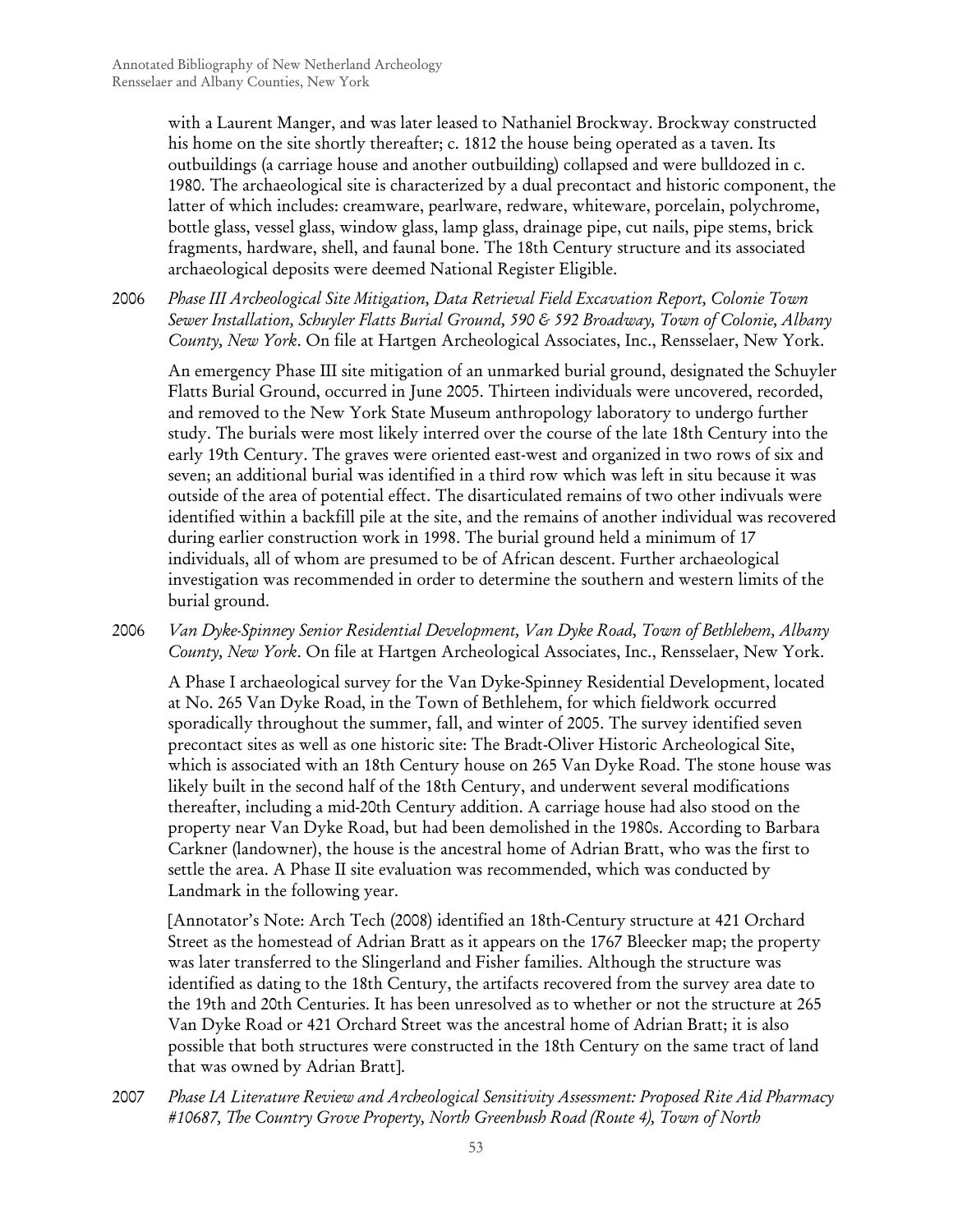with a Laurent Manger, and was later leased to Nathaniel Brockway. Brockway constructed his home on the site shortly thereafter; c. 1812 the house being operated as a taven. Its outbuildings (a carriage house and another outbuilding) collapsed and were bulldozed in c. 1980. The archaeological site is characterized by a dual precontact and historic component, the latter of which includes: creamware, pearlware, redware, whiteware, porcelain, polychrome, bottle glass, vessel glass, window glass, lamp glass, drainage pipe, cut nails, pipe stems, brick fragments, hardware, shell, and faunal bone. The 18th Century structure and its associated archaeological deposits were deemed National Register Eligible.

2006 *Phase III Archeological Site Mitigation, Data Retrieval Field Excavation Report, Colonie Town Sewer Installation, Schuyler Flatts Burial Ground, 590 & 592 Broadway, Town of Colonie, Albany County, New York*. On file at Hartgen Archeological Associates, Inc., Rensselaer, New York.

An emergency Phase III site mitigation of an unmarked burial ground, designated the Schuyler Flatts Burial Ground, occurred in June 2005. Thirteen individuals were uncovered, recorded, and removed to the New York State Museum anthropology laboratory to undergo further study. The burials were most likely interred over the course of the late 18th Century into the early 19th Century. The graves were oriented east-west and organized in two rows of six and seven; an additional burial was identified in a third row which was left in situ because it was outside of the area of potential effect. The disarticulated remains of two other indivuals were identified within a backfill pile at the site, and the remains of another individual was recovered during earlier construction work in 1998. The burial ground held a minimum of 17 individuals, all of whom are presumed to be of African descent. Further archaeological investigation was recommended in order to determine the southern and western limits of the burial ground.

2006 *Van Dyke-Spinney Senior Residential Development, Van Dyke Road, Town of Bethlehem, Albany County, New York*. On file at Hartgen Archeological Associates, Inc., Rensselaer, New York.

A Phase I archaeological survey for the Van Dyke-Spinney Residential Development, located at No. 265 Van Dyke Road, in the Town of Bethlehem, for which fieldwork occurred sporadically throughout the summer, fall, and winter of 2005. The survey identified seven precontact sites as well as one historic site: The Bradt-Oliver Historic Archeological Site, which is associated with an 18th Century house on 265 Van Dyke Road. The stone house was likely built in the second half of the 18th Century, and underwent several modifications thereafter, including a mid-20th Century addition. A carriage house had also stood on the property near Van Dyke Road, but had been demolished in the 1980s. According to Barbara Carkner (landowner), the house is the ancestral home of Adrian Bratt, who was the first to settle the area. A Phase II site evaluation was recommended, which was conducted by Landmark in the following year.

[Annotator's Note: Arch Tech (2008) identified an 18th-Century structure at 421 Orchard Street as the homestead of Adrian Bratt as it appears on the 1767 Bleecker map; the property was later transferred to the Slingerland and Fisher families. Although the structure was identified as dating to the 18th Century, the artifacts recovered from the survey area date to the 19th and 20th Centuries. It has been unresolved as to whether or not the structure at 265 Van Dyke Road or 421 Orchard Street was the ancestral home of Adrian Bratt; it is also possible that both structures were constructed in the 18th Century on the same tract of land that was owned by Adrian Bratt].

2007 *Phase IA Literature Review and Archeological Sensitivity Assessment: Proposed Rite Aid Pharmacy #10687, The Country Grove Property, North Greenbush Road (Route 4), Town of North*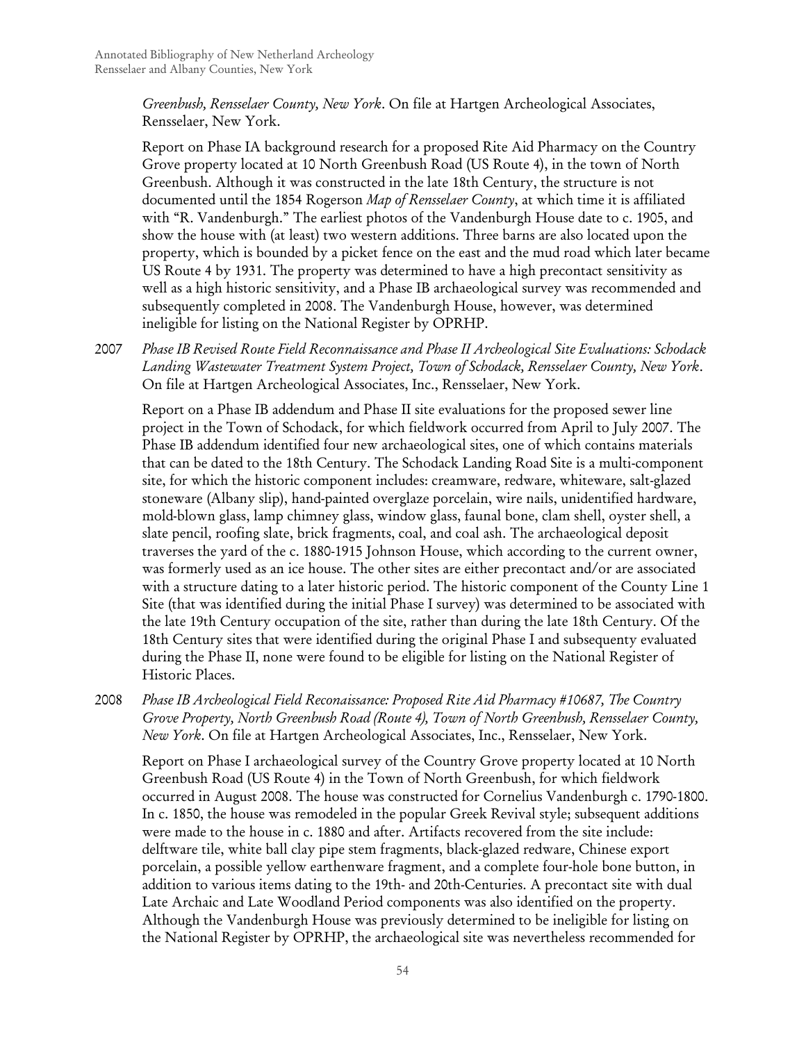*Greenbush, Rensselaer County, New York*. On file at Hartgen Archeological Associates, Rensselaer, New York.

Report on Phase IA background research for a proposed Rite Aid Pharmacy on the Country Grove property located at 10 North Greenbush Road (US Route 4), in the town of North Greenbush. Although it was constructed in the late 18th Century, the structure is not documented until the 1854 Rogerson *Map of Rensselaer County*, at which time it is affiliated with "R. Vandenburgh." The earliest photos of the Vandenburgh House date to c. 1905, and show the house with (at least) two western additions. Three barns are also located upon the property, which is bounded by a picket fence on the east and the mud road which later became US Route 4 by 1931. The property was determined to have a high precontact sensitivity as well as a high historic sensitivity, and a Phase IB archaeological survey was recommended and subsequently completed in 2008. The Vandenburgh House, however, was determined ineligible for listing on the National Register by OPRHP.

2007 *Phase IB Revised Route Field Reconnaissance and Phase II Archeological Site Evaluations: Schodack Landing Wastewater Treatment System Project, Town of Schodack, Rensselaer County, New York*. On file at Hartgen Archeological Associates, Inc., Rensselaer, New York.

Report on a Phase IB addendum and Phase II site evaluations for the proposed sewer line project in the Town of Schodack, for which fieldwork occurred from April to July 2007. The Phase IB addendum identified four new archaeological sites, one of which contains materials that can be dated to the 18th Century. The Schodack Landing Road Site is a multi-component site, for which the historic component includes: creamware, redware, whiteware, salt-glazed stoneware (Albany slip), hand-painted overglaze porcelain, wire nails, unidentified hardware, mold-blown glass, lamp chimney glass, window glass, faunal bone, clam shell, oyster shell, a slate pencil, roofing slate, brick fragments, coal, and coal ash. The archaeological deposit traverses the yard of the c. 1880-1915 Johnson House, which according to the current owner, was formerly used as an ice house. The other sites are either precontact and/or are associated with a structure dating to a later historic period. The historic component of the County Line 1 Site (that was identified during the initial Phase I survey) was determined to be associated with the late 19th Century occupation of the site, rather than during the late 18th Century. Of the 18th Century sites that were identified during the original Phase I and subsequenty evaluated during the Phase II, none were found to be eligible for listing on the National Register of Historic Places.

2008 *Phase IB Archeological Field Reconaissance: Proposed Rite Aid Pharmacy #10687, The Country Grove Property, North Greenbush Road (Route 4), Town of North Greenbush, Rensselaer County, New York*. On file at Hartgen Archeological Associates, Inc., Rensselaer, New York.

Report on Phase I archaeological survey of the Country Grove property located at 10 North Greenbush Road (US Route 4) in the Town of North Greenbush, for which fieldwork occurred in August 2008. The house was constructed for Cornelius Vandenburgh c. 1790-1800. In c. 1850, the house was remodeled in the popular Greek Revival style; subsequent additions were made to the house in c. 1880 and after. Artifacts recovered from the site include: delftware tile, white ball clay pipe stem fragments, black-glazed redware, Chinese export porcelain, a possible yellow earthenware fragment, and a complete four-hole bone button, in addition to various items dating to the 19th- and 20th-Centuries. A precontact site with dual Late Archaic and Late Woodland Period components was also identified on the property. Although the Vandenburgh House was previously determined to be ineligible for listing on the National Register by OPRHP, the archaeological site was nevertheless recommended for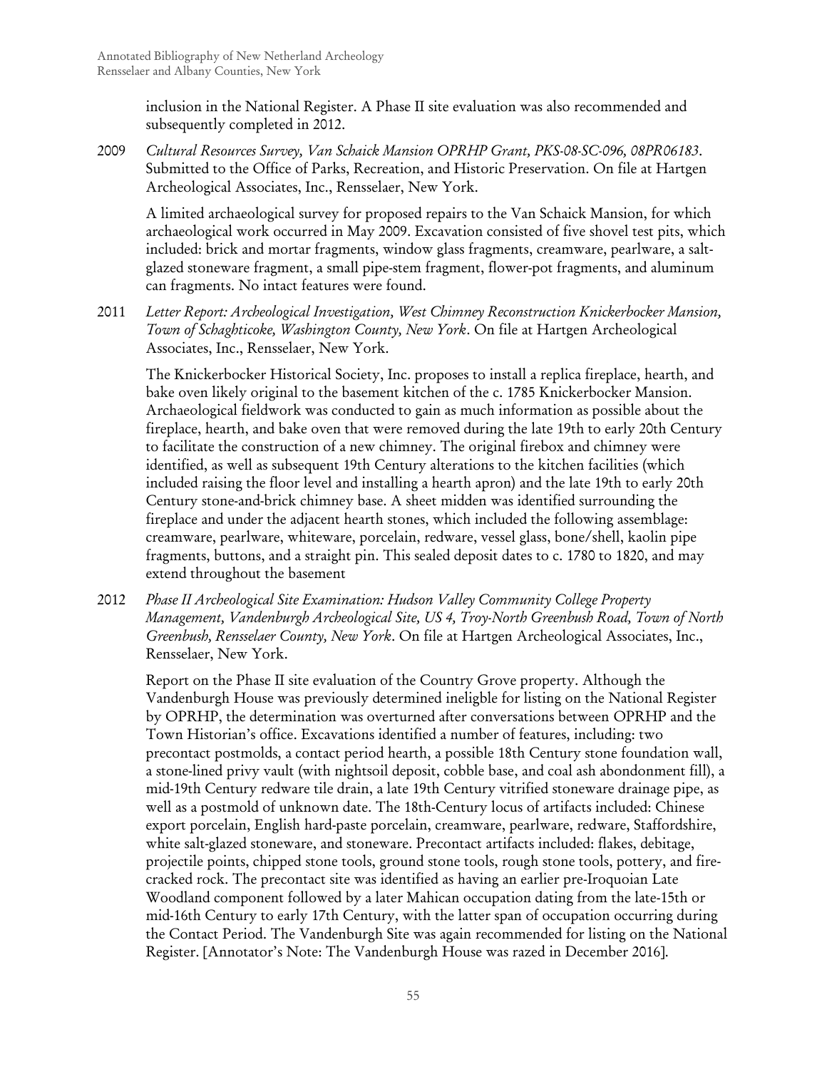inclusion in the National Register. A Phase II site evaluation was also recommended and subsequently completed in 2012.

2009 *Cultural Resources Survey, Van Schaick Mansion OPRHP Grant, PKS-08-SC-096, 08PR06183*. Submitted to the Office of Parks, Recreation, and Historic Preservation. On file at Hartgen Archeological Associates, Inc., Rensselaer, New York.

A limited archaeological survey for proposed repairs to the Van Schaick Mansion, for which archaeological work occurred in May 2009. Excavation consisted of five shovel test pits, which included: brick and mortar fragments, window glass fragments, creamware, pearlware, a salt-glazed stoneware fragment, a small pipe-stem fragment, flower-pot fragments, and aluminum can fragments. No intact features were found.

2011 *Letter Report: Archeological Investigation, West Chimney Reconstruction Knickerbocker Mansion, Town of Schaghticoke, Washington County, New York*. On file at Hartgen Archeological Associates, Inc., Rensselaer, New York.

The Knickerbocker Historical Society, Inc. proposes to install a replica fireplace, hearth, and bake oven likely original to the basement kitchen of the c. 1785 Knickerbocker Mansion. Archaeological fieldwork was conducted to gain as much information as possible about the fireplace, hearth, and bake oven that were removed during the late 19th to early 20th Century to facilitate the construction of a new chimney. The original firebox and chimney were identified, as well as subsequent 19th Century alterations to the kitchen facilities (which included raising the floor level and installing a hearth apron) and the late 19th to early 20th Century stone-and-brick chimney base. A sheet midden was identified surrounding the fireplace and under the adjacent hearth stones, which included the following assemblage: creamware, pearlware, whiteware, porcelain, redware, vessel glass, bone/shell, kaolin pipe fragments, buttons, and a straight pin. This sealed deposit dates to c. 1780 to 1820, and may extend throughout the basement

2012 *Phase II Archeological Site Examination: Hudson Valley Community College Property Management, Vandenburgh Archeological Site, US 4, Troy-North Greenbush Road, Town of North Greenbush, Rensselaer County, New York*. On file at Hartgen Archeological Associates, Inc., Rensselaer, New York.

Report on the Phase II site evaluation of the Country Grove property. Although the Vandenburgh House was previously determined ineligble for listing on the National Register by OPRHP, the determination was overturned after conversations between OPRHP and the Town Historian's office. Excavations identified a number of features, including: two precontact postmolds, a contact period hearth, a possible 18th Century stone foundation wall, a stone-lined privy vault (with nightsoil deposit, cobble base, and coal ash abondonment fill), a mid-19th Century redware tile drain, a late 19th Century vitrified stoneware drainage pipe, as well as a postmold of unknown date. The 18th-Century locus of artifacts included: Chinese export porcelain, English hard-paste porcelain, creamware, pearlware, redware, Staffordshire, white salt-glazed stoneware, and stoneware. Precontact artifacts included: flakes, debitage, projectile points, chipped stone tools, ground stone tools, rough stone tools, pottery, and fire-cracked rock. The precontact site was identified as having an earlier pre-Iroquoian Late Woodland component followed by a later Mahican occupation dating from the late-15th or mid-16th Century to early 17th Century, with the latter span of occupation occurring during the Contact Period. The Vandenburgh Site was again recommended for listing on the National Register. [Annotator's Note: The Vandenburgh House was razed in December 2016].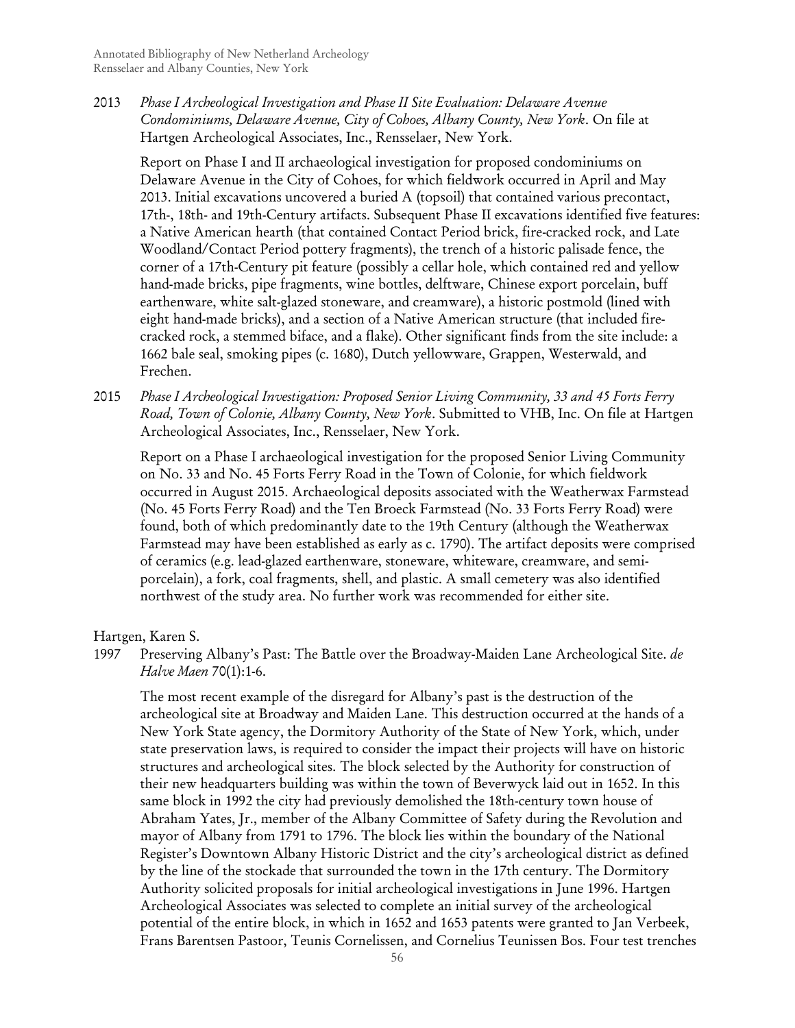2013 *Phase I Archeological Investigation and Phase II Site Evaluation: Delaware Avenue Condominiums, Delaware Avenue, City of Cohoes, Albany County, New York*. On file at Hartgen Archeological Associates, Inc., Rensselaer, New York.

Report on Phase I and II archaeological investigation for proposed condominiums on Delaware Avenue in the City of Cohoes, for which fieldwork occurred in April and May 2013. Initial excavations uncovered a buried A (topsoil) that contained various precontact, 17th-, 18th- and 19th-Century artifacts. Subsequent Phase II excavations identified five features: a Native American hearth (that contained Contact Period brick, fire-cracked rock, and Late Woodland/Contact Period pottery fragments), the trench of a historic palisade fence, the corner of a 17th-Century pit feature (possibly a cellar hole, which contained red and yellow hand-made bricks, pipe fragments, wine bottles, delftware, Chinese export porcelain, buff earthenware, white salt-glazed stoneware, and creamware), a historic postmold (lined with eight hand-made bricks), and a section of a Native American structure (that included fire-cracked rock, a stemmed biface, and a flake). Other significant finds from the site include: a 1662 bale seal, smoking pipes (c. 1680), Dutch yellowware, Grappen, Westerwald, and Frechen.

2015 *Phase I Archeological Investigation: Proposed Senior Living Community, 33 and 45 Forts Ferry Road, Town of Colonie, Albany County, New York*. Submitted to VHB, Inc. On file at Hartgen Archeological Associates, Inc., Rensselaer, New York.

Report on a Phase I archaeological investigation for the proposed Senior Living Community on No. 33 and No. 45 Forts Ferry Road in the Town of Colonie, for which fieldwork occurred in August 2015. Archaeological deposits associated with the Weatherwax Farmstead (No. 45 Forts Ferry Road) and the Ten Broeck Farmstead (No. 33 Forts Ferry Road) were found, both of which predominantly date to the 19th Century (although the Weatherwax Farmstead may have been established as early as c. 1790). The artifact deposits were comprised of ceramics (e.g. lead-glazed earthenware, stoneware, whiteware, creamware, and semi-porcelain), a fork, coal fragments, shell, and plastic. A small cemetery was also identified northwest of the study area. No further work was recommended for either site.

Hartgen, Karen S.

1997 Preserving Albany's Past: The Battle over the Broadway-Maiden Lane Archeological Site. *de Halve Maen* 70(1):1-6.

The most recent example of the disregard for Albany's past is the destruction of the archeological site at Broadway and Maiden Lane. This destruction occurred at the hands of a New York State agency, the Dormitory Authority of the State of New York, which, under state preservation laws, is required to consider the impact their projects will have on historic structures and archeological sites. The block selected by the Authority for construction of their new headquarters building was within the town of Beverwyck laid out in 1652. In this same block in 1992 the city had previously demolished the 18th-century town house of Abraham Yates, Jr., member of the Albany Committee of Safety during the Revolution and mayor of Albany from 1791 to 1796. The block lies within the boundary of the National Register's Downtown Albany Historic District and the city's archeological district as defined by the line of the stockade that surrounded the town in the 17th century. The Dormitory Authority solicited proposals for initial archeological investigations in June 1996. Hartgen Archeological Associates was selected to complete an initial survey of the archeological potential of the entire block, in which in 1652 and 1653 patents were granted to Jan Verbeek, Frans Barentsen Pastoor, Teunis Cornelissen, and Cornelius Teunissen Bos. Four test trenches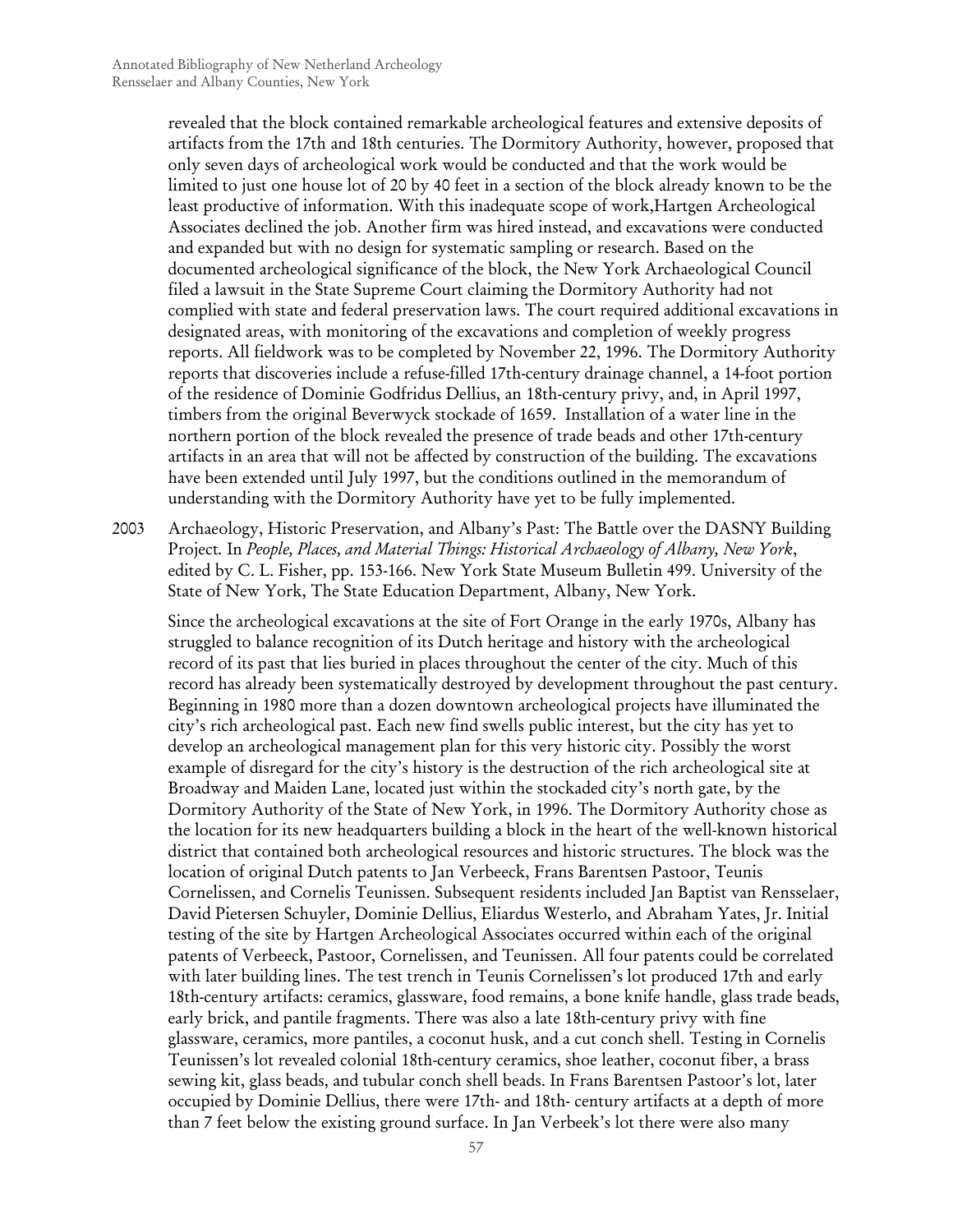revealed that the block contained remarkable archeological features and extensive deposits of artifacts from the 17th and 18th centuries. The Dormitory Authority, however, proposed that only seven days of archeological work would be conducted and that the work would be limited to just one house lot of 20 by 40 feet in a section of the block already known to be the least productive of information. With this inadequate scope of work,Hartgen Archeological Associates declined the job. Another firm was hired instead, and excavations were conducted and expanded but with no design for systematic sampling or research. Based on the documented archeological significance of the block, the New York Archaeological Council filed a lawsuit in the State Supreme Court claiming the Dormitory Authority had not complied with state and federal preservation laws. The court required additional excavations in designated areas, with monitoring of the excavations and completion of weekly progress reports. All fieldwork was to be completed by November 22, 1996. The Dormitory Authority reports that discoveries include a refuse-filled 17th-century drainage channel, a 14-foot portion of the residence of Dominie Godfridus Dellius, an 18th-century privy, and, in April 1997, timbers from the original Beverwyck stockade of 1659. Installation of a water line in the northern portion of the block revealed the presence of trade beads and other 17th-century artifacts in an area that will not be affected by construction of the building. The excavations have been extended until July 1997, but the conditions outlined in the memorandum of understanding with the Dormitory Authority have yet to be fully implemented.

2003 Archaeology, Historic Preservation, and Albany's Past: The Battle over the DASNY Building Project. In *People, Places, and Material Things: Historical Archaeology of Albany, New York*, edited by C. L. Fisher, pp. 153-166. New York State Museum Bulletin 499. University of the State of New York, The State Education Department, Albany, New York.

Since the archeological excavations at the site of Fort Orange in the early 1970s, Albany has struggled to balance recognition of its Dutch heritage and history with the archeological record of its past that lies buried in places throughout the center of the city. Much of this record has already been systematically destroyed by development throughout the past century. Beginning in 1980 more than a dozen downtown archeological projects have illuminated the city's rich archeological past. Each new find swells public interest, but the city has yet to develop an archeological management plan for this very historic city. Possibly the worst example of disregard for the city's history is the destruction of the rich archeological site at Broadway and Maiden Lane, located just within the stockaded city's north gate, by the Dormitory Authority of the State of New York, in 1996. The Dormitory Authority chose as the location for its new headquarters building a block in the heart of the well-known historical district that contained both archeological resources and historic structures. The block was the location of original Dutch patents to Jan Verbeeck, Frans Barentsen Pastoor, Teunis Cornelissen, and Cornelis Teunissen. Subsequent residents included Jan Baptist van Rensselaer, David Pietersen Schuyler, Dominie Dellius, Eliardus Westerlo, and Abraham Yates, Jr. Initial testing of the site by Hartgen Archeological Associates occurred within each of the original patents of Verbeeck, Pastoor, Cornelissen, and Teunissen. All four patents could be correlated with later building lines. The test trench in Teunis Cornelissen's lot produced 17th and early 18th-century artifacts: ceramics, glassware, food remains, a bone knife handle, glass trade beads, early brick, and pantile fragments. There was also a late 18th-century privy with fine glassware, ceramics, more pantiles, a coconut husk, and a cut conch shell. Testing in Cornelis Teunissen's lot revealed colonial 18th-century ceramics, shoe leather, coconut fiber, a brass sewing kit, glass beads, and tubular conch shell beads. In Frans Barentsen Pastoor's lot, later occupied by Dominie Dellius, there were 17th- and 18th- century artifacts at a depth of more than 7 feet below the existing ground surface. In Jan Verbeek's lot there were also many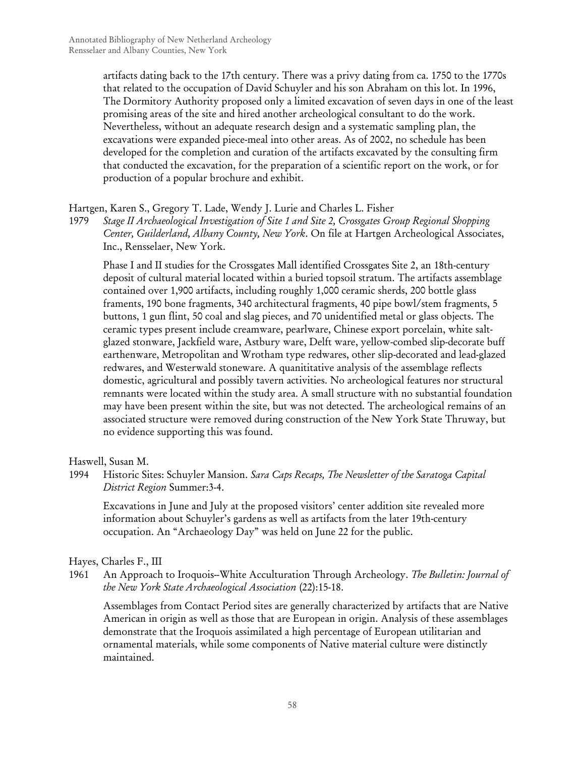artifacts dating back to the 17th century. There was a privy dating from ca. 1750 to the 1770s that related to the occupation of David Schuyler and his son Abraham on this lot. In 1996, The Dormitory Authority proposed only a limited excavation of seven days in one of the least promising areas of the site and hired another archeological consultant to do the work. Nevertheless, without an adequate research design and a systematic sampling plan, the excavations were expanded piece-meal into other areas. As of 2002, no schedule has been developed for the completion and curation of the artifacts excavated by the consulting firm that conducted the excavation, for the preparation of a scientific report on the work, or for production of a popular brochure and exhibit.

Hartgen, Karen S., Gregory T. Lade, Wendy J. Lurie and Charles L. Fisher

1979 *Stage II Archaeological Investigation of Site 1 and Site 2, Crossgates Group Regional Shopping Center, Guilderland, Albany County, New York*. On file at Hartgen Archeological Associates, Inc., Rensselaer, New York.

Phase I and II studies for the Crossgates Mall identified Crossgates Site 2, an 18th-century deposit of cultural material located within a buried topsoil stratum. The artifacts assemblage contained over 1,900 artifacts, including roughly 1,000 ceramic sherds, 200 bottle glass framents, 190 bone fragments, 340 architectural fragments, 40 pipe bowl/stem fragments, 5 buttons, 1 gun flint, 50 coal and slag pieces, and 70 unidentified metal or glass objects. The ceramic types present include creamware, pearlware, Chinese export porcelain, white salt-glazed stonware, Jackfield ware, Astbury ware, Delft ware, yellow-combed slip-decorate buff earthenware, Metropolitan and Wrotham type redwares, other slip-decorated and lead-glazed redwares, and Westerwald stoneware. A quanititative analysis of the assemblage reflects domestic, agricultural and possibly tavern activities. No archeological features nor structural remnants were located within the study area. A small structure with no substantial foundation may have been present within the site, but was not detected. The archeological remains of an associated structure were removed during construction of the New York State Thruway, but no evidence supporting this was found.

Haswell, Susan M.

1994 Historic Sites: Schuyler Mansion. *Sara Caps Recaps, The Newsletter of the Saratoga Capital District Region* Summer:3-4.

Excavations in June and July at the proposed visitors' center addition site revealed more information about Schuyler's gardens as well as artifacts from the later 19th-century occupation. An "Archaeology Day" was held on June 22 for the public.

Hayes, Charles F., III

1961 An Approach to Iroquois--White Acculturation Through Archeology. *The Bulletin: Journal of the New York State Archaeological Association* (22):15-18.

Assemblages from Contact Period sites are generally characterized by artifacts that are Native American in origin as well as those that are European in origin. Analysis of these assemblages demonstrate that the Iroquois assimilated a high percentage of European utilitarian and ornamental materials, while some components of Native material culture were distinctly maintained.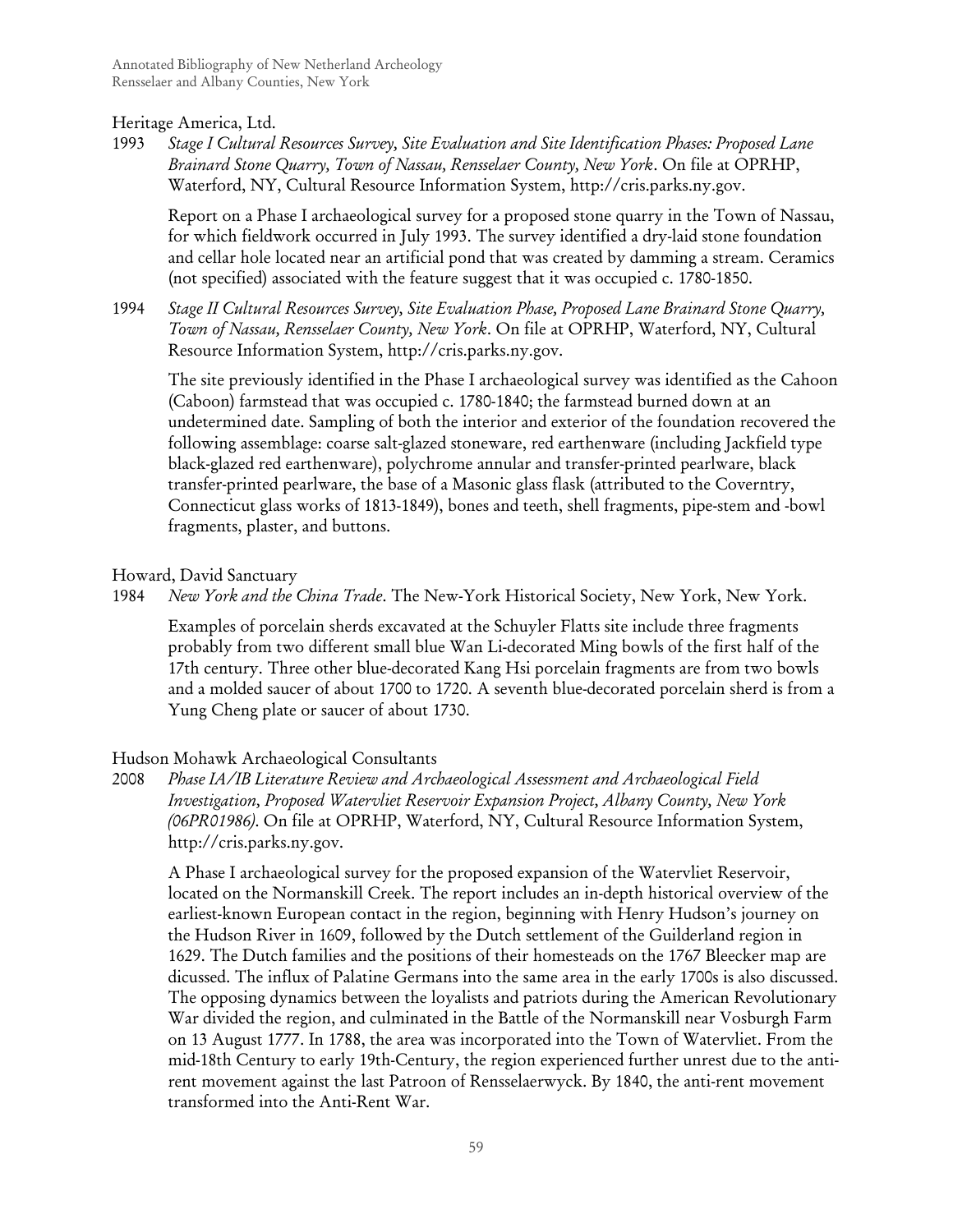Heritage America, Ltd.

1993 *Stage I Cultural Resources Survey, Site Evaluation and Site Identification Phases: Proposed Lane Brainard Stone Quarry, Town of Nassau, Rensselaer County, New York*. On file at OPRHP, Waterford, NY, Cultural Resource Information System, http://cris.parks.ny.gov.

Report on a Phase I archaeological survey for a proposed stone quarry in the Town of Nassau, for which fieldwork occurred in July 1993. The survey identified a dry-laid stone foundation and cellar hole located near an artificial pond that was created by damming a stream. Ceramics (not specified) associated with the feature suggest that it was occupied c. 1780-1850.

1994 *Stage II Cultural Resources Survey, Site Evaluation Phase, Proposed Lane Brainard Stone Quarry, Town of Nassau, Rensselaer County, New York*. On file at OPRHP, Waterford, NY, Cultural Resource Information System, http://cris.parks.ny.gov.

The site previously identified in the Phase I archaeological survey was identified as the Cahoon (Caboon) farmstead that was occupied c. 1780-1840; the farmstead burned down at an undetermined date. Sampling of both the interior and exterior of the foundation recovered the following assemblage: coarse salt-glazed stoneware, red earthenware (including Jackfield type black-glazed red earthenware), polychrome annular and transfer-printed pearlware, black transfer-printed pearlware, the base of a Masonic glass flask (attributed to the Coverntry, Connecticut glass works of 1813-1849), bones and teeth, shell fragments, pipe-stem and -bowl fragments, plaster, and buttons.

Howard, David Sanctuary

1984 *New York and the China Trade*. The New-York Historical Society, New York, New York.

Examples of porcelain sherds excavated at the Schuyler Flatts site include three fragments probably from two different small blue Wan Li-decorated Ming bowls of the first half of the 17th century. Three other blue-decorated Kang Hsi porcelain fragments are from two bowls and a molded saucer of about 1700 to 1720. A seventh blue-decorated porcelain sherd is from a Yung Cheng plate or saucer of about 1730.

Hudson Mohawk Archaeological Consultants

2008 *Phase IA/IB Literature Review and Archaeological Assessment and Archaeological Field Investigation, Proposed Watervliet Reservoir Expansion Project, Albany County, New York (06PR01986)*. On file at OPRHP, Waterford, NY, Cultural Resource Information System, http://cris.parks.ny.gov.

A Phase I archaeological survey for the proposed expansion of the Watervliet Reservoir, located on the Normanskill Creek. The report includes an in-depth historical overview of the earliest-known European contact in the region, beginning with Henry Hudson's journey on the Hudson River in 1609, followed by the Dutch settlement of the Guilderland region in 1629. The Dutch families and the positions of their homesteads on the 1767 Bleecker map are dicussed. The influx of Palatine Germans into the same area in the early 1700s is also discussed. The opposing dynamics between the loyalists and patriots during the American Revolutionary War divided the region, and culminated in the Battle of the Normanskill near Vosburgh Farm on 13 August 1777. In 1788, the area was incorporated into the Town of Watervliet. From the mid-18th Century to early 19th-Century, the region experienced further unrest due to the anti-rent movement against the last Patroon of Rensselaerwyck. By 1840, the anti-rent movement transformed into the Anti-Rent War.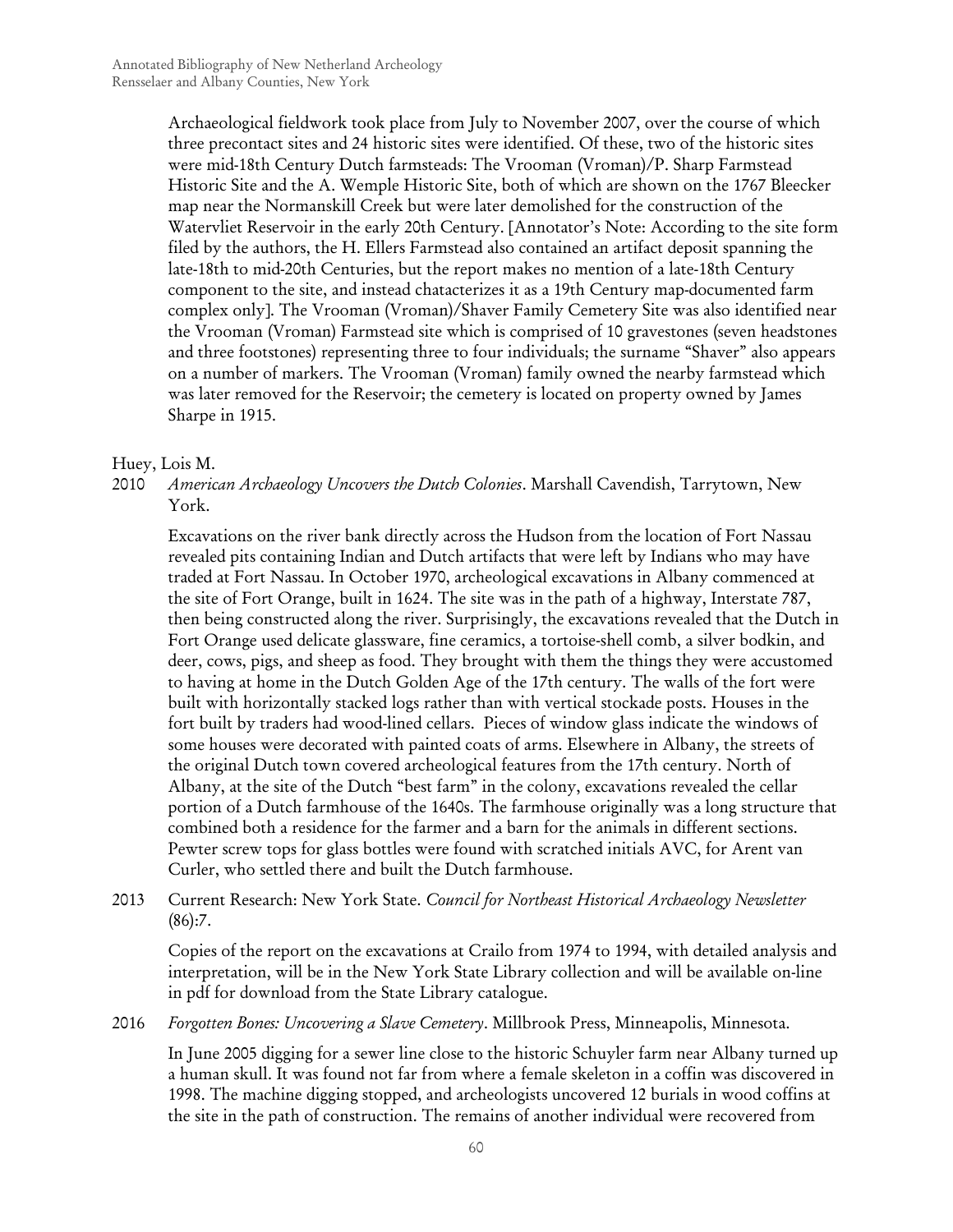Archaeological fieldwork took place from July to November 2007, over the course of which three precontact sites and 24 historic sites were identified. Of these, two of the historic sites were mid-18th Century Dutch farmsteads: The Vrooman (Vroman)/P. Sharp Farmstead Historic Site and the A. Wemple Historic Site, both of which are shown on the 1767 Bleecker map near the Normanskill Creek but were later demolished for the construction of the Watervliet Reservoir in the early 20th Century. [Annotator's Note: According to the site form filed by the authors, the H. Ellers Farmstead also contained an artifact deposit spanning the late-18th to mid-20th Centuries, but the report makes no mention of a late-18th Century component to the site, and instead chatacterizes it as a 19th Century map-documented farm complex only]. The Vrooman (Vroman)/Shaver Family Cemetery Site was also identified near the Vrooman (Vroman) Farmstead site which is comprised of 10 gravestones (seven headstones and three footstones) representing three to four individuals; the surname "Shaver" also appears on a number of markers. The Vrooman (Vroman) family owned the nearby farmstead which was later removed for the Reservoir; the cemetery is located on property owned by James Sharpe in 1915.

Huey, Lois M.

2010 *American Archaeology Uncovers the Dutch Colonies*. Marshall Cavendish, Tarrytown, New York.

Excavations on the river bank directly across the Hudson from the location of Fort Nassau revealed pits containing Indian and Dutch artifacts that were left by Indians who may have traded at Fort Nassau. In October 1970, archeological excavations in Albany commenced at the site of Fort Orange, built in 1624. The site was in the path of a highway, Interstate 787, then being constructed along the river. Surprisingly, the excavations revealed that the Dutch in Fort Orange used delicate glassware, fine ceramics, a tortoise-shell comb, a silver bodkin, and deer, cows, pigs, and sheep as food. They brought with them the things they were accustomed to having at home in the Dutch Golden Age of the 17th century. The walls of the fort were built with horizontally stacked logs rather than with vertical stockade posts. Houses in the fort built by traders had wood-lined cellars. Pieces of window glass indicate the windows of some houses were decorated with painted coats of arms. Elsewhere in Albany, the streets of the original Dutch town covered archeological features from the 17th century. North of Albany, at the site of the Dutch "best farm" in the colony, excavations revealed the cellar portion of a Dutch farmhouse of the 1640s. The farmhouse originally was a long structure that combined both a residence for the farmer and a barn for the animals in different sections. Pewter screw tops for glass bottles were found with scratched initials AVC, for Arent van Curler, who settled there and built the Dutch farmhouse.

2013 Current Research: New York State. *Council for Northeast Historical Archaeology Newsletter* (86):7.

Copies of the report on the excavations at Crailo from 1974 to 1994, with detailed analysis and interpretation, will be in the New York State Library collection and will be available on-line in pdf for download from the State Library catalogue.

2016 *Forgotten Bones: Uncovering a Slave Cemetery*. Millbrook Press, Minneapolis, Minnesota.

In June 2005 digging for a sewer line close to the historic Schuyler farm near Albany turned up a human skull. It was found not far from where a female skeleton in a coffin was discovered in 1998. The machine digging stopped, and archeologists uncovered 12 burials in wood coffins at the site in the path of construction. The remains of another individual were recovered from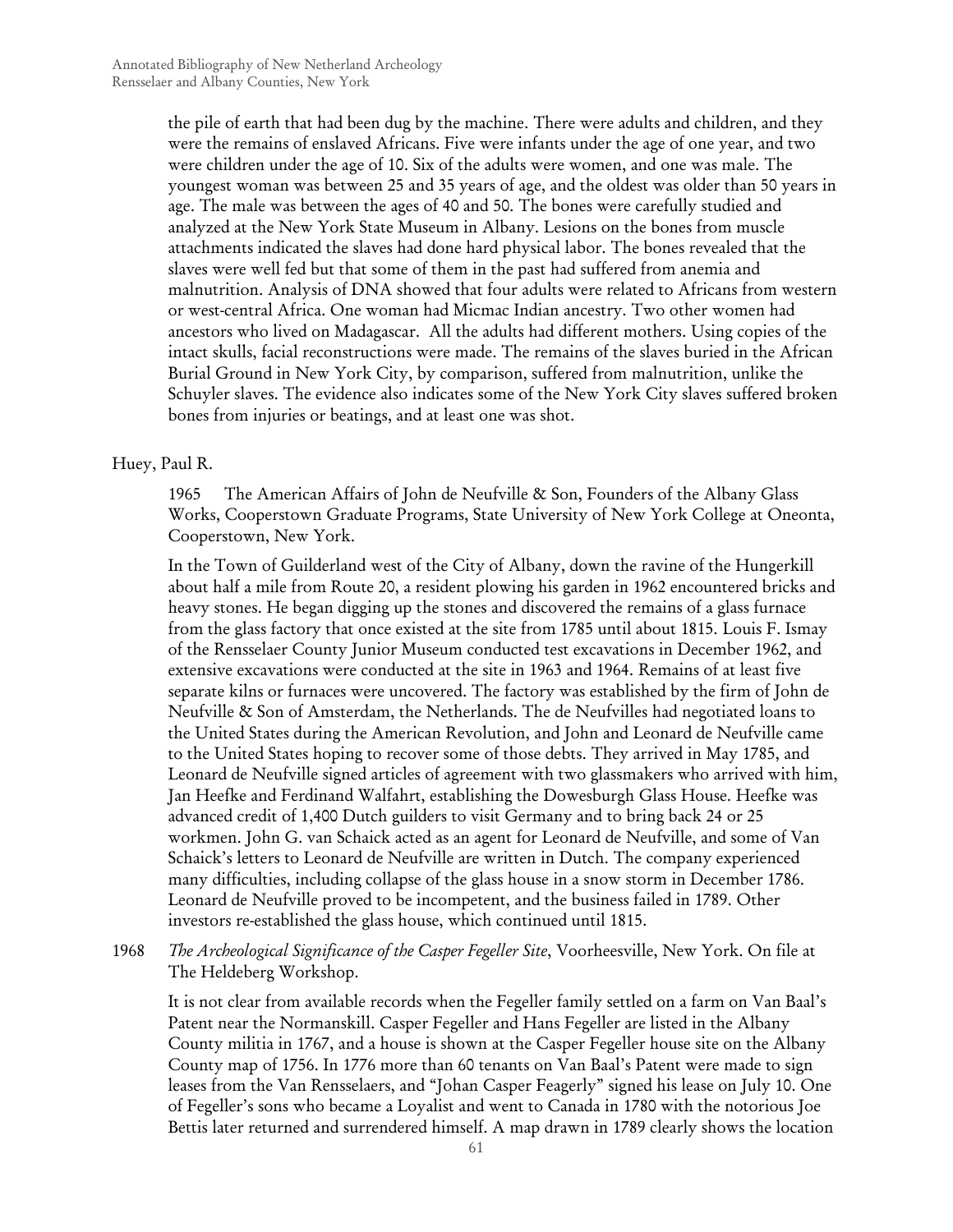the pile of earth that had been dug by the machine. There were adults and children, and they were the remains of enslaved Africans. Five were infants under the age of one year, and two were children under the age of 10. Six of the adults were women, and one was male. The youngest woman was between 25 and 35 years of age, and the oldest was older than 50 years in age. The male was between the ages of 40 and 50. The bones were carefully studied and analyzed at the New York State Museum in Albany. Lesions on the bones from muscle attachments indicated the slaves had done hard physical labor. The bones revealed that the slaves were well fed but that some of them in the past had suffered from anemia and malnutrition. Analysis of DNA showed that four adults were related to Africans from western or west-central Africa. One woman had Micmac Indian ancestry. Two other women had ancestors who lived on Madagascar. All the adults had different mothers. Using copies of the intact skulls, facial reconstructions were made. The remains of the slaves buried in the African Burial Ground in New York City, by comparison, suffered from malnutrition, unlike the Schuyler slaves. The evidence also indicates some of the New York City slaves suffered broken bones from injuries or beatings, and at least one was shot.

Huey, Paul R.

1965 The American Affairs of John de Neufville & Son, Founders of the Albany Glass Works, Cooperstown Graduate Programs, State University of New York College at Oneonta, Cooperstown, New York.

In the Town of Guilderland west of the City of Albany, down the ravine of the Hungerkill about half a mile from Route 20, a resident plowing his garden in 1962 encountered bricks and heavy stones. He began digging up the stones and discovered the remains of a glass furnace from the glass factory that once existed at the site from 1785 until about 1815. Louis F. Ismay of the Rensselaer County Junior Museum conducted test excavations in December 1962, and extensive excavations were conducted at the site in 1963 and 1964. Remains of at least five separate kilns or furnaces were uncovered. The factory was established by the firm of John de Neufville & Son of Amsterdam, the Netherlands. The de Neufvilles had negotiated loans to the United States during the American Revolution, and John and Leonard de Neufville came to the United States hoping to recover some of those debts. They arrived in May 1785, and Leonard de Neufville signed articles of agreement with two glassmakers who arrived with him, Jan Heefke and Ferdinand Walfahrt, establishing the Dowesburgh Glass House. Heefke was advanced credit of 1,400 Dutch guilders to visit Germany and to bring back 24 or 25 workmen. John G. van Schaick acted as an agent for Leonard de Neufville, and some of Van Schaick's letters to Leonard de Neufville are written in Dutch. The company experienced many difficulties, including collapse of the glass house in a snow storm in December 1786. Leonard de Neufville proved to be incompetent, and the business failed in 1789. Other investors re-established the glass house, which continued until 1815.

1968 *The Archeological Significance of the Casper Fegeller Site*, Voorheesville, New York. On file at The Heldeberg Workshop.

It is not clear from available records when the Fegeller family settled on a farm on Van Baal's Patent near the Normanskill. Casper Fegeller and Hans Fegeller are listed in the Albany County militia in 1767, and a house is shown at the Casper Fegeller house site on the Albany County map of 1756. In 1776 more than 60 tenants on Van Baal's Patent were made to sign leases from the Van Rensselaers, and "Johan Casper Feagerly" signed his lease on July 10. One of Fegeller's sons who became a Loyalist and went to Canada in 1780 with the notorious Joe Bettis later returned and surrendered himself. A map drawn in 1789 clearly shows the location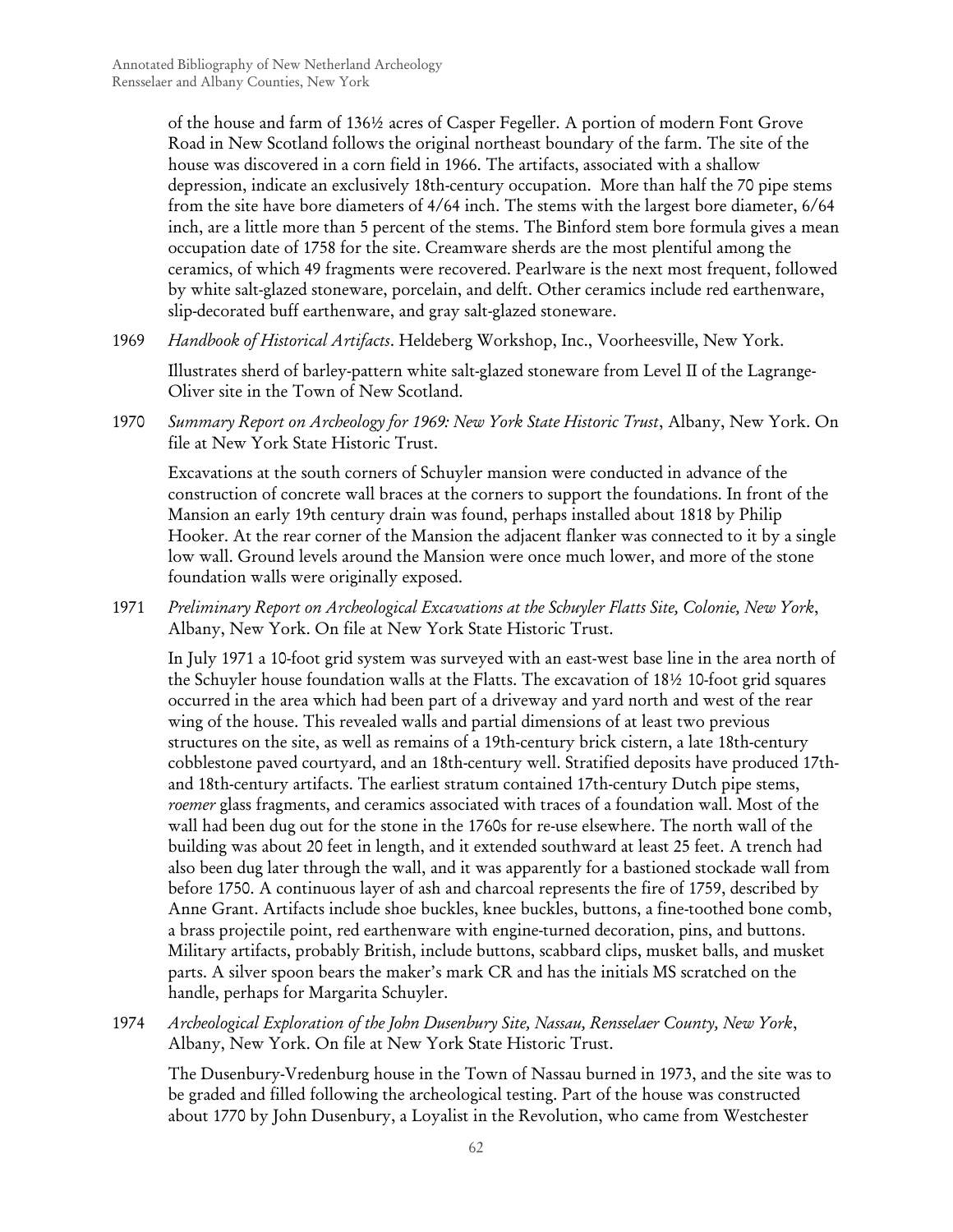of the house and farm of 136½ acres of Casper Fegeller. A portion of modern Font Grove Road in New Scotland follows the original northeast boundary of the farm. The site of the house was discovered in a corn field in 1966. The artifacts, associated with a shallow depression, indicate an exclusively 18th-century occupation. More than half the 70 pipe stems from the site have bore diameters of 4/64 inch. The stems with the largest bore diameter, 6/64 inch, are a little more than 5 percent of the stems. The Binford stem bore formula gives a mean occupation date of 1758 for the site. Creamware sherds are the most plentiful among the ceramics, of which 49 fragments were recovered. Pearlware is the next most frequent, followed by white salt-glazed stoneware, porcelain, and delft. Other ceramics include red earthenware, slip-decorated buff earthenware, and gray salt-glazed stoneware.

1969 *Handbook of Historical Artifacts*. Heldeberg Workshop, Inc., Voorheesville, New York.

Illustrates sherd of barley-pattern white salt-glazed stoneware from Level II of the Lagrange-Oliver site in the Town of New Scotland.

1970 *Summary Report on Archeology for 1969: New York State Historic Trust*, Albany, New York. On file at New York State Historic Trust.

Excavations at the south corners of Schuyler mansion were conducted in advance of the construction of concrete wall braces at the corners to support the foundations. In front of the Mansion an early 19th century drain was found, perhaps installed about 1818 by Philip Hooker. At the rear corner of the Mansion the adjacent flanker was connected to it by a single low wall. Ground levels around the Mansion were once much lower, and more of the stone foundation walls were originally exposed.

1971 *Preliminary Report on Archeological Excavations at the Schuyler Flatts Site, Colonie, New York*, Albany, New York. On file at New York State Historic Trust.

In July 1971 a 10-foot grid system was surveyed with an east-west base line in the area north of the Schuyler house foundation walls at the Flatts. The excavation of 18½ 10-foot grid squares occurred in the area which had been part of a driveway and yard north and west of the rear wing of the house. This revealed walls and partial dimensions of at least two previous structures on the site, as well as remains of a 19th-century brick cistern, a late 18th-century cobblestone paved courtyard, and an 18th-century well. Stratified deposits have produced 17th- and 18th-century artifacts. The earliest stratum contained 17th-century Dutch pipe stems, *roemer* glass fragments, and ceramics associated with traces of a foundation wall. Most of the wall had been dug out for the stone in the 1760s for re-use elsewhere. The north wall of the building was about 20 feet in length, and it extended southward at least 25 feet. A trench had also been dug later through the wall, and it was apparently for a bastioned stockade wall from before 1750. A continuous layer of ash and charcoal represents the fire of 1759, described by Anne Grant. Artifacts include shoe buckles, knee buckles, buttons, a fine-toothed bone comb, a brass projectile point, red earthenware with engine-turned decoration, pins, and buttons. Military artifacts, probably British, include buttons, scabbard clips, musket balls, and musket parts. A silver spoon bears the maker's mark CR and has the initials MS scratched on the handle, perhaps for Margarita Schuyler.

1974 *Archeological Exploration of the John Dusenbury Site, Nassau, Rensselaer County, New York*, Albany, New York. On file at New York State Historic Trust.

The Dusenbury-Vredenburg house in the Town of Nassau burned in 1973, and the site was to be graded and filled following the archeological testing. Part of the house was constructed about 1770 by John Dusenbury, a Loyalist in the Revolution, who came from Westchester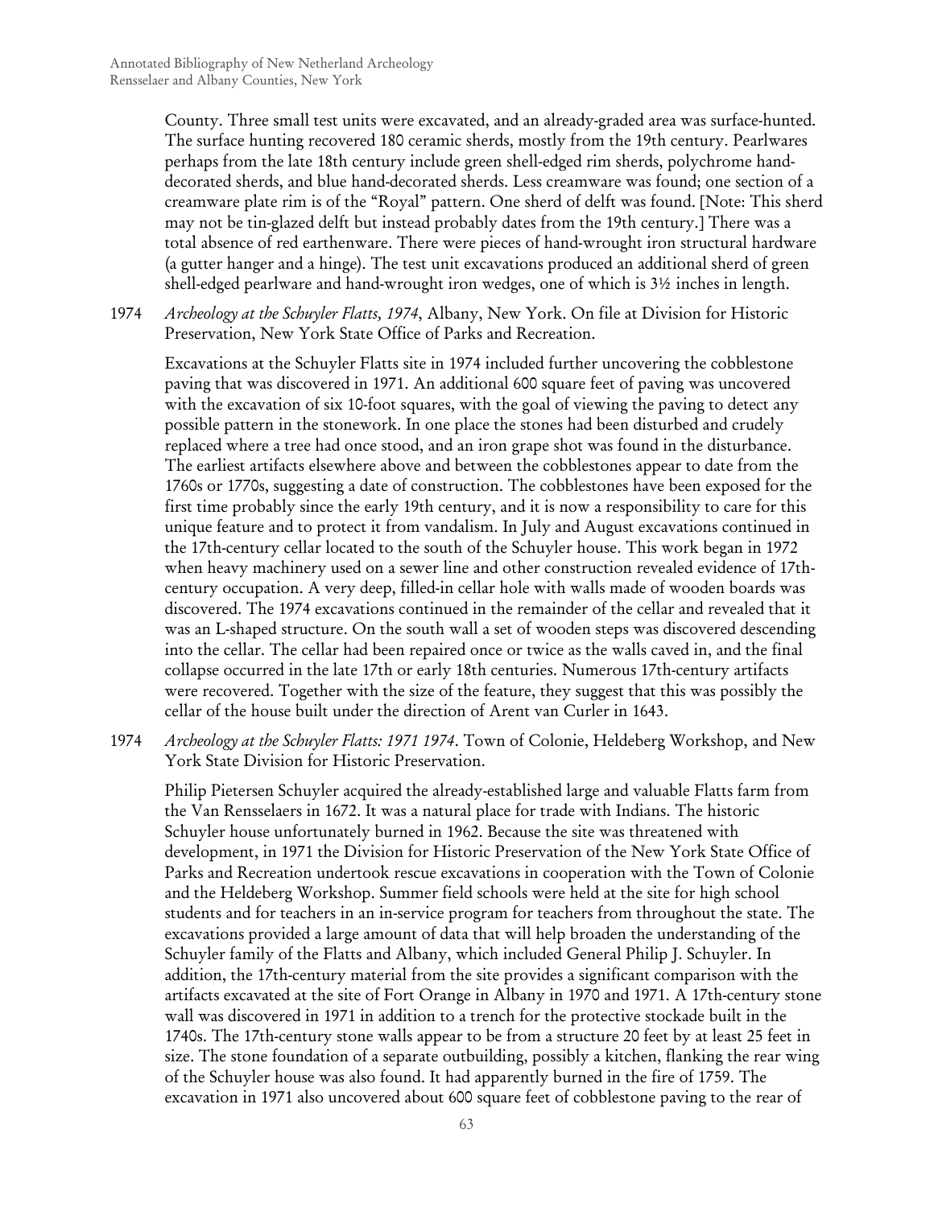County. Three small test units were excavated, and an already-graded area was surface-hunted. The surface hunting recovered 180 ceramic sherds, mostly from the 19th century. Pearlwares perhaps from the late 18th century include green shell-edged rim sherds, polychrome hand-decorated sherds, and blue hand-decorated sherds. Less creamware was found; one section of a creamware plate rim is of the "Royal" pattern. One sherd of delft was found. [Note: This sherd may not be tin-glazed delft but instead probably dates from the 19th century.] There was a total absence of red earthenware. There were pieces of hand-wrought iron structural hardware (a gutter hanger and a hinge). The test unit excavations produced an additional sherd of green shell-edged pearlware and hand-wrought iron wedges, one of which is 3½ inches in length.

1974 *Archeology at the Schuyler Flatts, 1974*, Albany, New York. On file at Division for Historic Preservation, New York State Office of Parks and Recreation.

Excavations at the Schuyler Flatts site in 1974 included further uncovering the cobblestone paving that was discovered in 1971. An additional 600 square feet of paving was uncovered with the excavation of six 10-foot squares, with the goal of viewing the paving to detect any possible pattern in the stonework. In one place the stones had been disturbed and crudely replaced where a tree had once stood, and an iron grape shot was found in the disturbance. The earliest artifacts elsewhere above and between the cobblestones appear to date from the 1760s or 1770s, suggesting a date of construction. The cobblestones have been exposed for the first time probably since the early 19th century, and it is now a responsibility to care for this unique feature and to protect it from vandalism. In July and August excavations continued in the 17th-century cellar located to the south of the Schuyler house. This work began in 1972 when heavy machinery used on a sewer line and other construction revealed evidence of 17th-century occupation. A very deep, filled-in cellar hole with walls made of wooden boards was discovered. The 1974 excavations continued in the remainder of the cellar and revealed that it was an L-shaped structure. On the south wall a set of wooden steps was discovered descending into the cellar. The cellar had been repaired once or twice as the walls caved in, and the final collapse occurred in the late 17th or early 18th centuries. Numerous 17th-century artifacts were recovered. Together with the size of the feature, they suggest that this was possibly the cellar of the house built under the direction of Arent van Curler in 1643.

1974 *Archeology at the Schuyler Flatts: 1971 1974*. Town of Colonie, Heldeberg Workshop, and New York State Division for Historic Preservation.

Philip Pietersen Schuyler acquired the already-established large and valuable Flatts farm from the Van Rensselaers in 1672. It was a natural place for trade with Indians. The historic Schuyler house unfortunately burned in 1962. Because the site was threatened with development, in 1971 the Division for Historic Preservation of the New York State Office of Parks and Recreation undertook rescue excavations in cooperation with the Town of Colonie and the Heldeberg Workshop. Summer field schools were held at the site for high school students and for teachers in an in-service program for teachers from throughout the state. The excavations provided a large amount of data that will help broaden the understanding of the Schuyler family of the Flatts and Albany, which included General Philip J. Schuyler. In addition, the 17th-century material from the site provides a significant comparison with the artifacts excavated at the site of Fort Orange in Albany in 1970 and 1971. A 17th-century stone wall was discovered in 1971 in addition to a trench for the protective stockade built in the 1740s. The 17th-century stone walls appear to be from a structure 20 feet by at least 25 feet in size. The stone foundation of a separate outbuilding, possibly a kitchen, flanking the rear wing of the Schuyler house was also found. It had apparently burned in the fire of 1759. The excavation in 1971 also uncovered about 600 square feet of cobblestone paving to the rear of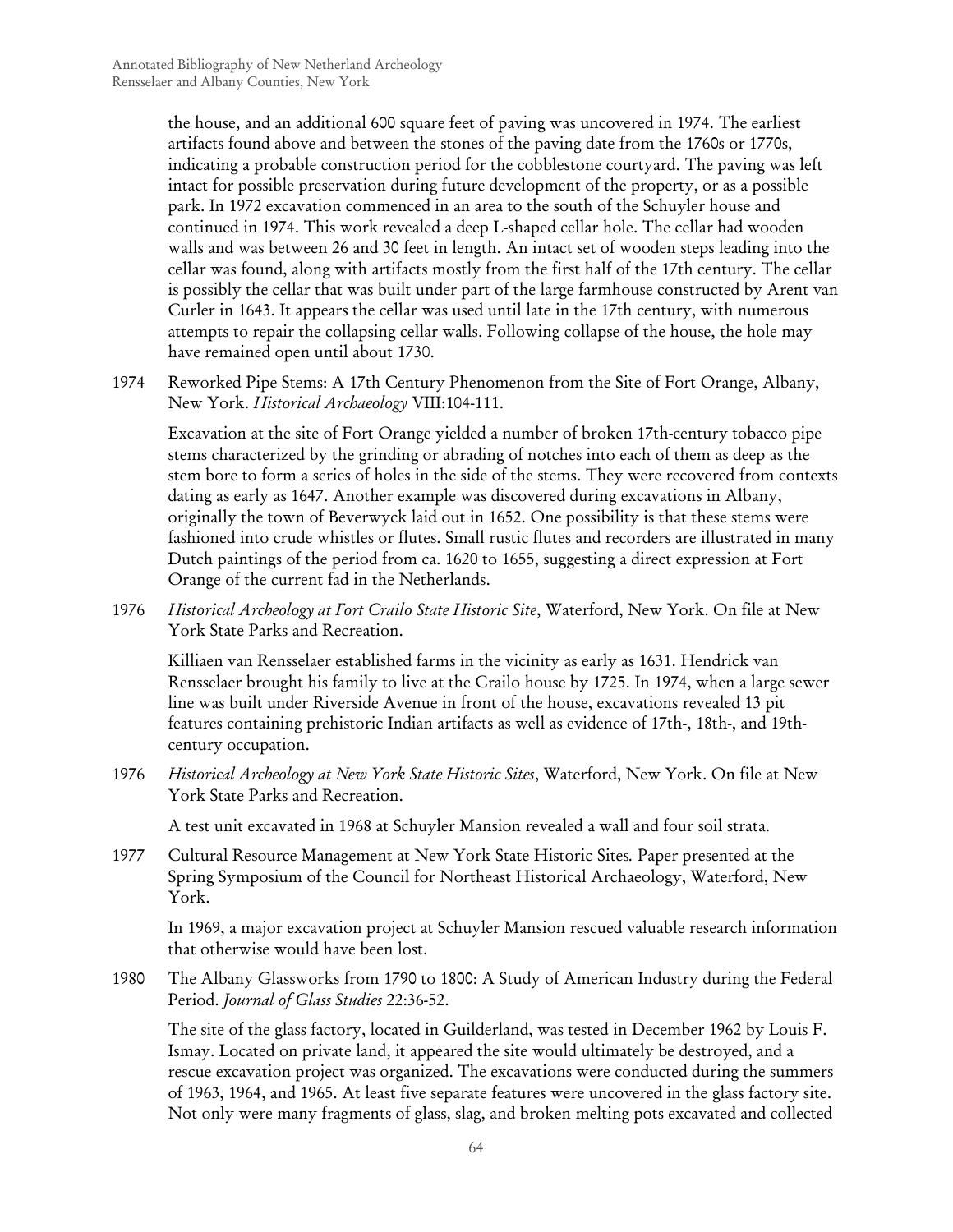the house, and an additional 600 square feet of paving was uncovered in 1974. The earliest artifacts found above and between the stones of the paving date from the 1760s or 1770s, indicating a probable construction period for the cobblestone courtyard. The paving was left intact for possible preservation during future development of the property, or as a possible park. In 1972 excavation commenced in an area to the south of the Schuyler house and continued in 1974. This work revealed a deep L-shaped cellar hole. The cellar had wooden walls and was between 26 and 30 feet in length. An intact set of wooden steps leading into the cellar was found, along with artifacts mostly from the first half of the 17th century. The cellar is possibly the cellar that was built under part of the large farmhouse constructed by Arent van Curler in 1643. It appears the cellar was used until late in the 17th century, with numerous attempts to repair the collapsing cellar walls. Following collapse of the house, the hole may have remained open until about 1730.

1974 Reworked Pipe Stems: A 17th Century Phenomenon from the Site of Fort Orange, Albany, New York. *Historical Archaeology* VIII:104-111.

Excavation at the site of Fort Orange yielded a number of broken 17th-century tobacco pipe stems characterized by the grinding or abrading of notches into each of them as deep as the stem bore to form a series of holes in the side of the stems. They were recovered from contexts dating as early as 1647. Another example was discovered during excavations in Albany, originally the town of Beverwyck laid out in 1652. One possibility is that these stems were fashioned into crude whistles or flutes. Small rustic flutes and recorders are illustrated in many Dutch paintings of the period from ca. 1620 to 1655, suggesting a direct expression at Fort Orange of the current fad in the Netherlands.

1976 *Historical Archeology at Fort Crailo State Historic Site*, Waterford, New York. On file at New York State Parks and Recreation.

Killiaen van Rensselaer established farms in the vicinity as early as 1631. Hendrick van Rensselaer brought his family to live at the Crailo house by 1725. In 1974, when a large sewer line was built under Riverside Avenue in front of the house, excavations revealed 13 pit features containing prehistoric Indian artifacts as well as evidence of 17th-, 18th-, and 19th-century occupation.

1976 *Historical Archeology at New York State Historic Sites*, Waterford, New York. On file at New York State Parks and Recreation.

A test unit excavated in 1968 at Schuyler Mansion revealed a wall and four soil strata.

1977 Cultural Resource Management at New York State Historic Sites. Paper presented at the Spring Symposium of the Council for Northeast Historical Archaeology, Waterford, New York.

In 1969, a major excavation project at Schuyler Mansion rescued valuable research information that otherwise would have been lost.

1980 The Albany Glassworks from 1790 to 1800: A Study of American Industry during the Federal Period. *Journal of Glass Studies* 22:36-52.

The site of the glass factory, located in Guilderland, was tested in December 1962 by Louis F. Ismay. Located on private land, it appeared the site would ultimately be destroyed, and a rescue excavation project was organized. The excavations were conducted during the summers of 1963, 1964, and 1965. At least five separate features were uncovered in the glass factory site. Not only were many fragments of glass, slag, and broken melting pots excavated and collected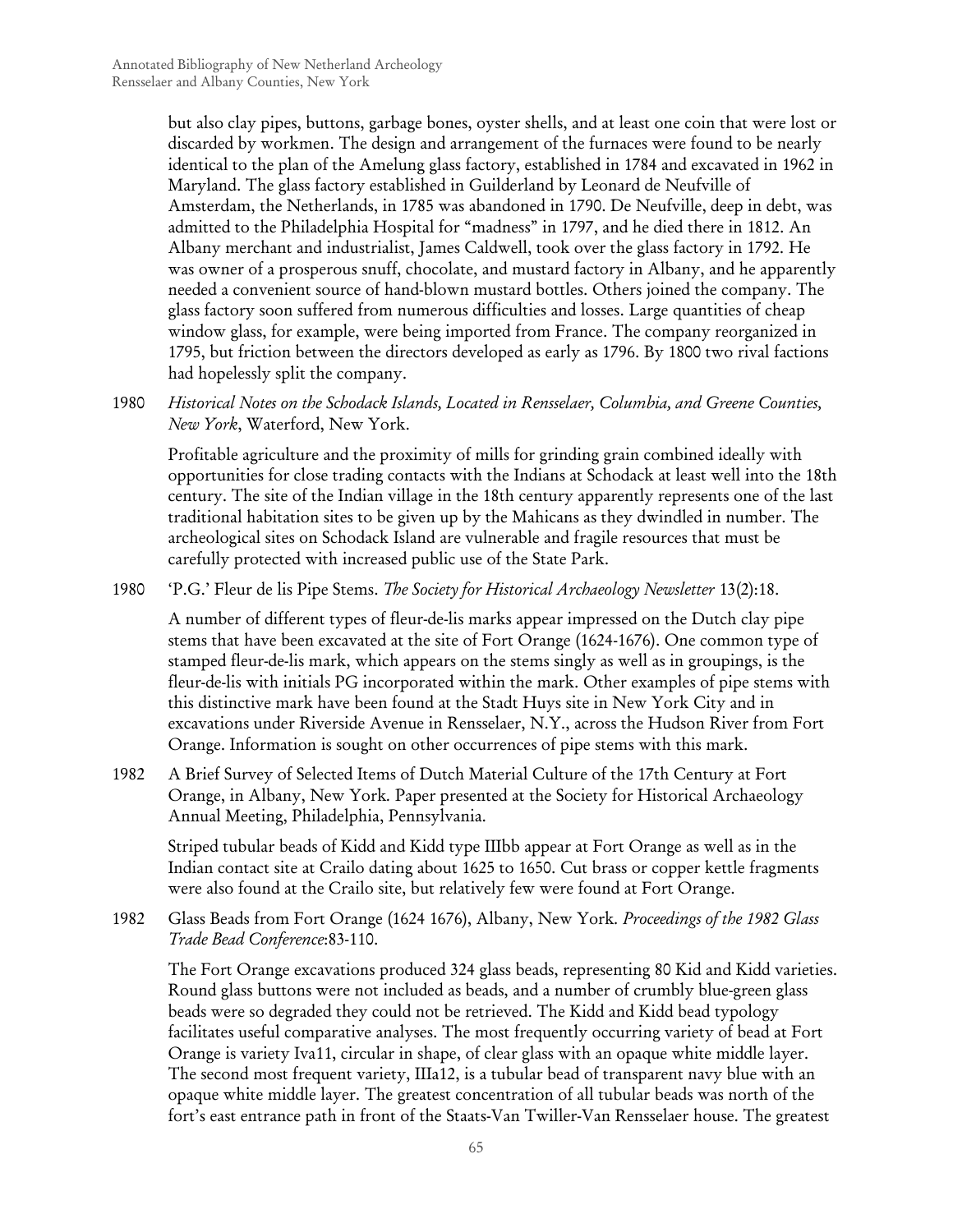but also clay pipes, buttons, garbage bones, oyster shells, and at least one coin that were lost or discarded by workmen. The design and arrangement of the furnaces were found to be nearly identical to the plan of the Amelung glass factory, established in 1784 and excavated in 1962 in Maryland. The glass factory established in Guilderland by Leonard de Neufville of Amsterdam, the Netherlands, in 1785 was abandoned in 1790. De Neufville, deep in debt, was admitted to the Philadelphia Hospital for "madness" in 1797, and he died there in 1812. An Albany merchant and industrialist, James Caldwell, took over the glass factory in 1792. He was owner of a prosperous snuff, chocolate, and mustard factory in Albany, and he apparently needed a convenient source of hand-blown mustard bottles. Others joined the company. The glass factory soon suffered from numerous difficulties and losses. Large quantities of cheap window glass, for example, were being imported from France. The company reorganized in 1795, but friction between the directors developed as early as 1796. By 1800 two rival factions had hopelessly split the company.

1980 *Historical Notes on the Schodack Islands, Located in Rensselaer, Columbia, and Greene Counties, New York*, Waterford, New York.

Profitable agriculture and the proximity of mills for grinding grain combined ideally with opportunities for close trading contacts with the Indians at Schodack at least well into the 18th century. The site of the Indian village in the 18th century apparently represents one of the last traditional habitation sites to be given up by the Mahicans as they dwindled in number. The archeological sites on Schodack Island are vulnerable and fragile resources that must be carefully protected with increased public use of the State Park.

1980 'P.G.' Fleur de lis Pipe Stems. *The Society for Historical Archaeology Newsletter* 13(2):18.

A number of different types of fleur-de-lis marks appear impressed on the Dutch clay pipe stems that have been excavated at the site of Fort Orange (1624-1676). One common type of stamped fleur-de-lis mark, which appears on the stems singly as well as in groupings, is the fleur-de-lis with initials PG incorporated within the mark. Other examples of pipe stems with this distinctive mark have been found at the Stadt Huys site in New York City and in excavations under Riverside Avenue in Rensselaer, N.Y., across the Hudson River from Fort Orange. Information is sought on other occurrences of pipe stems with this mark.

1982 A Brief Survey of Selected Items of Dutch Material Culture of the 17th Century at Fort Orange, in Albany, New York. Paper presented at the Society for Historical Archaeology Annual Meeting, Philadelphia, Pennsylvania.

Striped tubular beads of Kidd and Kidd type IIIbb appear at Fort Orange as well as in the Indian contact site at Crailo dating about 1625 to 1650. Cut brass or copper kettle fragments were also found at the Crailo site, but relatively few were found at Fort Orange.

1982 Glass Beads from Fort Orange (1624 1676), Albany, New York. *Proceedings of the 1982 Glass Trade Bead Conference*:83-110.

The Fort Orange excavations produced 324 glass beads, representing 80 Kid and Kidd varieties. Round glass buttons were not included as beads, and a number of crumbly blue-green glass beads were so degraded they could not be retrieved. The Kidd and Kidd bead typology facilitates useful comparative analyses. The most frequently occurring variety of bead at Fort Orange is variety Iva11, circular in shape, of clear glass with an opaque white middle layer. The second most frequent variety, IIIa12, is a tubular bead of transparent navy blue with an opaque white middle layer. The greatest concentration of all tubular beads was north of the fort's east entrance path in front of the Staats-Van Twiller-Van Rensselaer house. The greatest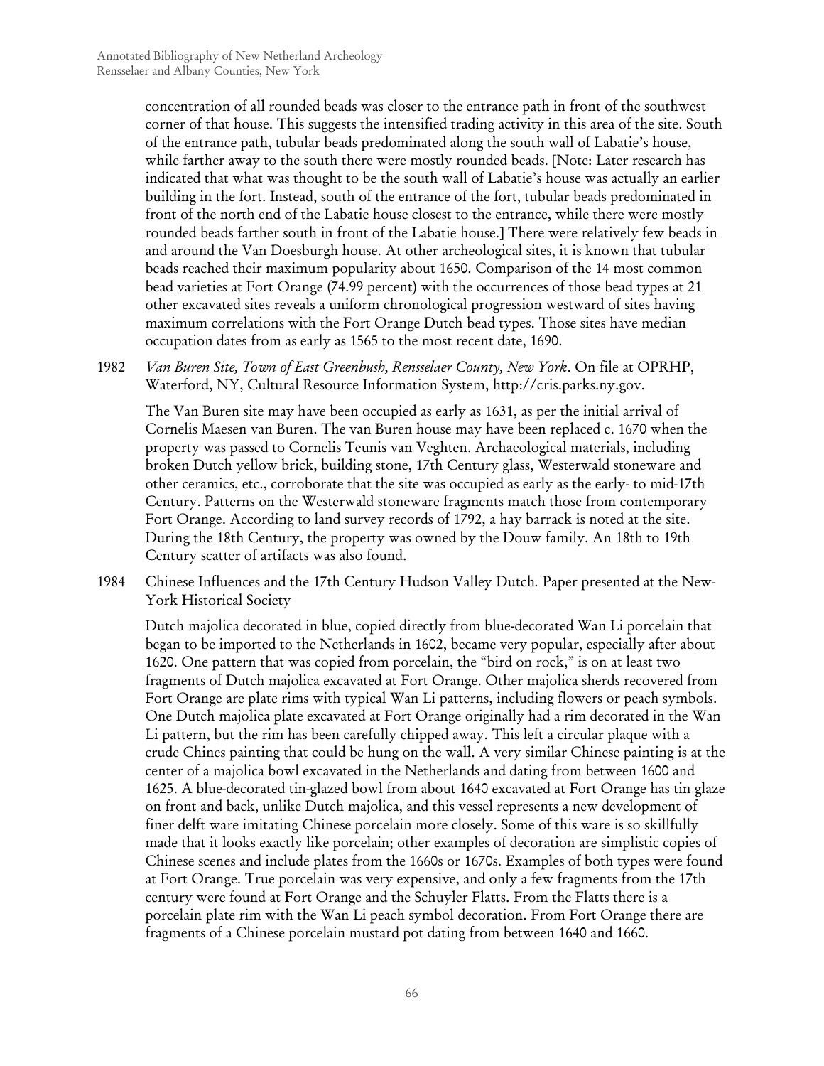concentration of all rounded beads was closer to the entrance path in front of the southwest corner of that house. This suggests the intensified trading activity in this area of the site. South of the entrance path, tubular beads predominated along the south wall of Labatie's house, while farther away to the south there were mostly rounded beads. [Note: Later research has indicated that what was thought to be the south wall of Labatie's house was actually an earlier building in the fort. Instead, south of the entrance of the fort, tubular beads predominated in front of the north end of the Labatie house closest to the entrance, while there were mostly rounded beads farther south in front of the Labatie house.] There were relatively few beads in and around the Van Doesburgh house. At other archeological sites, it is known that tubular beads reached their maximum popularity about 1650. Comparison of the 14 most common bead varieties at Fort Orange (74.99 percent) with the occurrences of those bead types at 21 other excavated sites reveals a uniform chronological progression westward of sites having maximum correlations with the Fort Orange Dutch bead types. Those sites have median occupation dates from as early as 1565 to the most recent date, 1690.

1982 *Van Buren Site, Town of East Greenbush, Rensselaer County, New York*. On file at OPRHP, Waterford, NY, Cultural Resource Information System, http://cris.parks.ny.gov.

The Van Buren site may have been occupied as early as 1631, as per the initial arrival of Cornelis Maesen van Buren. The van Buren house may have been replaced c. 1670 when the property was passed to Cornelis Teunis van Veghten. Archaeological materials, including broken Dutch yellow brick, building stone, 17th Century glass, Westerwald stoneware and other ceramics, etc., corroborate that the site was occupied as early as the early- to mid-17th Century. Patterns on the Westerwald stoneware fragments match those from contemporary Fort Orange. According to land survey records of 1792, a hay barrack is noted at the site. During the 18th Century, the property was owned by the Douw family. An 18th to 19th Century scatter of artifacts was also found.

1984 Chinese Influences and the 17th Century Hudson Valley Dutch*.* Paper presented at the New-York Historical Society

Dutch majolica decorated in blue, copied directly from blue-decorated Wan Li porcelain that began to be imported to the Netherlands in 1602, became very popular, especially after about 1620. One pattern that was copied from porcelain, the "bird on rock," is on at least two fragments of Dutch majolica excavated at Fort Orange. Other majolica sherds recovered from Fort Orange are plate rims with typical Wan Li patterns, including flowers or peach symbols. One Dutch majolica plate excavated at Fort Orange originally had a rim decorated in the Wan Li pattern, but the rim has been carefully chipped away. This left a circular plaque with a crude Chines painting that could be hung on the wall. A very similar Chinese painting is at the center of a majolica bowl excavated in the Netherlands and dating from between 1600 and 1625. A blue-decorated tin-glazed bowl from about 1640 excavated at Fort Orange has tin glaze on front and back, unlike Dutch majolica, and this vessel represents a new development of finer delft ware imitating Chinese porcelain more closely. Some of this ware is so skillfully made that it looks exactly like porcelain; other examples of decoration are simplistic copies of Chinese scenes and include plates from the 1660s or 1670s. Examples of both types were found at Fort Orange. True porcelain was very expensive, and only a few fragments from the 17th century were found at Fort Orange and the Schuyler Flatts. From the Flatts there is a porcelain plate rim with the Wan Li peach symbol decoration. From Fort Orange there are fragments of a Chinese porcelain mustard pot dating from between 1640 and 1660.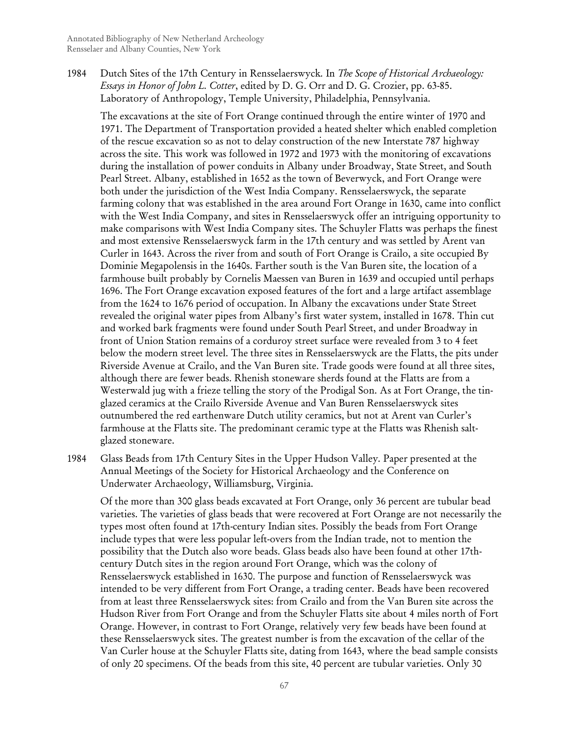1984 Dutch Sites of the 17th Century in Rensselaerswyck. In *The Scope of Historical Archaeology: Essays in Honor of John L. Cotter*, edited by D. G. Orr and D. G. Crozier, pp. 63-85. Laboratory of Anthropology, Temple University, Philadelphia, Pennsylvania.

The excavations at the site of Fort Orange continued through the entire winter of 1970 and 1971. The Department of Transportation provided a heated shelter which enabled completion of the rescue excavation so as not to delay construction of the new Interstate 787 highway across the site. This work was followed in 1972 and 1973 with the monitoring of excavations during the installation of power conduits in Albany under Broadway, State Street, and South Pearl Street. Albany, established in 1652 as the town of Beverwyck, and Fort Orange were both under the jurisdiction of the West India Company. Rensselaerswyck, the separate farming colony that was established in the area around Fort Orange in 1630, came into conflict with the West India Company, and sites in Rensselaerswyck offer an intriguing opportunity to make comparisons with West India Company sites. The Schuyler Flatts was perhaps the finest and most extensive Rensselaerswyck farm in the 17th century and was settled by Arent van Curler in 1643. Across the river from and south of Fort Orange is Crailo, a site occupied By Dominie Megapolensis in the 1640s. Farther south is the Van Buren site, the location of a farmhouse built probably by Cornelis Maessen van Buren in 1639 and occupied until perhaps 1696. The Fort Orange excavation exposed features of the fort and a large artifact assemblage from the 1624 to 1676 period of occupation. In Albany the excavations under State Street revealed the original water pipes from Albany's first water system, installed in 1678. Thin cut and worked bark fragments were found under South Pearl Street, and under Broadway in front of Union Station remains of a corduroy street surface were revealed from 3 to 4 feet below the modern street level. The three sites in Rensselaerswyck are the Flatts, the pits under Riverside Avenue at Crailo, and the Van Buren site. Trade goods were found at all three sites, although there are fewer beads. Rhenish stoneware sherds found at the Flatts are from a Westerwald jug with a frieze telling the story of the Prodigal Son. As at Fort Orange, the tin-glazed ceramics at the Crailo Riverside Avenue and Van Buren Rensselaerswyck sites outnumbered the red earthenware Dutch utility ceramics, but not at Arent van Curler's farmhouse at the Flatts site. The predominant ceramic type at the Flatts was Rhenish salt-glazed stoneware.

1984 Glass Beads from 17th Century Sites in the Upper Hudson Valley. Paper presented at the Annual Meetings of the Society for Historical Archaeology and the Conference on Underwater Archaeology, Williamsburg, Virginia.

Of the more than 300 glass beads excavated at Fort Orange, only 36 percent are tubular bead varieties. The varieties of glass beads that were recovered at Fort Orange are not necessarily the types most often found at 17th-century Indian sites. Possibly the beads from Fort Orange include types that were less popular left-overs from the Indian trade, not to mention the possibility that the Dutch also wore beads. Glass beads also have been found at other 17th-century Dutch sites in the region around Fort Orange, which was the colony of Rensselaerswyck established in 1630. The purpose and function of Rensselaerswyck was intended to be very different from Fort Orange, a trading center. Beads have been recovered from at least three Rensselaerswyck sites: from Crailo and from the Van Buren site across the Hudson River from Fort Orange and from the Schuyler Flatts site about 4 miles north of Fort Orange. However, in contrast to Fort Orange, relatively very few beads have been found at these Rensselaerswyck sites. The greatest number is from the excavation of the cellar of the Van Curler house at the Schuyler Flatts site, dating from 1643, where the bead sample consists of only 20 specimens. Of the beads from this site, 40 percent are tubular varieties. Only 30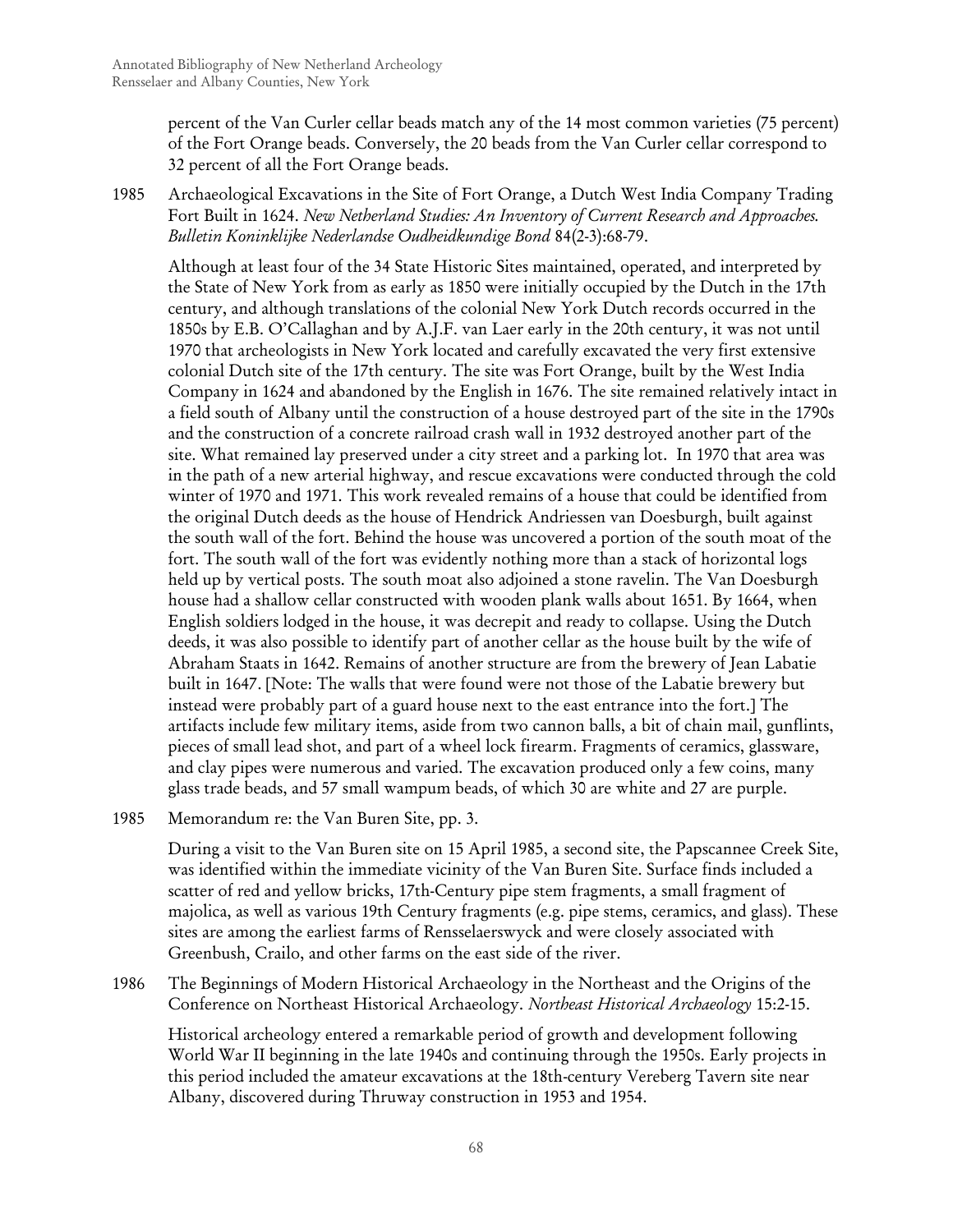percent of the Van Curler cellar beads match any of the 14 most common varieties (75 percent) of the Fort Orange beads. Conversely, the 20 beads from the Van Curler cellar correspond to 32 percent of all the Fort Orange beads.

1985 Archaeological Excavations in the Site of Fort Orange, a Dutch West India Company Trading Fort Built in 1624. *New Netherland Studies: An Inventory of Current Research and Approaches. Bulletin Koninklijke Nederlandse Oudheidkundige Bond* 84(2-3):68-79.

Although at least four of the 34 State Historic Sites maintained, operated, and interpreted by the State of New York from as early as 1850 were initially occupied by the Dutch in the 17th century, and although translations of the colonial New York Dutch records occurred in the 1850s by E.B. O'Callaghan and by A.J.F. van Laer early in the 20th century, it was not until 1970 that archeologists in New York located and carefully excavated the very first extensive colonial Dutch site of the 17th century. The site was Fort Orange, built by the West India Company in 1624 and abandoned by the English in 1676. The site remained relatively intact in a field south of Albany until the construction of a house destroyed part of the site in the 1790s and the construction of a concrete railroad crash wall in 1932 destroyed another part of the site. What remained lay preserved under a city street and a parking lot. In 1970 that area was in the path of a new arterial highway, and rescue excavations were conducted through the cold winter of 1970 and 1971. This work revealed remains of a house that could be identified from the original Dutch deeds as the house of Hendrick Andriessen van Doesburgh, built against the south wall of the fort. Behind the house was uncovered a portion of the south moat of the fort. The south wall of the fort was evidently nothing more than a stack of horizontal logs held up by vertical posts. The south moat also adjoined a stone ravelin. The Van Doesburgh house had a shallow cellar constructed with wooden plank walls about 1651. By 1664, when English soldiers lodged in the house, it was decrepit and ready to collapse. Using the Dutch deeds, it was also possible to identify part of another cellar as the house built by the wife of Abraham Staats in 1642. Remains of another structure are from the brewery of Jean Labatie built in 1647. [Note: The walls that were found were not those of the Labatie brewery but instead were probably part of a guard house next to the east entrance into the fort.] The artifacts include few military items, aside from two cannon balls, a bit of chain mail, gunflints, pieces of small lead shot, and part of a wheel lock firearm. Fragments of ceramics, glassware, and clay pipes were numerous and varied. The excavation produced only a few coins, many glass trade beads, and 57 small wampum beads, of which 30 are white and 27 are purple.

1985 Memorandum re: the Van Buren Site, pp. 3.

During a visit to the Van Buren site on 15 April 1985, a second site, the Papscannee Creek Site, was identified within the immediate vicinity of the Van Buren Site. Surface finds included a scatter of red and yellow bricks, 17th-Century pipe stem fragments, a small fragment of majolica, as well as various 19th Century fragments (e.g. pipe stems, ceramics, and glass). These sites are among the earliest farms of Rensselaerswyck and were closely associated with Greenbush, Crailo, and other farms on the east side of the river.

1986 The Beginnings of Modern Historical Archaeology in the Northeast and the Origins of the Conference on Northeast Historical Archaeology. *Northeast Historical Archaeology* 15:2-15.

Historical archeology entered a remarkable period of growth and development following World War II beginning in the late 1940s and continuing through the 1950s. Early projects in this period included the amateur excavations at the 18th-century Vereberg Tavern site near Albany, discovered during Thruway construction in 1953 and 1954.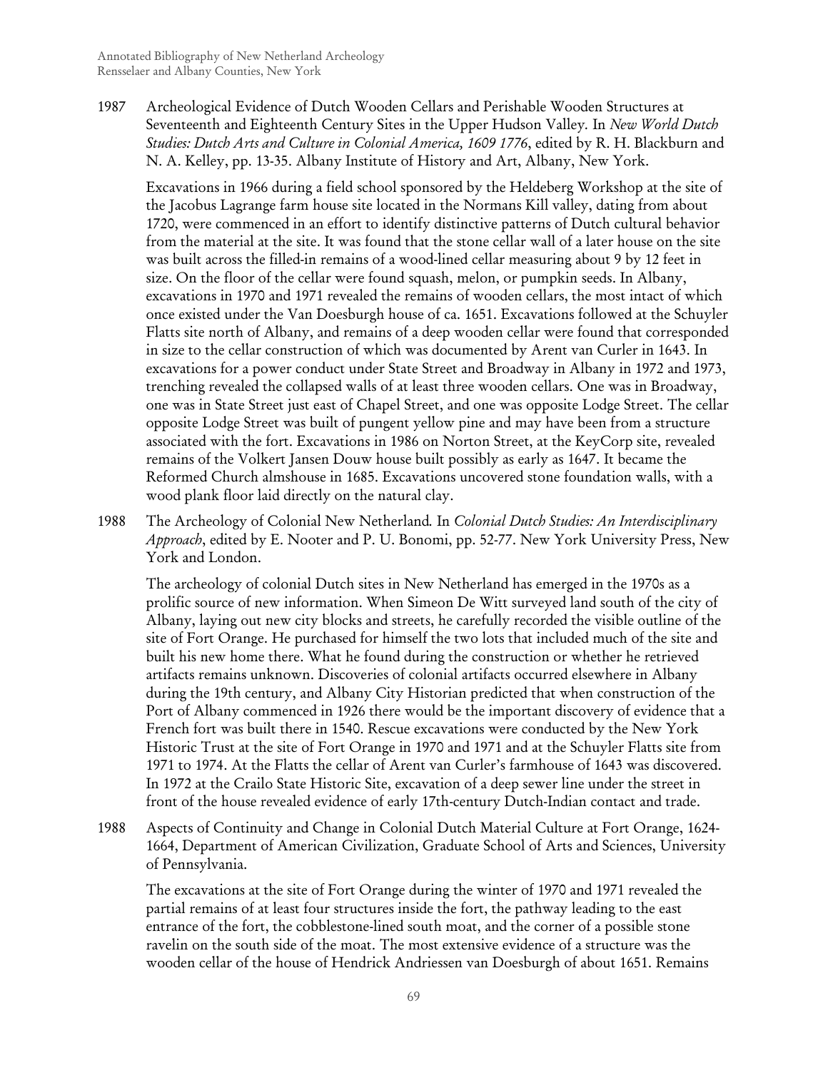1987 Archeological Evidence of Dutch Wooden Cellars and Perishable Wooden Structures at Seventeenth and Eighteenth Century Sites in the Upper Hudson Valley. In *New World Dutch Studies: Dutch Arts and Culture in Colonial America, 1609 1776*, edited by R. H. Blackburn and N. A. Kelley, pp. 13-35. Albany Institute of History and Art, Albany, New York.

Excavations in 1966 during a field school sponsored by the Heldeberg Workshop at the site of the Jacobus Lagrange farm house site located in the Normans Kill valley, dating from about 1720, were commenced in an effort to identify distinctive patterns of Dutch cultural behavior from the material at the site. It was found that the stone cellar wall of a later house on the site was built across the filled-in remains of a wood-lined cellar measuring about 9 by 12 feet in size. On the floor of the cellar were found squash, melon, or pumpkin seeds. In Albany, excavations in 1970 and 1971 revealed the remains of wooden cellars, the most intact of which once existed under the Van Doesburgh house of ca. 1651. Excavations followed at the Schuyler Flatts site north of Albany, and remains of a deep wooden cellar were found that corresponded in size to the cellar construction of which was documented by Arent van Curler in 1643. In excavations for a power conduct under State Street and Broadway in Albany in 1972 and 1973, trenching revealed the collapsed walls of at least three wooden cellars. One was in Broadway, one was in State Street just east of Chapel Street, and one was opposite Lodge Street. The cellar opposite Lodge Street was built of pungent yellow pine and may have been from a structure associated with the fort. Excavations in 1986 on Norton Street, at the KeyCorp site, revealed remains of the Volkert Jansen Douw house built possibly as early as 1647. It became the Reformed Church almshouse in 1685. Excavations uncovered stone foundation walls, with a wood plank floor laid directly on the natural clay.

1988 The Archeology of Colonial New Netherland. In *Colonial Dutch Studies: An Interdisciplinary Approach*, edited by E. Nooter and P. U. Bonomi, pp. 52-77. New York University Press, New York and London.

The archeology of colonial Dutch sites in New Netherland has emerged in the 1970s as a prolific source of new information. When Simeon De Witt surveyed land south of the city of Albany, laying out new city blocks and streets, he carefully recorded the visible outline of the site of Fort Orange. He purchased for himself the two lots that included much of the site and built his new home there. What he found during the construction or whether he retrieved artifacts remains unknown. Discoveries of colonial artifacts occurred elsewhere in Albany during the 19th century, and Albany City Historian predicted that when construction of the Port of Albany commenced in 1926 there would be the important discovery of evidence that a French fort was built there in 1540. Rescue excavations were conducted by the New York Historic Trust at the site of Fort Orange in 1970 and 1971 and at the Schuyler Flatts site from 1971 to 1974. At the Flatts the cellar of Arent van Curler's farmhouse of 1643 was discovered. In 1972 at the Crailo State Historic Site, excavation of a deep sewer line under the street in front of the house revealed evidence of early 17th-century Dutch-Indian contact and trade.

1988 Aspects of Continuity and Change in Colonial Dutch Material Culture at Fort Orange, 1624-1664, Department of American Civilization, Graduate School of Arts and Sciences, University of Pennsylvania.

The excavations at the site of Fort Orange during the winter of 1970 and 1971 revealed the partial remains of at least four structures inside the fort, the pathway leading to the east entrance of the fort, the cobblestone-lined south moat, and the corner of a possible stone ravelin on the south side of the moat. The most extensive evidence of a structure was the wooden cellar of the house of Hendrick Andriessen van Doesburgh of about 1651. Remains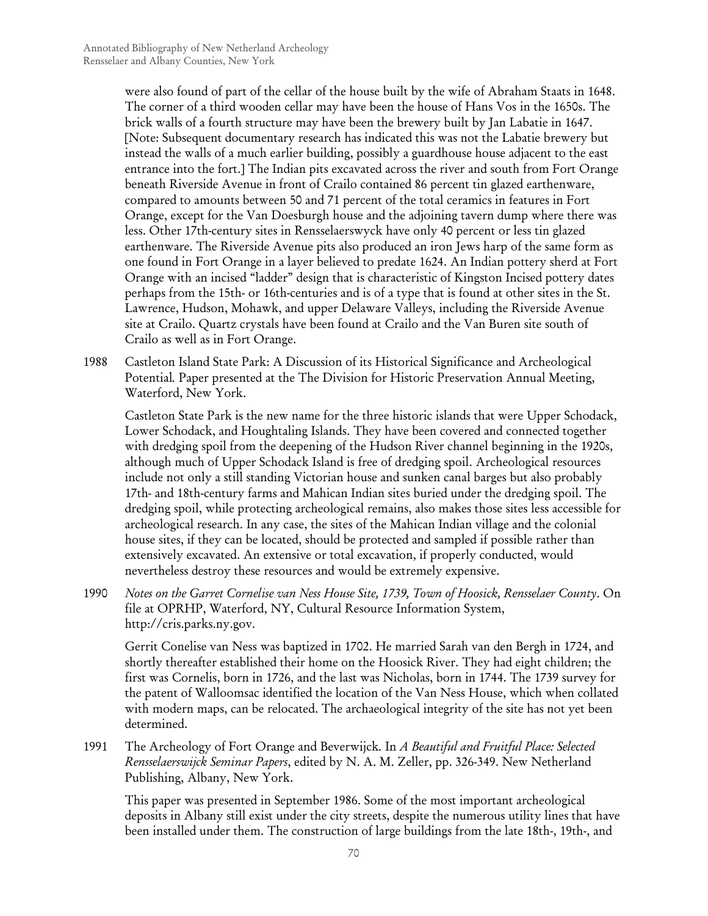were also found of part of the cellar of the house built by the wife of Abraham Staats in 1648. The corner of a third wooden cellar may have been the house of Hans Vos in the 1650s. The brick walls of a fourth structure may have been the brewery built by Jan Labatie in 1647. [Note: Subsequent documentary research has indicated this was not the Labatie brewery but instead the walls of a much earlier building, possibly a guardhouse house adjacent to the east entrance into the fort.] The Indian pits excavated across the river and south from Fort Orange beneath Riverside Avenue in front of Crailo contained 86 percent tin glazed earthenware, compared to amounts between 50 and 71 percent of the total ceramics in features in Fort Orange, except for the Van Doesburgh house and the adjoining tavern dump where there was less. Other 17th-century sites in Rensselaerswyck have only 40 percent or less tin glazed earthenware. The Riverside Avenue pits also produced an iron Jews harp of the same form as one found in Fort Orange in a layer believed to predate 1624. An Indian pottery sherd at Fort Orange with an incised "ladder" design that is characteristic of Kingston Incised pottery dates perhaps from the 15th- or 16th-centuries and is of a type that is found at other sites in the St. Lawrence, Hudson, Mohawk, and upper Delaware Valleys, including the Riverside Avenue site at Crailo. Quartz crystals have been found at Crailo and the Van Buren site south of Crailo as well as in Fort Orange.

1988 Castleton Island State Park: A Discussion of its Historical Significance and Archeological Potential. Paper presented at the The Division for Historic Preservation Annual Meeting, Waterford, New York.

Castleton State Park is the new name for the three historic islands that were Upper Schodack, Lower Schodack, and Houghtaling Islands. They have been covered and connected together with dredging spoil from the deepening of the Hudson River channel beginning in the 1920s, although much of Upper Schodack Island is free of dredging spoil. Archeological resources include not only a still standing Victorian house and sunken canal barges but also probably 17th- and 18th-century farms and Mahican Indian sites buried under the dredging spoil. The dredging spoil, while protecting archeological remains, also makes those sites less accessible for archeological research. In any case, the sites of the Mahican Indian village and the colonial house sites, if they can be located, should be protected and sampled if possible rather than extensively excavated. An extensive or total excavation, if properly conducted, would nevertheless destroy these resources and would be extremely expensive.

1990 *Notes on the Garret Cornelise van Ness House Site, 1739, Town of Hoosick, Rensselaer County*. On file at OPRHP, Waterford, NY, Cultural Resource Information System, http://cris.parks.ny.gov.

Gerrit Conelise van Ness was baptized in 1702. He married Sarah van den Bergh in 1724, and shortly thereafter established their home on the Hoosick River. They had eight children; the first was Cornelis, born in 1726, and the last was Nicholas, born in 1744. The 1739 survey for the patent of Walloomsac identified the location of the Van Ness House, which when collated with modern maps, can be relocated. The archaeological integrity of the site has not yet been determined.

1991 The Archeology of Fort Orange and Beverwijck. In *A Beautiful and Fruitful Place: Selected Rensselaerswijck Seminar Papers*, edited by N. A. M. Zeller, pp. 326-349. New Netherland Publishing, Albany, New York.

This paper was presented in September 1986. Some of the most important archeological deposits in Albany still exist under the city streets, despite the numerous utility lines that have been installed under them. The construction of large buildings from the late 18th-, 19th-, and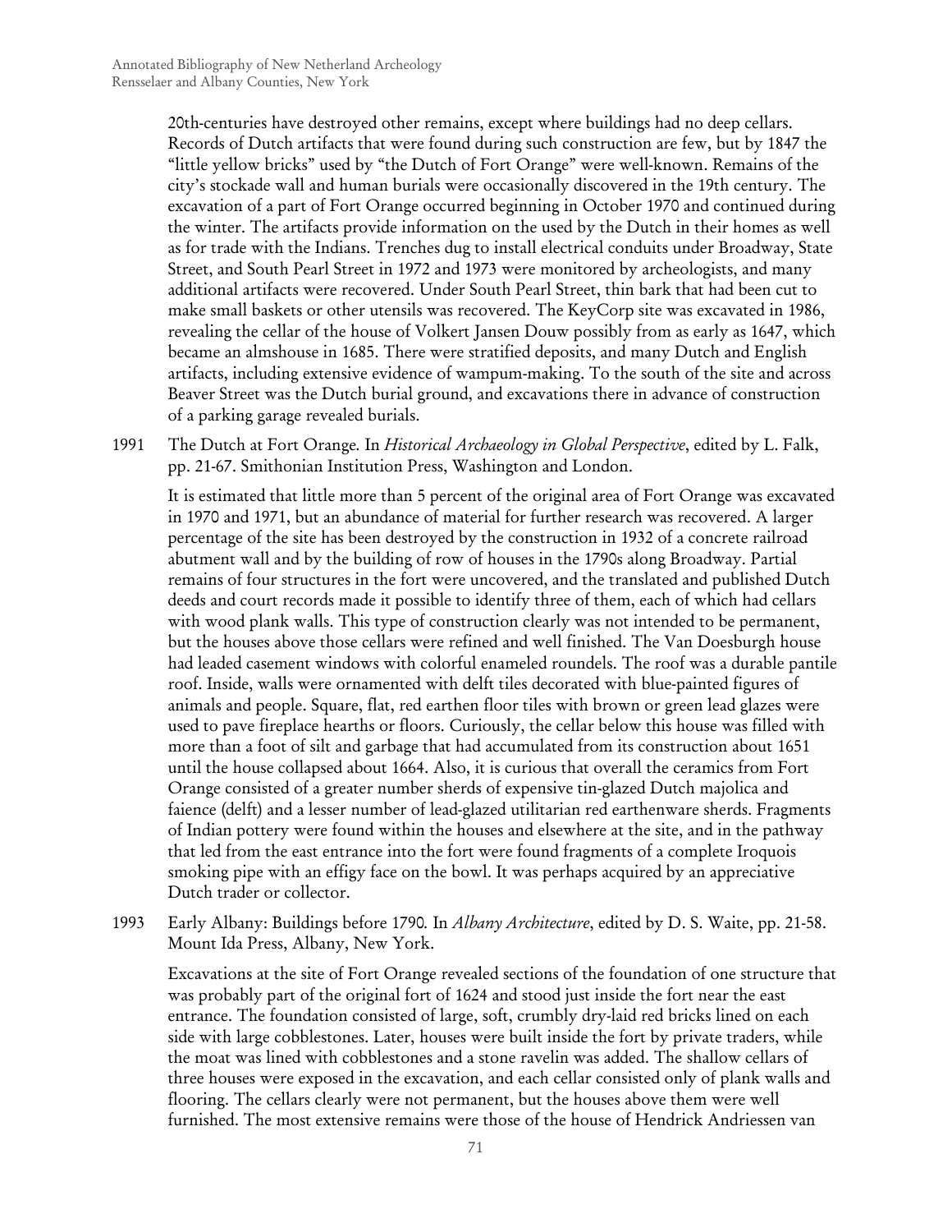20th-centuries have destroyed other remains, except where buildings had no deep cellars. Records of Dutch artifacts that were found during such construction are few, but by 1847 the "little yellow bricks" used by "the Dutch of Fort Orange" were well-known. Remains of the city's stockade wall and human burials were occasionally discovered in the 19th century. The excavation of a part of Fort Orange occurred beginning in October 1970 and continued during the winter. The artifacts provide information on the used by the Dutch in their homes as well as for trade with the Indians. Trenches dug to install electrical conduits under Broadway, State Street, and South Pearl Street in 1972 and 1973 were monitored by archeologists, and many additional artifacts were recovered. Under South Pearl Street, thin bark that had been cut to make small baskets or other utensils was recovered. The KeyCorp site was excavated in 1986, revealing the cellar of the house of Volkert Jansen Douw possibly from as early as 1647, which became an almshouse in 1685. There were stratified deposits, and many Dutch and English artifacts, including extensive evidence of wampum-making. To the south of the site and across Beaver Street was the Dutch burial ground, and excavations there in advance of construction of a parking garage revealed burials.

1991 The Dutch at Fort Orange. In *Historical Archaeology in Global Perspective*, edited by L. Falk, pp. 21-67. Smithonian Institution Press, Washington and London.

It is estimated that little more than 5 percent of the original area of Fort Orange was excavated in 1970 and 1971, but an abundance of material for further research was recovered. A larger percentage of the site has been destroyed by the construction in 1932 of a concrete railroad abutment wall and by the building of row of houses in the 1790s along Broadway. Partial remains of four structures in the fort were uncovered, and the translated and published Dutch deeds and court records made it possible to identify three of them, each of which had cellars with wood plank walls. This type of construction clearly was not intended to be permanent, but the houses above those cellars were refined and well finished. The Van Doesburgh house had leaded casement windows with colorful enameled roundels. The roof was a durable pantile roof. Inside, walls were ornamented with delft tiles decorated with blue-painted figures of animals and people. Square, flat, red earthen floor tiles with brown or green lead glazes were used to pave fireplace hearths or floors. Curiously, the cellar below this house was filled with more than a foot of silt and garbage that had accumulated from its construction about 1651 until the house collapsed about 1664. Also, it is curious that overall the ceramics from Fort Orange consisted of a greater number sherds of expensive tin-glazed Dutch majolica and faience (delft) and a lesser number of lead-glazed utilitarian red earthenware sherds. Fragments of Indian pottery were found within the houses and elsewhere at the site, and in the pathway that led from the east entrance into the fort were found fragments of a complete Iroquois smoking pipe with an effigy face on the bowl. It was perhaps acquired by an appreciative Dutch trader or collector.

1993 Early Albany: Buildings before 1790. In *Albany Architecture*, edited by D. S. Waite, pp. 21-58. Mount Ida Press, Albany, New York.

Excavations at the site of Fort Orange revealed sections of the foundation of one structure that was probably part of the original fort of 1624 and stood just inside the fort near the east entrance. The foundation consisted of large, soft, crumbly dry-laid red bricks lined on each side with large cobblestones. Later, houses were built inside the fort by private traders, while the moat was lined with cobblestones and a stone ravelin was added. The shallow cellars of three houses were exposed in the excavation, and each cellar consisted only of plank walls and flooring. The cellars clearly were not permanent, but the houses above them were well furnished. The most extensive remains were those of the house of Hendrick Andriessen van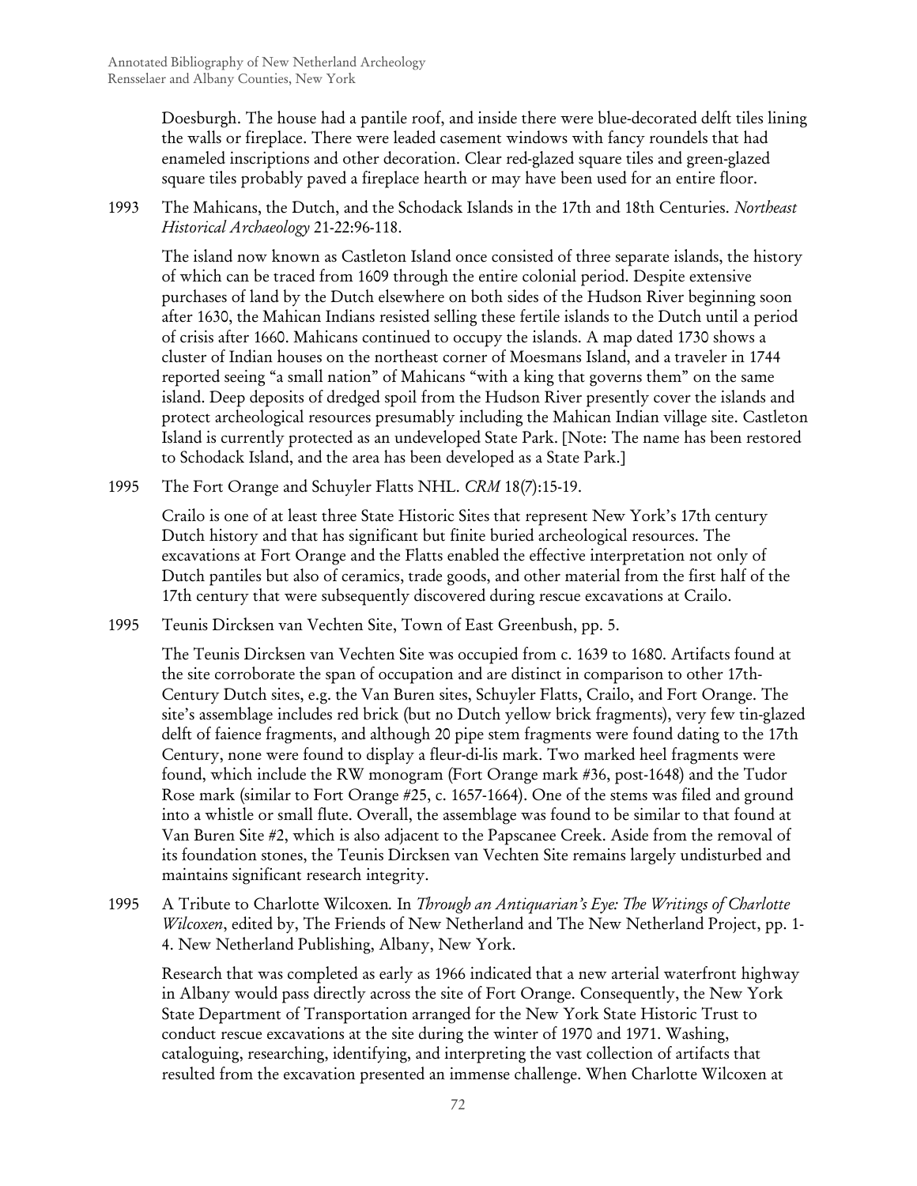Doesburgh. The house had a pantile roof, and inside there were blue-decorated delft tiles lining the walls or fireplace. There were leaded casement windows with fancy roundels that had enameled inscriptions and other decoration. Clear red-glazed square tiles and green-glazed square tiles probably paved a fireplace hearth or may have been used for an entire floor.

1993 The Mahicans, the Dutch, and the Schodack Islands in the 17th and 18th Centuries. *Northeast Historical Archaeology* 21-22:96-118.

The island now known as Castleton Island once consisted of three separate islands, the history of which can be traced from 1609 through the entire colonial period. Despite extensive purchases of land by the Dutch elsewhere on both sides of the Hudson River beginning soon after 1630, the Mahican Indians resisted selling these fertile islands to the Dutch until a period of crisis after 1660. Mahicans continued to occupy the islands. A map dated 1730 shows a cluster of Indian houses on the northeast corner of Moesmans Island, and a traveler in 1744 reported seeing "a small nation" of Mahicans "with a king that governs them" on the same island. Deep deposits of dredged spoil from the Hudson River presently cover the islands and protect archeological resources presumably including the Mahican Indian village site. Castleton Island is currently protected as an undeveloped State Park. [Note: The name has been restored to Schodack Island, and the area has been developed as a State Park.]

1995 The Fort Orange and Schuyler Flatts NHL. *CRM* 18(7):15-19.

Crailo is one of at least three State Historic Sites that represent New York's 17th century Dutch history and that has significant but finite buried archeological resources. The excavations at Fort Orange and the Flatts enabled the effective interpretation not only of Dutch pantiles but also of ceramics, trade goods, and other material from the first half of the 17th century that were subsequently discovered during rescue excavations at Crailo.

1995 Teunis Dircksen van Vechten Site, Town of East Greenbush, pp. 5.

The Teunis Dircksen van Vechten Site was occupied from c. 1639 to 1680. Artifacts found at the site corroborate the span of occupation and are distinct in comparison to other 17th-Century Dutch sites, e.g. the Van Buren sites, Schuyler Flatts, Crailo, and Fort Orange. The site's assemblage includes red brick (but no Dutch yellow brick fragments), very few tin-glazed delft of faience fragments, and although 20 pipe stem fragments were found dating to the 17th Century, none were found to display a fleur-di-lis mark. Two marked heel fragments were found, which include the RW monogram (Fort Orange mark #36, post-1648) and the Tudor Rose mark (similar to Fort Orange #25, c. 1657-1664). One of the stems was filed and ground into a whistle or small flute. Overall, the assemblage was found to be similar to that found at Van Buren Site #2, which is also adjacent to the Papscanee Creek. Aside from the removal of its foundation stones, the Teunis Dircksen van Vechten Site remains largely undisturbed and maintains significant research integrity.

1995 A Tribute to Charlotte Wilcoxen. In *Through an Antiquarian's Eye: The Writings of Charlotte Wilcoxen*, edited by, The Friends of New Netherland and The New Netherland Project, pp. 1-4. New Netherland Publishing, Albany, New York.

Research that was completed as early as 1966 indicated that a new arterial waterfront highway in Albany would pass directly across the site of Fort Orange. Consequently, the New York State Department of Transportation arranged for the New York State Historic Trust to conduct rescue excavations at the site during the winter of 1970 and 1971. Washing, cataloguing, researching, identifying, and interpreting the vast collection of artifacts that resulted from the excavation presented an immense challenge. When Charlotte Wilcoxen at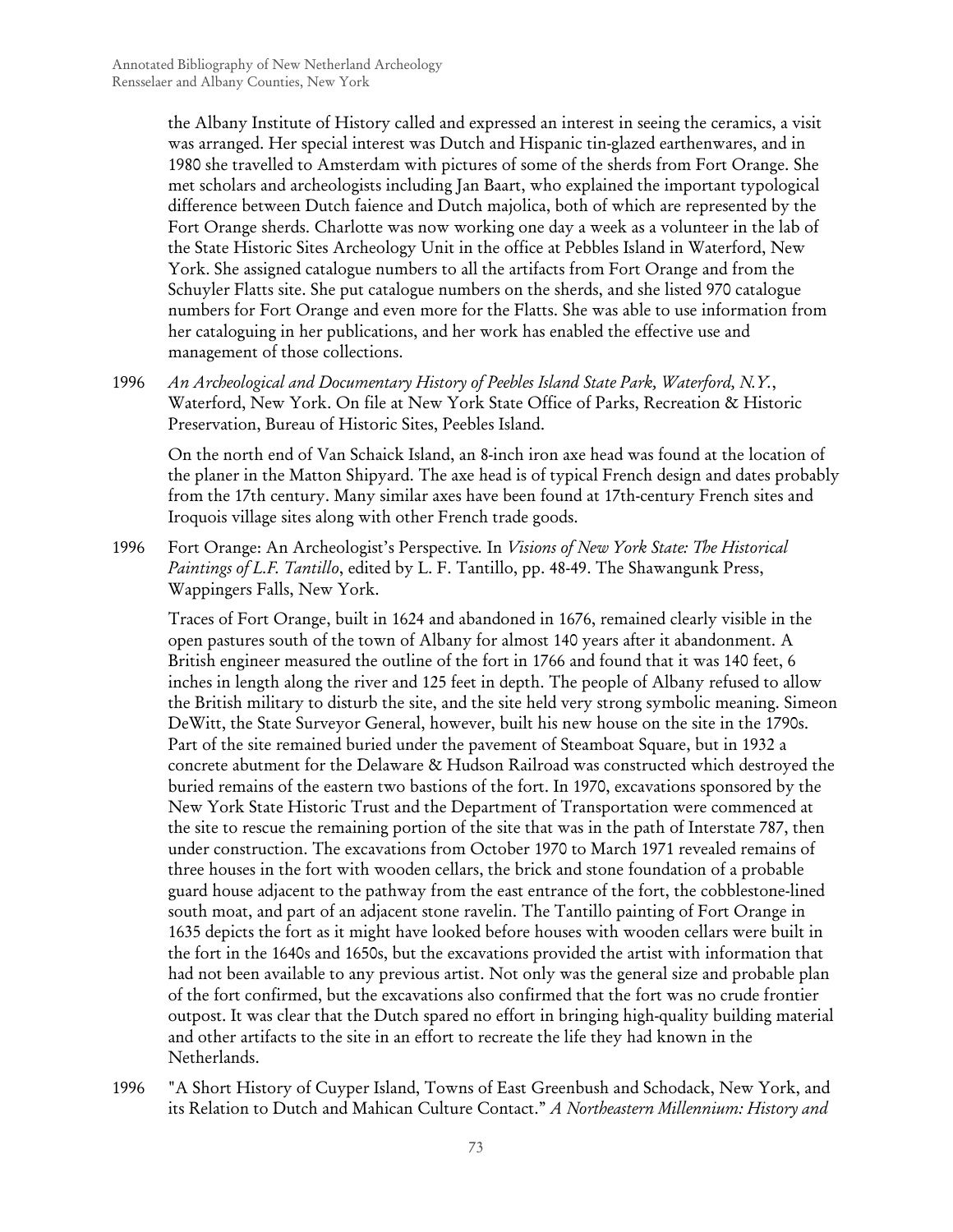the Albany Institute of History called and expressed an interest in seeing the ceramics, a visit was arranged. Her special interest was Dutch and Hispanic tin-glazed earthenwares, and in 1980 she travelled to Amsterdam with pictures of some of the sherds from Fort Orange. She met scholars and archeologists including Jan Baart, who explained the important typological difference between Dutch faience and Dutch majolica, both of which are represented by the Fort Orange sherds. Charlotte was now working one day a week as a volunteer in the lab of the State Historic Sites Archeology Unit in the office at Pebbles Island in Waterford, New York. She assigned catalogue numbers to all the artifacts from Fort Orange and from the Schuyler Flatts site. She put catalogue numbers on the sherds, and she listed 970 catalogue numbers for Fort Orange and even more for the Flatts. She was able to use information from her cataloguing in her publications, and her work has enabled the effective use and management of those collections.

1996 *An Archeological and Documentary History of Peebles Island State Park, Waterford, N.Y.*, Waterford, New York. On file at New York State Office of Parks, Recreation & Historic Preservation, Bureau of Historic Sites, Peebles Island.

On the north end of Van Schaick Island, an 8-inch iron axe head was found at the location of the planer in the Matton Shipyard. The axe head is of typical French design and dates probably from the 17th century. Many similar axes have been found at 17th-century French sites and Iroquois village sites along with other French trade goods.

1996 Fort Orange: An Archeologist's Perspective. In *Visions of New York State: The Historical Paintings of L.F. Tantillo*, edited by L. F. Tantillo, pp. 48-49. The Shawangunk Press, Wappingers Falls, New York.

Traces of Fort Orange, built in 1624 and abandoned in 1676, remained clearly visible in the open pastures south of the town of Albany for almost 140 years after it abandonment. A British engineer measured the outline of the fort in 1766 and found that it was 140 feet, 6 inches in length along the river and 125 feet in depth. The people of Albany refused to allow the British military to disturb the site, and the site held very strong symbolic meaning. Simeon DeWitt, the State Surveyor General, however, built his new house on the site in the 1790s. Part of the site remained buried under the pavement of Steamboat Square, but in 1932 a concrete abutment for the Delaware & Hudson Railroad was constructed which destroyed the buried remains of the eastern two bastions of the fort. In 1970, excavations sponsored by the New York State Historic Trust and the Department of Transportation were commenced at the site to rescue the remaining portion of the site that was in the path of Interstate 787, then under construction. The excavations from October 1970 to March 1971 revealed remains of three houses in the fort with wooden cellars, the brick and stone foundation of a probable guard house adjacent to the pathway from the east entrance of the fort, the cobblestone-lined south moat, and part of an adjacent stone ravelin. The Tantillo painting of Fort Orange in 1635 depicts the fort as it might have looked before houses with wooden cellars were built in the fort in the 1640s and 1650s, but the excavations provided the artist with information that had not been available to any previous artist. Not only was the general size and probable plan of the fort confirmed, but the excavations also confirmed that the fort was no crude frontier outpost. It was clear that the Dutch spared no effort in bringing high-quality building material and other artifacts to the site in an effort to recreate the life they had known in the Netherlands.

1996 "A Short History of Cuyper Island, Towns of East Greenbush and Schodack, New York, and its Relation to Dutch and Mahican Culture Contact." *A Northeastern Millennium: History and*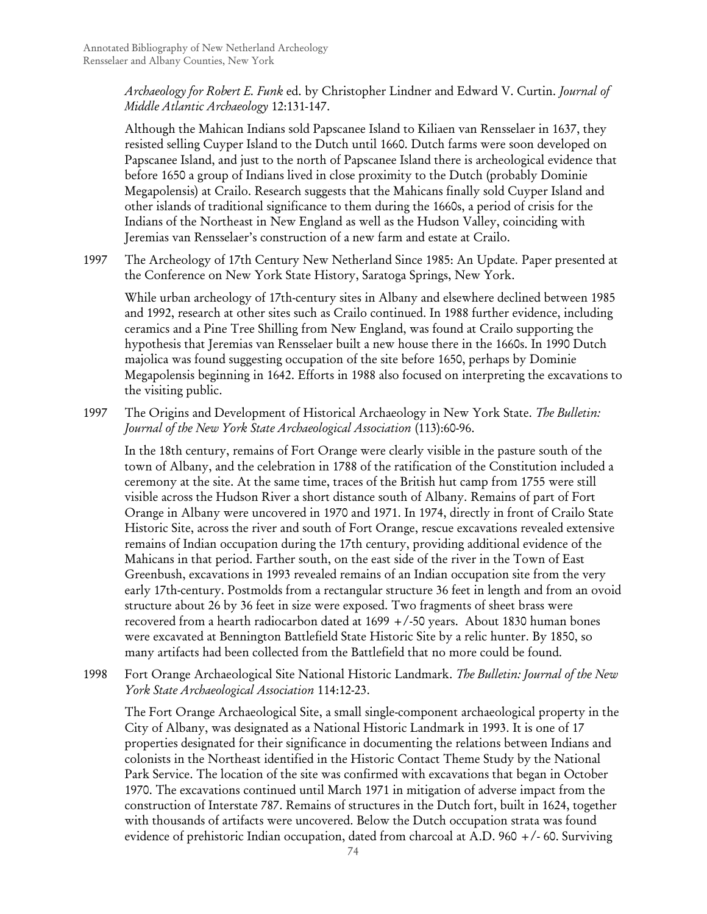*Archaeology for Robert E. Funk* ed. by Christopher Lindner and Edward V. Curtin. *Journal of Middle Atlantic Archaeology* 12:131-147.

Although the Mahican Indians sold Papscanee Island to Kiliaen van Rensselaer in 1637, they resisted selling Cuyper Island to the Dutch until 1660. Dutch farms were soon developed on Papscanee Island, and just to the north of Papscanee Island there is archeological evidence that before 1650 a group of Indians lived in close proximity to the Dutch (probably Dominie Megapolensis) at Crailo. Research suggests that the Mahicans finally sold Cuyper Island and other islands of traditional significance to them during the 1660s, a period of crisis for the Indians of the Northeast in New England as well as the Hudson Valley, coinciding with Jeremias van Rensselaer's construction of a new farm and estate at Crailo.

1997 The Archeology of 17th Century New Netherland Since 1985: An Update. Paper presented at the Conference on New York State History, Saratoga Springs, New York.

While urban archeology of 17th-century sites in Albany and elsewhere declined between 1985 and 1992, research at other sites such as Crailo continued. In 1988 further evidence, including ceramics and a Pine Tree Shilling from New England, was found at Crailo supporting the hypothesis that Jeremias van Rensselaer built a new house there in the 1660s. In 1990 Dutch majolica was found suggesting occupation of the site before 1650, perhaps by Dominie Megapolensis beginning in 1642. Efforts in 1988 also focused on interpreting the excavations to the visiting public.

1997 The Origins and Development of Historical Archaeology in New York State. *The Bulletin: Journal of the New York State Archaeological Association* (113):60-96.

In the 18th century, remains of Fort Orange were clearly visible in the pasture south of the town of Albany, and the celebration in 1788 of the ratification of the Constitution included a ceremony at the site. At the same time, traces of the British hut camp from 1755 were still visible across the Hudson River a short distance south of Albany. Remains of part of Fort Orange in Albany were uncovered in 1970 and 1971. In 1974, directly in front of Crailo State Historic Site, across the river and south of Fort Orange, rescue excavations revealed extensive remains of Indian occupation during the 17th century, providing additional evidence of the Mahicans in that period. Farther south, on the east side of the river in the Town of East Greenbush, excavations in 1993 revealed remains of an Indian occupation site from the very early 17th-century. Postmolds from a rectangular structure 36 feet in length and from an ovoid structure about 26 by 36 feet in size were exposed. Two fragments of sheet brass were recovered from a hearth radiocarbon dated at 1699 +/-50 years. About 1830 human bones were excavated at Bennington Battlefield State Historic Site by a relic hunter. By 1850, so many artifacts had been collected from the Battlefield that no more could be found.

1998 Fort Orange Archaeological Site National Historic Landmark. *The Bulletin: Journal of the New York State Archaeological Association* 114:12-23.

The Fort Orange Archaeological Site, a small single-component archaeological property in the City of Albany, was designated as a National Historic Landmark in 1993. It is one of 17 properties designated for their significance in documenting the relations between Indians and colonists in the Northeast identified in the Historic Contact Theme Study by the National Park Service. The location of the site was confirmed with excavations that began in October 1970. The excavations continued until March 1971 in mitigation of adverse impact from the construction of Interstate 787. Remains of structures in the Dutch fort, built in 1624, together with thousands of artifacts were uncovered. Below the Dutch occupation strata was found evidence of prehistoric Indian occupation, dated from charcoal at A.D. 960 +/- 60. Surviving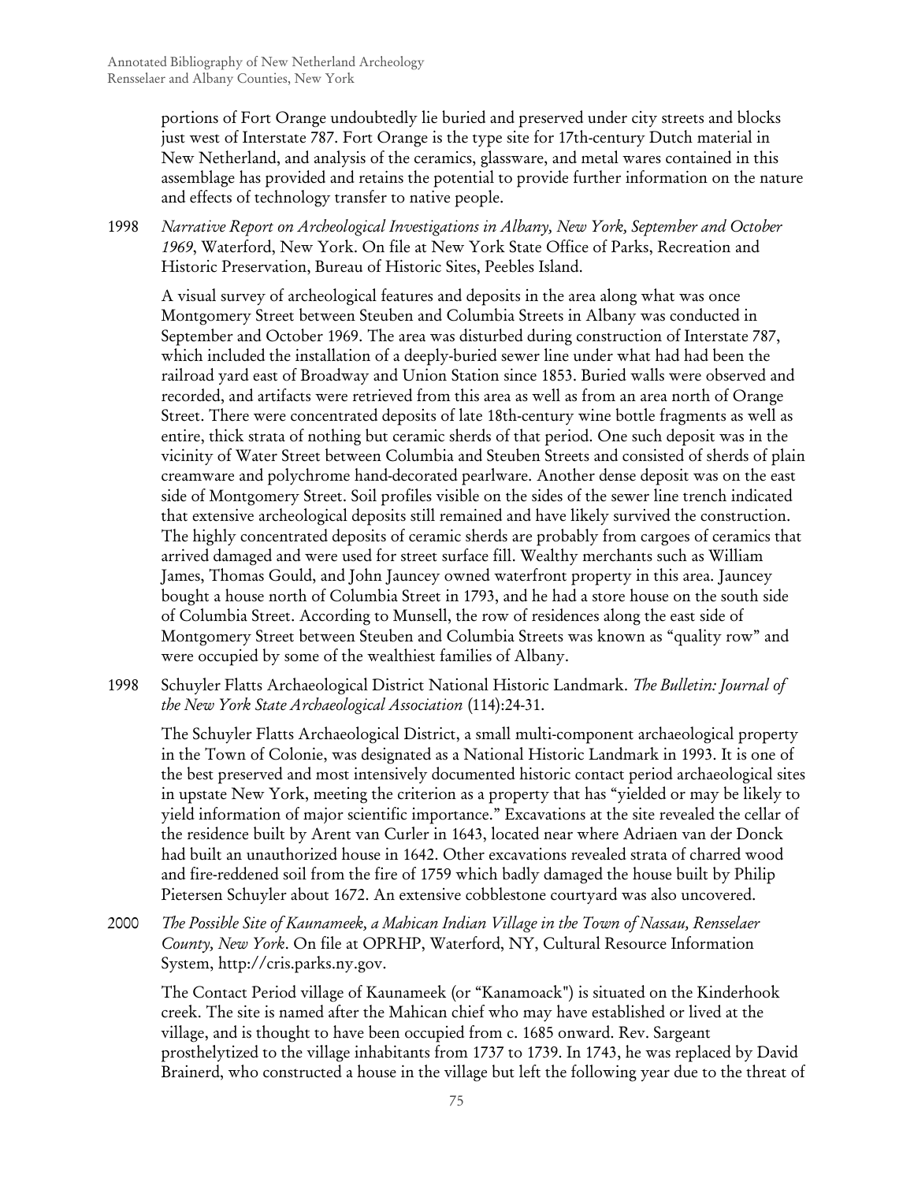portions of Fort Orange undoubtedly lie buried and preserved under city streets and blocks just west of Interstate 787. Fort Orange is the type site for 17th-century Dutch material in New Netherland, and analysis of the ceramics, glassware, and metal wares contained in this assemblage has provided and retains the potential to provide further information on the nature and effects of technology transfer to native people.

1998 *Narrative Report on Archeological Investigations in Albany, New York, September and October 1969*, Waterford, New York. On file at New York State Office of Parks, Recreation and Historic Preservation, Bureau of Historic Sites, Peebles Island.

A visual survey of archeological features and deposits in the area along what was once Montgomery Street between Steuben and Columbia Streets in Albany was conducted in September and October 1969. The area was disturbed during construction of Interstate 787, which included the installation of a deeply-buried sewer line under what had had been the railroad yard east of Broadway and Union Station since 1853. Buried walls were observed and recorded, and artifacts were retrieved from this area as well as from an area north of Orange Street. There were concentrated deposits of late 18th-century wine bottle fragments as well as entire, thick strata of nothing but ceramic sherds of that period. One such deposit was in the vicinity of Water Street between Columbia and Steuben Streets and consisted of sherds of plain creamware and polychrome hand-decorated pearlware. Another dense deposit was on the east side of Montgomery Street. Soil profiles visible on the sides of the sewer line trench indicated that extensive archeological deposits still remained and have likely survived the construction. The highly concentrated deposits of ceramic sherds are probably from cargoes of ceramics that arrived damaged and were used for street surface fill. Wealthy merchants such as William James, Thomas Gould, and John Jauncey owned waterfront property in this area. Jauncey bought a house north of Columbia Street in 1793, and he had a store house on the south side of Columbia Street. According to Munsell, the row of residences along the east side of Montgomery Street between Steuben and Columbia Streets was known as "quality row" and were occupied by some of the wealthiest families of Albany.

1998 Schuyler Flatts Archaeological District National Historic Landmark. *The Bulletin: Journal of the New York State Archaeological Association* (114):24-31.

The Schuyler Flatts Archaeological District, a small multi-component archaeological property in the Town of Colonie, was designated as a National Historic Landmark in 1993. It is one of the best preserved and most intensively documented historic contact period archaeological sites in upstate New York, meeting the criterion as a property that has "yielded or may be likely to yield information of major scientific importance." Excavations at the site revealed the cellar of the residence built by Arent van Curler in 1643, located near where Adriaen van der Donck had built an unauthorized house in 1642. Other excavations revealed strata of charred wood and fire-reddened soil from the fire of 1759 which badly damaged the house built by Philip Pietersen Schuyler about 1672. An extensive cobblestone courtyard was also uncovered.

2000 *The Possible Site of Kaunameek, a Mahican Indian Village in the Town of Nassau, Rensselaer County, New York*. On file at OPRHP, Waterford, NY, Cultural Resource Information System, http://cris.parks.ny.gov.

The Contact Period village of Kaunameek (or "Kanamoack") is situated on the Kinderhook creek. The site is named after the Mahican chief who may have established or lived at the village, and is thought to have been occupied from c. 1685 onward. Rev. Sargeant prosthelytized to the village inhabitants from 1737 to 1739. In 1743, he was replaced by David Brainerd, who constructed a house in the village but left the following year due to the threat of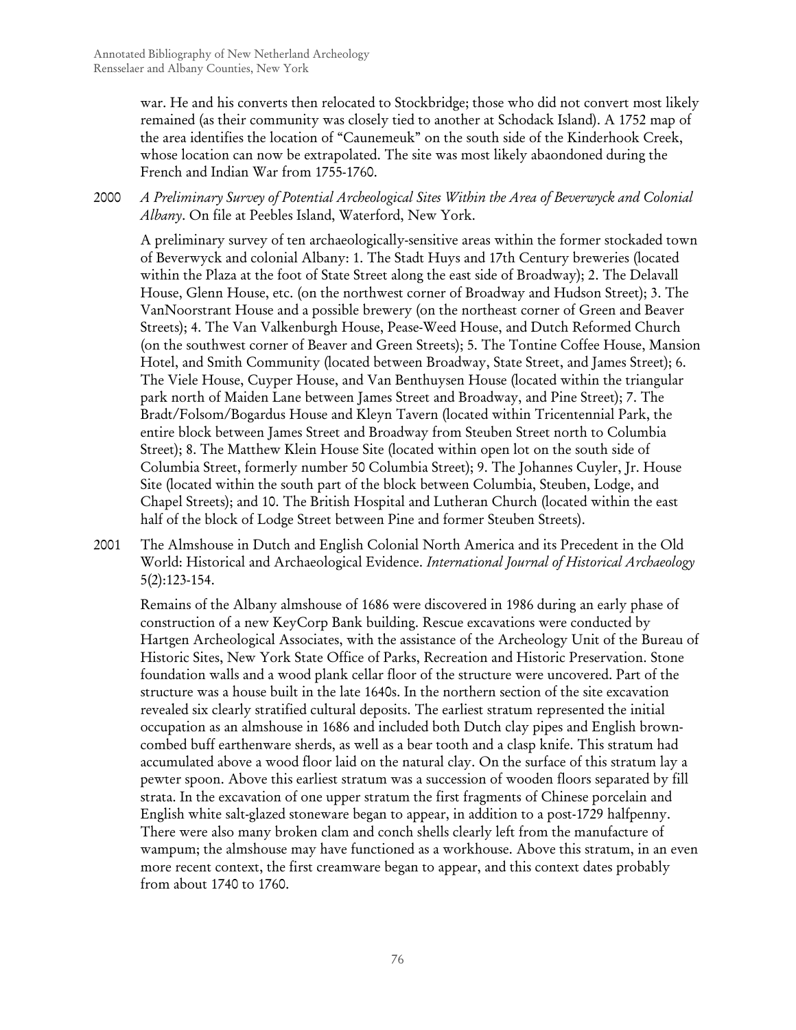war. He and his converts then relocated to Stockbridge; those who did not convert most likely remained (as their community was closely tied to another at Schodack Island). A 1752 map of the area identifies the location of "Caunemeuk" on the south side of the Kinderhook Creek, whose location can now be extrapolated. The site was most likely abaondoned during the French and Indian War from 1755-1760.

2000 *A Preliminary Survey of Potential Archeological Sites Within the Area of Beverwyck and Colonial Albany*. On file at Peebles Island, Waterford, New York.

A preliminary survey of ten archaeologically-sensitive areas within the former stockaded town of Beverwyck and colonial Albany: 1. The Stadt Huys and 17th Century breweries (located within the Plaza at the foot of State Street along the east side of Broadway); 2. The Delavall House, Glenn House, etc. (on the northwest corner of Broadway and Hudson Street); 3. The VanNoorstrant House and a possible brewery (on the northeast corner of Green and Beaver Streets); 4. The Van Valkenburgh House, Pease-Weed House, and Dutch Reformed Church (on the southwest corner of Beaver and Green Streets); 5. The Tontine Coffee House, Mansion Hotel, and Smith Community (located between Broadway, State Street, and James Street); 6. The Viele House, Cuyper House, and Van Benthuysen House (located within the triangular park north of Maiden Lane between James Street and Broadway, and Pine Street); 7. The Bradt/Folsom/Bogardus House and Kleyn Tavern (located within Tricentennial Park, the entire block between James Street and Broadway from Steuben Street north to Columbia Street); 8. The Matthew Klein House Site (located within open lot on the south side of Columbia Street, formerly number 50 Columbia Street); 9. The Johannes Cuyler, Jr. House Site (located within the south part of the block between Columbia, Steuben, Lodge, and Chapel Streets); and 10. The British Hospital and Lutheran Church (located within the east half of the block of Lodge Street between Pine and former Steuben Streets).

2001 The Almshouse in Dutch and English Colonial North America and its Precedent in the Old World: Historical and Archaeological Evidence. *International Journal of Historical Archaeology* 5(2):123-154.

Remains of the Albany almshouse of 1686 were discovered in 1986 during an early phase of construction of a new KeyCorp Bank building. Rescue excavations were conducted by Hartgen Archeological Associates, with the assistance of the Archeology Unit of the Bureau of Historic Sites, New York State Office of Parks, Recreation and Historic Preservation. Stone foundation walls and a wood plank cellar floor of the structure were uncovered. Part of the structure was a house built in the late 1640s. In the northern section of the site excavation revealed six clearly stratified cultural deposits. The earliest stratum represented the initial occupation as an almshouse in 1686 and included both Dutch clay pipes and English brown-combed buff earthenware sherds, as well as a bear tooth and a clasp knife. This stratum had accumulated above a wood floor laid on the natural clay. On the surface of this stratum lay a pewter spoon. Above this earliest stratum was a succession of wooden floors separated by fill strata. In the excavation of one upper stratum the first fragments of Chinese porcelain and English white salt-glazed stoneware began to appear, in addition to a post-1729 halfpenny. There were also many broken clam and conch shells clearly left from the manufacture of wampum; the almshouse may have functioned as a workhouse. Above this stratum, in an even more recent context, the first creamware began to appear, and this context dates probably from about 1740 to 1760.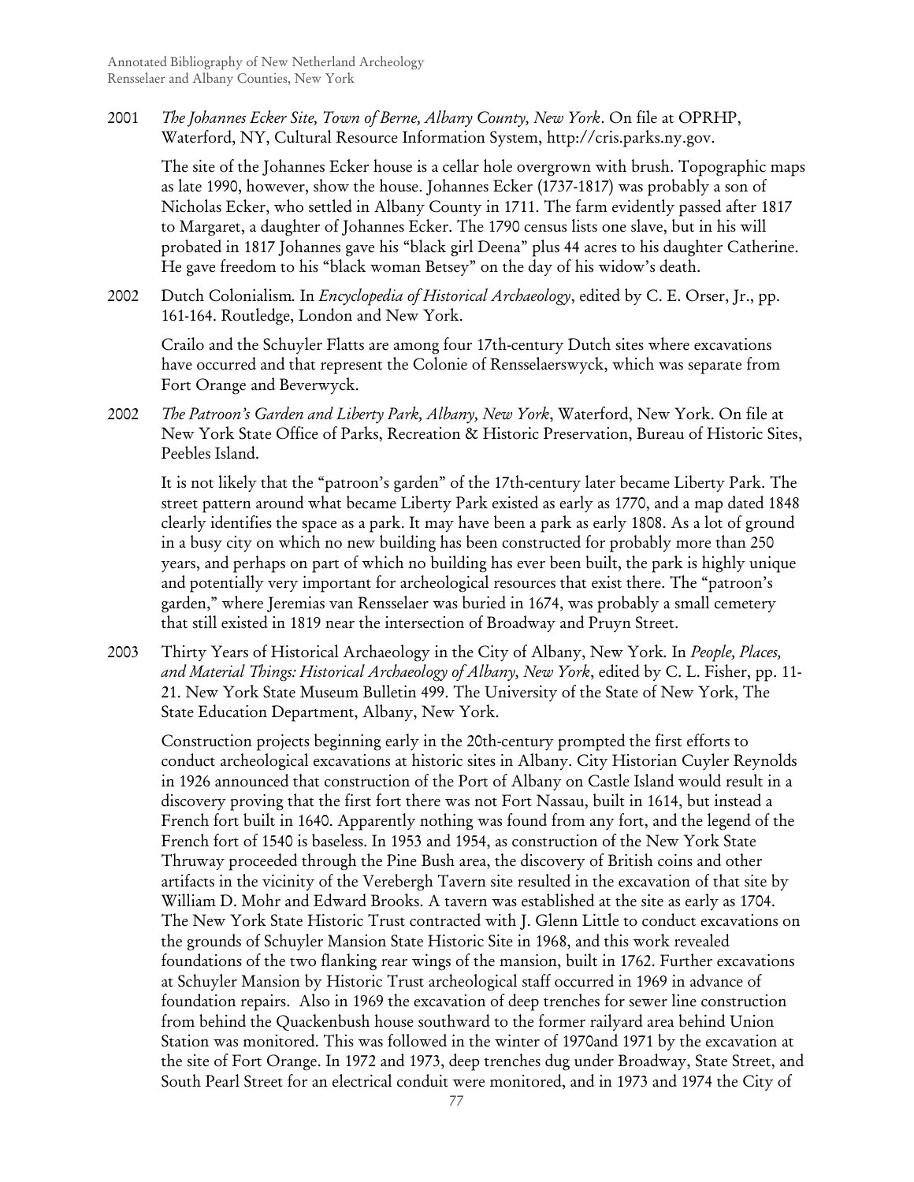2001 *The Johannes Ecker Site, Town of Berne, Albany County, New York*. On file at OPRHP, Waterford, NY, Cultural Resource Information System, http://cris.parks.ny.gov.

The site of the Johannes Ecker house is a cellar hole overgrown with brush. Topographic maps as late 1990, however, show the house. Johannes Ecker (1737-1817) was probably a son of Nicholas Ecker, who settled in Albany County in 1711. The farm evidently passed after 1817 to Margaret, a daughter of Johannes Ecker. The 1790 census lists one slave, but in his will probated in 1817 Johannes gave his "black girl Deena" plus 44 acres to his daughter Catherine. He gave freedom to his "black woman Betsey" on the day of his widow's death.

2002 Dutch Colonialism. In *Encyclopedia of Historical Archaeology*, edited by C. E. Orser, Jr., pp. 161-164. Routledge, London and New York.

Crailo and the Schuyler Flatts are among four 17th-century Dutch sites where excavations have occurred and that represent the Colonie of Rensselaerswyck, which was separate from Fort Orange and Beverwyck.

2002 *The Patroon's Garden and Liberty Park, Albany, New York*, Waterford, New York. On file at New York State Office of Parks, Recreation & Historic Preservation, Bureau of Historic Sites, Peebles Island.

It is not likely that the "patroon's garden" of the 17th-century later became Liberty Park. The street pattern around what became Liberty Park existed as early as 1770, and a map dated 1848 clearly identifies the space as a park. It may have been a park as early 1808. As a lot of ground in a busy city on which no new building has been constructed for probably more than 250 years, and perhaps on part of which no building has ever been built, the park is highly unique and potentially very important for archeological resources that exist there. The "patroon's garden," where Jeremias van Rensselaer was buried in 1674, was probably a small cemetery that still existed in 1819 near the intersection of Broadway and Pruyn Street.

2003 Thirty Years of Historical Archaeology in the City of Albany, New York. In *People, Places, and Material Things: Historical Archaeology of Albany, New York*, edited by C. L. Fisher, pp. 11-21. New York State Museum Bulletin 499. The University of the State of New York, The State Education Department, Albany, New York.

Construction projects beginning early in the 20th-century prompted the first efforts to conduct archeological excavations at historic sites in Albany. City Historian Cuyler Reynolds in 1926 announced that construction of the Port of Albany on Castle Island would result in a discovery proving that the first fort there was not Fort Nassau, built in 1614, but instead a French fort built in 1640. Apparently nothing was found from any fort, and the legend of the French fort of 1540 is baseless. In 1953 and 1954, as construction of the New York State Thruway proceeded through the Pine Bush area, the discovery of British coins and other artifacts in the vicinity of the Verebergh Tavern site resulted in the excavation of that site by William D. Mohr and Edward Brooks. A tavern was established at the site as early as 1704. The New York State Historic Trust contracted with J. Glenn Little to conduct excavations on the grounds of Schuyler Mansion State Historic Site in 1968, and this work revealed foundations of the two flanking rear wings of the mansion, built in 1762. Further excavations at Schuyler Mansion by Historic Trust archeological staff occurred in 1969 in advance of foundation repairs. Also in 1969 the excavation of deep trenches for sewer line construction from behind the Quackenbush house southward to the former railyard area behind Union Station was monitored. This was followed in the winter of 1970and 1971 by the excavation at the site of Fort Orange. In 1972 and 1973, deep trenches dug under Broadway, State Street, and South Pearl Street for an electrical conduit were monitored, and in 1973 and 1974 the City of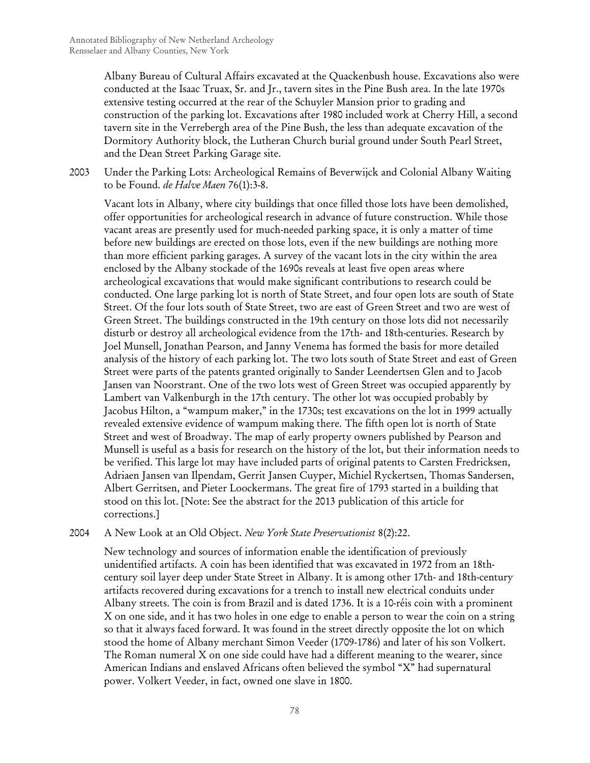Albany Bureau of Cultural Affairs excavated at the Quackenbush house. Excavations also were conducted at the Isaac Truax, Sr. and Jr., tavern sites in the Pine Bush area. In the late 1970s extensive testing occurred at the rear of the Schuyler Mansion prior to grading and construction of the parking lot. Excavations after 1980 included work at Cherry Hill, a second tavern site in the Verrebergh area of the Pine Bush, the less than adequate excavation of the Dormitory Authority block, the Lutheran Church burial ground under South Pearl Street, and the Dean Street Parking Garage site.

2003 Under the Parking Lots: Archeological Remains of Beverwijck and Colonial Albany Waiting to be Found. *de Halve Maen* 76(1):3-8.

Vacant lots in Albany, where city buildings that once filled those lots have been demolished, offer opportunities for archeological research in advance of future construction. While those vacant areas are presently used for much-needed parking space, it is only a matter of time before new buildings are erected on those lots, even if the new buildings are nothing more than more efficient parking garages. A survey of the vacant lots in the city within the area enclosed by the Albany stockade of the 1690s reveals at least five open areas where archeological excavations that would make significant contributions to research could be conducted. One large parking lot is north of State Street, and four open lots are south of State Street. Of the four lots south of State Street, two are east of Green Street and two are west of Green Street. The buildings constructed in the 19th century on those lots did not necessarily disturb or destroy all archeological evidence from the 17th- and 18th-centuries. Research by Joel Munsell, Jonathan Pearson, and Janny Venema has formed the basis for more detailed analysis of the history of each parking lot. The two lots south of State Street and east of Green Street were parts of the patents granted originally to Sander Leendertsen Glen and to Jacob Jansen van Noorstrant. One of the two lots west of Green Street was occupied apparently by Lambert van Valkenburgh in the 17th century. The other lot was occupied probably by Jacobus Hilton, a "wampum maker," in the 1730s; test excavations on the lot in 1999 actually revealed extensive evidence of wampum making there. The fifth open lot is north of State Street and west of Broadway. The map of early property owners published by Pearson and Munsell is useful as a basis for research on the history of the lot, but their information needs to be verified. This large lot may have included parts of original patents to Carsten Fredricksen, Adriaen Jansen van Ilpendam, Gerrit Jansen Cuyper, Michiel Ryckertsen, Thomas Sandersen, Albert Gerritsen, and Pieter Loockermans. The great fire of 1793 started in a building that stood on this lot. [Note: See the abstract for the 2013 publication of this article for corrections.]

2004 A New Look at an Old Object. *New York State Preservationist* 8(2):22.

New technology and sources of information enable the identification of previously unidentified artifacts. A coin has been identified that was excavated in 1972 from an 18th-century soil layer deep under State Street in Albany. It is among other 17th- and 18th-century artifacts recovered during excavations for a trench to install new electrical conduits under Albany streets. The coin is from Brazil and is dated 1736. It is a 10-réis coin with a prominent X on one side, and it has two holes in one edge to enable a person to wear the coin on a string so that it always faced forward. It was found in the street directly opposite the lot on which stood the home of Albany merchant Simon Veeder (1709-1786) and later of his son Volkert. The Roman numeral X on one side could have had a different meaning to the wearer, since American Indians and enslaved Africans often believed the symbol "X" had supernatural power. Volkert Veeder, in fact, owned one slave in 1800.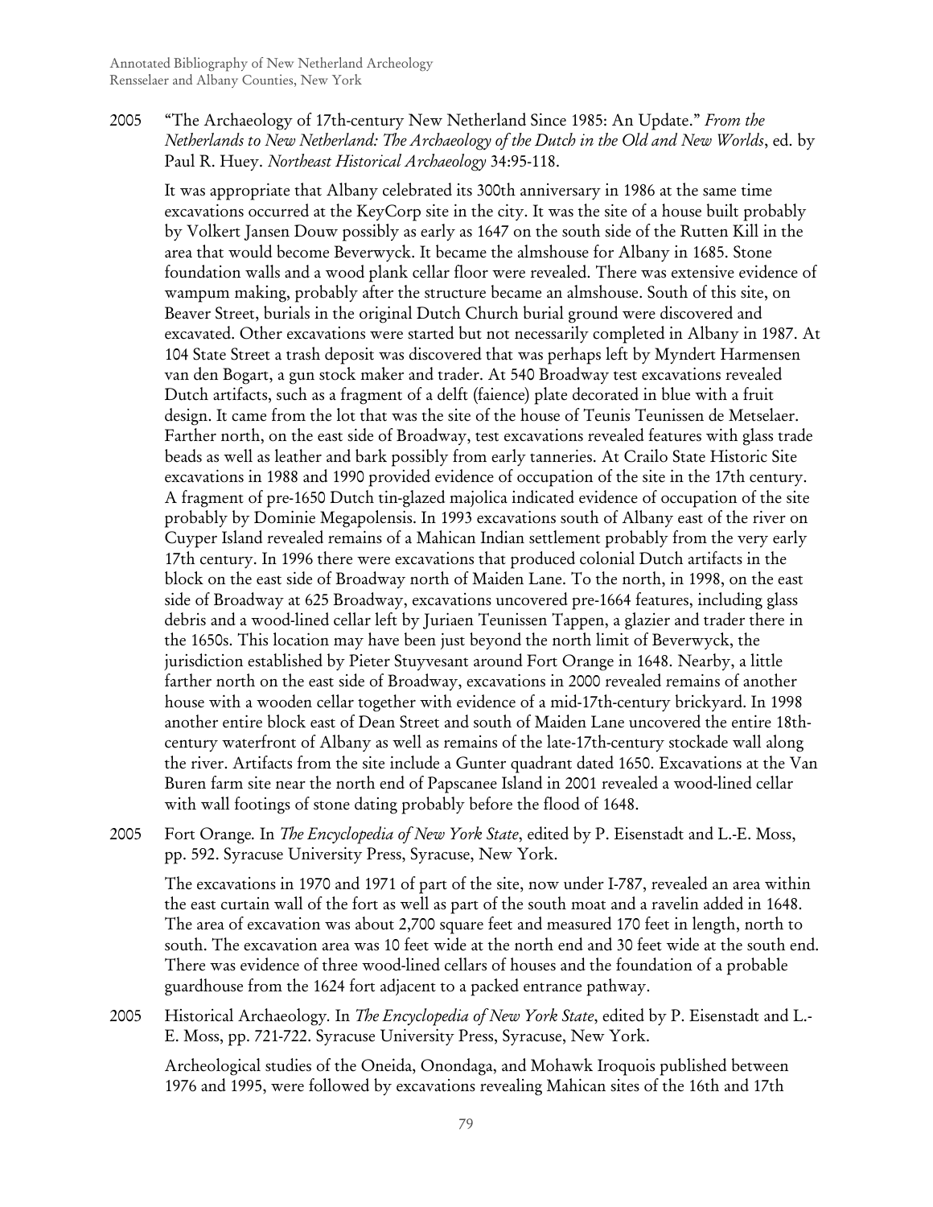2005 "The Archaeology of 17th-century New Netherland Since 1985: An Update." *From the Netherlands to New Netherland: The Archaeology of the Dutch in the Old and New Worlds*, ed. by Paul R. Huey. *Northeast Historical Archaeology* 34:95-118.

It was appropriate that Albany celebrated its 300th anniversary in 1986 at the same time excavations occurred at the KeyCorp site in the city. It was the site of a house built probably by Volkert Jansen Douw possibly as early as 1647 on the south side of the Rutten Kill in the area that would become Beverwyck. It became the almshouse for Albany in 1685. Stone foundation walls and a wood plank cellar floor were revealed. There was extensive evidence of wampum making, probably after the structure became an almshouse. South of this site, on Beaver Street, burials in the original Dutch Church burial ground were discovered and excavated. Other excavations were started but not necessarily completed in Albany in 1987. At 104 State Street a trash deposit was discovered that was perhaps left by Myndert Harmensen van den Bogart, a gun stock maker and trader. At 540 Broadway test excavations revealed Dutch artifacts, such as a fragment of a delft (faience) plate decorated in blue with a fruit design. It came from the lot that was the site of the house of Teunis Teunissen de Metselaer. Farther north, on the east side of Broadway, test excavations revealed features with glass trade beads as well as leather and bark possibly from early tanneries. At Crailo State Historic Site excavations in 1988 and 1990 provided evidence of occupation of the site in the 17th century. A fragment of pre-1650 Dutch tin-glazed majolica indicated evidence of occupation of the site probably by Dominie Megapolensis. In 1993 excavations south of Albany east of the river on Cuyper Island revealed remains of a Mahican Indian settlement probably from the very early 17th century. In 1996 there were excavations that produced colonial Dutch artifacts in the block on the east side of Broadway north of Maiden Lane. To the north, in 1998, on the east side of Broadway at 625 Broadway, excavations uncovered pre-1664 features, including glass debris and a wood-lined cellar left by Juriaen Teunissen Tappen, a glazier and trader there in the 1650s. This location may have been just beyond the north limit of Beverwyck, the jurisdiction established by Pieter Stuyvesant around Fort Orange in 1648. Nearby, a little farther north on the east side of Broadway, excavations in 2000 revealed remains of another house with a wooden cellar together with evidence of a mid-17th-century brickyard. In 1998 another entire block east of Dean Street and south of Maiden Lane uncovered the entire 18th-century waterfront of Albany as well as remains of the late-17th-century stockade wall along the river. Artifacts from the site include a Gunter quadrant dated 1650. Excavations at the Van Buren farm site near the north end of Papscanee Island in 2001 revealed a wood-lined cellar with wall footings of stone dating probably before the flood of 1648.

2005 Fort Orange. In *The Encyclopedia of New York State*, edited by P. Eisenstadt and L.-E. Moss, pp. 592. Syracuse University Press, Syracuse, New York.

The excavations in 1970 and 1971 of part of the site, now under I-787, revealed an area within the east curtain wall of the fort as well as part of the south moat and a ravelin added in 1648. The area of excavation was about 2,700 square feet and measured 170 feet in length, north to south. The excavation area was 10 feet wide at the north end and 30 feet wide at the south end. There was evidence of three wood-lined cellars of houses and the foundation of a probable guardhouse from the 1624 fort adjacent to a packed entrance pathway.

2005 Historical Archaeology. In *The Encyclopedia of New York State*, edited by P. Eisenstadt and L.-E. Moss, pp. 721-722. Syracuse University Press, Syracuse, New York.

Archeological studies of the Oneida, Onondaga, and Mohawk Iroquois published between 1976 and 1995, were followed by excavations revealing Mahican sites of the 16th and 17th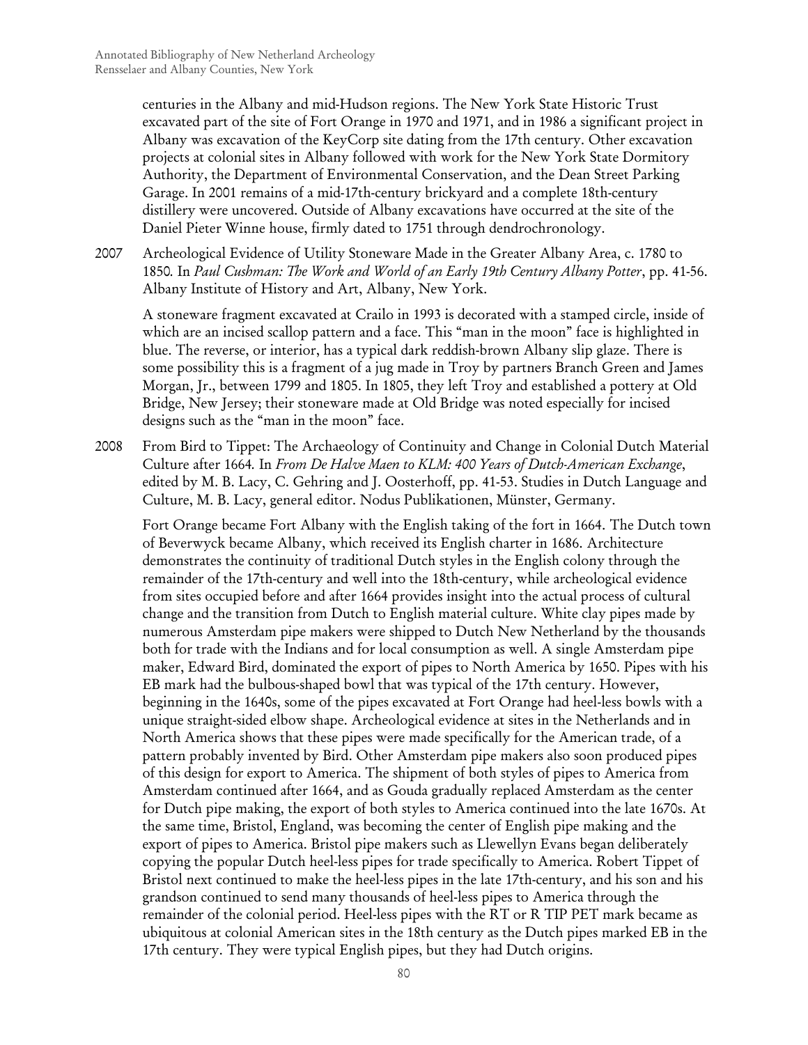centuries in the Albany and mid-Hudson regions. The New York State Historic Trust excavated part of the site of Fort Orange in 1970 and 1971, and in 1986 a significant project in Albany was excavation of the KeyCorp site dating from the 17th century. Other excavation projects at colonial sites in Albany followed with work for the New York State Dormitory Authority, the Department of Environmental Conservation, and the Dean Street Parking Garage. In 2001 remains of a mid-17th-century brickyard and a complete 18th-century distillery were uncovered. Outside of Albany excavations have occurred at the site of the Daniel Pieter Winne house, firmly dated to 1751 through dendrochronology.

2007 Archeological Evidence of Utility Stoneware Made in the Greater Albany Area, c. 1780 to 1850. In *Paul Cushman: The Work and World of an Early 19th Century Albany Potter*, pp. 41-56. Albany Institute of History and Art, Albany, New York.

A stoneware fragment excavated at Crailo in 1993 is decorated with a stamped circle, inside of which are an incised scallop pattern and a face. This "man in the moon" face is highlighted in blue. The reverse, or interior, has a typical dark reddish-brown Albany slip glaze. There is some possibility this is a fragment of a jug made in Troy by partners Branch Green and James Morgan, Jr., between 1799 and 1805. In 1805, they left Troy and established a pottery at Old Bridge, New Jersey; their stoneware made at Old Bridge was noted especially for incised designs such as the "man in the moon" face.

2008 From Bird to Tippet: The Archaeology of Continuity and Change in Colonial Dutch Material Culture after 1664. In *From De Halve Maen to KLM: 400 Years of Dutch-American Exchange*, edited by M. B. Lacy, C. Gehring and J. Oosterhoff, pp. 41-53. Studies in Dutch Language and Culture, M. B. Lacy, general editor. Nodus Publikationen, Münster, Germany.

Fort Orange became Fort Albany with the English taking of the fort in 1664. The Dutch town of Beverwyck became Albany, which received its English charter in 1686. Architecture demonstrates the continuity of traditional Dutch styles in the English colony through the remainder of the 17th-century and well into the 18th-century, while archeological evidence from sites occupied before and after 1664 provides insight into the actual process of cultural change and the transition from Dutch to English material culture. White clay pipes made by numerous Amsterdam pipe makers were shipped to Dutch New Netherland by the thousands both for trade with the Indians and for local consumption as well. A single Amsterdam pipe maker, Edward Bird, dominated the export of pipes to North America by 1650. Pipes with his EB mark had the bulbous-shaped bowl that was typical of the 17th century. However, beginning in the 1640s, some of the pipes excavated at Fort Orange had heel-less bowls with a unique straight-sided elbow shape. Archeological evidence at sites in the Netherlands and in North America shows that these pipes were made specifically for the American trade, of a pattern probably invented by Bird. Other Amsterdam pipe makers also soon produced pipes of this design for export to America. The shipment of both styles of pipes to America from Amsterdam continued after 1664, and as Gouda gradually replaced Amsterdam as the center for Dutch pipe making, the export of both styles to America continued into the late 1670s. At the same time, Bristol, England, was becoming the center of English pipe making and the export of pipes to America. Bristol pipe makers such as Llewellyn Evans began deliberately copying the popular Dutch heel-less pipes for trade specifically to America. Robert Tippet of Bristol next continued to make the heel-less pipes in the late 17th-century, and his son and his grandson continued to send many thousands of heel-less pipes to America through the remainder of the colonial period. Heel-less pipes with the RT or R TIP PET mark became as ubiquitous at colonial American sites in the 18th century as the Dutch pipes marked EB in the 17th century. They were typical English pipes, but they had Dutch origins.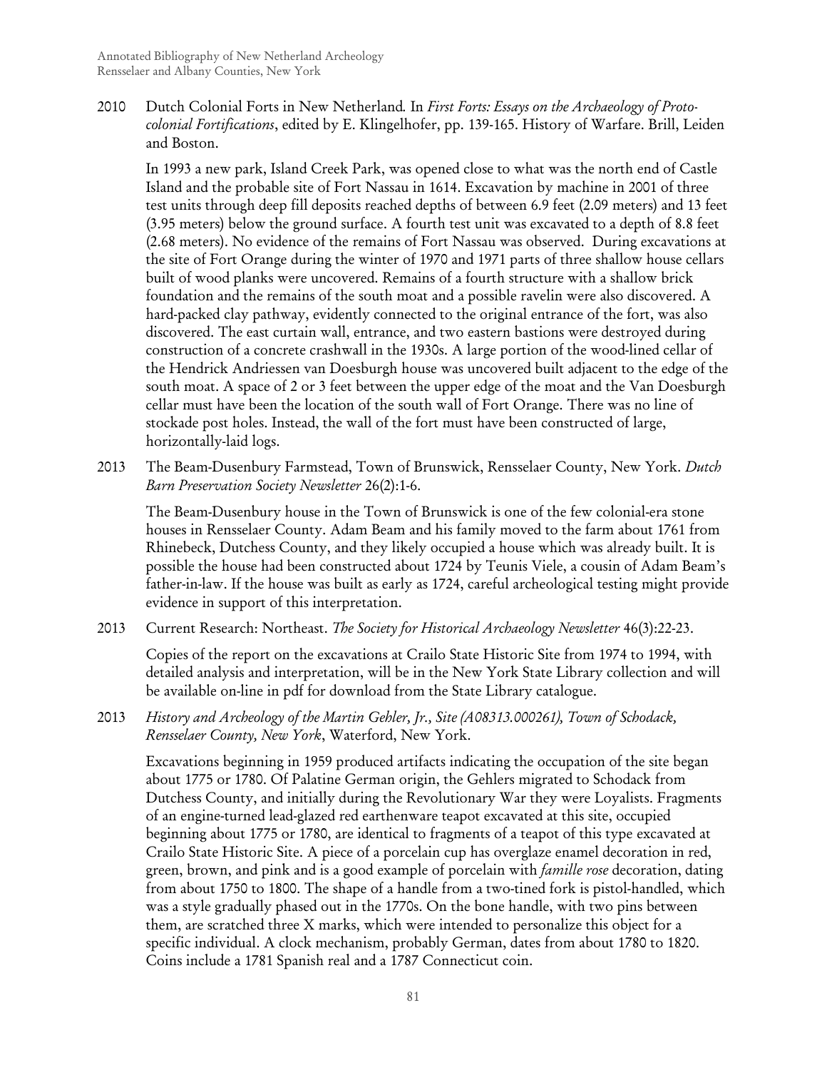2010 Dutch Colonial Forts in New Netherland. In *First Forts: Essays on the Archaeology of Proto-colonial Fortifications*, edited by E. Klingelhofer, pp. 139-165. History of Warfare. Brill, Leiden and Boston.

In 1993 a new park, Island Creek Park, was opened close to what was the north end of Castle Island and the probable site of Fort Nassau in 1614. Excavation by machine in 2001 of three test units through deep fill deposits reached depths of between 6.9 feet (2.09 meters) and 13 feet (3.95 meters) below the ground surface. A fourth test unit was excavated to a depth of 8.8 feet (2.68 meters). No evidence of the remains of Fort Nassau was observed. During excavations at the site of Fort Orange during the winter of 1970 and 1971 parts of three shallow house cellars built of wood planks were uncovered. Remains of a fourth structure with a shallow brick foundation and the remains of the south moat and a possible ravelin were also discovered. A hard-packed clay pathway, evidently connected to the original entrance of the fort, was also discovered. The east curtain wall, entrance, and two eastern bastions were destroyed during construction of a concrete crashwall in the 1930s. A large portion of the wood-lined cellar of the Hendrick Andriessen van Doesburgh house was uncovered built adjacent to the edge of the south moat. A space of 2 or 3 feet between the upper edge of the moat and the Van Doesburgh cellar must have been the location of the south wall of Fort Orange. There was no line of stockade post holes. Instead, the wall of the fort must have been constructed of large, horizontally-laid logs.

2013 The Beam-Dusenbury Farmstead, Town of Brunswick, Rensselaer County, New York. *Dutch Barn Preservation Society Newsletter* 26(2):1-6.

The Beam-Dusenbury house in the Town of Brunswick is one of the few colonial-era stone houses in Rensselaer County. Adam Beam and his family moved to the farm about 1761 from Rhinebeck, Dutchess County, and they likely occupied a house which was already built. It is possible the house had been constructed about 1724 by Teunis Viele, a cousin of Adam Beam's father-in-law. If the house was built as early as 1724, careful archeological testing might provide evidence in support of this interpretation.

2013 Current Research: Northeast. *The Society for Historical Archaeology Newsletter* 46(3):22-23.

Copies of the report on the excavations at Crailo State Historic Site from 1974 to 1994, with detailed analysis and interpretation, will be in the New York State Library collection and will be available on-line in pdf for download from the State Library catalogue.

2013 *History and Archeology of the Martin Gehler, Jr., Site (A08313.000261), Town of Schodack, Rensselaer County, New York*, Waterford, New York.

Excavations beginning in 1959 produced artifacts indicating the occupation of the site began about 1775 or 1780. Of Palatine German origin, the Gehlers migrated to Schodack from Dutchess County, and initially during the Revolutionary War they were Loyalists. Fragments of an engine-turned lead-glazed red earthenware teapot excavated at this site, occupied beginning about 1775 or 1780, are identical to fragments of a teapot of this type excavated at Crailo State Historic Site. A piece of a porcelain cup has overglaze enamel decoration in red, green, brown, and pink and is a good example of porcelain with *famille rose* decoration, dating from about 1750 to 1800. The shape of a handle from a two-tined fork is pistol-handled, which was a style gradually phased out in the 1770s. On the bone handle, with two pins between them, are scratched three X marks, which were intended to personalize this object for a specific individual. A clock mechanism, probably German, dates from about 1780 to 1820. Coins include a 1781 Spanish real and a 1787 Connecticut coin.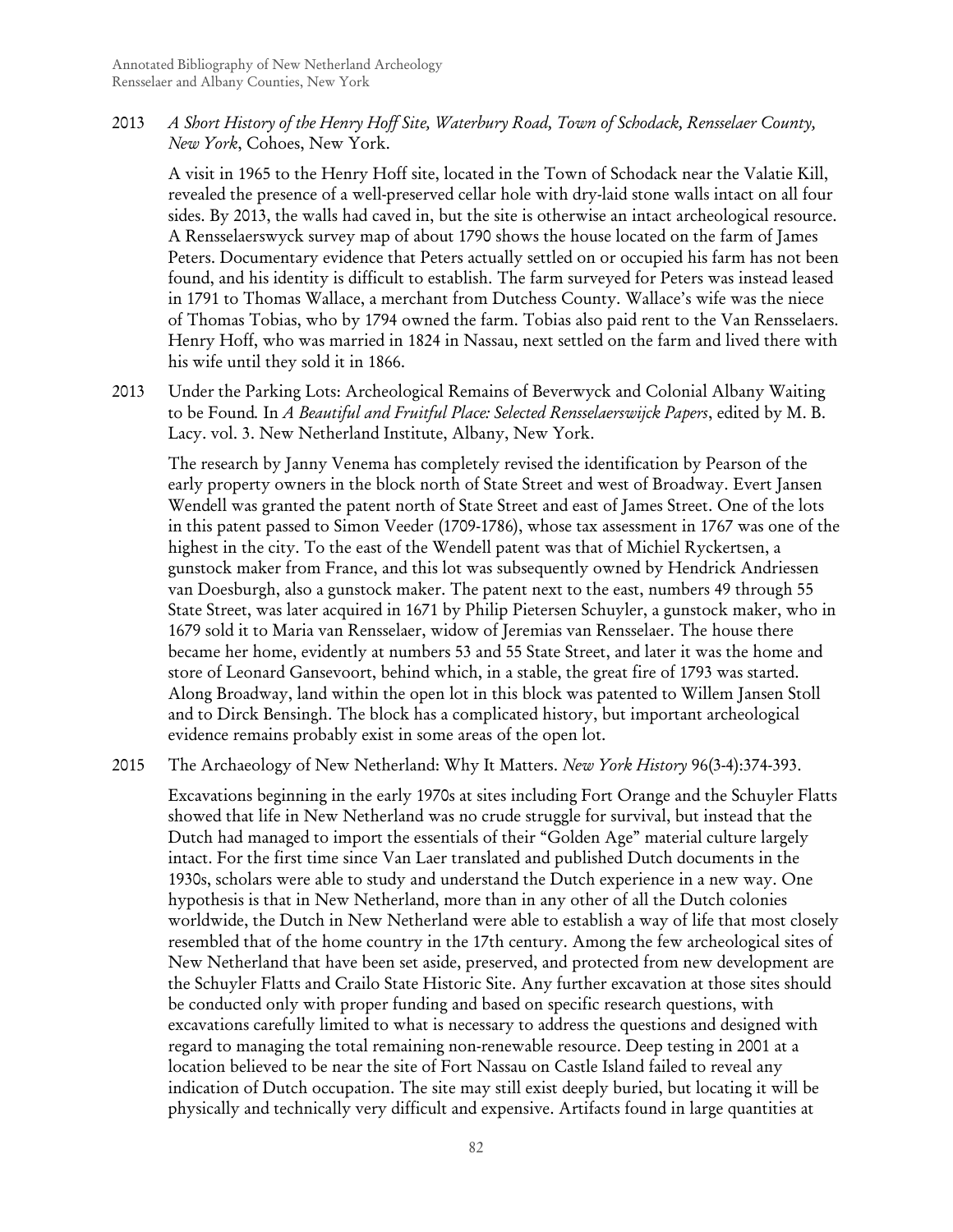2013 *A Short History of the Henry Hoff Site, Waterbury Road, Town of Schodack, Rensselaer County, New York*, Cohoes, New York.

A visit in 1965 to the Henry Hoff site, located in the Town of Schodack near the Valatie Kill, revealed the presence of a well-preserved cellar hole with dry-laid stone walls intact on all four sides. By 2013, the walls had caved in, but the site is otherwise an intact archeological resource. A Rensselaerswyck survey map of about 1790 shows the house located on the farm of James Peters. Documentary evidence that Peters actually settled on or occupied his farm has not been found, and his identity is difficult to establish. The farm surveyed for Peters was instead leased in 1791 to Thomas Wallace, a merchant from Dutchess County. Wallace's wife was the niece of Thomas Tobias, who by 1794 owned the farm. Tobias also paid rent to the Van Rensselaers. Henry Hoff, who was married in 1824 in Nassau, next settled on the farm and lived there with his wife until they sold it in 1866.

2013 Under the Parking Lots: Archeological Remains of Beverwyck and Colonial Albany Waiting to be Found. In *A Beautiful and Fruitful Place: Selected Rensselaerswijck Papers*, edited by M. B. Lacy. vol. 3. New Netherland Institute, Albany, New York.

The research by Janny Venema has completely revised the identification by Pearson of the early property owners in the block north of State Street and west of Broadway. Evert Jansen Wendell was granted the patent north of State Street and east of James Street. One of the lots in this patent passed to Simon Veeder (1709-1786), whose tax assessment in 1767 was one of the highest in the city. To the east of the Wendell patent was that of Michiel Ryckertsen, a gunstock maker from France, and this lot was subsequently owned by Hendrick Andriessen van Doesburgh, also a gunstock maker. The patent next to the east, numbers 49 through 55 State Street, was later acquired in 1671 by Philip Pietersen Schuyler, a gunstock maker, who in 1679 sold it to Maria van Rensselaer, widow of Jeremias van Rensselaer. The house there became her home, evidently at numbers 53 and 55 State Street, and later it was the home and store of Leonard Gansevoort, behind which, in a stable, the great fire of 1793 was started. Along Broadway, land within the open lot in this block was patented to Willem Jansen Stoll and to Dirck Bensingh. The block has a complicated history, but important archeological evidence remains probably exist in some areas of the open lot.

2015 The Archaeology of New Netherland: Why It Matters. *New York History* 96(3-4):374-393.

Excavations beginning in the early 1970s at sites including Fort Orange and the Schuyler Flatts showed that life in New Netherland was no crude struggle for survival, but instead that the Dutch had managed to import the essentials of their "Golden Age" material culture largely intact. For the first time since Van Laer translated and published Dutch documents in the 1930s, scholars were able to study and understand the Dutch experience in a new way. One hypothesis is that in New Netherland, more than in any other of all the Dutch colonies worldwide, the Dutch in New Netherland were able to establish a way of life that most closely resembled that of the home country in the 17th century. Among the few archeological sites of New Netherland that have been set aside, preserved, and protected from new development are the Schuyler Flatts and Crailo State Historic Site. Any further excavation at those sites should be conducted only with proper funding and based on specific research questions, with excavations carefully limited to what is necessary to address the questions and designed with regard to managing the total remaining non-renewable resource. Deep testing in 2001 at a location believed to be near the site of Fort Nassau on Castle Island failed to reveal any indication of Dutch occupation. The site may still exist deeply buried, but locating it will be physically and technically very difficult and expensive. Artifacts found in large quantities at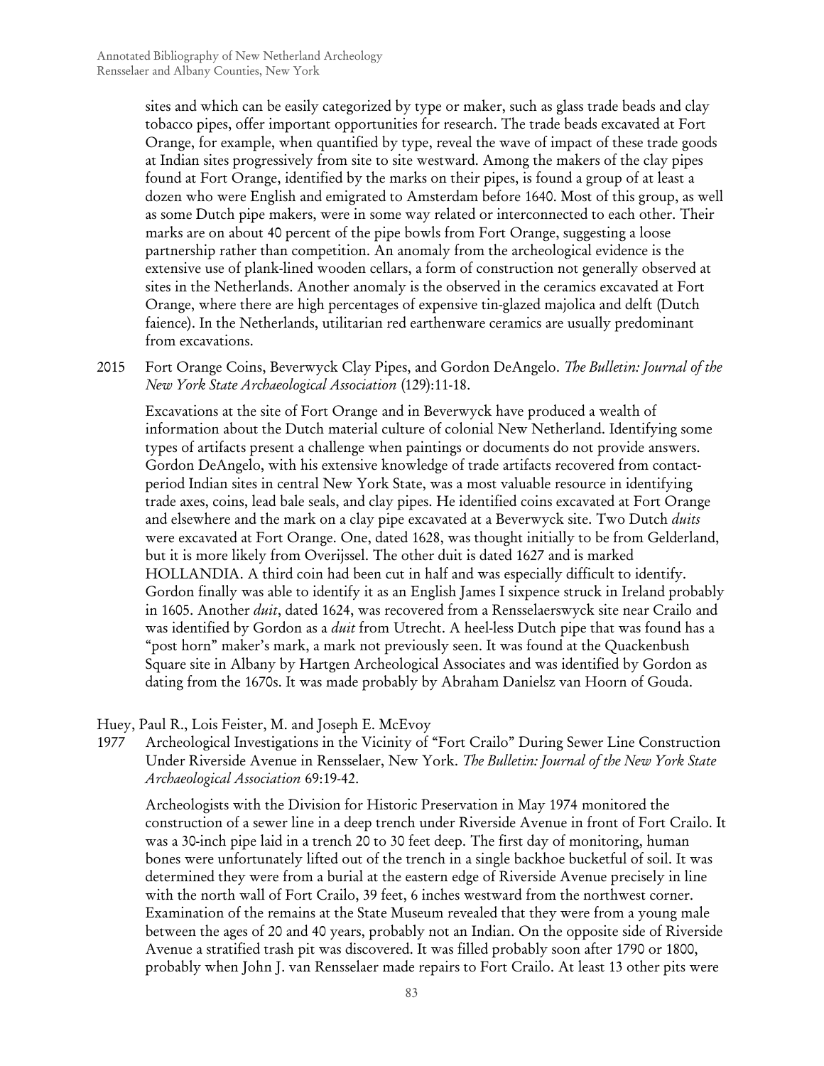sites and which can be easily categorized by type or maker, such as glass trade beads and clay tobacco pipes, offer important opportunities for research. The trade beads excavated at Fort Orange, for example, when quantified by type, reveal the wave of impact of these trade goods at Indian sites progressively from site to site westward. Among the makers of the clay pipes found at Fort Orange, identified by the marks on their pipes, is found a group of at least a dozen who were English and emigrated to Amsterdam before 1640. Most of this group, as well as some Dutch pipe makers, were in some way related or interconnected to each other. Their marks are on about 40 percent of the pipe bowls from Fort Orange, suggesting a loose partnership rather than competition. An anomaly from the archeological evidence is the extensive use of plank-lined wooden cellars, a form of construction not generally observed at sites in the Netherlands. Another anomaly is the observed in the ceramics excavated at Fort Orange, where there are high percentages of expensive tin-glazed majolica and delft (Dutch faience). In the Netherlands, utilitarian red earthenware ceramics are usually predominant from excavations.

2015 Fort Orange Coins, Beverwyck Clay Pipes, and Gordon DeAngelo. *The Bulletin: Journal of the New York State Archaeological Association* (129):11-18.

Excavations at the site of Fort Orange and in Beverwyck have produced a wealth of information about the Dutch material culture of colonial New Netherland. Identifying some types of artifacts present a challenge when paintings or documents do not provide answers. Gordon DeAngelo, with his extensive knowledge of trade artifacts recovered from contact-period Indian sites in central New York State, was a most valuable resource in identifying trade axes, coins, lead bale seals, and clay pipes. He identified coins excavated at Fort Orange and elsewhere and the mark on a clay pipe excavated at a Beverwyck site. Two Dutch *duits* were excavated at Fort Orange. One, dated 1628, was thought initially to be from Gelderland, but it is more likely from Overijssel. The other duit is dated 1627 and is marked HOLLANDIA. A third coin had been cut in half and was especially difficult to identify. Gordon finally was able to identify it as an English James I sixpence struck in Ireland probably in 1605. Another *duit*, dated 1624, was recovered from a Rensselaerswyck site near Crailo and was identified by Gordon as a *duit* from Utrecht. A heel-less Dutch pipe that was found has a "post horn" maker's mark, a mark not previously seen. It was found at the Quackenbush Square site in Albany by Hartgen Archeological Associates and was identified by Gordon as dating from the 1670s. It was made probably by Abraham Danielsz van Hoorn of Gouda.

Huey, Paul R., Lois Feister, M. and Joseph E. McEvoy

1977 Archeological Investigations in the Vicinity of "Fort Crailo" During Sewer Line Construction Under Riverside Avenue in Rensselaer, New York. *The Bulletin: Journal of the New York State Archaeological Association* 69:19-42.

Archeologists with the Division for Historic Preservation in May 1974 monitored the construction of a sewer line in a deep trench under Riverside Avenue in front of Fort Crailo. It was a 30-inch pipe laid in a trench 20 to 30 feet deep. The first day of monitoring, human bones were unfortunately lifted out of the trench in a single backhoe bucketful of soil. It was determined they were from a burial at the eastern edge of Riverside Avenue precisely in line with the north wall of Fort Crailo, 39 feet, 6 inches westward from the northwest corner. Examination of the remains at the State Museum revealed that they were from a young male between the ages of 20 and 40 years, probably not an Indian. On the opposite side of Riverside Avenue a stratified trash pit was discovered. It was filled probably soon after 1790 or 1800, probably when John J. van Rensselaer made repairs to Fort Crailo. At least 13 other pits were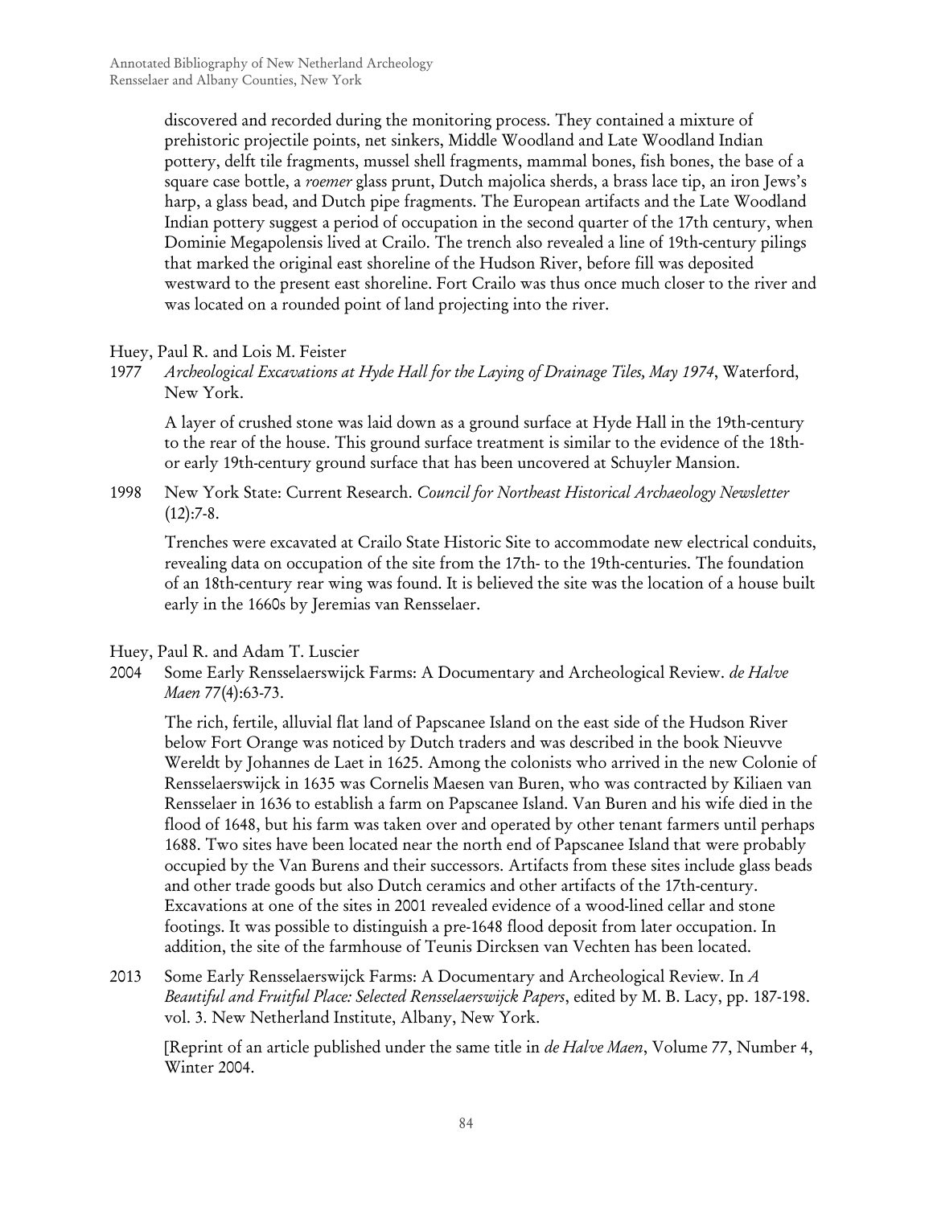discovered and recorded during the monitoring process. They contained a mixture of prehistoric projectile points, net sinkers, Middle Woodland and Late Woodland Indian pottery, delft tile fragments, mussel shell fragments, mammal bones, fish bones, the base of a square case bottle, a *roemer* glass prunt, Dutch majolica sherds, a brass lace tip, an iron Jews's harp, a glass bead, and Dutch pipe fragments. The European artifacts and the Late Woodland Indian pottery suggest a period of occupation in the second quarter of the 17th century, when Dominie Megapolensis lived at Crailo. The trench also revealed a line of 19th-century pilings that marked the original east shoreline of the Hudson River, before fill was deposited westward to the present east shoreline. Fort Crailo was thus once much closer to the river and was located on a rounded point of land projecting into the river.

Huey, Paul R. and Lois M. Feister

1977 *Archeological Excavations at Hyde Hall for the Laying of Drainage Tiles, May 1974*, Waterford, New York.

A layer of crushed stone was laid down as a ground surface at Hyde Hall in the 19th-century to the rear of the house. This ground surface treatment is similar to the evidence of the 18th- or early 19th-century ground surface that has been uncovered at Schuyler Mansion.

1998 New York State: Current Research. *Council for Northeast Historical Archaeology Newsletter* (12):7-8.

Trenches were excavated at Crailo State Historic Site to accommodate new electrical conduits, revealing data on occupation of the site from the 17th- to the 19th-centuries. The foundation of an 18th-century rear wing was found. It is believed the site was the location of a house built early in the 1660s by Jeremias van Rensselaer.

Huey, Paul R. and Adam T. Luscier

2004 Some Early Rensselaerswijck Farms: A Documentary and Archeological Review. *de Halve Maen* 77(4):63-73.

The rich, fertile, alluvial flat land of Papscanee Island on the east side of the Hudson River below Fort Orange was noticed by Dutch traders and was described in the book Nieuvve Wereldt by Johannes de Laet in 1625. Among the colonists who arrived in the new Colonie of Rensselaerswijck in 1635 was Cornelis Maesen van Buren, who was contracted by Kiliaen van Rensselaer in 1636 to establish a farm on Papscanee Island. Van Buren and his wife died in the flood of 1648, but his farm was taken over and operated by other tenant farmers until perhaps 1688. Two sites have been located near the north end of Papscanee Island that were probably occupied by the Van Burens and their successors. Artifacts from these sites include glass beads and other trade goods but also Dutch ceramics and other artifacts of the 17th-century. Excavations at one of the sites in 2001 revealed evidence of a wood-lined cellar and stone footings. It was possible to distinguish a pre-1648 flood deposit from later occupation. In addition, the site of the farmhouse of Teunis Dircksen van Vechten has been located.

2013 Some Early Rensselaerswijck Farms: A Documentary and Archeological Review. In *A Beautiful and Fruitful Place: Selected Rensselaerswijck Papers*, edited by M. B. Lacy, pp. 187-198. vol. 3. New Netherland Institute, Albany, New York.

[Reprint of an article published under the same title in *de Halve Maen*, Volume 77, Number 4, Winter 2004.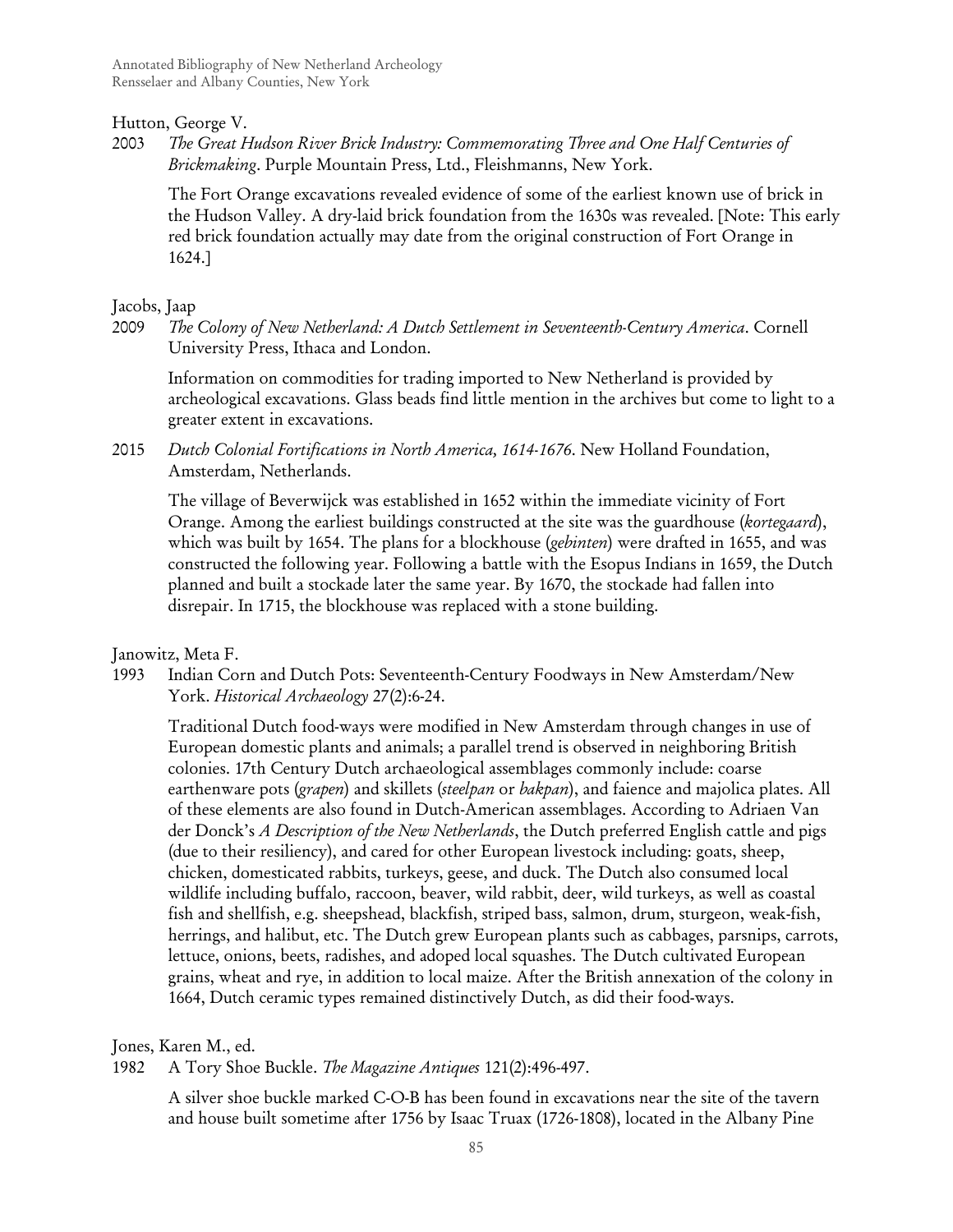Hutton, George V.

2003 *The Great Hudson River Brick Industry: Commemorating Three and One Half Centuries of Brickmaking*. Purple Mountain Press, Ltd., Fleishmanns, New York.

> The Fort Orange excavations revealed evidence of some of the earliest known use of brick in the Hudson Valley. A dry-laid brick foundation from the 1630s was revealed. [Note: This early red brick foundation actually may date from the original construction of Fort Orange in 1624.]

Jacobs, Jaap

2009 *The Colony of New Netherland: A Dutch Settlement in Seventeenth-Century America*. Cornell University Press, Ithaca and London.

> Information on commodities for trading imported to New Netherland is provided by archeological excavations. Glass beads find little mention in the archives but come to light to a greater extent in excavations.

2015 *Dutch Colonial Fortifications in North America, 1614-1676*. New Holland Foundation, Amsterdam, Netherlands.

> The village of Beverwijck was established in 1652 within the immediate vicinity of Fort Orange. Among the earliest buildings constructed at the site was the guardhouse (*kortegaard*), which was built by 1654. The plans for a blockhouse (*gebinten*) were drafted in 1655, and was constructed the following year. Following a battle with the Esopus Indians in 1659, the Dutch planned and built a stockade later the same year. By 1670, the stockade had fallen into disrepair. In 1715, the blockhouse was replaced with a stone building.

Janowitz, Meta F.

1993 Indian Corn and Dutch Pots: Seventeenth-Century Foodways in New Amsterdam/New York. *Historical Archaeology* 27(2):6-24.

> Traditional Dutch food-ways were modified in New Amsterdam through changes in use of European domestic plants and animals; a parallel trend is observed in neighboring British colonies. 17th Century Dutch archaeological assemblages commonly include: coarse earthenware pots (*grapen*) and skillets (*steelpan* or *bakpan*), and faience and majolica plates. All of these elements are also found in Dutch-American assemblages. According to Adriaen Van der Donck's *A Description of the New Netherlands*, the Dutch preferred English cattle and pigs (due to their resiliency), and cared for other European livestock including: goats, sheep, chicken, domesticated rabbits, turkeys, geese, and duck. The Dutch also consumed local wildlife including buffalo, raccoon, beaver, wild rabbit, deer, wild turkeys, as well as coastal fish and shellfish, e.g. sheepshead, blackfish, striped bass, salmon, drum, sturgeon, weak-fish, herrings, and halibut, etc. The Dutch grew European plants such as cabbages, parsnips, carrots, lettuce, onions, beets, radishes, and adoped local squashes. The Dutch cultivated European grains, wheat and rye, in addition to local maize. After the British annexation of the colony in 1664, Dutch ceramic types remained distinctively Dutch, as did their food-ways.

Jones, Karen M., ed.

1982 A Tory Shoe Buckle. *The Magazine Antiques* 121(2):496-497.

> A silver shoe buckle marked C-O-B has been found in excavations near the site of the tavern and house built sometime after 1756 by Isaac Truax (1726-1808), located in the Albany Pine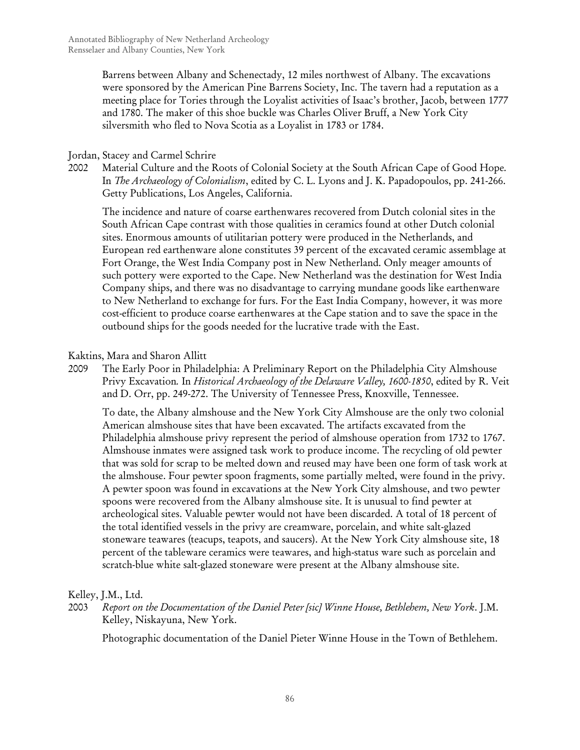Barrens between Albany and Schenectady, 12 miles northwest of Albany. The excavations were sponsored by the American Pine Barrens Society, Inc. The tavern had a reputation as a meeting place for Tories through the Loyalist activities of Isaac's brother, Jacob, between 1777 and 1780. The maker of this shoe buckle was Charles Oliver Bruff, a New York City silversmith who fled to Nova Scotia as a Loyalist in 1783 or 1784.

Jordan, Stacey and Carmel Schrire

2002 Material Culture and the Roots of Colonial Society at the South African Cape of Good Hope. In *The Archaeology of Colonialism*, edited by C. L. Lyons and J. K. Papadopoulos, pp. 241-266. Getty Publications, Los Angeles, California.

The incidence and nature of coarse earthenwares recovered from Dutch colonial sites in the South African Cape contrast with those qualities in ceramics found at other Dutch colonial sites. Enormous amounts of utilitarian pottery were produced in the Netherlands, and European red earthenware alone constitutes 39 percent of the excavated ceramic assemblage at Fort Orange, the West India Company post in New Netherland. Only meager amounts of such pottery were exported to the Cape. New Netherland was the destination for West India Company ships, and there was no disadvantage to carrying mundane goods like earthenware to New Netherland to exchange for furs. For the East India Company, however, it was more cost-efficient to produce coarse earthenwares at the Cape station and to save the space in the outbound ships for the goods needed for the lucrative trade with the East.

Kaktins, Mara and Sharon Allitt

2009 The Early Poor in Philadelphia: A Preliminary Report on the Philadelphia City Almshouse Privy Excavation. In *Historical Archaeology of the Delaware Valley, 1600-1850*, edited by R. Veit and D. Orr, pp. 249-272. The University of Tennessee Press, Knoxville, Tennessee.

To date, the Albany almshouse and the New York City Almshouse are the only two colonial American almshouse sites that have been excavated. The artifacts excavated from the Philadelphia almshouse privy represent the period of almshouse operation from 1732 to 1767. Almshouse inmates were assigned task work to produce income. The recycling of old pewter that was sold for scrap to be melted down and reused may have been one form of task work at the almshouse. Four pewter spoon fragments, some partially melted, were found in the privy. A pewter spoon was found in excavations at the New York City almshouse, and two pewter spoons were recovered from the Albany almshouse site. It is unusual to find pewter at archeological sites. Valuable pewter would not have been discarded. A total of 18 percent of the total identified vessels in the privy are creamware, porcelain, and white salt-glazed stoneware teawares (teacups, teapots, and saucers). At the New York City almshouse site, 18 percent of the tableware ceramics were teawares, and high-status ware such as porcelain and scratch-blue white salt-glazed stoneware were present at the Albany almshouse site.

Kelley, J.M., Ltd.

2003 *Report on the Documentation of the Daniel Peter [sic] Winne House, Bethlehem, New York*. J.M. Kelley, Niskayuna, New York.

Photographic documentation of the Daniel Pieter Winne House in the Town of Bethlehem.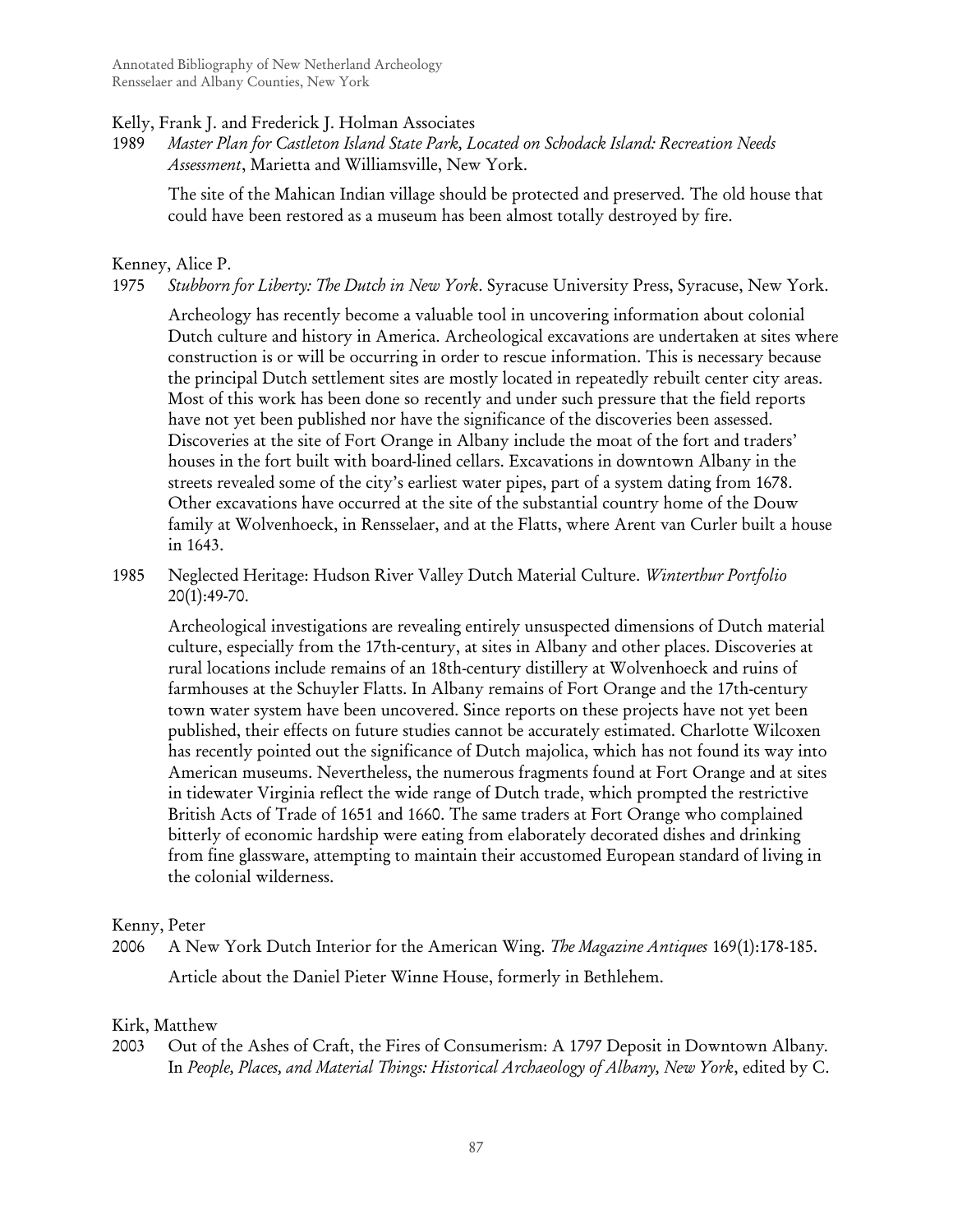Kelly, Frank J. and Frederick J. Holman Associates

1989 *Master Plan for Castleton Island State Park, Located on Schodack Island: Recreation Needs Assessment*, Marietta and Williamsville, New York.

The site of the Mahican Indian village should be protected and preserved. The old house that could have been restored as a museum has been almost totally destroyed by fire.

Kenney, Alice P.

1975 *Stubborn for Liberty: The Dutch in New York*. Syracuse University Press, Syracuse, New York.

Archeology has recently become a valuable tool in uncovering information about colonial Dutch culture and history in America. Archeological excavations are undertaken at sites where construction is or will be occurring in order to rescue information. This is necessary because the principal Dutch settlement sites are mostly located in repeatedly rebuilt center city areas. Most of this work has been done so recently and under such pressure that the field reports have not yet been published nor have the significance of the discoveries been assessed. Discoveries at the site of Fort Orange in Albany include the moat of the fort and traders' houses in the fort built with board-lined cellars. Excavations in downtown Albany in the streets revealed some of the city's earliest water pipes, part of a system dating from 1678. Other excavations have occurred at the site of the substantial country home of the Douw family at Wolvenhoeck, in Rensselaer, and at the Flatts, where Arent van Curler built a house in 1643.

1985 Neglected Heritage: Hudson River Valley Dutch Material Culture. *Winterthur Portfolio* 20(1):49-70.

Archeological investigations are revealing entirely unsuspected dimensions of Dutch material culture, especially from the 17th-century, at sites in Albany and other places. Discoveries at rural locations include remains of an 18th-century distillery at Wolvenhoeck and ruins of farmhouses at the Schuyler Flatts. In Albany remains of Fort Orange and the 17th-century town water system have been uncovered. Since reports on these projects have not yet been published, their effects on future studies cannot be accurately estimated. Charlotte Wilcoxen has recently pointed out the significance of Dutch majolica, which has not found its way into American museums. Nevertheless, the numerous fragments found at Fort Orange and at sites in tidewater Virginia reflect the wide range of Dutch trade, which prompted the restrictive British Acts of Trade of 1651 and 1660. The same traders at Fort Orange who complained bitterly of economic hardship were eating from elaborately decorated dishes and drinking from fine glassware, attempting to maintain their accustomed European standard of living in the colonial wilderness.

Kenny, Peter

2006 A New York Dutch Interior for the American Wing. *The Magazine Antiques* 169(1):178-185.

Article about the Daniel Pieter Winne House, formerly in Bethlehem.

Kirk, Matthew

2003 Out of the Ashes of Craft, the Fires of Consumerism: A 1797 Deposit in Downtown Albany. In *People, Places, and Material Things: Historical Archaeology of Albany, New York*, edited by C.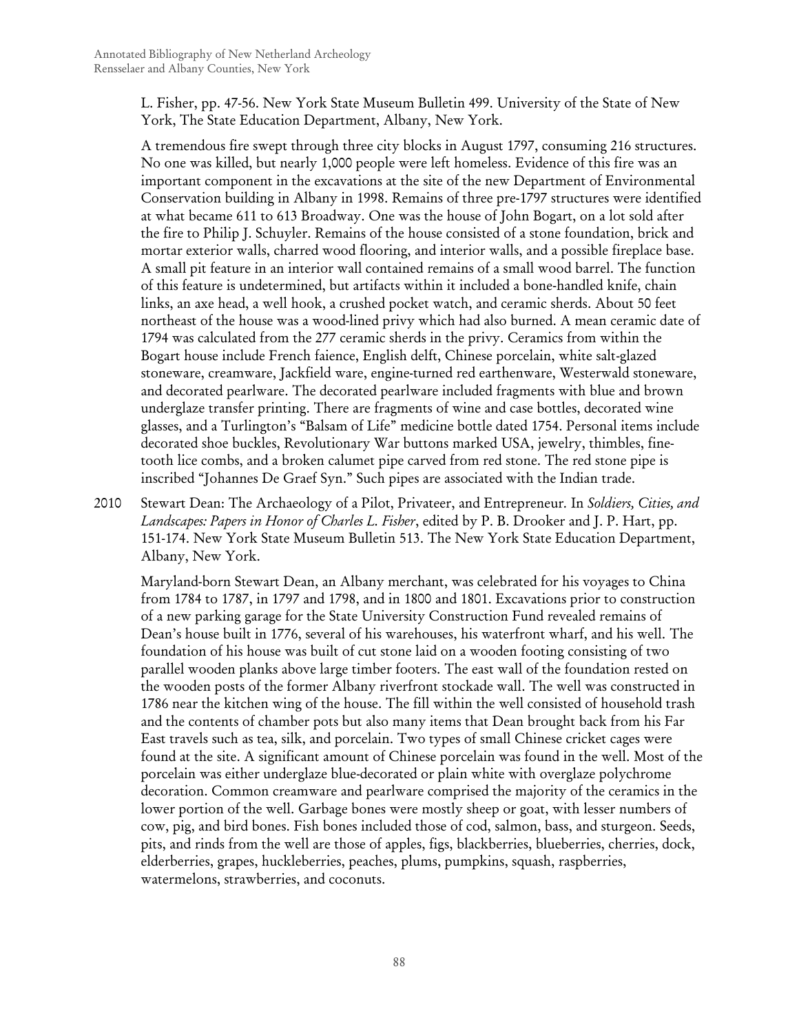L. Fisher, pp. 47-56. New York State Museum Bulletin 499. University of the State of New York, The State Education Department, Albany, New York.

A tremendous fire swept through three city blocks in August 1797, consuming 216 structures. No one was killed, but nearly 1,000 people were left homeless. Evidence of this fire was an important component in the excavations at the site of the new Department of Environmental Conservation building in Albany in 1998. Remains of three pre-1797 structures were identified at what became 611 to 613 Broadway. One was the house of John Bogart, on a lot sold after the fire to Philip J. Schuyler. Remains of the house consisted of a stone foundation, brick and mortar exterior walls, charred wood flooring, and interior walls, and a possible fireplace base. A small pit feature in an interior wall contained remains of a small wood barrel. The function of this feature is undetermined, but artifacts within it included a bone-handled knife, chain links, an axe head, a well hook, a crushed pocket watch, and ceramic sherds. About 50 feet northeast of the house was a wood-lined privy which had also burned. A mean ceramic date of 1794 was calculated from the 277 ceramic sherds in the privy. Ceramics from within the Bogart house include French faience, English delft, Chinese porcelain, white salt-glazed stoneware, creamware, Jackfield ware, engine-turned red earthenware, Westerwald stoneware, and decorated pearlware. The decorated pearlware included fragments with blue and brown underglaze transfer printing. There are fragments of wine and case bottles, decorated wine glasses, and a Turlington's "Balsam of Life" medicine bottle dated 1754. Personal items include decorated shoe buckles, Revolutionary War buttons marked USA, jewelry, thimbles, fine-tooth lice combs, and a broken calumet pipe carved from red stone. The red stone pipe is inscribed "Johannes De Graef Syn." Such pipes are associated with the Indian trade.

2010 Stewart Dean: The Archaeology of a Pilot, Privateer, and Entrepreneur. In *Soldiers, Cities, and Landscapes: Papers in Honor of Charles L. Fisher*, edited by P. B. Drooker and J. P. Hart, pp. 151-174. New York State Museum Bulletin 513. The New York State Education Department, Albany, New York.

Maryland-born Stewart Dean, an Albany merchant, was celebrated for his voyages to China from 1784 to 1787, in 1797 and 1798, and in 1800 and 1801. Excavations prior to construction of a new parking garage for the State University Construction Fund revealed remains of Dean's house built in 1776, several of his warehouses, his waterfront wharf, and his well. The foundation of his house was built of cut stone laid on a wooden footing consisting of two parallel wooden planks above large timber footers. The east wall of the foundation rested on the wooden posts of the former Albany riverfront stockade wall. The well was constructed in 1786 near the kitchen wing of the house. The fill within the well consisted of household trash and the contents of chamber pots but also many items that Dean brought back from his Far East travels such as tea, silk, and porcelain. Two types of small Chinese cricket cages were found at the site. A significant amount of Chinese porcelain was found in the well. Most of the porcelain was either underglaze blue-decorated or plain white with overglaze polychrome decoration. Common creamware and pearlware comprised the majority of the ceramics in the lower portion of the well. Garbage bones were mostly sheep or goat, with lesser numbers of cow, pig, and bird bones. Fish bones included those of cod, salmon, bass, and sturgeon. Seeds, pits, and rinds from the well are those of apples, figs, blackberries, blueberries, cherries, dock, elderberries, grapes, huckleberries, peaches, plums, pumpkins, squash, raspberries, watermelons, strawberries, and coconuts.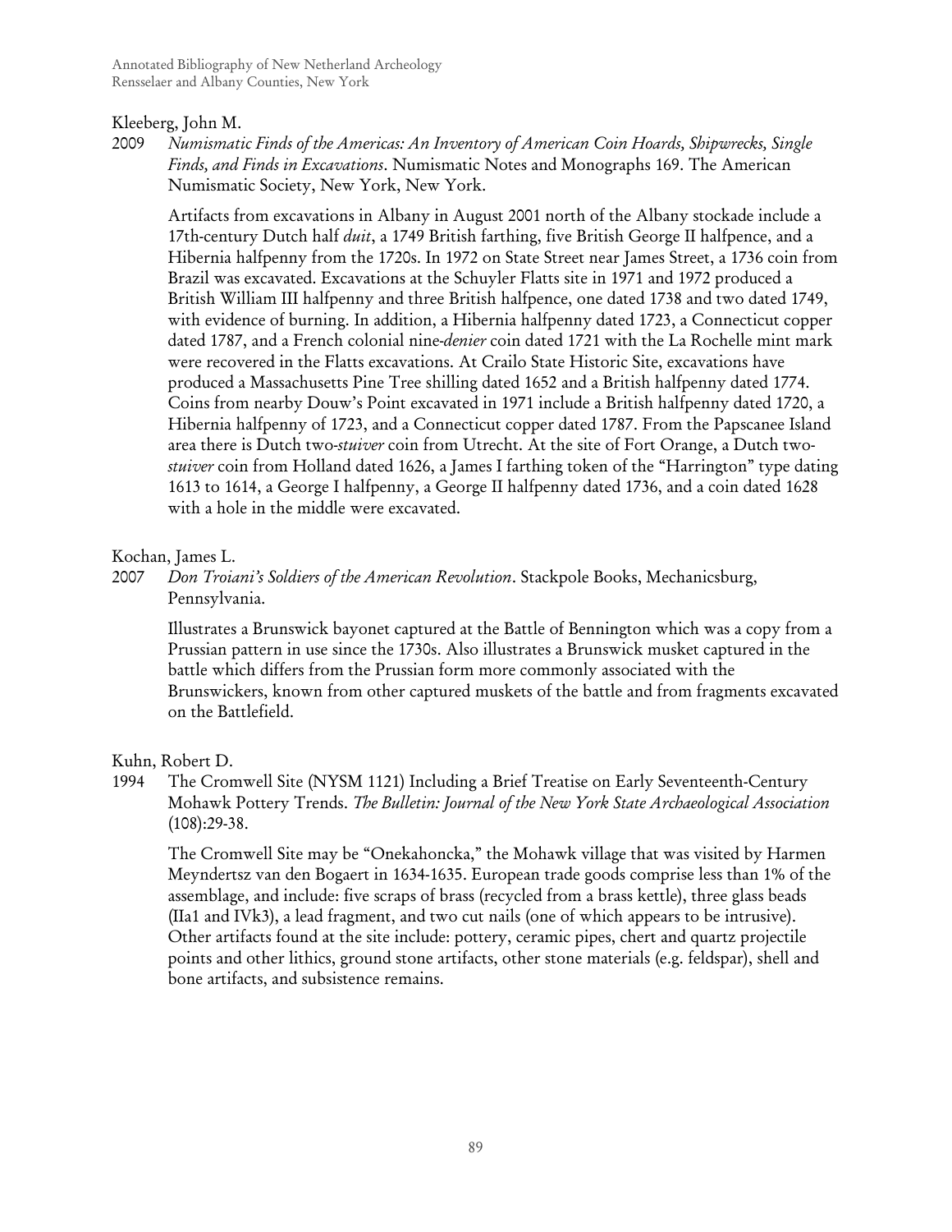Kleeberg, John M.

2009 *Numismatic Finds of the Americas: An Inventory of American Coin Hoards, Shipwrecks, Single Finds, and Finds in Excavations*. Numismatic Notes and Monographs 169. The American Numismatic Society, New York, New York.

Artifacts from excavations in Albany in August 2001 north of the Albany stockade include a 17th-century Dutch half *duit*, a 1749 British farthing, five British George II halfpence, and a Hibernia halfpenny from the 1720s. In 1972 on State Street near James Street, a 1736 coin from Brazil was excavated. Excavations at the Schuyler Flatts site in 1971 and 1972 produced a British William III halfpenny and three British halfpence, one dated 1738 and two dated 1749, with evidence of burning. In addition, a Hibernia halfpenny dated 1723, a Connecticut copper dated 1787, and a French colonial nine-*denier* coin dated 1721 with the La Rochelle mint mark were recovered in the Flatts excavations. At Crailo State Historic Site, excavations have produced a Massachusetts Pine Tree shilling dated 1652 and a British halfpenny dated 1774. Coins from nearby Douw's Point excavated in 1971 include a British halfpenny dated 1720, a Hibernia halfpenny of 1723, and a Connecticut copper dated 1787. From the Papscanee Island area there is Dutch two-*stuiver* coin from Utrecht. At the site of Fort Orange, a Dutch two-*stuiver* coin from Holland dated 1626, a James I farthing token of the "Harrington" type dating 1613 to 1614, a George I halfpenny, a George II halfpenny dated 1736, and a coin dated 1628 with a hole in the middle were excavated.

Kochan, James L.

2007 *Don Troiani's Soldiers of the American Revolution*. Stackpole Books, Mechanicsburg, Pennsylvania.

Illustrates a Brunswick bayonet captured at the Battle of Bennington which was a copy from a Prussian pattern in use since the 1730s. Also illustrates a Brunswick musket captured in the battle which differs from the Prussian form more commonly associated with the Brunswickers, known from other captured muskets of the battle and from fragments excavated on the Battlefield.

Kuhn, Robert D.

1994 The Cromwell Site (NYSM 1121) Including a Brief Treatise on Early Seventeenth-Century Mohawk Pottery Trends. *The Bulletin: Journal of the New York State Archaeological Association* (108):29-38.

The Cromwell Site may be "Onekahoncka," the Mohawk village that was visited by Harmen Meyndertsz van den Bogaert in 1634-1635. European trade goods comprise less than 1% of the assemblage, and include: five scraps of brass (recycled from a brass kettle), three glass beads (IIa1 and IVk3), a lead fragment, and two cut nails (one of which appears to be intrusive). Other artifacts found at the site include: pottery, ceramic pipes, chert and quartz projectile points and other lithics, ground stone artifacts, other stone materials (e.g. feldspar), shell and bone artifacts, and subsistence remains.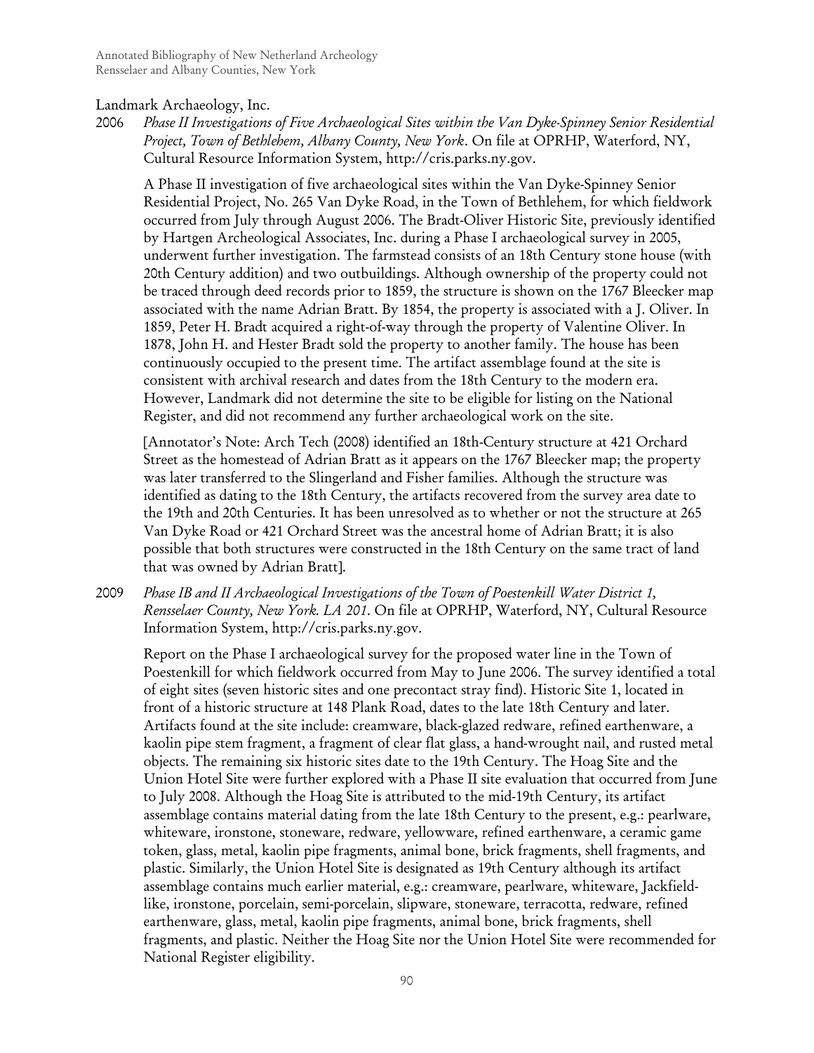Landmark Archaeology, Inc.

2006 *Phase II Investigations of Five Archaeological Sites within the Van Dyke-Spinney Senior Residential Project, Town of Bethlehem, Albany County, New York*. On file at OPRHP, Waterford, NY, Cultural Resource Information System, http://cris.parks.ny.gov.

A Phase II investigation of five archaeological sites within the Van Dyke-Spinney Senior Residential Project, No. 265 Van Dyke Road, in the Town of Bethlehem, for which fieldwork occurred from July through August 2006. The Bradt-Oliver Historic Site, previously identified by Hartgen Archeological Associates, Inc. during a Phase I archaeological survey in 2005, underwent further investigation. The farmstead consists of an 18th Century stone house (with 20th Century addition) and two outbuildings. Although ownership of the property could not be traced through deed records prior to 1859, the structure is shown on the 1767 Bleecker map associated with the name Adrian Bratt. By 1854, the property is associated with a J. Oliver. In 1859, Peter H. Bradt acquired a right-of-way through the property of Valentine Oliver. In 1878, John H. and Hester Bradt sold the property to another family. The house has been continuously occupied to the present time. The artifact assemblage found at the site is consistent with archival research and dates from the 18th Century to the modern era. However, Landmark did not determine the site to be eligible for listing on the National Register, and did not recommend any further archaeological work on the site.

[Annotator's Note: Arch Tech (2008) identified an 18th-Century structure at 421 Orchard Street as the homestead of Adrian Bratt as it appears on the 1767 Bleecker map; the property was later transferred to the Slingerland and Fisher families. Although the structure was identified as dating to the 18th Century, the artifacts recovered from the survey area date to the 19th and 20th Centuries. It has been unresolved as to whether or not the structure at 265 Van Dyke Road or 421 Orchard Street was the ancestral home of Adrian Bratt; it is also possible that both structures were constructed in the 18th Century on the same tract of land that was owned by Adrian Bratt].

2009 *Phase IB and II Archaeological Investigations of the Town of Poestenkill Water District 1, Rensselaer County, New York. LA 201*. On file at OPRHP, Waterford, NY, Cultural Resource Information System, http://cris.parks.ny.gov.

Report on the Phase I archaeological survey for the proposed water line in the Town of Poestenkill for which fieldwork occurred from May to June 2006. The survey identified a total of eight sites (seven historic sites and one precontact stray find). Historic Site 1, located in front of a historic structure at 148 Plank Road, dates to the late 18th Century and later. Artifacts found at the site include: creamware, black-glazed redware, refined earthenware, a kaolin pipe stem fragment, a fragment of clear flat glass, a hand-wrought nail, and rusted metal objects. The remaining six historic sites date to the 19th Century. The Hoag Site and the Union Hotel Site were further explored with a Phase II site evaluation that occurred from June to July 2008. Although the Hoag Site is attributed to the mid-19th Century, its artifact assemblage contains material dating from the late 18th Century to the present, e.g.: pearlware, whiteware, ironstone, stoneware, redware, yellowware, refined earthenware, a ceramic game token, glass, metal, kaolin pipe fragments, animal bone, brick fragments, shell fragments, and plastic. Similarly, the Union Hotel Site is designated as 19th Century although its artifact assemblage contains much earlier material, e.g.: creamware, pearlware, whiteware, Jackfield-like, ironstone, porcelain, semi-porcelain, slipware, stoneware, terracotta, redware, refined earthenware, glass, metal, kaolin pipe fragments, animal bone, brick fragments, shell fragments, and plastic. Neither the Hoag Site nor the Union Hotel Site were recommended for National Register eligibility.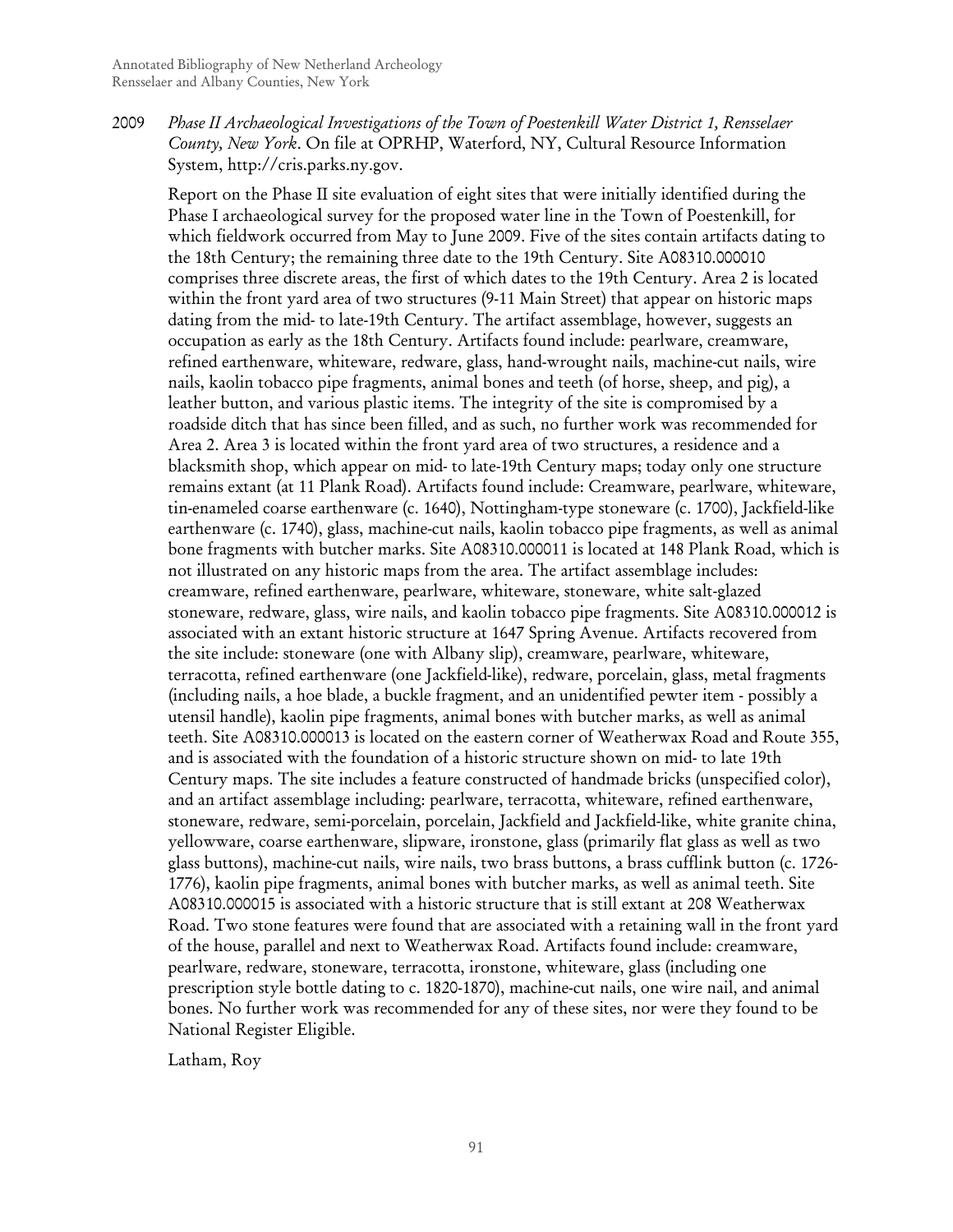2009 *Phase II Archaeological Investigations of the Town of Poestenkill Water District 1, Rensselaer County, New York*. On file at OPRHP, Waterford, NY, Cultural Resource Information System, http://cris.parks.ny.gov.

Report on the Phase II site evaluation of eight sites that were initially identified during the Phase I archaeological survey for the proposed water line in the Town of Poestenkill, for which fieldwork occurred from May to June 2009. Five of the sites contain artifacts dating to the 18th Century; the remaining three date to the 19th Century. Site A08310.000010 comprises three discrete areas, the first of which dates to the 19th Century. Area 2 is located within the front yard area of two structures (9-11 Main Street) that appear on historic maps dating from the mid- to late-19th Century. The artifact assemblage, however, suggests an occupation as early as the 18th Century. Artifacts found include: pearlware, creamware, refined earthenware, whiteware, redware, glass, hand-wrought nails, machine-cut nails, wire nails, kaolin tobacco pipe fragments, animal bones and teeth (of horse, sheep, and pig), a leather button, and various plastic items. The integrity of the site is compromised by a roadside ditch that has since been filled, and as such, no further work was recommended for Area 2. Area 3 is located within the front yard area of two structures, a residence and a blacksmith shop, which appear on mid- to late-19th Century maps; today only one structure remains extant (at 11 Plank Road). Artifacts found include: Creamware, pearlware, whiteware, tin-enameled coarse earthenware (c. 1640), Nottingham-type stoneware (c. 1700), Jackfield-like earthenware (c. 1740), glass, machine-cut nails, kaolin tobacco pipe fragments, as well as animal bone fragments with butcher marks. Site A08310.000011 is located at 148 Plank Road, which is not illustrated on any historic maps from the area. The artifact assemblage includes: creamware, refined earthenware, pearlware, whiteware, stoneware, white salt-glazed stoneware, redware, glass, wire nails, and kaolin tobacco pipe fragments. Site A08310.000012 is associated with an extant historic structure at 1647 Spring Avenue. Artifacts recovered from the site include: stoneware (one with Albany slip), creamware, pearlware, whiteware, terracotta, refined earthenware (one Jackfield-like), redware, porcelain, glass, metal fragments (including nails, a hoe blade, a buckle fragment, and an unidentified pewter item - possibly a utensil handle), kaolin pipe fragments, animal bones with butcher marks, as well as animal teeth. Site A08310.000013 is located on the eastern corner of Weatherwax Road and Route 355, and is associated with the foundation of a historic structure shown on mid- to late 19th Century maps. The site includes a feature constructed of handmade bricks (unspecified color), and an artifact assemblage including: pearlware, terracotta, whiteware, refined earthenware, stoneware, redware, semi-porcelain, porcelain, Jackfield and Jackfield-like, white granite china, yellowware, coarse earthenware, slipware, ironstone, glass (primarily flat glass as well as two glass buttons), machine-cut nails, wire nails, two brass buttons, a brass cufflink button (c. 1726-1776), kaolin pipe fragments, animal bones with butcher marks, as well as animal teeth. Site A08310.000015 is associated with a historic structure that is still extant at 208 Weatherwax Road. Two stone features were found that are associated with a retaining wall in the front yard of the house, parallel and next to Weatherwax Road. Artifacts found include: creamware, pearlware, redware, stoneware, terracotta, ironstone, whiteware, glass (including one prescription style bottle dating to c. 1820-1870), machine-cut nails, one wire nail, and animal bones. No further work was recommended for any of these sites, nor were they found to be National Register Eligible.

Latham, Roy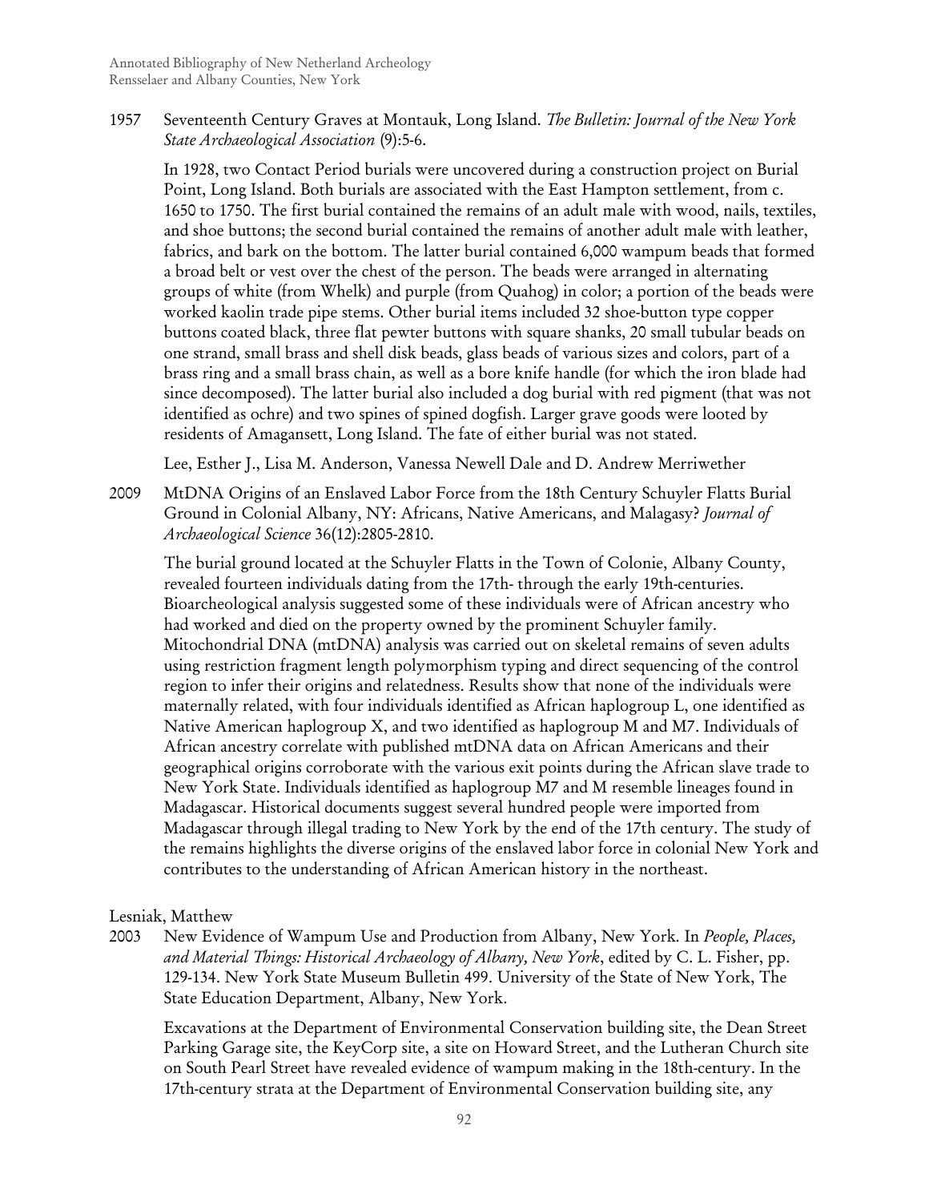1957 Seventeenth Century Graves at Montauk, Long Island. *The Bulletin: Journal of the New York State Archaeological Association* (9):5-6.

In 1928, two Contact Period burials were uncovered during a construction project on Burial Point, Long Island. Both burials are associated with the East Hampton settlement, from c. 1650 to 1750. The first burial contained the remains of an adult male with wood, nails, textiles, and shoe buttons; the second burial contained the remains of another adult male with leather, fabrics, and bark on the bottom. The latter burial contained 6,000 wampum beads that formed a broad belt or vest over the chest of the person. The beads were arranged in alternating groups of white (from Whelk) and purple (from Quahog) in color; a portion of the beads were worked kaolin trade pipe stems. Other burial items included 32 shoe-button type copper buttons coated black, three flat pewter buttons with square shanks, 20 small tubular beads on one strand, small brass and shell disk beads, glass beads of various sizes and colors, part of a brass ring and a small brass chain, as well as a bore knife handle (for which the iron blade had since decomposed). The latter burial also included a dog burial with red pigment (that was not identified as ochre) and two spines of spined dogfish. Larger grave goods were looted by residents of Amagansett, Long Island. The fate of either burial was not stated.

Lee, Esther J., Lisa M. Anderson, Vanessa Newell Dale and D. Andrew Merriwether

2009 MtDNA Origins of an Enslaved Labor Force from the 18th Century Schuyler Flatts Burial Ground in Colonial Albany, NY: Africans, Native Americans, and Malagasy? *Journal of Archaeological Science* 36(12):2805-2810.

The burial ground located at the Schuyler Flatts in the Town of Colonie, Albany County, revealed fourteen individuals dating from the 17th- through the early 19th-centuries. Bioarcheological analysis suggested some of these individuals were of African ancestry who had worked and died on the property owned by the prominent Schuyler family. Mitochondrial DNA (mtDNA) analysis was carried out on skeletal remains of seven adults using restriction fragment length polymorphism typing and direct sequencing of the control region to infer their origins and relatedness. Results show that none of the individuals were maternally related, with four individuals identified as African haplogroup L, one identified as Native American haplogroup X, and two identified as haplogroup M and M7. Individuals of African ancestry correlate with published mtDNA data on African Americans and their geographical origins corroborate with the various exit points during the African slave trade to New York State. Individuals identified as haplogroup M7 and M resemble lineages found in Madagascar. Historical documents suggest several hundred people were imported from Madagascar through illegal trading to New York by the end of the 17th century. The study of the remains highlights the diverse origins of the enslaved labor force in colonial New York and contributes to the understanding of African American history in the northeast.

Lesniak, Matthew

2003 New Evidence of Wampum Use and Production from Albany, New York. In *People, Places, and Material Things: Historical Archaeology of Albany, New York*, edited by C. L. Fisher, pp. 129-134. New York State Museum Bulletin 499. University of the State of New York, The State Education Department, Albany, New York.

Excavations at the Department of Environmental Conservation building site, the Dean Street Parking Garage site, the KeyCorp site, a site on Howard Street, and the Lutheran Church site on South Pearl Street have revealed evidence of wampum making in the 18th-century. In the 17th-century strata at the Department of Environmental Conservation building site, any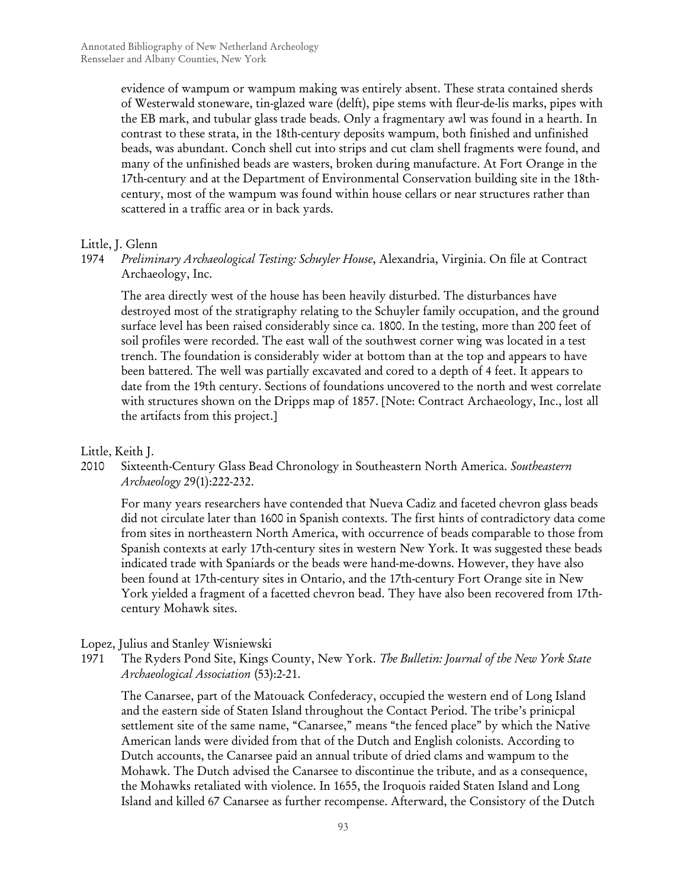evidence of wampum or wampum making was entirely absent. These strata contained sherds of Westerwald stoneware, tin-glazed ware (delft), pipe stems with fleur-de-lis marks, pipes with the EB mark, and tubular glass trade beads. Only a fragmentary awl was found in a hearth. In contrast to these strata, in the 18th-century deposits wampum, both finished and unfinished beads, was abundant. Conch shell cut into strips and cut clam shell fragments were found, and many of the unfinished beads are wasters, broken during manufacture. At Fort Orange in the 17th-century and at the Department of Environmental Conservation building site in the 18th-century, most of the wampum was found within house cellars or near structures rather than scattered in a traffic area or in back yards.

Little, J. Glenn

1974 *Preliminary Archaeological Testing: Schuyler House*, Alexandria, Virginia. On file at Contract Archaeology, Inc.

The area directly west of the house has been heavily disturbed. The disturbances have destroyed most of the stratigraphy relating to the Schuyler family occupation, and the ground surface level has been raised considerably since ca. 1800. In the testing, more than 200 feet of soil profiles were recorded. The east wall of the southwest corner wing was located in a test trench. The foundation is considerably wider at bottom than at the top and appears to have been battered. The well was partially excavated and cored to a depth of 4 feet. It appears to date from the 19th century. Sections of foundations uncovered to the north and west correlate with structures shown on the Dripps map of 1857. [Note: Contract Archaeology, Inc., lost all the artifacts from this project.]

Little, Keith J.

2010 Sixteenth-Century Glass Bead Chronology in Southeastern North America. *Southeastern Archaeology* 29(1):222-232.

For many years researchers have contended that Nueva Cadiz and faceted chevron glass beads did not circulate later than 1600 in Spanish contexts. The first hints of contradictory data come from sites in northeastern North America, with occurrence of beads comparable to those from Spanish contexts at early 17th-century sites in western New York. It was suggested these beads indicated trade with Spaniards or the beads were hand-me-downs. However, they have also been found at 17th-century sites in Ontario, and the 17th-century Fort Orange site in New York yielded a fragment of a facetted chevron bead. They have also been recovered from 17th-century Mohawk sites.

Lopez, Julius and Stanley Wisniewski

1971 The Ryders Pond Site, Kings County, New York. *The Bulletin: Journal of the New York State Archaeological Association* (53):2-21.

The Canarsee, part of the Matouack Confederacy, occupied the western end of Long Island and the eastern side of Staten Island throughout the Contact Period. The tribe's prinicpal settlement site of the same name, "Canarsee," means "the fenced place" by which the Native American lands were divided from that of the Dutch and English colonists. According to Dutch accounts, the Canarsee paid an annual tribute of dried clams and wampum to the Mohawk. The Dutch advised the Canarsee to discontinue the tribute, and as a consequence, the Mohawks retaliated with violence. In 1655, the Iroquois raided Staten Island and Long Island and killed 67 Canarsee as further recompense. Afterward, the Consistory of the Dutch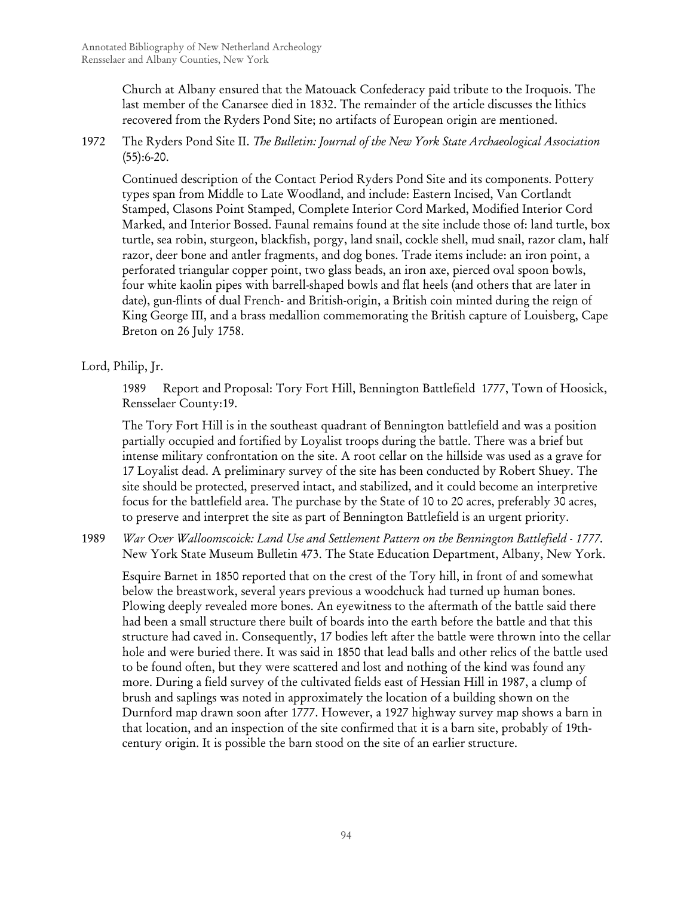Church at Albany ensured that the Matouack Confederacy paid tribute to the Iroquois. The last member of the Canarsee died in 1832. The remainder of the article discusses the lithics recovered from the Ryders Pond Site; no artifacts of European origin are mentioned.

1972 The Ryders Pond Site II. *The Bulletin: Journal of the New York State Archaeological Association* (55):6-20.

Continued description of the Contact Period Ryders Pond Site and its components. Pottery types span from Middle to Late Woodland, and include: Eastern Incised, Van Cortlandt Stamped, Clasons Point Stamped, Complete Interior Cord Marked, Modified Interior Cord Marked, and Interior Bossed. Faunal remains found at the site include those of: land turtle, box turtle, sea robin, sturgeon, blackfish, porgy, land snail, cockle shell, mud snail, razor clam, half razor, deer bone and antler fragments, and dog bones. Trade items include: an iron point, a perforated triangular copper point, two glass beads, an iron axe, pierced oval spoon bowls, four white kaolin pipes with barrell-shaped bowls and flat heels (and others that are later in date), gun-flints of dual French- and British-origin, a British coin minted during the reign of King George III, and a brass medallion commemorating the British capture of Louisberg, Cape Breton on 26 July 1758.

Lord, Philip, Jr.

1989 Report and Proposal: Tory Fort Hill, Bennington Battlefield 1777, Town of Hoosick, Rensselaer County:19.

The Tory Fort Hill is in the southeast quadrant of Bennington battlefield and was a position partially occupied and fortified by Loyalist troops during the battle. There was a brief but intense military confrontation on the site. A root cellar on the hillside was used as a grave for 17 Loyalist dead. A preliminary survey of the site has been conducted by Robert Shuey. The site should be protected, preserved intact, and stabilized, and it could become an interpretive focus for the battlefield area. The purchase by the State of 10 to 20 acres, preferably 30 acres, to preserve and interpret the site as part of Bennington Battlefield is an urgent priority.

1989 *War Over Walloomscoick: Land Use and Settlement Pattern on the Bennington Battlefield - 1777*. New York State Museum Bulletin 473. The State Education Department, Albany, New York.

Esquire Barnet in 1850 reported that on the crest of the Tory hill, in front of and somewhat below the breastwork, several years previous a woodchuck had turned up human bones. Plowing deeply revealed more bones. An eyewitness to the aftermath of the battle said there had been a small structure there built of boards into the earth before the battle and that this structure had caved in. Consequently, 17 bodies left after the battle were thrown into the cellar hole and were buried there. It was said in 1850 that lead balls and other relics of the battle used to be found often, but they were scattered and lost and nothing of the kind was found any more. During a field survey of the cultivated fields east of Hessian Hill in 1987, a clump of brush and saplings was noted in approximately the location of a building shown on the Durnford map drawn soon after 1777. However, a 1927 highway survey map shows a barn in that location, and an inspection of the site confirmed that it is a barn site, probably of 19th-century origin. It is possible the barn stood on the site of an earlier structure.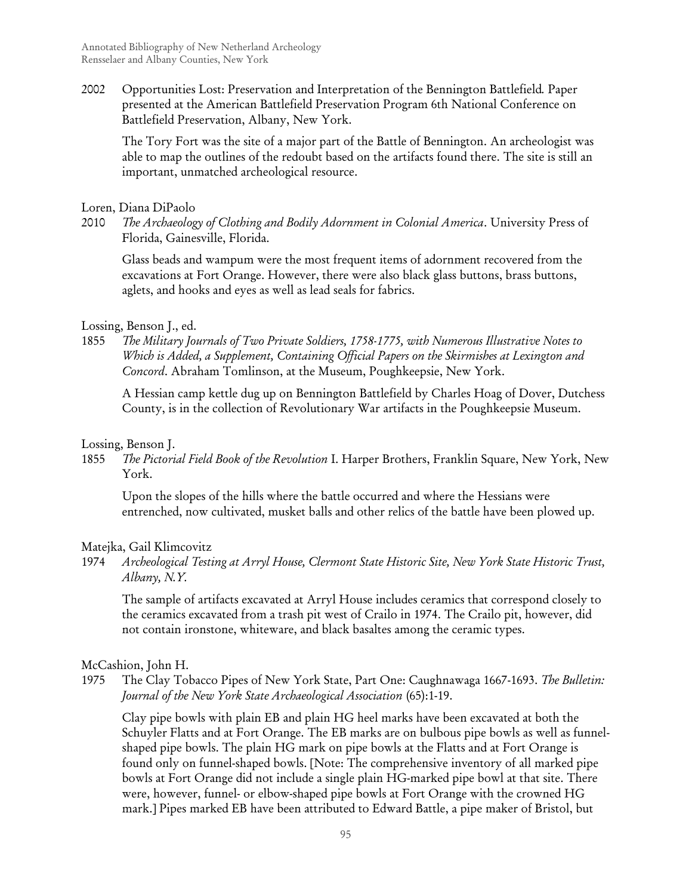2002 Opportunities Lost: Preservation and Interpretation of the Bennington Battlefield. Paper presented at the American Battlefield Preservation Program 6th National Conference on Battlefield Preservation, Albany, New York.

The Tory Fort was the site of a major part of the Battle of Bennington. An archeologist was able to map the outlines of the redoubt based on the artifacts found there. The site is still an important, unmatched archeological resource.

Loren, Diana DiPaolo

2010 *The Archaeology of Clothing and Bodily Adornment in Colonial America*. University Press of Florida, Gainesville, Florida.

Glass beads and wampum were the most frequent items of adornment recovered from the excavations at Fort Orange. However, there were also black glass buttons, brass buttons, aglets, and hooks and eyes as well as lead seals for fabrics.

Lossing, Benson J., ed.

1855 *The Military Journals of Two Private Soldiers, 1758-1775, with Numerous Illustrative Notes to Which is Added, a Supplement, Containing Official Papers on the Skirmishes at Lexington and Concord*. Abraham Tomlinson, at the Museum, Poughkeepsie, New York.

A Hessian camp kettle dug up on Bennington Battlefield by Charles Hoag of Dover, Dutchess County, is in the collection of Revolutionary War artifacts in the Poughkeepsie Museum.

Lossing, Benson J.

1855 *The Pictorial Field Book of the Revolution* I. Harper Brothers, Franklin Square, New York, New York.

Upon the slopes of the hills where the battle occurred and where the Hessians were entrenched, now cultivated, musket balls and other relics of the battle have been plowed up.

Matejka, Gail Klimcovitz

1974 *Archeological Testing at Arryl House, Clermont State Historic Site, New York State Historic Trust, Albany, N.Y.*

The sample of artifacts excavated at Arryl House includes ceramics that correspond closely to the ceramics excavated from a trash pit west of Crailo in 1974. The Crailo pit, however, did not contain ironstone, whiteware, and black basaltes among the ceramic types.

McCashion, John H.

1975 The Clay Tobacco Pipes of New York State, Part One: Caughnawaga 1667-1693. *The Bulletin: Journal of the New York State Archaeological Association* (65):1-19.

Clay pipe bowls with plain EB and plain HG heel marks have been excavated at both the Schuyler Flatts and at Fort Orange. The EB marks are on bulbous pipe bowls as well as funnel-shaped pipe bowls. The plain HG mark on pipe bowls at the Flatts and at Fort Orange is found only on funnel-shaped bowls. [Note: The comprehensive inventory of all marked pipe bowls at Fort Orange did not include a single plain HG-marked pipe bowl at that site. There were, however, funnel- or elbow-shaped pipe bowls at Fort Orange with the crowned HG mark.] Pipes marked EB have been attributed to Edward Battle, a pipe maker of Bristol, but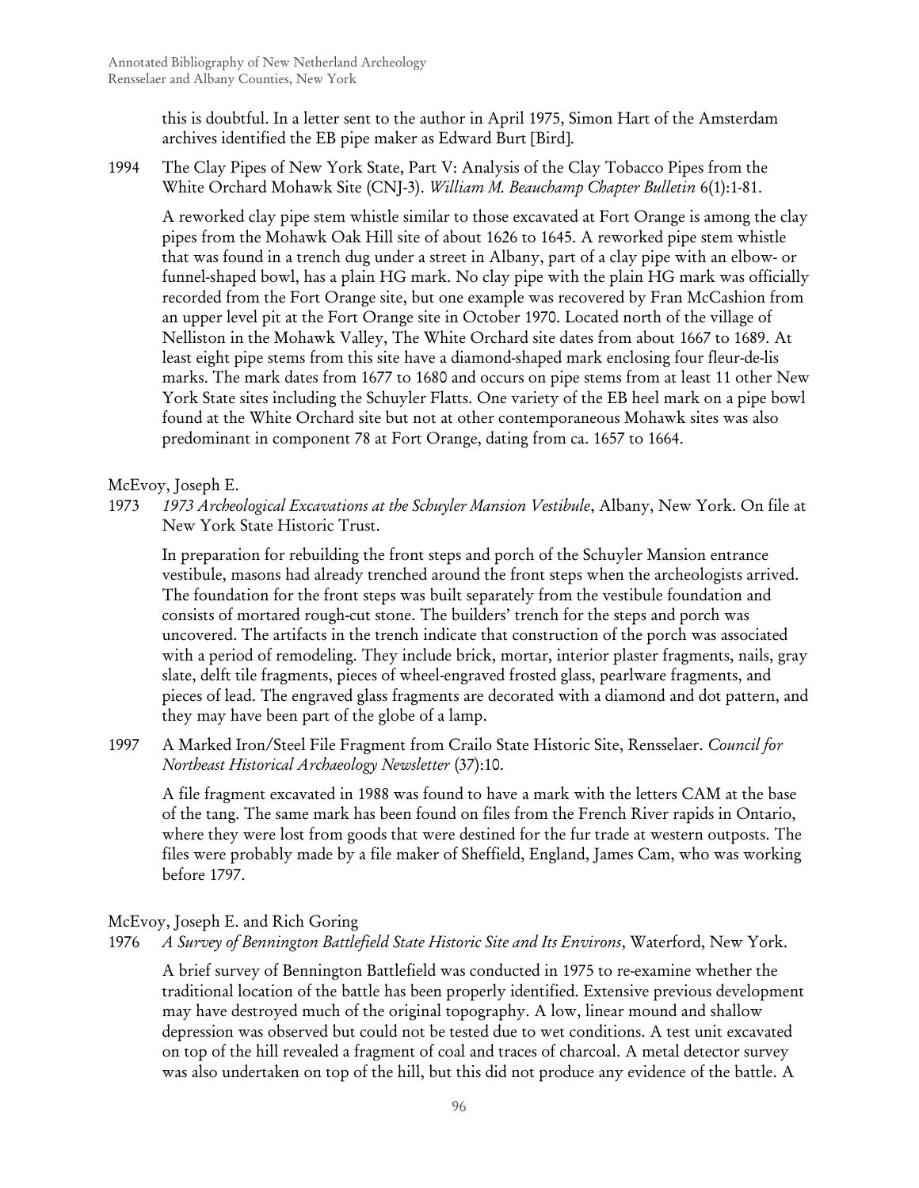this is doubtful. In a letter sent to the author in April 1975, Simon Hart of the Amsterdam archives identified the EB pipe maker as Edward Burt [Bird].

1994 The Clay Pipes of New York State, Part V: Analysis of the Clay Tobacco Pipes from the White Orchard Mohawk Site (CNJ-3). *William M. Beauchamp Chapter Bulletin* 6(1):1-81.

A reworked clay pipe stem whistle similar to those excavated at Fort Orange is among the clay pipes from the Mohawk Oak Hill site of about 1626 to 1645. A reworked pipe stem whistle that was found in a trench dug under a street in Albany, part of a clay pipe with an elbow- or funnel-shaped bowl, has a plain HG mark. No clay pipe with the plain HG mark was officially recorded from the Fort Orange site, but one example was recovered by Fran McCashion from an upper level pit at the Fort Orange site in October 1970. Located north of the village of Nelliston in the Mohawk Valley, The White Orchard site dates from about 1667 to 1689. At least eight pipe stems from this site have a diamond-shaped mark enclosing four fleur-de-lis marks. The mark dates from 1677 to 1680 and occurs on pipe stems from at least 11 other New York State sites including the Schuyler Flatts. One variety of the EB heel mark on a pipe bowl found at the White Orchard site but not at other contemporaneous Mohawk sites was also predominant in component 78 at Fort Orange, dating from ca. 1657 to 1664.

McEvoy, Joseph E.

1973 *1973 Archeological Excavations at the Schuyler Mansion Vestibule*, Albany, New York. On file at New York State Historic Trust.

In preparation for rebuilding the front steps and porch of the Schuyler Mansion entrance vestibule, masons had already trenched around the front steps when the archeologists arrived. The foundation for the front steps was built separately from the vestibule foundation and consists of mortared rough-cut stone. The builders' trench for the steps and porch was uncovered. The artifacts in the trench indicate that construction of the porch was associated with a period of remodeling. They include brick, mortar, interior plaster fragments, nails, gray slate, delft tile fragments, pieces of wheel-engraved frosted glass, pearlware fragments, and pieces of lead. The engraved glass fragments are decorated with a diamond and dot pattern, and they may have been part of the globe of a lamp.

1997 A Marked Iron/Steel File Fragment from Crailo State Historic Site, Rensselaer. *Council for Northeast Historical Archaeology Newsletter* (37):10.

A file fragment excavated in 1988 was found to have a mark with the letters CAM at the base of the tang. The same mark has been found on files from the French River rapids in Ontario, where they were lost from goods that were destined for the fur trade at western outposts. The files were probably made by a file maker of Sheffield, England, James Cam, who was working before 1797.

McEvoy, Joseph E. and Rich Goring

1976 *A Survey of Bennington Battlefield State Historic Site and Its Environs*, Waterford, New York.

A brief survey of Bennington Battlefield was conducted in 1975 to re-examine whether the traditional location of the battle has been properly identified. Extensive previous development may have destroyed much of the original topography. A low, linear mound and shallow depression was observed but could not be tested due to wet conditions. A test unit excavated on top of the hill revealed a fragment of coal and traces of charcoal. A metal detector survey was also undertaken on top of the hill, but this did not produce any evidence of the battle. A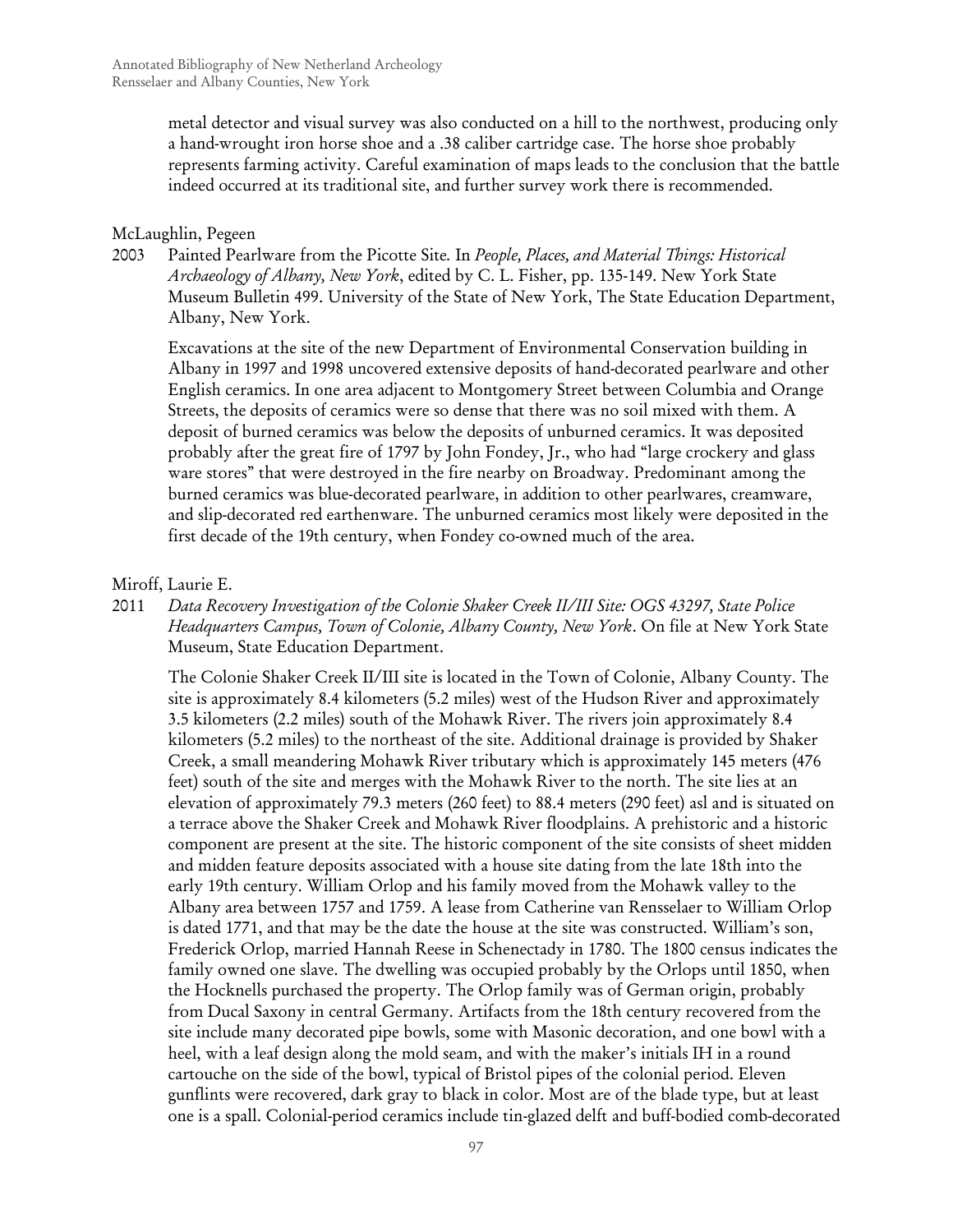metal detector and visual survey was also conducted on a hill to the northwest, producing only a hand-wrought iron horse shoe and a .38 caliber cartridge case. The horse shoe probably represents farming activity. Careful examination of maps leads to the conclusion that the battle indeed occurred at its traditional site, and further survey work there is recommended.

McLaughlin, Pegeen

2003 Painted Pearlware from the Picotte Site. In *People, Places, and Material Things: Historical Archaeology of Albany, New York*, edited by C. L. Fisher, pp. 135-149. New York State Museum Bulletin 499. University of the State of New York, The State Education Department, Albany, New York.

Excavations at the site of the new Department of Environmental Conservation building in Albany in 1997 and 1998 uncovered extensive deposits of hand-decorated pearlware and other English ceramics. In one area adjacent to Montgomery Street between Columbia and Orange Streets, the deposits of ceramics were so dense that there was no soil mixed with them. A deposit of burned ceramics was below the deposits of unburned ceramics. It was deposited probably after the great fire of 1797 by John Fondey, Jr., who had "large crockery and glass ware stores" that were destroyed in the fire nearby on Broadway. Predominant among the burned ceramics was blue-decorated pearlware, in addition to other pearlwares, creamware, and slip-decorated red earthenware. The unburned ceramics most likely were deposited in the first decade of the 19th century, when Fondey co-owned much of the area.

Miroff, Laurie E.

2011 *Data Recovery Investigation of the Colonie Shaker Creek II/III Site: OGS 43297, State Police Headquarters Campus, Town of Colonie, Albany County, New York*. On file at New York State Museum, State Education Department.

The Colonie Shaker Creek II/III site is located in the Town of Colonie, Albany County. The site is approximately 8.4 kilometers (5.2 miles) west of the Hudson River and approximately 3.5 kilometers (2.2 miles) south of the Mohawk River. The rivers join approximately 8.4 kilometers (5.2 miles) to the northeast of the site. Additional drainage is provided by Shaker Creek, a small meandering Mohawk River tributary which is approximately 145 meters (476 feet) south of the site and merges with the Mohawk River to the north. The site lies at an elevation of approximately 79.3 meters (260 feet) to 88.4 meters (290 feet) asl and is situated on a terrace above the Shaker Creek and Mohawk River floodplains. A prehistoric and a historic component are present at the site. The historic component of the site consists of sheet midden and midden feature deposits associated with a house site dating from the late 18th into the early 19th century. William Orlop and his family moved from the Mohawk valley to the Albany area between 1757 and 1759. A lease from Catherine van Rensselaer to William Orlop is dated 1771, and that may be the date the house at the site was constructed. William's son, Frederick Orlop, married Hannah Reese in Schenectady in 1780. The 1800 census indicates the family owned one slave. The dwelling was occupied probably by the Orlops until 1850, when the Hocknells purchased the property. The Orlop family was of German origin, probably from Ducal Saxony in central Germany. Artifacts from the 18th century recovered from the site include many decorated pipe bowls, some with Masonic decoration, and one bowl with a heel, with a leaf design along the mold seam, and with the maker's initials IH in a round cartouche on the side of the bowl, typical of Bristol pipes of the colonial period. Eleven gunflints were recovered, dark gray to black in color. Most are of the blade type, but at least one is a spall. Colonial-period ceramics include tin-glazed delft and buff-bodied comb-decorated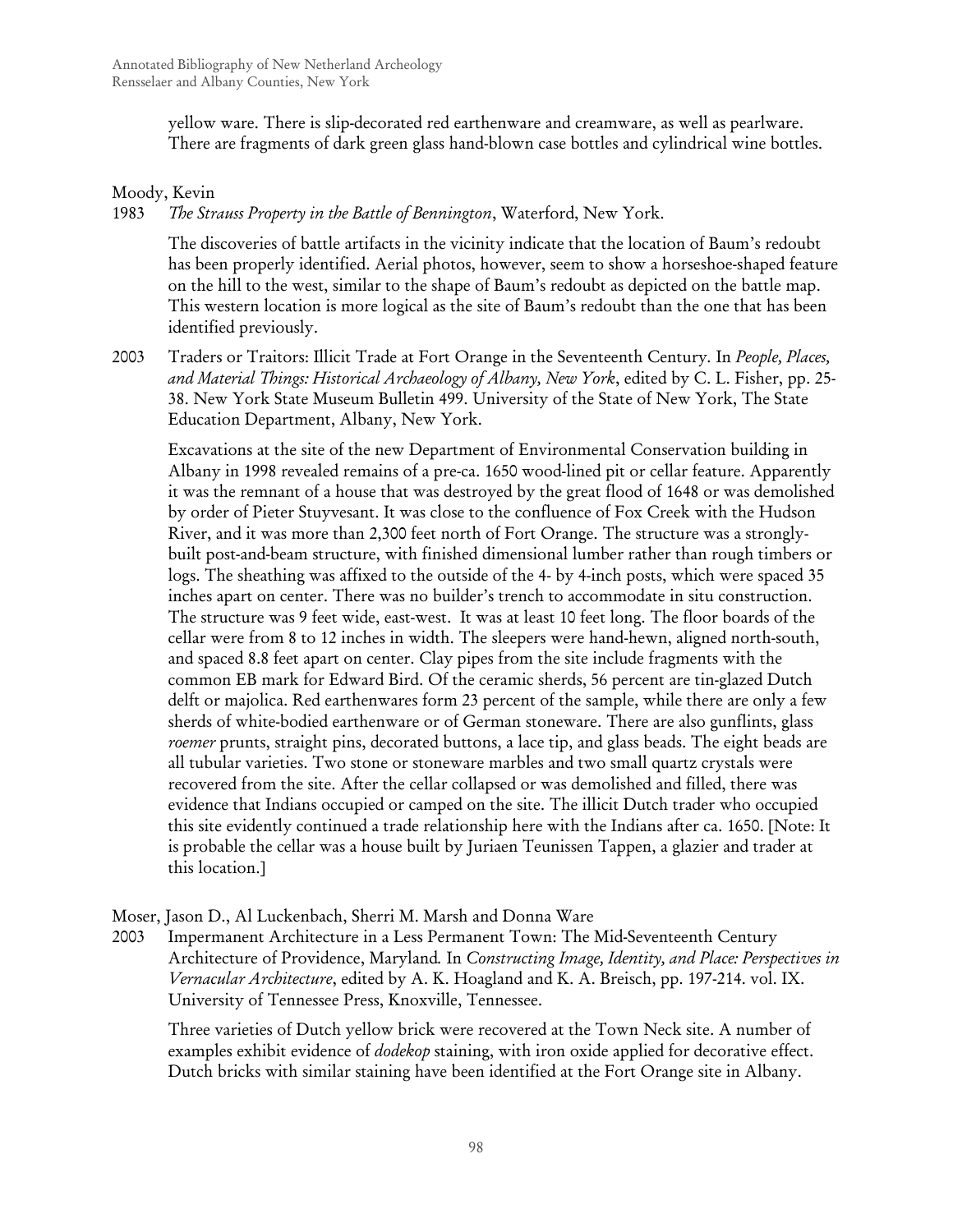yellow ware. There is slip-decorated red earthenware and creamware, as well as pearlware. There are fragments of dark green glass hand-blown case bottles and cylindrical wine bottles.

Moody, Kevin

1983 *The Strauss Property in the Battle of Bennington*, Waterford, New York.

The discoveries of battle artifacts in the vicinity indicate that the location of Baum's redoubt has been properly identified. Aerial photos, however, seem to show a horseshoe-shaped feature on the hill to the west, similar to the shape of Baum's redoubt as depicted on the battle map. This western location is more logical as the site of Baum's redoubt than the one that has been identified previously.

2003 Traders or Traitors: Illicit Trade at Fort Orange in the Seventeenth Century. In *People, Places, and Material Things: Historical Archaeology of Albany, New York*, edited by C. L. Fisher, pp. 25-38. New York State Museum Bulletin 499. University of the State of New York, The State Education Department, Albany, New York.

Excavations at the site of the new Department of Environmental Conservation building in Albany in 1998 revealed remains of a pre-ca. 1650 wood-lined pit or cellar feature. Apparently it was the remnant of a house that was destroyed by the great flood of 1648 or was demolished by order of Pieter Stuyvesant. It was close to the confluence of Fox Creek with the Hudson River, and it was more than 2,300 feet north of Fort Orange. The structure was a strongly-built post-and-beam structure, with finished dimensional lumber rather than rough timbers or logs. The sheathing was affixed to the outside of the 4- by 4-inch posts, which were spaced 35 inches apart on center. There was no builder's trench to accommodate in situ construction. The structure was 9 feet wide, east-west. It was at least 10 feet long. The floor boards of the cellar were from 8 to 12 inches in width. The sleepers were hand-hewn, aligned north-south, and spaced 8.8 feet apart on center. Clay pipes from the site include fragments with the common EB mark for Edward Bird. Of the ceramic sherds, 56 percent are tin-glazed Dutch delft or majolica. Red earthenwares form 23 percent of the sample, while there are only a few sherds of white-bodied earthenware or of German stoneware. There are also gunflints, glass *roemer* prunts, straight pins, decorated buttons, a lace tip, and glass beads. The eight beads are all tubular varieties. Two stone or stoneware marbles and two small quartz crystals were recovered from the site. After the cellar collapsed or was demolished and filled, there was evidence that Indians occupied or camped on the site. The illicit Dutch trader who occupied this site evidently continued a trade relationship here with the Indians after ca. 1650. [Note: It is probable the cellar was a house built by Juriaen Teunissen Tappen, a glazier and trader at this location.]

Moser, Jason D., Al Luckenbach, Sherri M. Marsh and Donna Ware

2003 Impermanent Architecture in a Less Permanent Town: The Mid-Seventeenth Century Architecture of Providence, Maryland. In *Constructing Image, Identity, and Place: Perspectives in Vernacular Architecture*, edited by A. K. Hoagland and K. A. Breisch, pp. 197-214. vol. IX. University of Tennessee Press, Knoxville, Tennessee.

Three varieties of Dutch yellow brick were recovered at the Town Neck site. A number of examples exhibit evidence of *dodekop* staining, with iron oxide applied for decorative effect. Dutch bricks with similar staining have been identified at the Fort Orange site in Albany.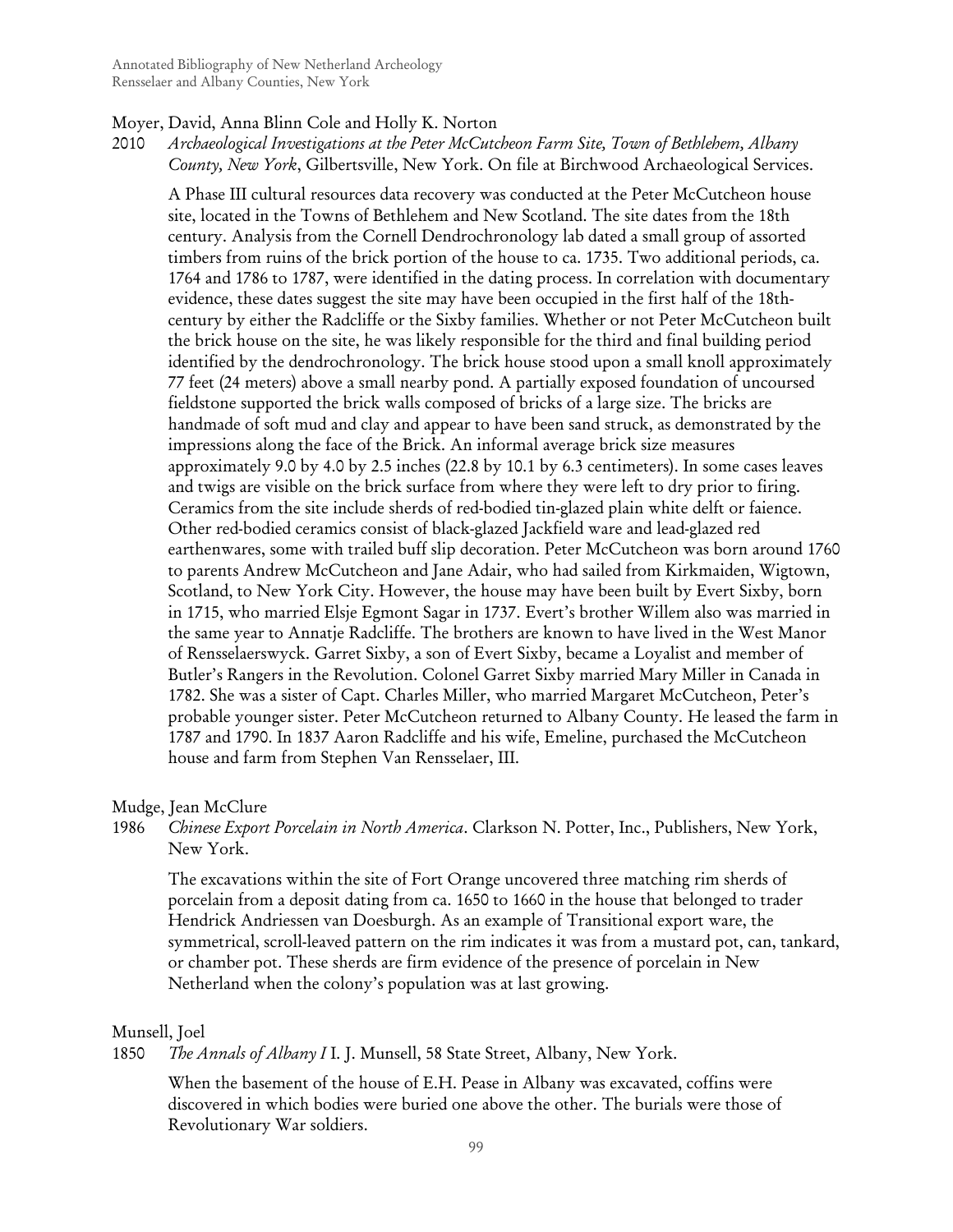Moyer, David, Anna Blinn Cole and Holly K. Norton

2010 *Archaeological Investigations at the Peter McCutcheon Farm Site, Town of Bethlehem, Albany County, New York*, Gilbertsville, New York. On file at Birchwood Archaeological Services.

A Phase III cultural resources data recovery was conducted at the Peter McCutcheon house site, located in the Towns of Bethlehem and New Scotland. The site dates from the 18th century. Analysis from the Cornell Dendrochronology lab dated a small group of assorted timbers from ruins of the brick portion of the house to ca. 1735. Two additional periods, ca. 1764 and 1786 to 1787, were identified in the dating process. In correlation with documentary evidence, these dates suggest the site may have been occupied in the first half of the 18th-century by either the Radcliffe or the Sixby families. Whether or not Peter McCutcheon built the brick house on the site, he was likely responsible for the third and final building period identified by the dendrochronology. The brick house stood upon a small knoll approximately 77 feet (24 meters) above a small nearby pond. A partially exposed foundation of uncoursed fieldstone supported the brick walls composed of bricks of a large size. The bricks are handmade of soft mud and clay and appear to have been sand struck, as demonstrated by the impressions along the face of the Brick. An informal average brick size measures approximately 9.0 by 4.0 by 2.5 inches (22.8 by 10.1 by 6.3 centimeters). In some cases leaves and twigs are visible on the brick surface from where they were left to dry prior to firing. Ceramics from the site include sherds of red-bodied tin-glazed plain white delft or faience. Other red-bodied ceramics consist of black-glazed Jackfield ware and lead-glazed red earthenwares, some with trailed buff slip decoration. Peter McCutcheon was born around 1760 to parents Andrew McCutcheon and Jane Adair, who had sailed from Kirkmaiden, Wigtown, Scotland, to New York City. However, the house may have been built by Evert Sixby, born in 1715, who married Elsje Egmont Sagar in 1737. Evert's brother Willem also was married in the same year to Annatje Radcliffe. The brothers are known to have lived in the West Manor of Rensselaerswyck. Garret Sixby, a son of Evert Sixby, became a Loyalist and member of Butler's Rangers in the Revolution. Colonel Garret Sixby married Mary Miller in Canada in 1782. She was a sister of Capt. Charles Miller, who married Margaret McCutcheon, Peter's probable younger sister. Peter McCutcheon returned to Albany County. He leased the farm in 1787 and 1790. In 1837 Aaron Radcliffe and his wife, Emeline, purchased the McCutcheon house and farm from Stephen Van Rensselaer, III.

Mudge, Jean McClure

1986 *Chinese Export Porcelain in North America*. Clarkson N. Potter, Inc., Publishers, New York, New York.

The excavations within the site of Fort Orange uncovered three matching rim sherds of porcelain from a deposit dating from ca. 1650 to 1660 in the house that belonged to trader Hendrick Andriessen van Doesburgh. As an example of Transitional export ware, the symmetrical, scroll-leaved pattern on the rim indicates it was from a mustard pot, can, tankard, or chamber pot. These sherds are firm evidence of the presence of porcelain in New Netherland when the colony's population was at last growing.

Munsell, Joel

1850 *The Annals of Albany I* I. J. Munsell, 58 State Street, Albany, New York.

When the basement of the house of E.H. Pease in Albany was excavated, coffins were discovered in which bodies were buried one above the other. The burials were those of Revolutionary War soldiers.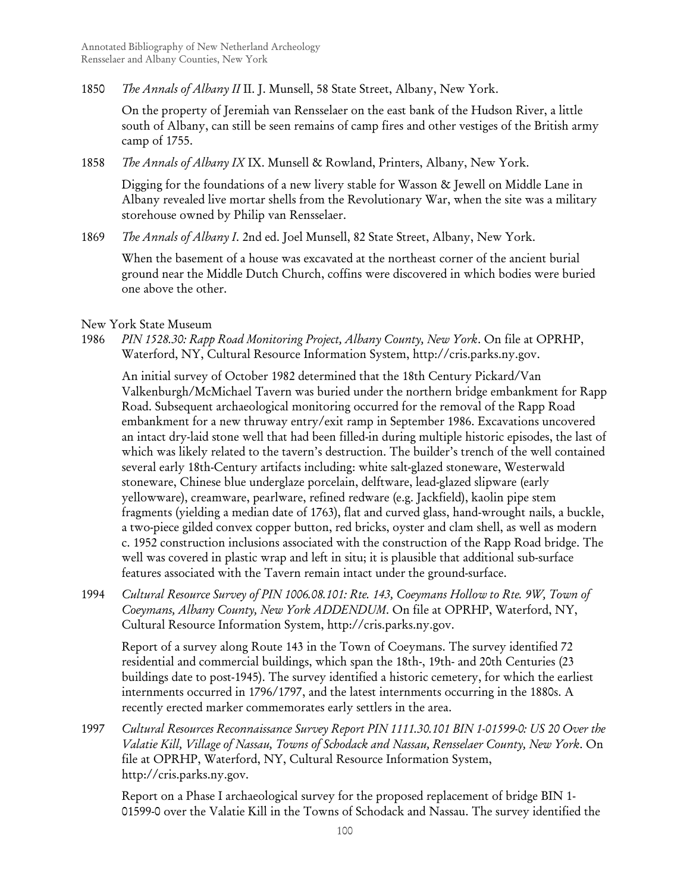1850 *The Annals of Albany II* II. J. Munsell, 58 State Street, Albany, New York.

On the property of Jeremiah van Rensselaer on the east bank of the Hudson River, a little south of Albany, can still be seen remains of camp fires and other vestiges of the British army camp of 1755.

1858 *The Annals of Albany IX* IX. Munsell & Rowland, Printers, Albany, New York.

Digging for the foundations of a new livery stable for Wasson & Jewell on Middle Lane in Albany revealed live mortar shells from the Revolutionary War, when the site was a military storehouse owned by Philip van Rensselaer.

1869 *The Annals of Albany I*. 2nd ed. Joel Munsell, 82 State Street, Albany, New York.

When the basement of a house was excavated at the northeast corner of the ancient burial ground near the Middle Dutch Church, coffins were discovered in which bodies were buried one above the other.

New York State Museum

1986 *PIN 1528.30: Rapp Road Monitoring Project, Albany County, New York*. On file at OPRHP, Waterford, NY, Cultural Resource Information System, http://cris.parks.ny.gov.

An initial survey of October 1982 determined that the 18th Century Pickard/Van Valkenburgh/McMichael Tavern was buried under the northern bridge embankment for Rapp Road. Subsequent archaeological monitoring occurred for the removal of the Rapp Road embankment for a new thruway entry/exit ramp in September 1986. Excavations uncovered an intact dry-laid stone well that had been filled-in during multiple historic episodes, the last of which was likely related to the tavern's destruction. The builder's trench of the well contained several early 18th-Century artifacts including: white salt-glazed stoneware, Westerwald stoneware, Chinese blue underglaze porcelain, delftware, lead-glazed slipware (early yellowware), creamware, pearlware, refined redware (e.g. Jackfield), kaolin pipe stem fragments (yielding a median date of 1763), flat and curved glass, hand-wrought nails, a buckle, a two-piece gilded convex copper button, red bricks, oyster and clam shell, as well as modern c. 1952 construction inclusions associated with the construction of the Rapp Road bridge. The well was covered in plastic wrap and left in situ; it is plausible that additional sub-surface features associated with the Tavern remain intact under the ground-surface.

1994 *Cultural Resource Survey of PIN 1006.08.101: Rte. 143, Coeymans Hollow to Rte. 9W, Town of Coeymans, Albany County, New York ADDENDUM*. On file at OPRHP, Waterford, NY, Cultural Resource Information System, http://cris.parks.ny.gov.

Report of a survey along Route 143 in the Town of Coeymans. The survey identified 72 residential and commercial buildings, which span the 18th-, 19th- and 20th Centuries (23 buildings date to post-1945). The survey identified a historic cemetery, for which the earliest internments occurred in 1796/1797, and the latest internments occurring in the 1880s. A recently erected marker commemorates early settlers in the area.

1997 *Cultural Resources Reconnaissance Survey Report PIN 1111.30.101 BIN 1-01599-0: US 20 Over the Valatie Kill, Village of Nassau, Towns of Schodack and Nassau, Rensselaer County, New York*. On file at OPRHP, Waterford, NY, Cultural Resource Information System, http://cris.parks.ny.gov.

Report on a Phase I archaeological survey for the proposed replacement of bridge BIN 1-01599-0 over the Valatie Kill in the Towns of Schodack and Nassau. The survey identified the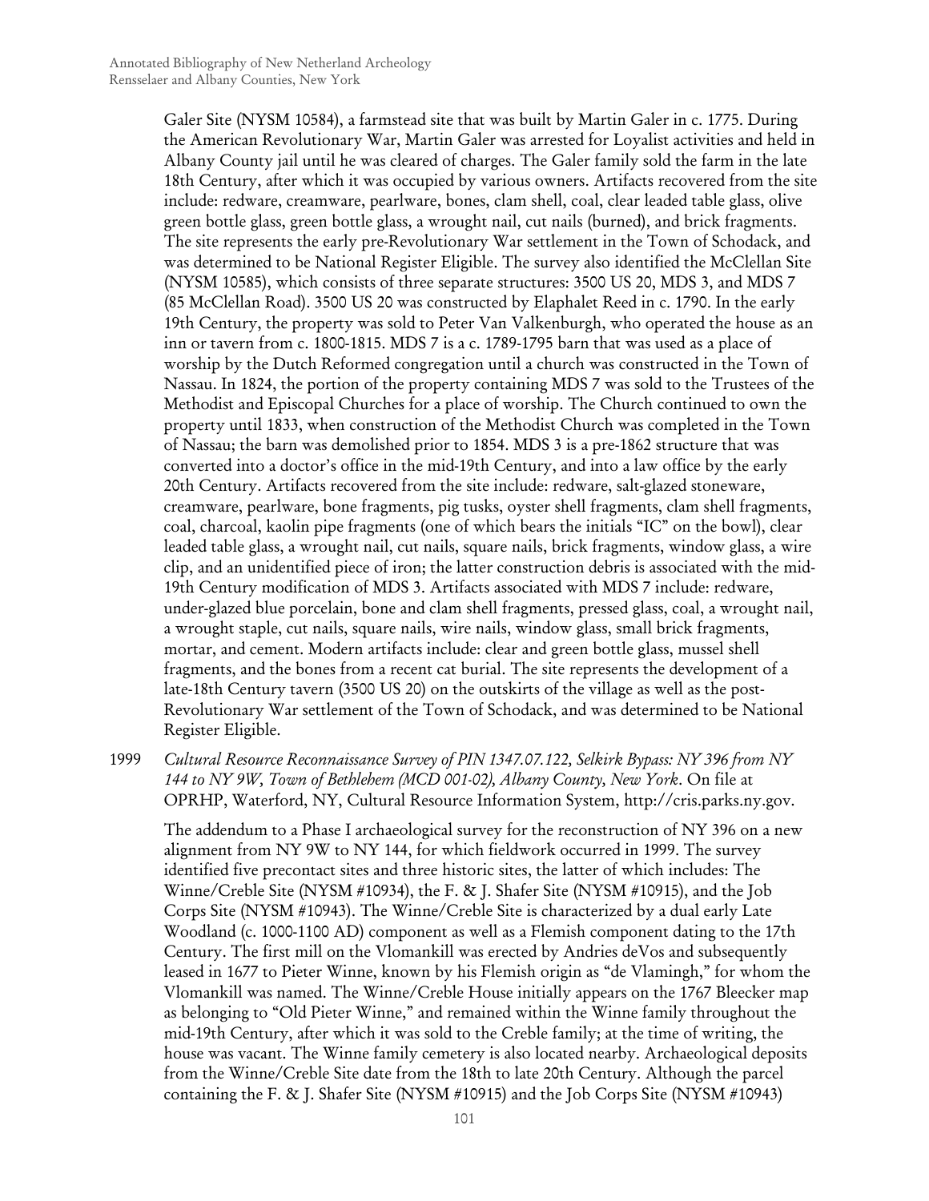Galer Site (NYSM 10584), a farmstead site that was built by Martin Galer in c. 1775. During the American Revolutionary War, Martin Galer was arrested for Loyalist activities and held in Albany County jail until he was cleared of charges. The Galer family sold the farm in the late 18th Century, after which it was occupied by various owners. Artifacts recovered from the site include: redware, creamware, pearlware, bones, clam shell, coal, clear leaded table glass, olive green bottle glass, green bottle glass, a wrought nail, cut nails (burned), and brick fragments. The site represents the early pre-Revolutionary War settlement in the Town of Schodack, and was determined to be National Register Eligible. The survey also identified the McClellan Site (NYSM 10585), which consists of three separate structures: 3500 US 20, MDS 3, and MDS 7 (85 McClellan Road). 3500 US 20 was constructed by Elaphalet Reed in c. 1790. In the early 19th Century, the property was sold to Peter Van Valkenburgh, who operated the house as an inn or tavern from c. 1800-1815. MDS 7 is a c. 1789-1795 barn that was used as a place of worship by the Dutch Reformed congregation until a church was constructed in the Town of Nassau. In 1824, the portion of the property containing MDS 7 was sold to the Trustees of the Methodist and Episcopal Churches for a place of worship. The Church continued to own the property until 1833, when construction of the Methodist Church was completed in the Town of Nassau; the barn was demolished prior to 1854. MDS 3 is a pre-1862 structure that was converted into a doctor's office in the mid-19th Century, and into a law office by the early 20th Century. Artifacts recovered from the site include: redware, salt-glazed stoneware, creamware, pearlware, bone fragments, pig tusks, oyster shell fragments, clam shell fragments, coal, charcoal, kaolin pipe fragments (one of which bears the initials "IC" on the bowl), clear leaded table glass, a wrought nail, cut nails, square nails, brick fragments, window glass, a wire clip, and an unidentified piece of iron; the latter construction debris is associated with the mid-19th Century modification of MDS 3. Artifacts associated with MDS 7 include: redware, under-glazed blue porcelain, bone and clam shell fragments, pressed glass, coal, a wrought nail, a wrought staple, cut nails, square nails, wire nails, window glass, small brick fragments, mortar, and cement. Modern artifacts include: clear and green bottle glass, mussel shell fragments, and the bones from a recent cat burial. The site represents the development of a late-18th Century tavern (3500 US 20) on the outskirts of the village as well as the post-Revolutionary War settlement of the Town of Schodack, and was determined to be National Register Eligible.

1999 *Cultural Resource Reconnaissance Survey of PIN 1347.07.122, Selkirk Bypass: NY 396 from NY 144 to NY 9W, Town of Bethlehem (MCD 001-02), Albany County, New York*. On file at OPRHP, Waterford, NY, Cultural Resource Information System, http://cris.parks.ny.gov.

The addendum to a Phase I archaeological survey for the reconstruction of NY 396 on a new alignment from NY 9W to NY 144, for which fieldwork occurred in 1999. The survey identified five precontact sites and three historic sites, the latter of which includes: The Winne/Creble Site (NYSM #10934), the F. & J. Shafer Site (NYSM #10915), and the Job Corps Site (NYSM #10943). The Winne/Creble Site is characterized by a dual early Late Woodland (c. 1000-1100 AD) component as well as a Flemish component dating to the 17th Century. The first mill on the Vlomankill was erected by Andries deVos and subsequently leased in 1677 to Pieter Winne, known by his Flemish origin as "de Vlamingh," for whom the Vlomankill was named. The Winne/Creble House initially appears on the 1767 Bleecker map as belonging to "Old Pieter Winne," and remained within the Winne family throughout the mid-19th Century, after which it was sold to the Creble family; at the time of writing, the house was vacant. The Winne family cemetery is also located nearby. Archaeological deposits from the Winne/Creble Site date from the 18th to late 20th Century. Although the parcel containing the F. & J. Shafer Site (NYSM #10915) and the Job Corps Site (NYSM #10943)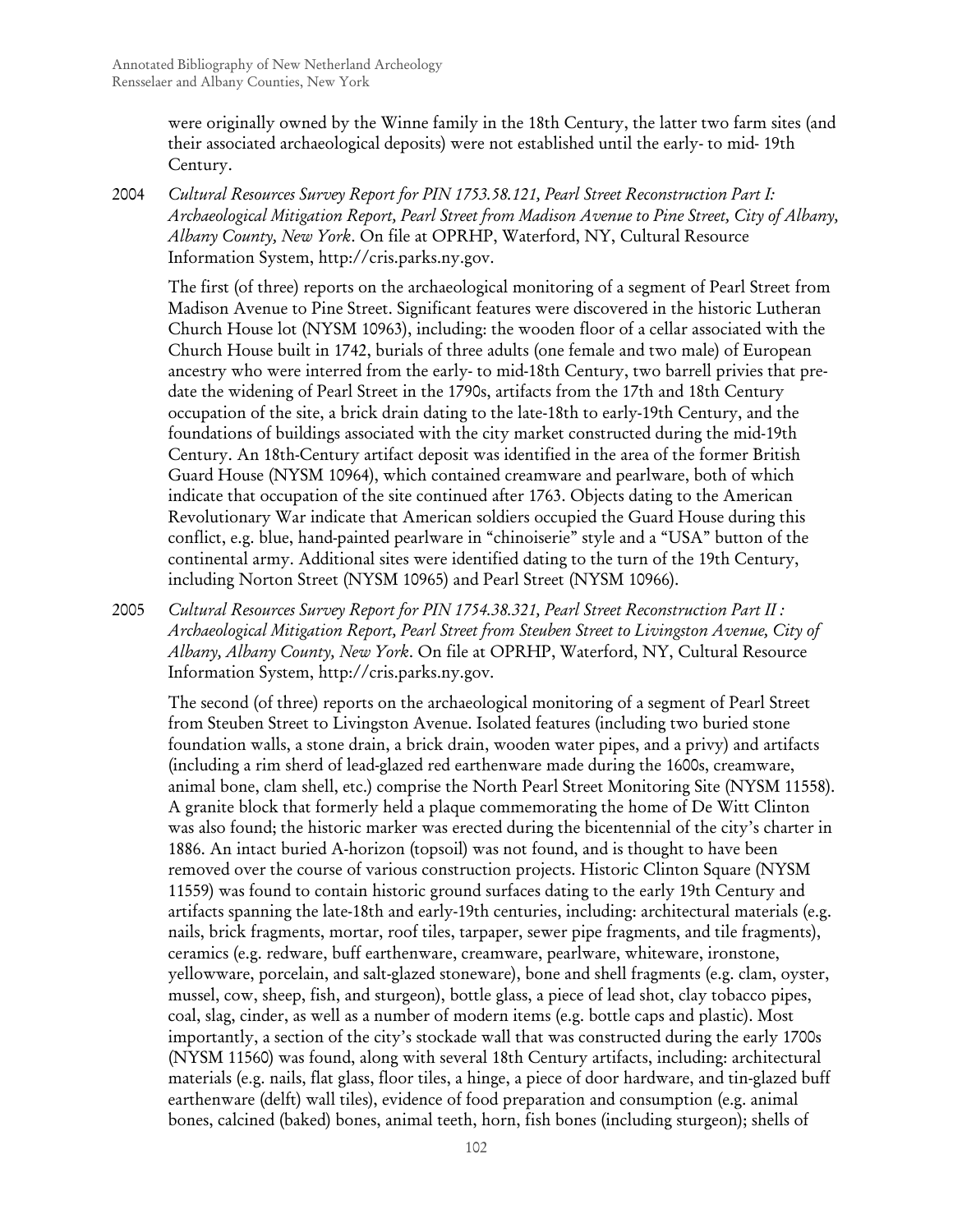were originally owned by the Winne family in the 18th Century, the latter two farm sites (and their associated archaeological deposits) were not established until the early- to mid- 19th Century.

2004 *Cultural Resources Survey Report for PIN 1753.58.121, Pearl Street Reconstruction Part I: Archaeological Mitigation Report, Pearl Street from Madison Avenue to Pine Street, City of Albany, Albany County, New York*. On file at OPRHP, Waterford, NY, Cultural Resource Information System, http://cris.parks.ny.gov.

The first (of three) reports on the archaeological monitoring of a segment of Pearl Street from Madison Avenue to Pine Street. Significant features were discovered in the historic Lutheran Church House lot (NYSM 10963), including: the wooden floor of a cellar associated with the Church House built in 1742, burials of three adults (one female and two male) of European ancestry who were interred from the early- to mid-18th Century, two barrell privies that pre-date the widening of Pearl Street in the 1790s, artifacts from the 17th and 18th Century occupation of the site, a brick drain dating to the late-18th to early-19th Century, and the foundations of buildings associated with the city market constructed during the mid-19th Century. An 18th-Century artifact deposit was identified in the area of the former British Guard House (NYSM 10964), which contained creamware and pearlware, both of which indicate that occupation of the site continued after 1763. Objects dating to the American Revolutionary War indicate that American soldiers occupied the Guard House during this conflict, e.g. blue, hand-painted pearlware in "chinoiserie" style and a "USA" button of the continental army. Additional sites were identified dating to the turn of the 19th Century, including Norton Street (NYSM 10965) and Pearl Street (NYSM 10966).

2005 *Cultural Resources Survey Report for PIN 1754.38.321, Pearl Street Reconstruction Part II : Archaeological Mitigation Report, Pearl Street from Steuben Street to Livingston Avenue, City of Albany, Albany County, New York*. On file at OPRHP, Waterford, NY, Cultural Resource Information System, http://cris.parks.ny.gov.

The second (of three) reports on the archaeological monitoring of a segment of Pearl Street from Steuben Street to Livingston Avenue. Isolated features (including two buried stone foundation walls, a stone drain, a brick drain, wooden water pipes, and a privy) and artifacts (including a rim sherd of lead-glazed red earthenware made during the 1600s, creamware, animal bone, clam shell, etc.) comprise the North Pearl Street Monitoring Site (NYSM 11558). A granite block that formerly held a plaque commemorating the home of De Witt Clinton was also found; the historic marker was erected during the bicentennial of the city's charter in 1886. An intact buried A-horizon (topsoil) was not found, and is thought to have been removed over the course of various construction projects. Historic Clinton Square (NYSM 11559) was found to contain historic ground surfaces dating to the early 19th Century and artifacts spanning the late-18th and early-19th centuries, including: architectural materials (e.g. nails, brick fragments, mortar, roof tiles, tarpaper, sewer pipe fragments, and tile fragments), ceramics (e.g. redware, buff earthenware, creamware, pearlware, whiteware, ironstone, yellowware, porcelain, and salt-glazed stoneware), bone and shell fragments (e.g. clam, oyster, mussel, cow, sheep, fish, and sturgeon), bottle glass, a piece of lead shot, clay tobacco pipes, coal, slag, cinder, as well as a number of modern items (e.g. bottle caps and plastic). Most importantly, a section of the city's stockade wall that was constructed during the early 1700s (NYSM 11560) was found, along with several 18th Century artifacts, including: architectural materials (e.g. nails, flat glass, floor tiles, a hinge, a piece of door hardware, and tin-glazed buff earthenware (delft) wall tiles), evidence of food preparation and consumption (e.g. animal bones, calcined (baked) bones, animal teeth, horn, fish bones (including sturgeon); shells of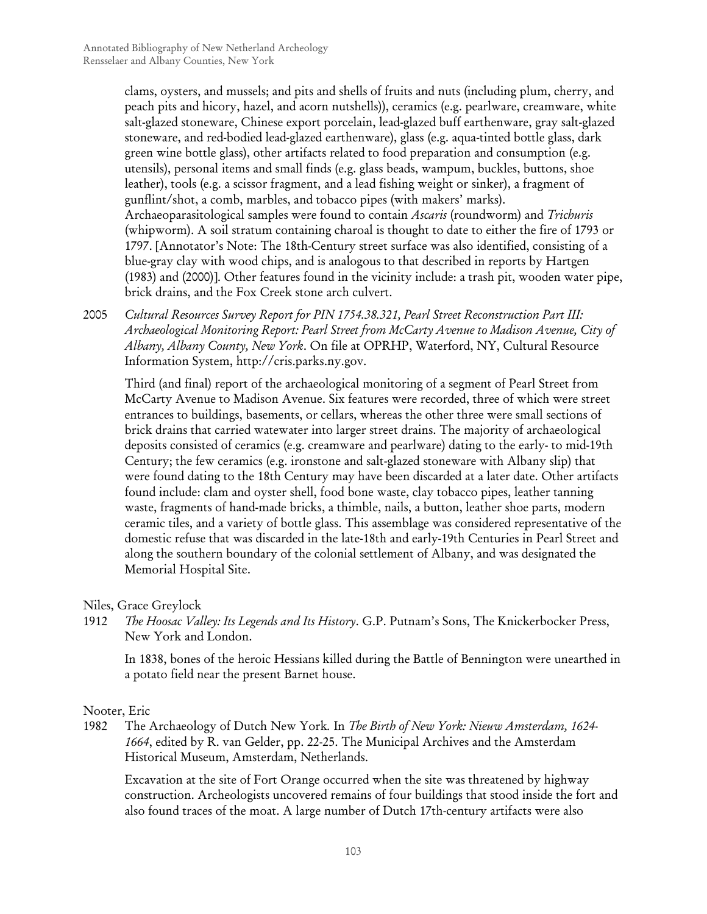clams, oysters, and mussels; and pits and shells of fruits and nuts (including plum, cherry, and peach pits and hicory, hazel, and acorn nutshells)), ceramics (e.g. pearlware, creamware, white salt-glazed stoneware, Chinese export porcelain, lead-glazed buff earthenware, gray salt-glazed stoneware, and red-bodied lead-glazed earthenware), glass (e.g. aqua-tinted bottle glass, dark green wine bottle glass), other artifacts related to food preparation and consumption (e.g. utensils), personal items and small finds (e.g. glass beads, wampum, buckles, buttons, shoe leather), tools (e.g. a scissor fragment, and a lead fishing weight or sinker), a fragment of gunflint/shot, a comb, marbles, and tobacco pipes (with makers' marks). Archaeoparasitological samples were found to contain *Ascaris* (roundworm) and *Trichuris* (whipworm). A soil stratum containing charoal is thought to date to either the fire of 1793 or 1797. [Annotator's Note: The 18th-Century street surface was also identified, consisting of a blue-gray clay with wood chips, and is analogous to that described in reports by Hartgen (1983) and (2000)]. Other features found in the vicinity include: a trash pit, wooden water pipe, brick drains, and the Fox Creek stone arch culvert.

2005 *Cultural Resources Survey Report for PIN 1754.38.321, Pearl Street Reconstruction Part III: Archaeological Monitoring Report: Pearl Street from McCarty Avenue to Madison Avenue, City of Albany, Albany County, New York*. On file at OPRHP, Waterford, NY, Cultural Resource Information System, http://cris.parks.ny.gov.

Third (and final) report of the archaeological monitoring of a segment of Pearl Street from McCarty Avenue to Madison Avenue. Six features were recorded, three of which were street entrances to buildings, basements, or cellars, whereas the other three were small sections of brick drains that carried watewater into larger street drains. The majority of archaeological deposits consisted of ceramics (e.g. creamware and pearlware) dating to the early- to mid-19th Century; the few ceramics (e.g. ironstone and salt-glazed stoneware with Albany slip) that were found dating to the 18th Century may have been discarded at a later date. Other artifacts found include: clam and oyster shell, food bone waste, clay tobacco pipes, leather tanning waste, fragments of hand-made bricks, a thimble, nails, a button, leather shoe parts, modern ceramic tiles, and a variety of bottle glass. This assemblage was considered representative of the domestic refuse that was discarded in the late-18th and early-19th Centuries in Pearl Street and along the southern boundary of the colonial settlement of Albany, and was designated the Memorial Hospital Site.

Niles, Grace Greylock

1912 *The Hoosac Valley: Its Legends and Its History*. G.P. Putnam's Sons, The Knickerbocker Press, New York and London.

In 1838, bones of the heroic Hessians killed during the Battle of Bennington were unearthed in a potato field near the present Barnet house.

Nooter, Eric

1982 The Archaeology of Dutch New York. In *The Birth of New York: Nieuw Amsterdam, 1624-1664*, edited by R. van Gelder, pp. 22-25. The Municipal Archives and the Amsterdam Historical Museum, Amsterdam, Netherlands.

Excavation at the site of Fort Orange occurred when the site was threatened by highway construction. Archeologists uncovered remains of four buildings that stood inside the fort and also found traces of the moat. A large number of Dutch 17th-century artifacts were also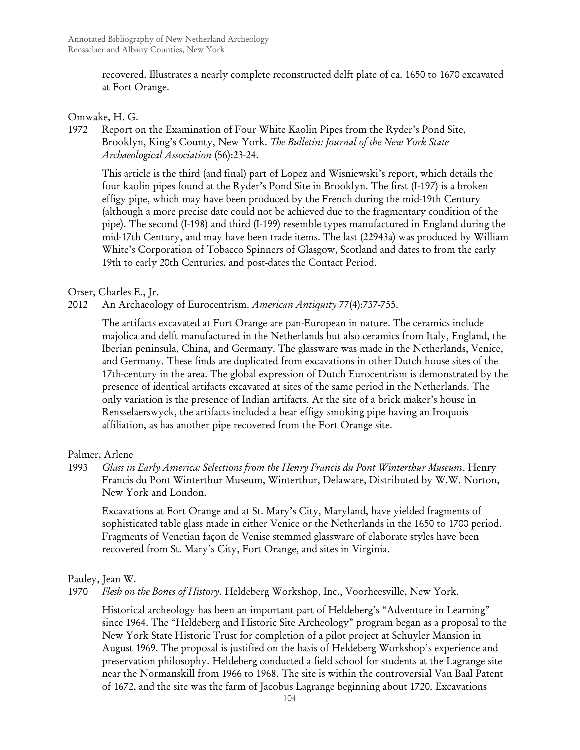recovered. Illustrates a nearly complete reconstructed delft plate of ca. 1650 to 1670 excavated at Fort Orange.

Omwake, H. G.

1972 Report on the Examination of Four White Kaolin Pipes from the Ryder's Pond Site, Brooklyn, King's County, New York. *The Bulletin: Journal of the New York State Archaeological Association* (56):23-24.

This article is the third (and final) part of Lopez and Wisniewski's report, which details the four kaolin pipes found at the Ryder's Pond Site in Brooklyn. The first (I-197) is a broken effigy pipe, which may have been produced by the French during the mid-19th Century (although a more precise date could not be achieved due to the fragmentary condition of the pipe). The second (I-198) and third (I-199) resemble types manufactured in England during the mid-17th Century, and may have been trade items. The last (22943a) was produced by William White's Corporation of Tobacco Spinners of Glasgow, Scotland and dates to from the early 19th to early 20th Centuries, and post-dates the Contact Period.

Orser, Charles E., Jr.

2012 An Archaeology of Eurocentrism. *American Antiquity* 77(4):737-755.

The artifacts excavated at Fort Orange are pan-European in nature. The ceramics include majolica and delft manufactured in the Netherlands but also ceramics from Italy, England, the Iberian peninsula, China, and Germany. The glassware was made in the Netherlands, Venice, and Germany. These finds are duplicated from excavations in other Dutch house sites of the 17th-century in the area. The global expression of Dutch Eurocentrism is demonstrated by the presence of identical artifacts excavated at sites of the same period in the Netherlands. The only variation is the presence of Indian artifacts. At the site of a brick maker's house in Rensselaerswyck, the artifacts included a bear effigy smoking pipe having an Iroquois affiliation, as has another pipe recovered from the Fort Orange site.

Palmer, Arlene

1993 *Glass in Early America: Selections from the Henry Francis du Pont Winterthur Museum*. Henry Francis du Pont Winterthur Museum, Winterthur, Delaware, Distributed by W.W. Norton, New York and London.

Excavations at Fort Orange and at St. Mary's City, Maryland, have yielded fragments of sophisticated table glass made in either Venice or the Netherlands in the 1650 to 1700 period. Fragments of Venetian façon de Venise stemmed glassware of elaborate styles have been recovered from St. Mary's City, Fort Orange, and sites in Virginia.

Pauley, Jean W.

1970 *Flesh on the Bones of History*. Heldeberg Workshop, Inc., Voorheesville, New York.

Historical archeology has been an important part of Heldeberg's "Adventure in Learning" since 1964. The "Heldeberg and Historic Site Archeology" program began as a proposal to the New York State Historic Trust for completion of a pilot project at Schuyler Mansion in August 1969. The proposal is justified on the basis of Heldeberg Workshop's experience and preservation philosophy. Heldeberg conducted a field school for students at the Lagrange site near the Normanskill from 1966 to 1968. The site is within the controversial Van Baal Patent of 1672, and the site was the farm of Jacobus Lagrange beginning about 1720. Excavations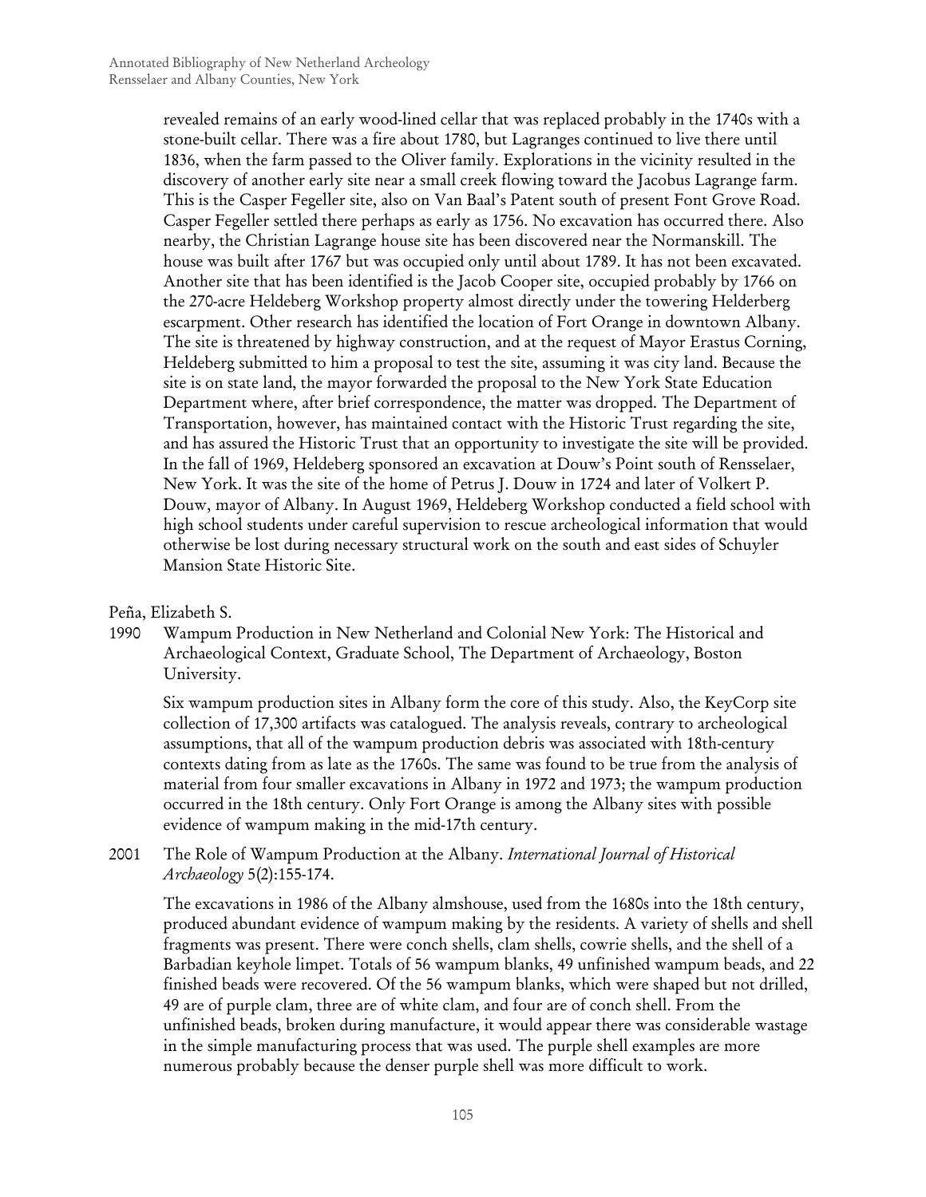revealed remains of an early wood-lined cellar that was replaced probably in the 1740s with a stone-built cellar. There was a fire about 1780, but Lagranges continued to live there until 1836, when the farm passed to the Oliver family. Explorations in the vicinity resulted in the discovery of another early site near a small creek flowing toward the Jacobus Lagrange farm. This is the Casper Fegeller site, also on Van Baal's Patent south of present Font Grove Road. Casper Fegeller settled there perhaps as early as 1756. No excavation has occurred there. Also nearby, the Christian Lagrange house site has been discovered near the Normanskill. The house was built after 1767 but was occupied only until about 1789. It has not been excavated. Another site that has been identified is the Jacob Cooper site, occupied probably by 1766 on the 270-acre Heldeberg Workshop property almost directly under the towering Helderberg escarpment. Other research has identified the location of Fort Orange in downtown Albany. The site is threatened by highway construction, and at the request of Mayor Erastus Corning, Heldeberg submitted to him a proposal to test the site, assuming it was city land. Because the site is on state land, the mayor forwarded the proposal to the New York State Education Department where, after brief correspondence, the matter was dropped. The Department of Transportation, however, has maintained contact with the Historic Trust regarding the site, and has assured the Historic Trust that an opportunity to investigate the site will be provided. In the fall of 1969, Heldeberg sponsored an excavation at Douw's Point south of Rensselaer, New York. It was the site of the home of Petrus J. Douw in 1724 and later of Volkert P. Douw, mayor of Albany. In August 1969, Heldeberg Workshop conducted a field school with high school students under careful supervision to rescue archeological information that would otherwise be lost during necessary structural work on the south and east sides of Schuyler Mansion State Historic Site.

Peña, Elizabeth S.

1990 Wampum Production in New Netherland and Colonial New York: The Historical and Archaeological Context, Graduate School, The Department of Archaeology, Boston University.

Six wampum production sites in Albany form the core of this study. Also, the KeyCorp site collection of 17,300 artifacts was catalogued. The analysis reveals, contrary to archeological assumptions, that all of the wampum production debris was associated with 18th-century contexts dating from as late as the 1760s. The same was found to be true from the analysis of material from four smaller excavations in Albany in 1972 and 1973; the wampum production occurred in the 18th century. Only Fort Orange is among the Albany sites with possible evidence of wampum making in the mid-17th century.

2001 The Role of Wampum Production at the Albany. *International Journal of Historical Archaeology* 5(2):155-174.

The excavations in 1986 of the Albany almshouse, used from the 1680s into the 18th century, produced abundant evidence of wampum making by the residents. A variety of shells and shell fragments was present. There were conch shells, clam shells, cowrie shells, and the shell of a Barbadian keyhole limpet. Totals of 56 wampum blanks, 49 unfinished wampum beads, and 22 finished beads were recovered. Of the 56 wampum blanks, which were shaped but not drilled, 49 are of purple clam, three are of white clam, and four are of conch shell. From the unfinished beads, broken during manufacture, it would appear there was considerable wastage in the simple manufacturing process that was used. The purple shell examples are more numerous probably because the denser purple shell was more difficult to work.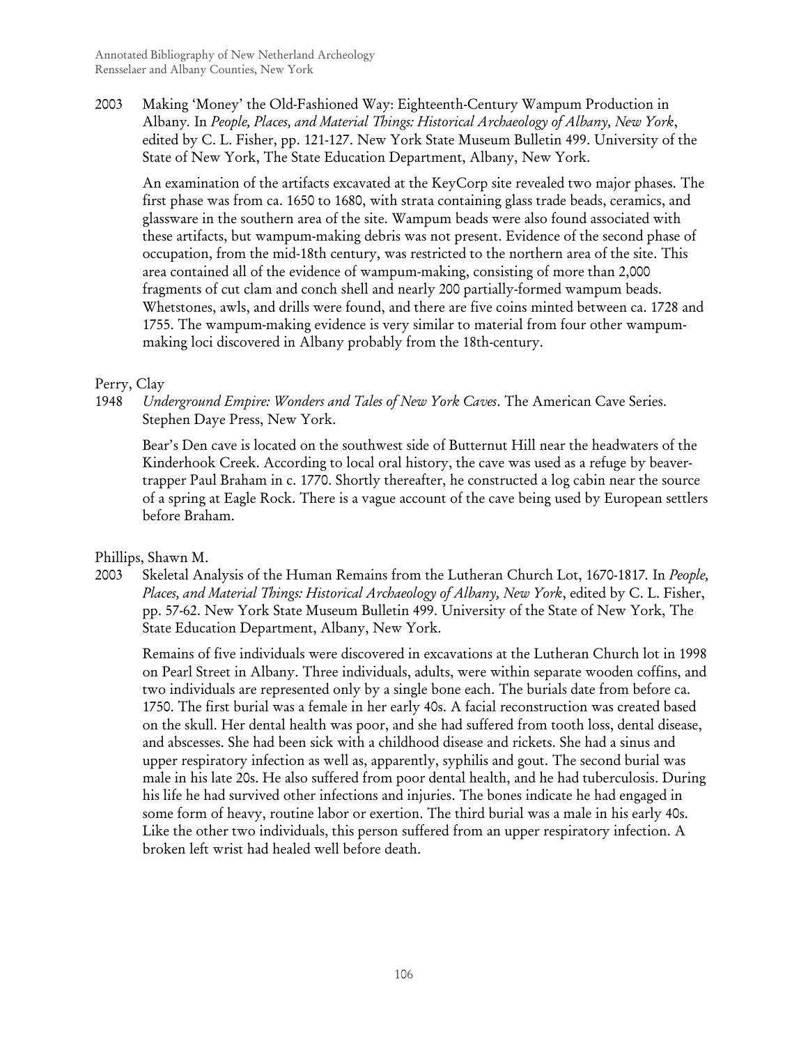2003 Making 'Money' the Old-Fashioned Way: Eighteenth-Century Wampum Production in Albany. In *People, Places, and Material Things: Historical Archaeology of Albany, New York*, edited by C. L. Fisher, pp. 121-127. New York State Museum Bulletin 499. University of the State of New York, The State Education Department, Albany, New York.

An examination of the artifacts excavated at the KeyCorp site revealed two major phases. The first phase was from ca. 1650 to 1680, with strata containing glass trade beads, ceramics, and glassware in the southern area of the site. Wampum beads were also found associated with these artifacts, but wampum-making debris was not present. Evidence of the second phase of occupation, from the mid-18th century, was restricted to the northern area of the site. This area contained all of the evidence of wampum-making, consisting of more than 2,000 fragments of cut clam and conch shell and nearly 200 partially-formed wampum beads. Whetstones, awls, and drills were found, and there are five coins minted between ca. 1728 and 1755. The wampum-making evidence is very similar to material from four other wampum-making loci discovered in Albany probably from the 18th-century.

Perry, Clay

1948 *Underground Empire: Wonders and Tales of New York Caves*. The American Cave Series. Stephen Daye Press, New York.

Bear's Den cave is located on the southwest side of Butternut Hill near the headwaters of the Kinderhook Creek. According to local oral history, the cave was used as a refuge by beaver-trapper Paul Braham in c. 1770. Shortly thereafter, he constructed a log cabin near the source of a spring at Eagle Rock. There is a vague account of the cave being used by European settlers before Braham.

Phillips, Shawn M.

2003 Skeletal Analysis of the Human Remains from the Lutheran Church Lot, 1670-1817. In *People, Places, and Material Things: Historical Archaeology of Albany, New York*, edited by C. L. Fisher, pp. 57-62. New York State Museum Bulletin 499. University of the State of New York, The State Education Department, Albany, New York.

Remains of five individuals were discovered in excavations at the Lutheran Church lot in 1998 on Pearl Street in Albany. Three individuals, adults, were within separate wooden coffins, and two individuals are represented only by a single bone each. The burials date from before ca. 1750. The first burial was a female in her early 40s. A facial reconstruction was created based on the skull. Her dental health was poor, and she had suffered from tooth loss, dental disease, and abscesses. She had been sick with a childhood disease and rickets. She had a sinus and upper respiratory infection as well as, apparently, syphilis and gout. The second burial was male in his late 20s. He also suffered from poor dental health, and he had tuberculosis. During his life he had survived other infections and injuries. The bones indicate he had engaged in some form of heavy, routine labor or exertion. The third burial was a male in his early 40s. Like the other two individuals, this person suffered from an upper respiratory infection. A broken left wrist had healed well before death.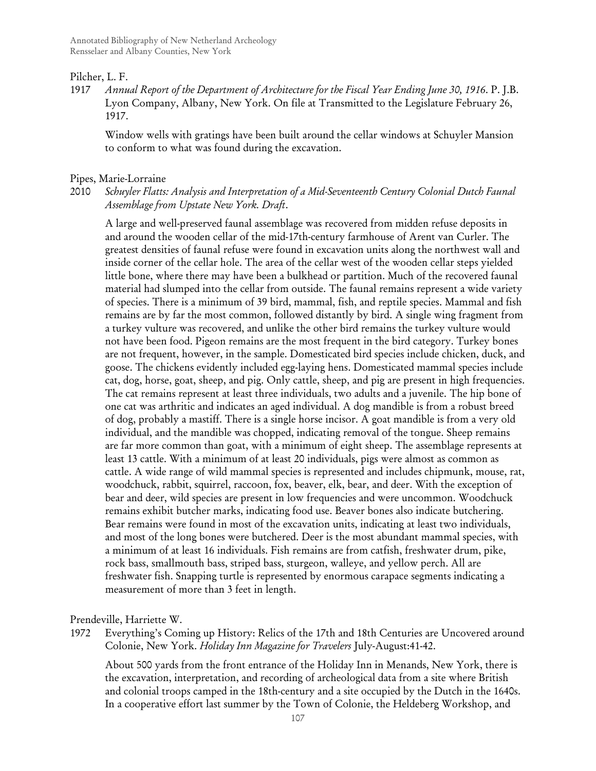Pilcher, L. F.

1917 *Annual Report of the Department of Architecture for the Fiscal Year Ending June 30, 1916.* P. J.B. Lyon Company, Albany, New York. On file at Transmitted to the Legislature February 26, 1917.

Window wells with gratings have been built around the cellar windows at Schuyler Mansion to conform to what was found during the excavation.

Pipes, Marie-Lorraine

2010 *Schuyler Flatts: Analysis and Interpretation of a Mid-Seventeenth Century Colonial Dutch Faunal Assemblage from Upstate New York. Draft*.

A large and well-preserved faunal assemblage was recovered from midden refuse deposits in and around the wooden cellar of the mid-17th-century farmhouse of Arent van Curler. The greatest densities of faunal refuse were found in excavation units along the northwest wall and inside corner of the cellar hole. The area of the cellar west of the wooden cellar steps yielded little bone, where there may have been a bulkhead or partition. Much of the recovered faunal material had slumped into the cellar from outside. The faunal remains represent a wide variety of species. There is a minimum of 39 bird, mammal, fish, and reptile species. Mammal and fish remains are by far the most common, followed distantly by bird. A single wing fragment from a turkey vulture was recovered, and unlike the other bird remains the turkey vulture would not have been food. Pigeon remains are the most frequent in the bird category. Turkey bones are not frequent, however, in the sample. Domesticated bird species include chicken, duck, and goose. The chickens evidently included egg-laying hens. Domesticated mammal species include cat, dog, horse, goat, sheep, and pig. Only cattle, sheep, and pig are present in high frequencies. The cat remains represent at least three individuals, two adults and a juvenile. The hip bone of one cat was arthritic and indicates an aged individual. A dog mandible is from a robust breed of dog, probably a mastiff. There is a single horse incisor. A goat mandible is from a very old individual, and the mandible was chopped, indicating removal of the tongue. Sheep remains are far more common than goat, with a minimum of eight sheep. The assemblage represents at least 13 cattle. With a minimum of at least 20 individuals, pigs were almost as common as cattle. A wide range of wild mammal species is represented and includes chipmunk, mouse, rat, woodchuck, rabbit, squirrel, raccoon, fox, beaver, elk, bear, and deer. With the exception of bear and deer, wild species are present in low frequencies and were uncommon. Woodchuck remains exhibit butcher marks, indicating food use. Beaver bones also indicate butchering. Bear remains were found in most of the excavation units, indicating at least two individuals, and most of the long bones were butchered. Deer is the most abundant mammal species, with a minimum of at least 16 individuals. Fish remains are from catfish, freshwater drum, pike, rock bass, smallmouth bass, striped bass, sturgeon, walleye, and yellow perch. All are freshwater fish. Snapping turtle is represented by enormous carapace segments indicating a measurement of more than 3 feet in length.

Prendeville, Harriette W.

1972 Everything's Coming up History: Relics of the 17th and 18th Centuries are Uncovered around Colonie, New York. *Holiday Inn Magazine for Travelers* July-August:41-42.

About 500 yards from the front entrance of the Holiday Inn in Menands, New York, there is the excavation, interpretation, and recording of archeological data from a site where British and colonial troops camped in the 18th-century and a site occupied by the Dutch in the 1640s. In a cooperative effort last summer by the Town of Colonie, the Heldeberg Workshop, and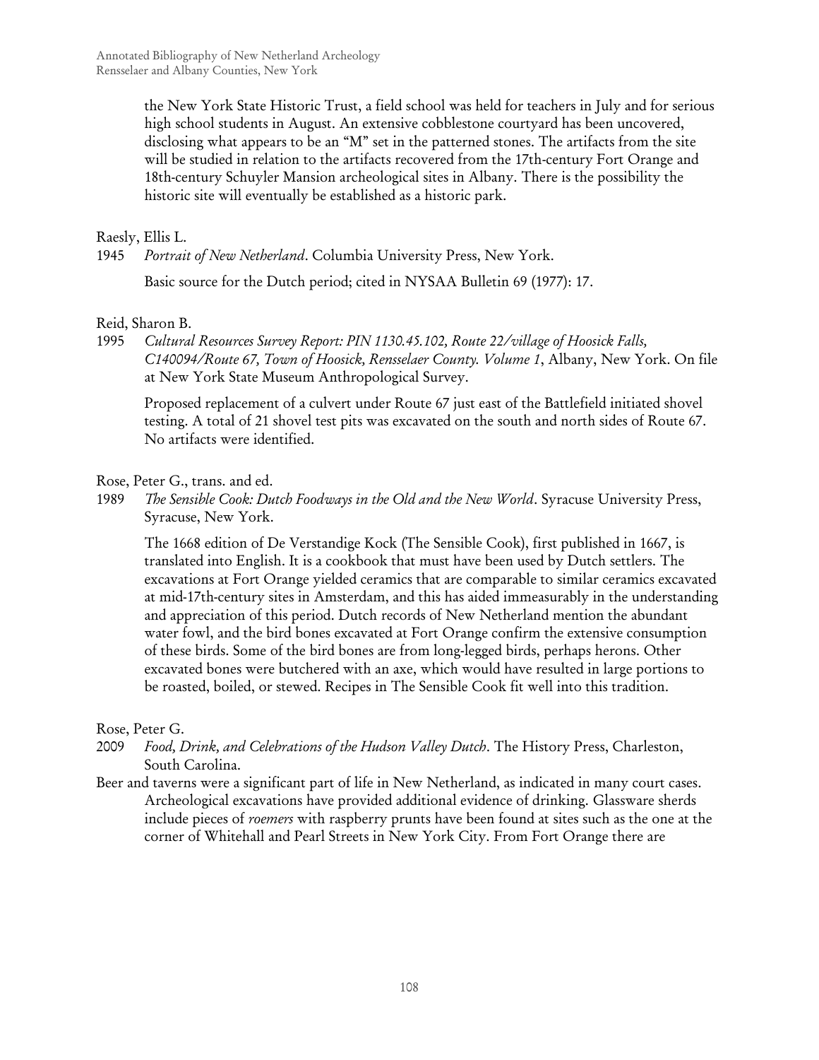the New York State Historic Trust, a field school was held for teachers in July and for serious high school students in August. An extensive cobblestone courtyard has been uncovered, disclosing what appears to be an "M" set in the patterned stones. The artifacts from the site will be studied in relation to the artifacts recovered from the 17th-century Fort Orange and 18th-century Schuyler Mansion archeological sites in Albany. There is the possibility the historic site will eventually be established as a historic park.

Raesly, Ellis L.

1945 *Portrait of New Netherland*. Columbia University Press, New York.

Basic source for the Dutch period; cited in NYSAA Bulletin 69 (1977): 17.

Reid, Sharon B.

1995 *Cultural Resources Survey Report: PIN 1130.45.102, Route 22/village of Hoosick Falls, C140094/Route 67, Town of Hoosick, Rensselaer County. Volume 1*, Albany, New York. On file at New York State Museum Anthropological Survey.

Proposed replacement of a culvert under Route 67 just east of the Battlefield initiated shovel testing. A total of 21 shovel test pits was excavated on the south and north sides of Route 67. No artifacts were identified.

Rose, Peter G., trans. and ed.

1989 *The Sensible Cook: Dutch Foodways in the Old and the New World*. Syracuse University Press, Syracuse, New York.

The 1668 edition of De Verstandige Kock (The Sensible Cook), first published in 1667, is translated into English. It is a cookbook that must have been used by Dutch settlers. The excavations at Fort Orange yielded ceramics that are comparable to similar ceramics excavated at mid-17th-century sites in Amsterdam, and this has aided immeasurably in the understanding and appreciation of this period. Dutch records of New Netherland mention the abundant water fowl, and the bird bones excavated at Fort Orange confirm the extensive consumption of these birds. Some of the bird bones are from long-legged birds, perhaps herons. Other excavated bones were butchered with an axe, which would have resulted in large portions to be roasted, boiled, or stewed. Recipes in The Sensible Cook fit well into this tradition.

Rose, Peter G.

2009 *Food, Drink, and Celebrations of the Hudson Valley Dutch*. The History Press, Charleston, South Carolina.

Beer and taverns were a significant part of life in New Netherland, as indicated in many court cases. Archeological excavations have provided additional evidence of drinking. Glassware sherds include pieces of *roemers* with raspberry prunts have been found at sites such as the one at the corner of Whitehall and Pearl Streets in New York City. From Fort Orange there are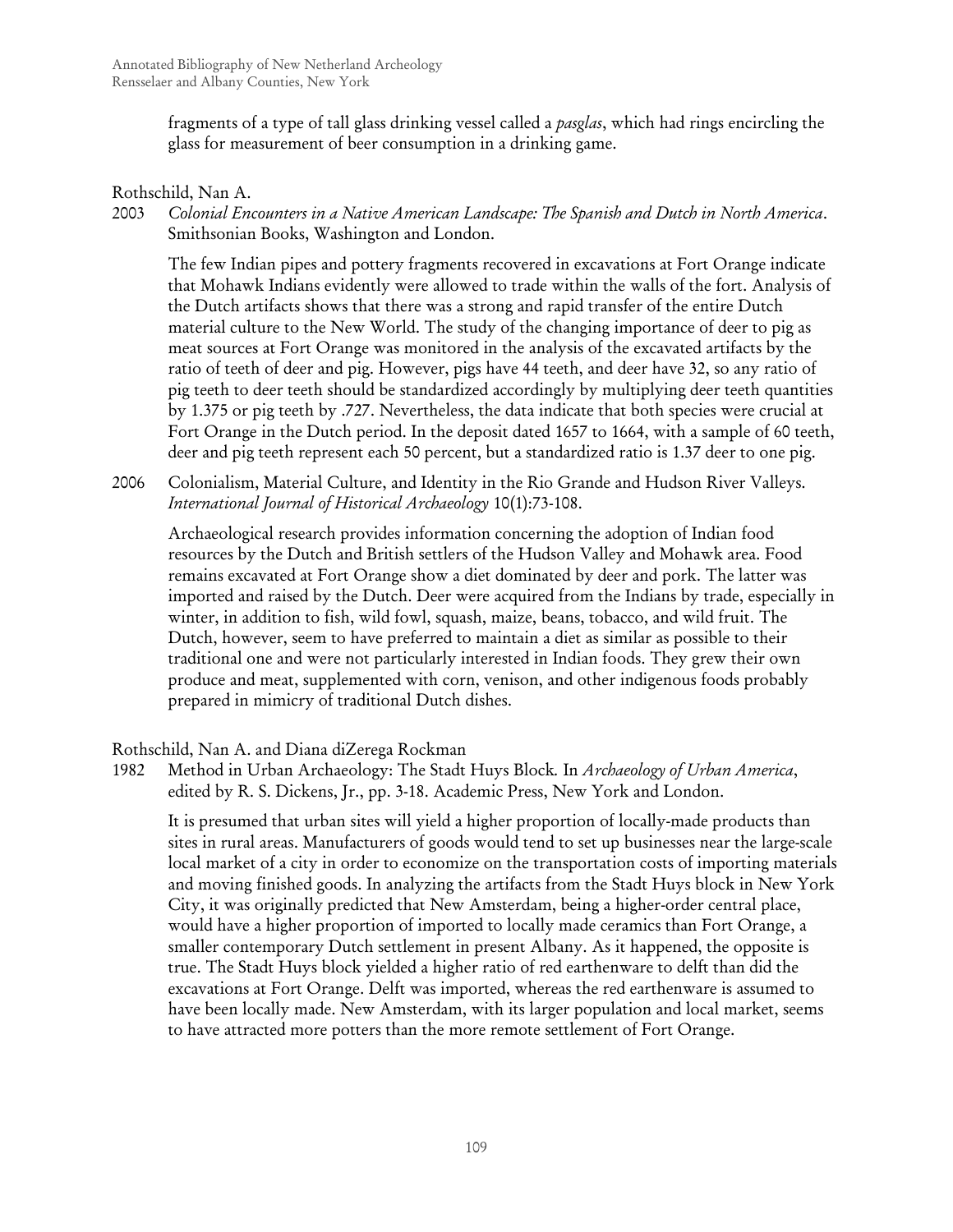fragments of a type of tall glass drinking vessel called a *pasglas*, which had rings encircling the glass for measurement of beer consumption in a drinking game.

Rothschild, Nan A.

2003 *Colonial Encounters in a Native American Landscape: The Spanish and Dutch in North America*. Smithsonian Books, Washington and London.

The few Indian pipes and pottery fragments recovered in excavations at Fort Orange indicate that Mohawk Indians evidently were allowed to trade within the walls of the fort. Analysis of the Dutch artifacts shows that there was a strong and rapid transfer of the entire Dutch material culture to the New World. The study of the changing importance of deer to pig as meat sources at Fort Orange was monitored in the analysis of the excavated artifacts by the ratio of teeth of deer and pig. However, pigs have 44 teeth, and deer have 32, so any ratio of pig teeth to deer teeth should be standardized accordingly by multiplying deer teeth quantities by 1.375 or pig teeth by .727. Nevertheless, the data indicate that both species were crucial at Fort Orange in the Dutch period. In the deposit dated 1657 to 1664, with a sample of 60 teeth, deer and pig teeth represent each 50 percent, but a standardized ratio is 1.37 deer to one pig.

2006 Colonialism, Material Culture, and Identity in the Rio Grande and Hudson River Valleys. *International Journal of Historical Archaeology* 10(1):73-108.

Archaeological research provides information concerning the adoption of Indian food resources by the Dutch and British settlers of the Hudson Valley and Mohawk area. Food remains excavated at Fort Orange show a diet dominated by deer and pork. The latter was imported and raised by the Dutch. Deer were acquired from the Indians by trade, especially in winter, in addition to fish, wild fowl, squash, maize, beans, tobacco, and wild fruit. The Dutch, however, seem to have preferred to maintain a diet as similar as possible to their traditional one and were not particularly interested in Indian foods. They grew their own produce and meat, supplemented with corn, venison, and other indigenous foods probably prepared in mimicry of traditional Dutch dishes.

Rothschild, Nan A. and Diana diZerega Rockman

1982 Method in Urban Archaeology: The Stadt Huys Block. In *Archaeology of Urban America*, edited by R. S. Dickens, Jr., pp. 3-18. Academic Press, New York and London.

It is presumed that urban sites will yield a higher proportion of locally-made products than sites in rural areas. Manufacturers of goods would tend to set up businesses near the large-scale local market of a city in order to economize on the transportation costs of importing materials and moving finished goods. In analyzing the artifacts from the Stadt Huys block in New York City, it was originally predicted that New Amsterdam, being a higher-order central place, would have a higher proportion of imported to locally made ceramics than Fort Orange, a smaller contemporary Dutch settlement in present Albany. As it happened, the opposite is true. The Stadt Huys block yielded a higher ratio of red earthenware to delft than did the excavations at Fort Orange. Delft was imported, whereas the red earthenware is assumed to have been locally made. New Amsterdam, with its larger population and local market, seems to have attracted more potters than the more remote settlement of Fort Orange.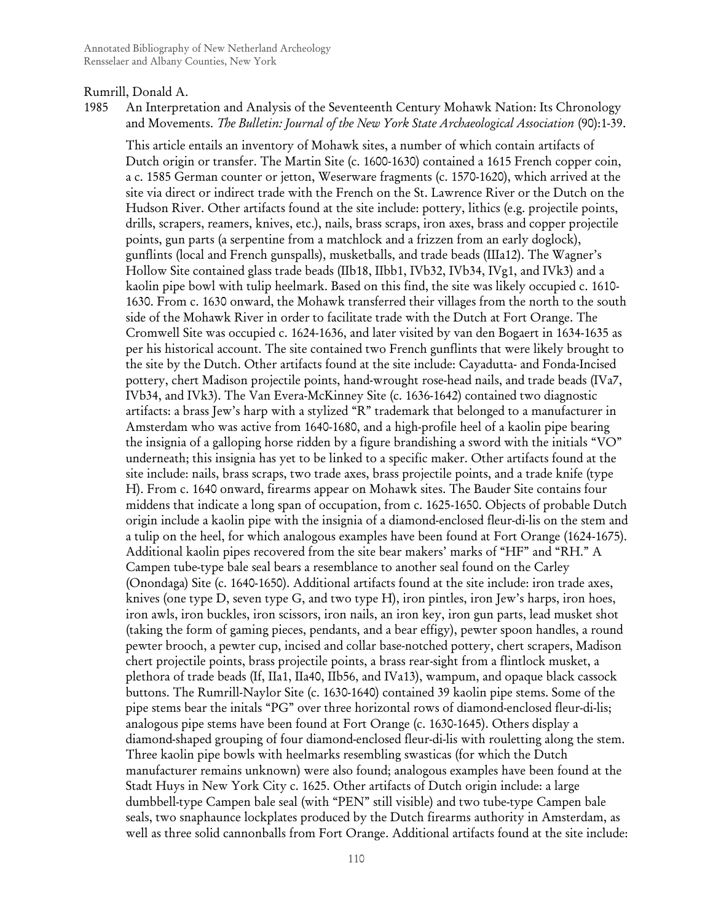Rumrill, Donald A.

1985 An Interpretation and Analysis of the Seventeenth Century Mohawk Nation: Its Chronology and Movements. *The Bulletin: Journal of the New York State Archaeological Association* (90):1-39.

This article entails an inventory of Mohawk sites, a number of which contain artifacts of Dutch origin or transfer. The Martin Site (c. 1600-1630) contained a 1615 French copper coin, a c. 1585 German counter or jetton, Weserware fragments (c. 1570-1620), which arrived at the site via direct or indirect trade with the French on the St. Lawrence River or the Dutch on the Hudson River. Other artifacts found at the site include: pottery, lithics (e.g. projectile points, drills, scrapers, reamers, knives, etc.), nails, brass scraps, iron axes, brass and copper projectile points, gun parts (a serpentine from a matchlock and a frizzen from an early doglock), gunflints (local and French gunspalls), musketballs, and trade beads (IIIa12). The Wagner's Hollow Site contained glass trade beads (IIb18, IIbb1, IVb32, IVb34, IVg1, and IVk3) and a kaolin pipe bowl with tulip heelmark. Based on this find, the site was likely occupied c. 1610-1630. From c. 1630 onward, the Mohawk transferred their villages from the north to the south side of the Mohawk River in order to facilitate trade with the Dutch at Fort Orange. The Cromwell Site was occupied c. 1624-1636, and later visited by van den Bogaert in 1634-1635 as per his historical account. The site contained two French gunflints that were likely brought to the site by the Dutch. Other artifacts found at the site include: Cayadutta- and Fonda-Incised pottery, chert Madison projectile points, hand-wrought rose-head nails, and trade beads (IVa7, IVb34, and IVk3). The Van Evera-McKinney Site (c. 1636-1642) contained two diagnostic artifacts: a brass Jew's harp with a stylized "R" trademark that belonged to a manufacturer in Amsterdam who was active from 1640-1680, and a high-profile heel of a kaolin pipe bearing the insignia of a galloping horse ridden by a figure brandishing a sword with the initials "VO" underneath; this insignia has yet to be linked to a specific maker. Other artifacts found at the site include: nails, brass scraps, two trade axes, brass projectile points, and a trade knife (type H). From c. 1640 onward, firearms appear on Mohawk sites. The Bauder Site contains four middens that indicate a long span of occupation, from c. 1625-1650. Objects of probable Dutch origin include a kaolin pipe with the insignia of a diamond-enclosed fleur-di-lis on the stem and a tulip on the heel, for which analogous examples have been found at Fort Orange (1624-1675). Additional kaolin pipes recovered from the site bear makers' marks of "HF" and "RH." A Campen tube-type bale seal bears a resemblance to another seal found on the Carley (Onondaga) Site (c. 1640-1650). Additional artifacts found at the site include: iron trade axes, knives (one type D, seven type G, and two type H), iron pintles, iron Jew's harps, iron hoes, iron awls, iron buckles, iron scissors, iron nails, an iron key, iron gun parts, lead musket shot (taking the form of gaming pieces, pendants, and a bear effigy), pewter spoon handles, a round pewter brooch, a pewter cup, incised and collar base-notched pottery, chert scrapers, Madison chert projectile points, brass projectile points, a brass rear-sight from a flintlock musket, a plethora of trade beads (If, IIa1, IIa40, IIb56, and IVa13), wampum, and opaque black cassock buttons. The Rumrill-Naylor Site (c. 1630-1640) contained 39 kaolin pipe stems. Some of the pipe stems bear the initals "PG" over three horizontal rows of diamond-enclosed fleur-di-lis; analogous pipe stems have been found at Fort Orange (c. 1630-1645). Others display a diamond-shaped grouping of four diamond-enclosed fleur-di-lis with rouletting along the stem. Three kaolin pipe bowls with heelmarks resembling swasticas (for which the Dutch manufacturer remains unknown) were also found; analogous examples have been found at the Stadt Huys in New York City c. 1625. Other artifacts of Dutch origin include: a large dumbbell-type Campen bale seal (with "PEN" still visible) and two tube-type Campen bale seals, two snaphaunce lockplates produced by the Dutch firearms authority in Amsterdam, as well as three solid cannonballs from Fort Orange. Additional artifacts found at the site include: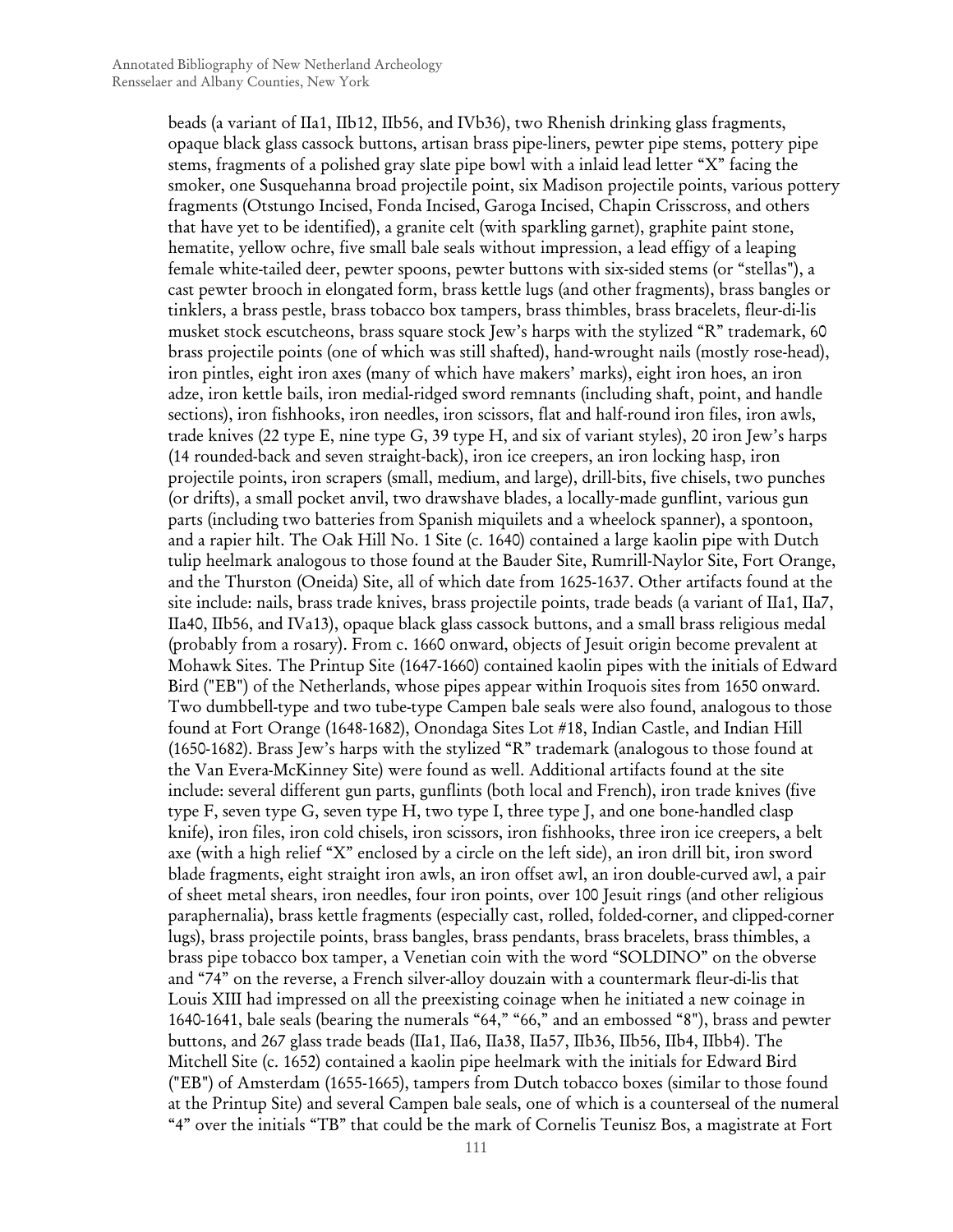beads (a variant of IIa1, IIb12, IIb56, and IVb36), two Rhenish drinking glass fragments, opaque black glass cassock buttons, artisan brass pipe-liners, pewter pipe stems, pottery pipe stems, fragments of a polished gray slate pipe bowl with a inlaid lead letter "X" facing the smoker, one Susquehanna broad projectile point, six Madison projectile points, various pottery fragments (Otstungo Incised, Fonda Incised, Garoga Incised, Chapin Crisscross, and others that have yet to be identified), a granite celt (with sparkling garnet), graphite paint stone, hematite, yellow ochre, five small bale seals without impression, a lead effigy of a leaping female white-tailed deer, pewter spoons, pewter buttons with six-sided stems (or "stellas"), a cast pewter brooch in elongated form, brass kettle lugs (and other fragments), brass bangles or tinklers, a brass pestle, brass tobacco box tampers, brass thimbles, brass bracelets, fleur-di-lis musket stock escutcheons, brass square stock Jew's harps with the stylized "R" trademark, 60 brass projectile points (one of which was still shafted), hand-wrought nails (mostly rose-head), iron pintles, eight iron axes (many of which have makers' marks), eight iron hoes, an iron adze, iron kettle bails, iron medial-ridged sword remnants (including shaft, point, and handle sections), iron fishhooks, iron needles, iron scissors, flat and half-round iron files, iron awls, trade knives (22 type E, nine type G, 39 type H, and six of variant styles), 20 iron Jew's harps (14 rounded-back and seven straight-back), iron ice creepers, an iron locking hasp, iron projectile points, iron scrapers (small, medium, and large), drill-bits, five chisels, two punches (or drifts), a small pocket anvil, two drawshave blades, a locally-made gunflint, various gun parts (including two batteries from Spanish miquilets and a wheelock spanner), a spontoon, and a rapier hilt. The Oak Hill No. 1 Site (c. 1640) contained a large kaolin pipe with Dutch tulip heelmark analogous to those found at the Bauder Site, Rumrill-Naylor Site, Fort Orange, and the Thurston (Oneida) Site, all of which date from 1625-1637. Other artifacts found at the site include: nails, brass trade knives, brass projectile points, trade beads (a variant of IIa1, IIa7, IIa40, IIb56, and IVa13), opaque black glass cassock buttons, and a small brass religious medal (probably from a rosary). From c. 1660 onward, objects of Jesuit origin become prevalent at Mohawk Sites. The Printup Site (1647-1660) contained kaolin pipes with the initials of Edward Bird ("EB") of the Netherlands, whose pipes appear within Iroquois sites from 1650 onward. Two dumbbell-type and two tube-type Campen bale seals were also found, analogous to those found at Fort Orange (1648-1682), Onondaga Sites Lot #18, Indian Castle, and Indian Hill (1650-1682). Brass Jew's harps with the stylized "R" trademark (analogous to those found at the Van Evera-McKinney Site) were found as well. Additional artifacts found at the site include: several different gun parts, gunflints (both local and French), iron trade knives (five type F, seven type G, seven type H, two type I, three type J, and one bone-handled clasp knife), iron files, iron cold chisels, iron scissors, iron fishhooks, three iron ice creepers, a belt axe (with a high relief "X" enclosed by a circle on the left side), an iron drill bit, iron sword blade fragments, eight straight iron awls, an iron offset awl, an iron double-curved awl, a pair of sheet metal shears, iron needles, four iron points, over 100 Jesuit rings (and other religious paraphernalia), brass kettle fragments (especially cast, rolled, folded-corner, and clipped-corner lugs), brass projectile points, brass bangles, brass pendants, brass bracelets, brass thimbles, a brass pipe tobacco box tamper, a Venetian coin with the word "SOLDINO" on the obverse and "74" on the reverse, a French silver-alloy douzain with a countermark fleur-di-lis that Louis XIII had impressed on all the preexisting coinage when he initiated a new coinage in 1640-1641, bale seals (bearing the numerals "64," "66," and an embossed "8"), brass and pewter buttons, and 267 glass trade beads (IIa1, IIa6, IIa38, IIa57, IIb36, IIb56, IIb4, IIbb4). The Mitchell Site (c. 1652) contained a kaolin pipe heelmark with the initials for Edward Bird ("EB") of Amsterdam (1655-1665), tampers from Dutch tobacco boxes (similar to those found at the Printup Site) and several Campen bale seals, one of which is a counterseal of the numeral "4" over the initials "TB" that could be the mark of Cornelis Teunisz Bos, a magistrate at Fort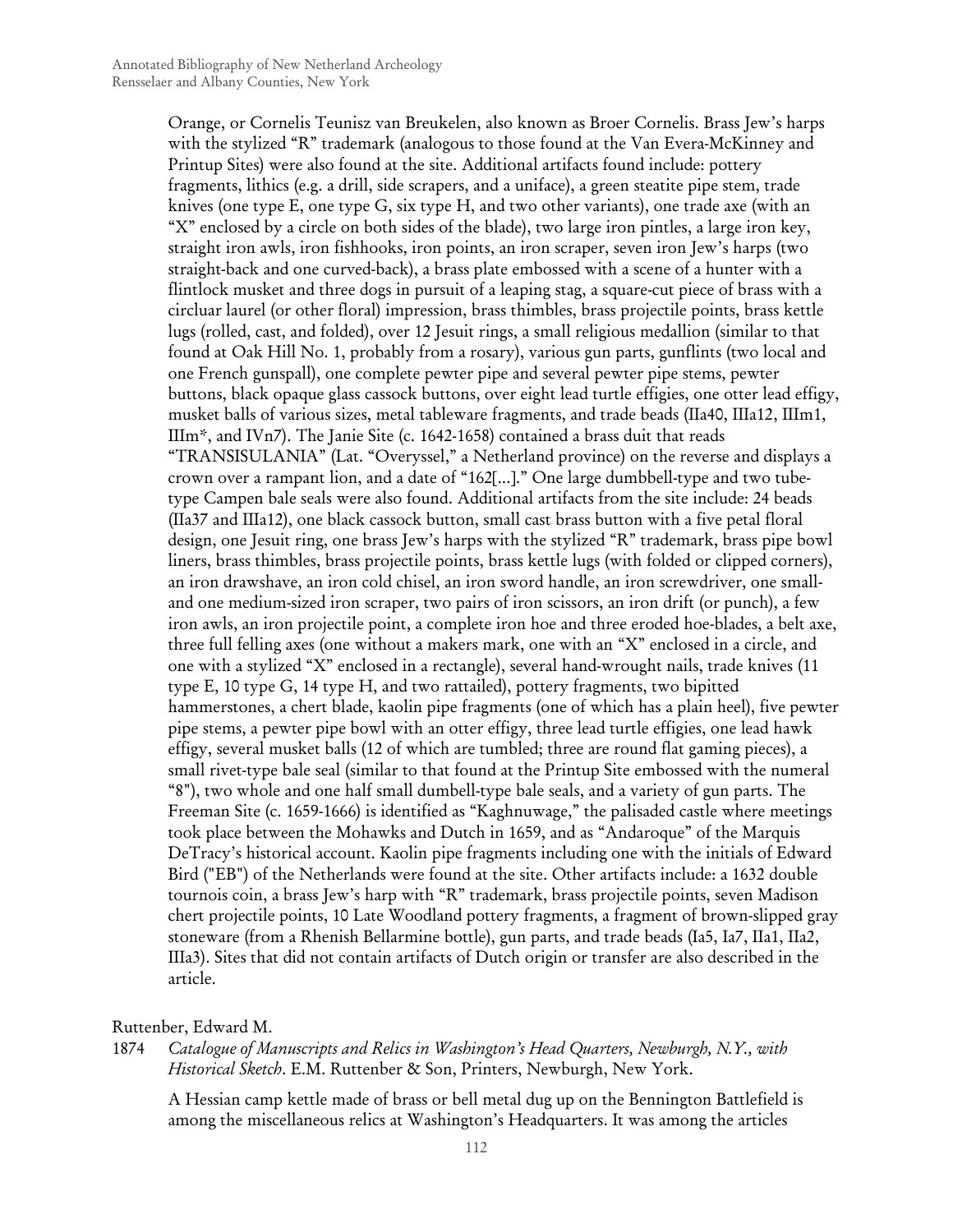Orange, or Cornelis Teunisz van Breukelen, also known as Broer Cornelis. Brass Jew's harps with the stylized "R" trademark (analogous to those found at the Van Evera-McKinney and Printup Sites) were also found at the site. Additional artifacts found include: pottery fragments, lithics (e.g. a drill, side scrapers, and a uniface), a green steatite pipe stem, trade knives (one type E, one type G, six type H, and two other variants), one trade axe (with an "X" enclosed by a circle on both sides of the blade), two large iron pintles, a large iron key, straight iron awls, iron fishhooks, iron points, an iron scraper, seven iron Jew's harps (two straight-back and one curved-back), a brass plate embossed with a scene of a hunter with a flintlock musket and three dogs in pursuit of a leaping stag, a square-cut piece of brass with a circluar laurel (or other floral) impression, brass thimbles, brass projectile points, brass kettle lugs (rolled, cast, and folded), over 12 Jesuit rings, a small religious medallion (similar to that found at Oak Hill No. 1, probably from a rosary), various gun parts, gunflints (two local and one French gunspall), one complete pewter pipe and several pewter pipe stems, pewter buttons, black opaque glass cassock buttons, over eight lead turtle effigies, one otter lead effigy, musket balls of various sizes, metal tableware fragments, and trade beads (IIa40, IIIa12, IIIm1, IIIm*, and IVn7). The Janie Site (c. 1642-1658) contained a brass duit that reads "TRANSISULANIA" (Lat. "Overyssel," a Netherland province) on the reverse and displays a crown over a rampant lion, and a date of "162[...]." One large dumbbell-type and two tube-type Campen bale seals were also found. Additional artifacts from the site include: 24 beads (IIa37 and IIIa12), one black cassock button, small cast brass button with a five petal floral design, one Jesuit ring, one brass Jew's harps with the stylized "R" trademark, brass pipe bowl liners, brass thimbles, brass projectile points, brass kettle lugs (with folded or clipped corners), an iron drawshave, an iron cold chisel, an iron sword handle, an iron screwdriver, one small- and one medium-sized iron scraper, two pairs of iron scissors, an iron drift (or punch), a few iron awls, an iron projectile point, a complete iron hoe and three eroded hoe-blades, a belt axe, three full felling axes (one without a makers mark, one with an "X" enclosed in a circle, and one with a stylized "X" enclosed in a rectangle), several hand-wrought nails, trade knives (11 type E, 10 type G, 14 type H, and two rattailed), pottery fragments, two bipitted hammerstones, a chert blade, kaolin pipe fragments (one of which has a plain heel), five pewter pipe stems, a pewter pipe bowl with an otter effigy, three lead turtle effigies, one lead hawk effigy, several musket balls (12 of which are tumbled; three are round flat gaming pieces), a small rivet-type bale seal (similar to that found at the Printup Site embossed with the numeral "8"), two whole and one half small dumbell-type bale seals, and a variety of gun parts. The Freeman Site (c. 1659-1666) is identified as "Kaghnuwage," the palisaded castle where meetings took place between the Mohawks and Dutch in 1659, and as "Andaroque" of the Marquis DeTracy's historical account. Kaolin pipe fragments including one with the initials of Edward Bird ("EB") of the Netherlands were found at the site. Other artifacts include: a 1632 double tournois coin, a brass Jew's harp with "R" trademark, brass projectile points, seven Madison chert projectile points, 10 Late Woodland pottery fragments, a fragment of brown-slipped gray stoneware (from a Rhenish Bellarmine bottle), gun parts, and trade beads (Ia5, Ia7, IIa1, IIa2, IIIa3). Sites that did not contain artifacts of Dutch origin or transfer are also described in the article.

Ruttenber, Edward M.

1874 *Catalogue of Manuscripts and Relics in Washington's Head Quarters, Newburgh, N.Y., with Historical Sketch*. E.M. Ruttenber & Son, Printers, Newburgh, New York.

A Hessian camp kettle made of brass or bell metal dug up on the Bennington Battlefield is among the miscellaneous relics at Washington's Headquarters. It was among the articles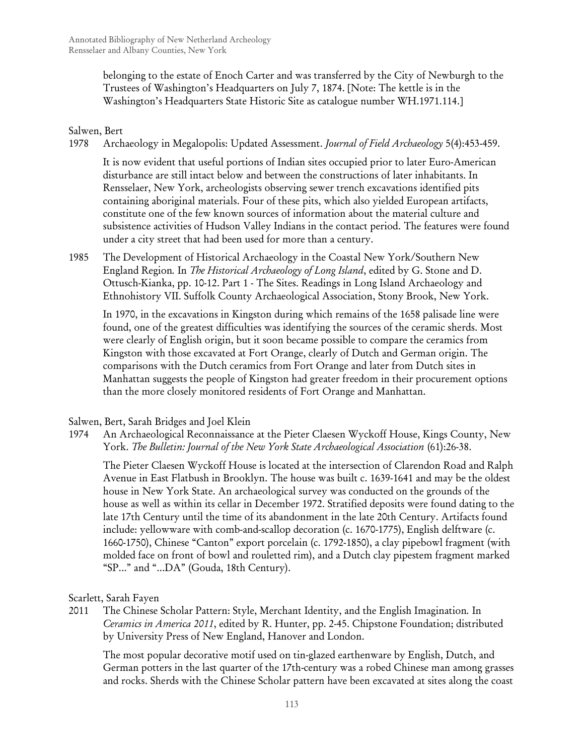belonging to the estate of Enoch Carter and was transferred by the City of Newburgh to the Trustees of Washington's Headquarters on July 7, 1874. [Note: The kettle is in the Washington's Headquarters State Historic Site as catalogue number WH.1971.114.]

Salwen, Bert

1978 Archaeology in Megalopolis: Updated Assessment. *Journal of Field Archaeology* 5(4):453-459.

It is now evident that useful portions of Indian sites occupied prior to later Euro-American disturbance are still intact below and between the constructions of later inhabitants. In Rensselaer, New York, archeologists observing sewer trench excavations identified pits containing aboriginal materials. Four of these pits, which also yielded European artifacts, constitute one of the few known sources of information about the material culture and subsistence activities of Hudson Valley Indians in the contact period. The features were found under a city street that had been used for more than a century.

1985 The Development of Historical Archaeology in the Coastal New York/Southern New England Region. In *The Historical Archaeology of Long Island*, edited by G. Stone and D. Ottusch-Kianka, pp. 10-12. Part 1 - The Sites. Readings in Long Island Archaeology and Ethnohistory VII. Suffolk County Archaeological Association, Stony Brook, New York.

In 1970, in the excavations in Kingston during which remains of the 1658 palisade line were found, one of the greatest difficulties was identifying the sources of the ceramic sherds. Most were clearly of English origin, but it soon became possible to compare the ceramics from Kingston with those excavated at Fort Orange, clearly of Dutch and German origin. The comparisons with the Dutch ceramics from Fort Orange and later from Dutch sites in Manhattan suggests the people of Kingston had greater freedom in their procurement options than the more closely monitored residents of Fort Orange and Manhattan.

Salwen, Bert, Sarah Bridges and Joel Klein

1974 An Archaeological Reconnaissance at the Pieter Claesen Wyckoff House, Kings County, New York. *The Bulletin: Journal of the New York State Archaeological Association* (61):26-38.

The Pieter Claesen Wyckoff House is located at the intersection of Clarendon Road and Ralph Avenue in East Flatbush in Brooklyn. The house was built c. 1639-1641 and may be the oldest house in New York State. An archaeological survey was conducted on the grounds of the house as well as within its cellar in December 1972. Stratified deposits were found dating to the late 17th Century until the time of its abandonment in the late 20th Century. Artifacts found include: yellowware with comb-and-scallop decoration (c. 1670-1775), English delftware (c. 1660-1750), Chinese "Canton" export porcelain (c. 1792-1850), a clay pipebowl fragment (with molded face on front of bowl and rouletted rim), and a Dutch clay pipestem fragment marked "SP..." and "...DA" (Gouda, 18th Century).

Scarlett, Sarah Fayen

2011 The Chinese Scholar Pattern: Style, Merchant Identity, and the English Imagination. In *Ceramics in America 2011*, edited by R. Hunter, pp. 2-45. Chipstone Foundation; distributed by University Press of New England, Hanover and London.

The most popular decorative motif used on tin-glazed earthenware by English, Dutch, and German potters in the last quarter of the 17th-century was a robed Chinese man among grasses and rocks. Sherds with the Chinese Scholar pattern have been excavated at sites along the coast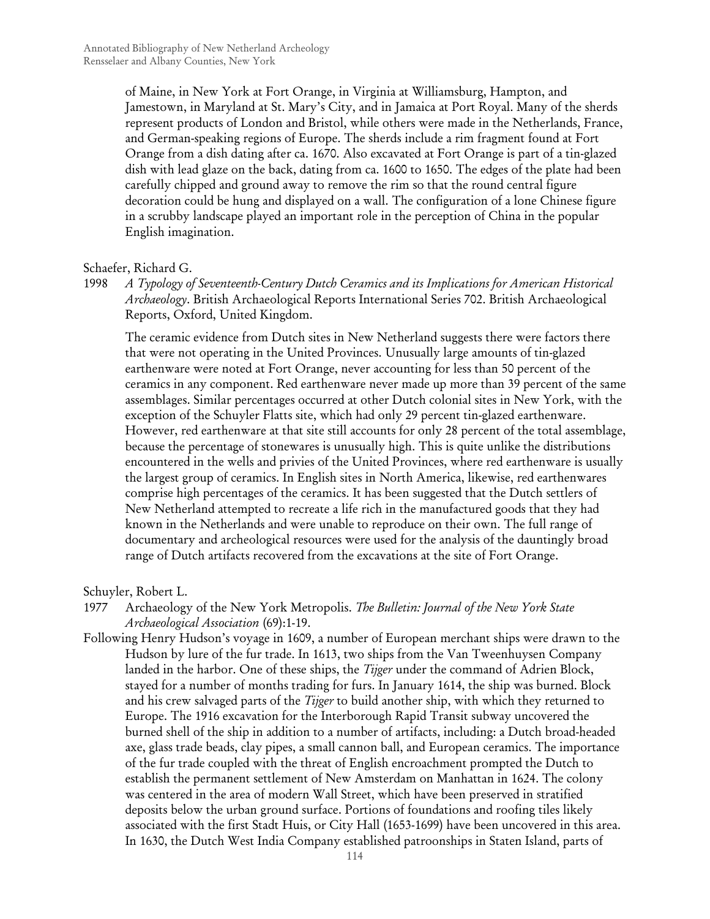of Maine, in New York at Fort Orange, in Virginia at Williamsburg, Hampton, and Jamestown, in Maryland at St. Mary's City, and in Jamaica at Port Royal. Many of the sherds represent products of London and Bristol, while others were made in the Netherlands, France, and German-speaking regions of Europe. The sherds include a rim fragment found at Fort Orange from a dish dating after ca. 1670. Also excavated at Fort Orange is part of a tin-glazed dish with lead glaze on the back, dating from ca. 1600 to 1650. The edges of the plate had been carefully chipped and ground away to remove the rim so that the round central figure decoration could be hung and displayed on a wall. The configuration of a lone Chinese figure in a scrubby landscape played an important role in the perception of China in the popular English imagination.

Schaefer, Richard G.

1998 *A Typology of Seventeenth-Century Dutch Ceramics and its Implications for American Historical Archaeology*. British Archaeological Reports International Series 702. British Archaeological Reports, Oxford, United Kingdom.

The ceramic evidence from Dutch sites in New Netherland suggests there were factors there that were not operating in the United Provinces. Unusually large amounts of tin-glazed earthenware were noted at Fort Orange, never accounting for less than 50 percent of the ceramics in any component. Red earthenware never made up more than 39 percent of the same assemblages. Similar percentages occurred at other Dutch colonial sites in New York, with the exception of the Schuyler Flatts site, which had only 29 percent tin-glazed earthenware. However, red earthenware at that site still accounts for only 28 percent of the total assemblage, because the percentage of stonewares is unusually high. This is quite unlike the distributions encountered in the wells and privies of the United Provinces, where red earthenware is usually the largest group of ceramics. In English sites in North America, likewise, red earthenwares comprise high percentages of the ceramics. It has been suggested that the Dutch settlers of New Netherland attempted to recreate a life rich in the manufactured goods that they had known in the Netherlands and were unable to reproduce on their own. The full range of documentary and archeological resources were used for the analysis of the dauntingly broad range of Dutch artifacts recovered from the excavations at the site of Fort Orange.

Schuyler, Robert L.

1977 Archaeology of the New York Metropolis. *The Bulletin: Journal of the New York State Archaeological Association* (69):1-19.

Following Henry Hudson's voyage in 1609, a number of European merchant ships were drawn to the Hudson by lure of the fur trade. In 1613, two ships from the Van Tweenhuysen Company landed in the harbor. One of these ships, the *Tijger* under the command of Adrien Block, stayed for a number of months trading for furs. In January 1614, the ship was burned. Block and his crew salvaged parts of the *Tijger* to build another ship, with which they returned to Europe. The 1916 excavation for the Interborough Rapid Transit subway uncovered the burned shell of the ship in addition to a number of artifacts, including: a Dutch broad-headed axe, glass trade beads, clay pipes, a small cannon ball, and European ceramics. The importance of the fur trade coupled with the threat of English encroachment prompted the Dutch to establish the permanent settlement of New Amsterdam on Manhattan in 1624. The colony was centered in the area of modern Wall Street, which have been preserved in stratified deposits below the urban ground surface. Portions of foundations and roofing tiles likely associated with the first Stadt Huis, or City Hall (1653-1699) have been uncovered in this area. In 1630, the Dutch West India Company established patroonships in Staten Island, parts of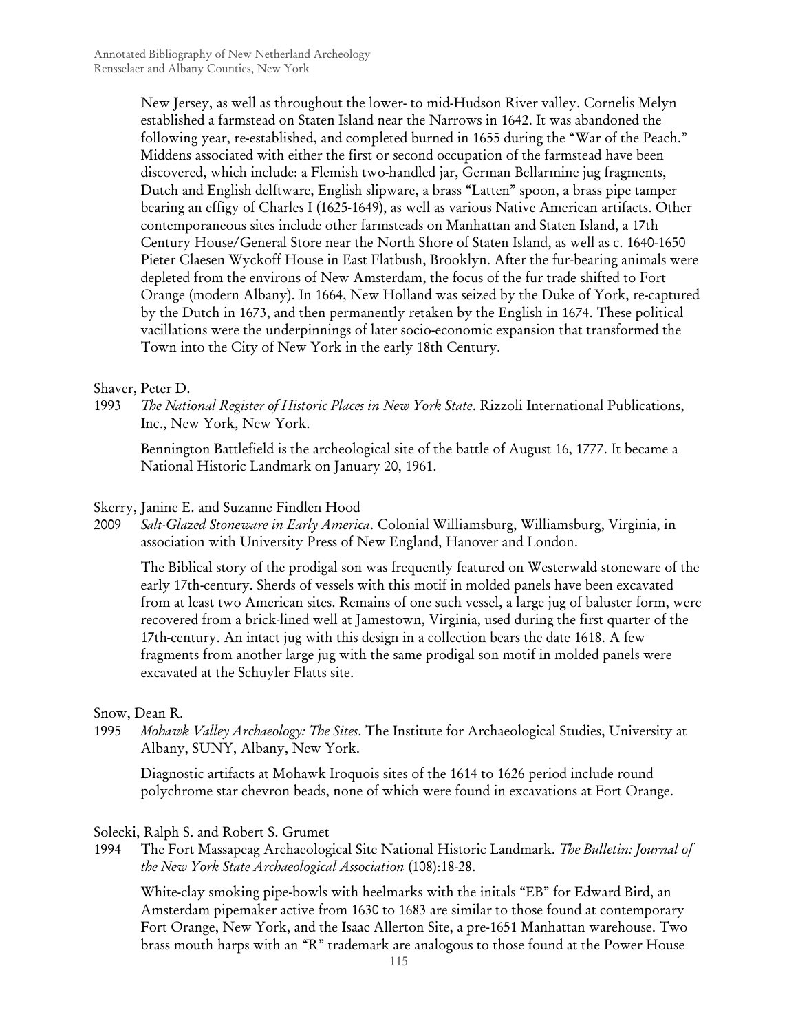New Jersey, as well as throughout the lower- to mid-Hudson River valley. Cornelis Melyn established a farmstead on Staten Island near the Narrows in 1642. It was abandoned the following year, re-established, and completed burned in 1655 during the "War of the Peach." Middens associated with either the first or second occupation of the farmstead have been discovered, which include: a Flemish two-handled jar, German Bellarmine jug fragments, Dutch and English delftware, English slipware, a brass "Latten" spoon, a brass pipe tamper bearing an effigy of Charles I (1625-1649), as well as various Native American artifacts. Other contemporaneous sites include other farmsteads on Manhattan and Staten Island, a 17th Century House/General Store near the North Shore of Staten Island, as well as c. 1640-1650 Pieter Claesen Wyckoff House in East Flatbush, Brooklyn. After the fur-bearing animals were depleted from the environs of New Amsterdam, the focus of the fur trade shifted to Fort Orange (modern Albany). In 1664, New Holland was seized by the Duke of York, re-captured by the Dutch in 1673, and then permanently retaken by the English in 1674. These political vacillations were the underpinnings of later socio-economic expansion that transformed the Town into the City of New York in the early 18th Century.

Shaver, Peter D.
1993 *The National Register of Historic Places in New York State*. Rizzoli International Publications, Inc., New York, New York.

Bennington Battlefield is the archeological site of the battle of August 16, 1777. It became a National Historic Landmark on January 20, 1961.

Skerry, Janine E. and Suzanne Findlen Hood
2009 *Salt-Glazed Stoneware in Early America*. Colonial Williamsburg, Williamsburg, Virginia, in association with University Press of New England, Hanover and London.

The Biblical story of the prodigal son was frequently featured on Westerwald stoneware of the early 17th-century. Sherds of vessels with this motif in molded panels have been excavated from at least two American sites. Remains of one such vessel, a large jug of baluster form, were recovered from a brick-lined well at Jamestown, Virginia, used during the first quarter of the 17th-century. An intact jug with this design in a collection bears the date 1618. A few fragments from another large jug with the same prodigal son motif in molded panels were excavated at the Schuyler Flatts site.

Snow, Dean R.
1995 *Mohawk Valley Archaeology: The Sites*. The Institute for Archaeological Studies, University at Albany, SUNY, Albany, New York.

Diagnostic artifacts at Mohawk Iroquois sites of the 1614 to 1626 period include round polychrome star chevron beads, none of which were found in excavations at Fort Orange.

Solecki, Ralph S. and Robert S. Grumet
1994 The Fort Massapeag Archaeological Site National Historic Landmark. *The Bulletin: Journal of the New York State Archaeological Association* (108):18-28.

White-clay smoking pipe-bowls with heelmarks with the initals "EB" for Edward Bird, an Amsterdam pipemaker active from 1630 to 1683 are similar to those found at contemporary Fort Orange, New York, and the Isaac Allerton Site, a pre-1651 Manhattan warehouse. Two brass mouth harps with an "R" trademark are analogous to those found at the Power House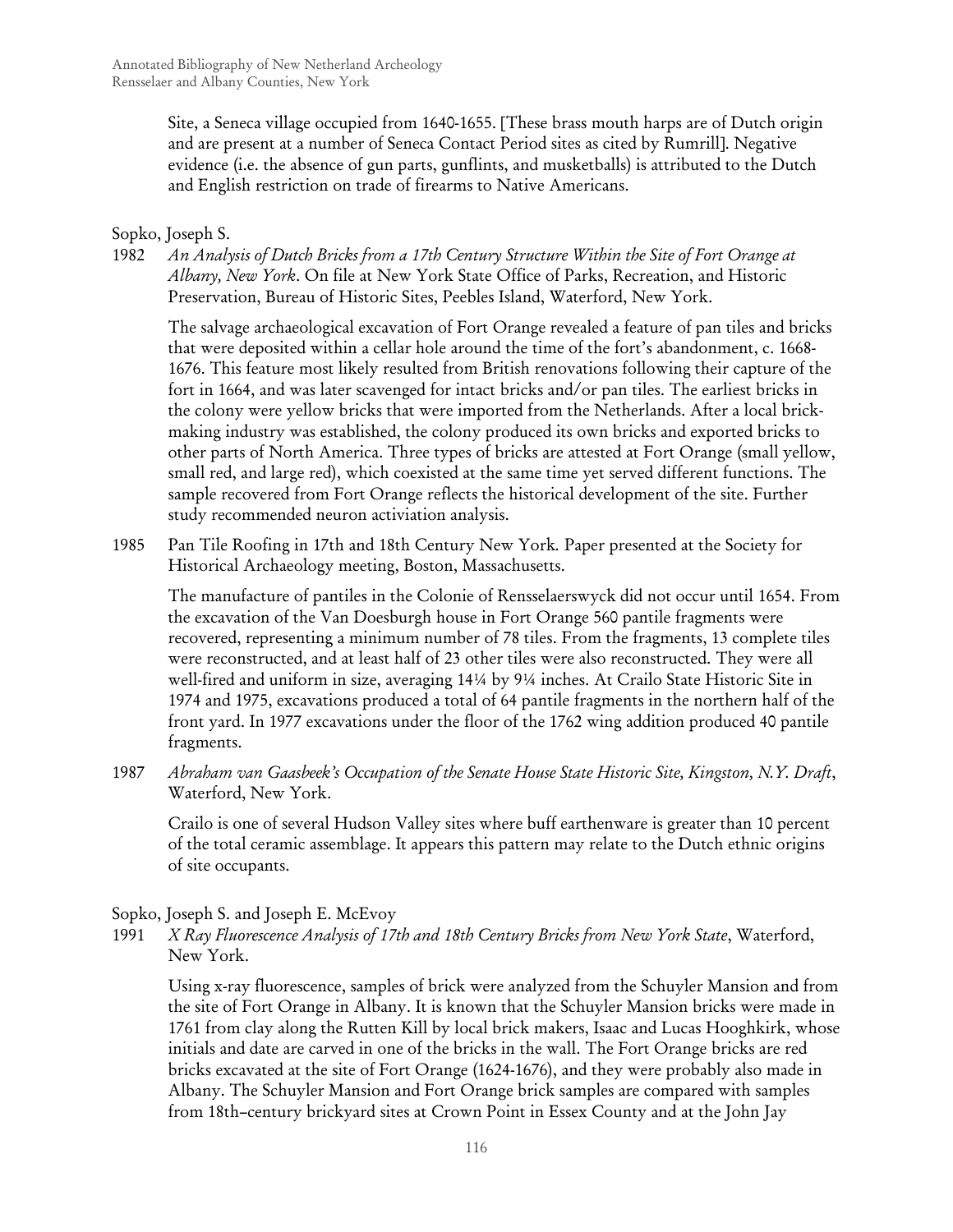Site, a Seneca village occupied from 1640-1655. [These brass mouth harps are of Dutch origin and are present at a number of Seneca Contact Period sites as cited by Rumrill]. Negative evidence (i.e. the absence of gun parts, gunflints, and musketballs) is attributed to the Dutch and English restriction on trade of firearms to Native Americans.

Sopko, Joseph S.

1982 *An Analysis of Dutch Bricks from a 17th Century Structure Within the Site of Fort Orange at Albany, New York*. On file at New York State Office of Parks, Recreation, and Historic Preservation, Bureau of Historic Sites, Peebles Island, Waterford, New York.

The salvage archaeological excavation of Fort Orange revealed a feature of pan tiles and bricks that were deposited within a cellar hole around the time of the fort's abandonment, c. 1668-1676. This feature most likely resulted from British renovations following their capture of the fort in 1664, and was later scavenged for intact bricks and/or pan tiles. The earliest bricks in the colony were yellow bricks that were imported from the Netherlands. After a local brick-making industry was established, the colony produced its own bricks and exported bricks to other parts of North America. Three types of bricks are attested at Fort Orange (small yellow, small red, and large red), which coexisted at the same time yet served different functions. The sample recovered from Fort Orange reflects the historical development of the site. Further study recommended neuron activiation analysis.

1985 Pan Tile Roofing in 17th and 18th Century New York. Paper presented at the Society for Historical Archaeology meeting, Boston, Massachusetts.

The manufacture of pantiles in the Colonie of Rensselaerswyck did not occur until 1654. From the excavation of the Van Doesburgh house in Fort Orange 560 pantile fragments were recovered, representing a minimum number of 78 tiles. From the fragments, 13 complete tiles were reconstructed, and at least half of 23 other tiles were also reconstructed. They were all well-fired and uniform in size, averaging 14¼ by 9¼ inches. At Crailo State Historic Site in 1974 and 1975, excavations produced a total of 64 pantile fragments in the northern half of the front yard. In 1977 excavations under the floor of the 1762 wing addition produced 40 pantile fragments.

1987 *Abraham van Gaasbeek's Occupation of the Senate House State Historic Site, Kingston, N.Y. Draft*, Waterford, New York.

Crailo is one of several Hudson Valley sites where buff earthenware is greater than 10 percent of the total ceramic assemblage. It appears this pattern may relate to the Dutch ethnic origins of site occupants.

Sopko, Joseph S. and Joseph E. McEvoy

1991 *X Ray Fluorescence Analysis of 17th and 18th Century Bricks from New York State*, Waterford, New York.

Using x-ray fluorescence, samples of brick were analyzed from the Schuyler Mansion and from the site of Fort Orange in Albany. It is known that the Schuyler Mansion bricks were made in 1761 from clay along the Rutten Kill by local brick makers, Isaac and Lucas Hooghkirk, whose initials and date are carved in one of the bricks in the wall. The Fort Orange bricks are red bricks excavated at the site of Fort Orange (1624-1676), and they were probably also made in Albany. The Schuyler Mansion and Fort Orange brick samples are compared with samples from 18th–century brickyard sites at Crown Point in Essex County and at the John Jay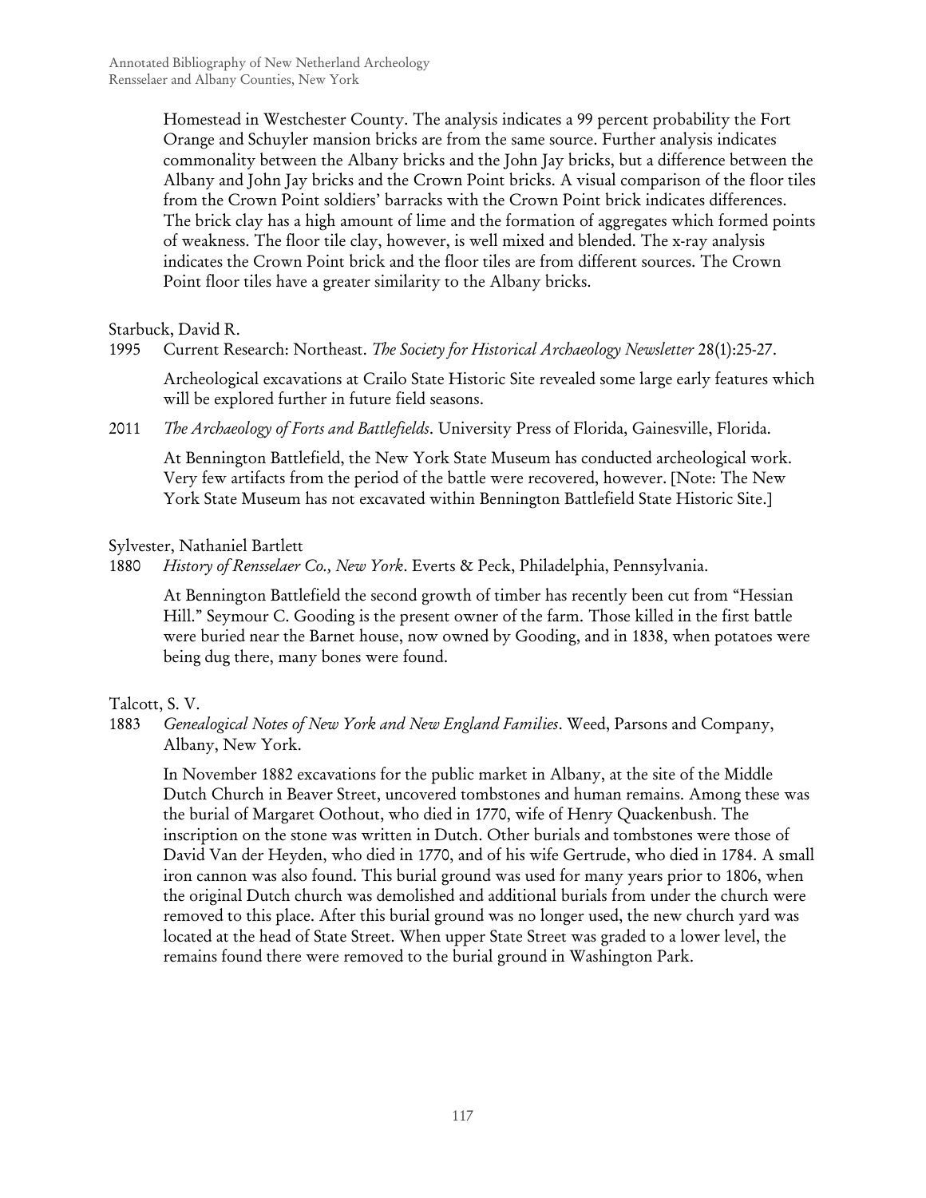Homestead in Westchester County. The analysis indicates a 99 percent probability the Fort Orange and Schuyler mansion bricks are from the same source. Further analysis indicates commonality between the Albany bricks and the John Jay bricks, but a difference between the Albany and John Jay bricks and the Crown Point bricks. A visual comparison of the floor tiles from the Crown Point soldiers' barracks with the Crown Point brick indicates differences. The brick clay has a high amount of lime and the formation of aggregates which formed points of weakness. The floor tile clay, however, is well mixed and blended. The x-ray analysis indicates the Crown Point brick and the floor tiles are from different sources. The Crown Point floor tiles have a greater similarity to the Albany bricks.

Starbuck, David R.

1995 Current Research: Northeast. *The Society for Historical Archaeology Newsletter* 28(1):25-27.

Archeological excavations at Crailo State Historic Site revealed some large early features which will be explored further in future field seasons.

2011 *The Archaeology of Forts and Battlefields*. University Press of Florida, Gainesville, Florida.

At Bennington Battlefield, the New York State Museum has conducted archeological work. Very few artifacts from the period of the battle were recovered, however. [Note: The New York State Museum has not excavated within Bennington Battlefield State Historic Site.]

Sylvester, Nathaniel Bartlett

1880 *History of Rensselaer Co., New York*. Everts & Peck, Philadelphia, Pennsylvania.

At Bennington Battlefield the second growth of timber has recently been cut from "Hessian Hill." Seymour C. Gooding is the present owner of the farm. Those killed in the first battle were buried near the Barnet house, now owned by Gooding, and in 1838, when potatoes were being dug there, many bones were found.

Talcott, S. V.

1883 *Genealogical Notes of New York and New England Families*. Weed, Parsons and Company, Albany, New York.

In November 1882 excavations for the public market in Albany, at the site of the Middle Dutch Church in Beaver Street, uncovered tombstones and human remains. Among these was the burial of Margaret Oothout, who died in 1770, wife of Henry Quackenbush. The inscription on the stone was written in Dutch. Other burials and tombstones were those of David Van der Heyden, who died in 1770, and of his wife Gertrude, who died in 1784. A small iron cannon was also found. This burial ground was used for many years prior to 1806, when the original Dutch church was demolished and additional burials from under the church were removed to this place. After this burial ground was no longer used, the new church yard was located at the head of State Street. When upper State Street was graded to a lower level, the remains found there were removed to the burial ground in Washington Park.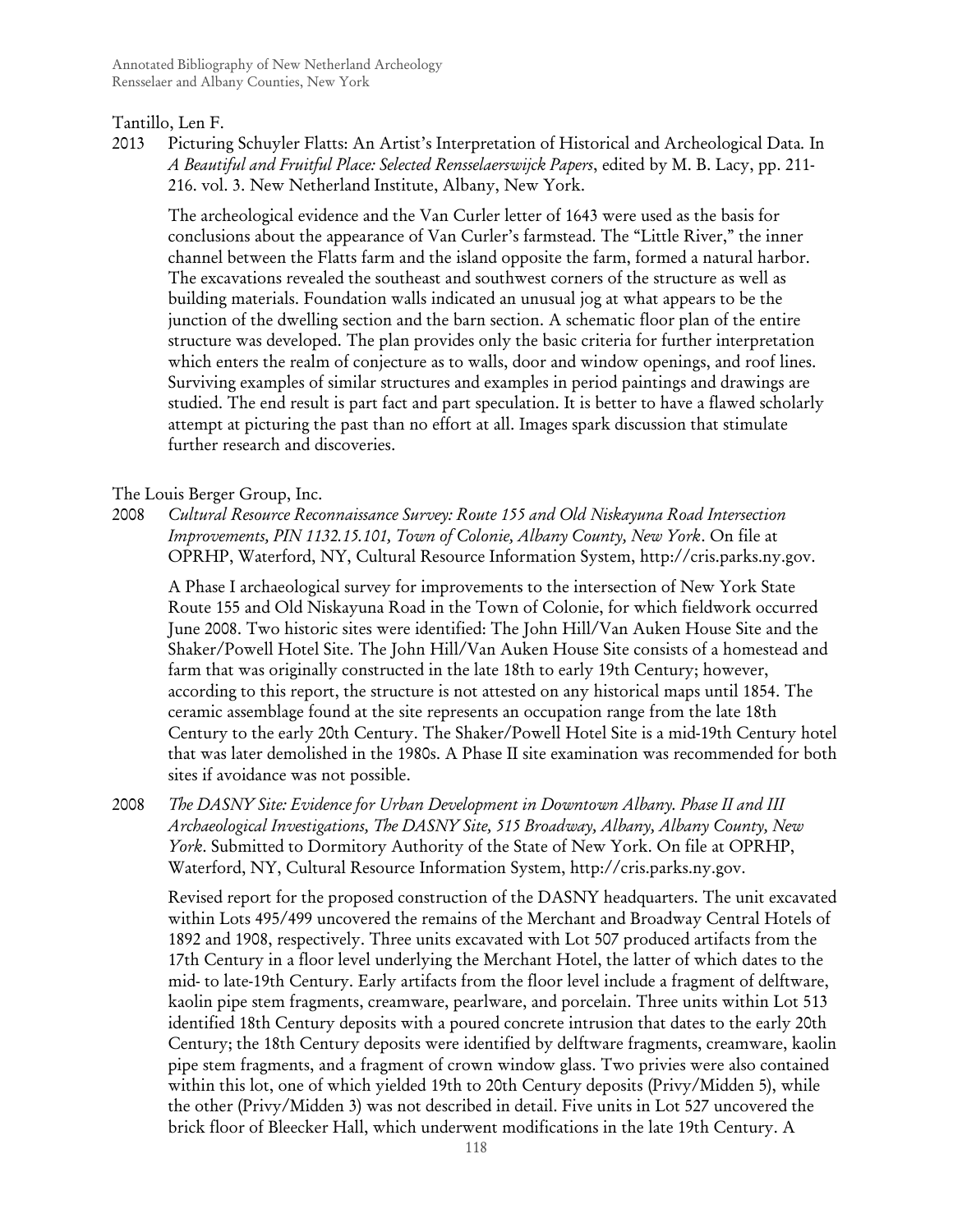Tantillo, Len F.

2013 Picturing Schuyler Flatts: An Artist's Interpretation of Historical and Archeological Data. In *A Beautiful and Fruitful Place: Selected Rensselaerswijck Papers*, edited by M. B. Lacy, pp. 211-216. vol. 3. New Netherland Institute, Albany, New York.

The archeological evidence and the Van Curler letter of 1643 were used as the basis for conclusions about the appearance of Van Curler's farmstead. The "Little River," the inner channel between the Flatts farm and the island opposite the farm, formed a natural harbor. The excavations revealed the southeast and southwest corners of the structure as well as building materials. Foundation walls indicated an unusual jog at what appears to be the junction of the dwelling section and the barn section. A schematic floor plan of the entire structure was developed. The plan provides only the basic criteria for further interpretation which enters the realm of conjecture as to walls, door and window openings, and roof lines. Surviving examples of similar structures and examples in period paintings and drawings are studied. The end result is part fact and part speculation. It is better to have a flawed scholarly attempt at picturing the past than no effort at all. Images spark discussion that stimulate further research and discoveries.

The Louis Berger Group, Inc.

2008 *Cultural Resource Reconnaissance Survey: Route 155 and Old Niskayuna Road Intersection Improvements, PIN 1132.15.101, Town of Colonie, Albany County, New York*. On file at OPRHP, Waterford, NY, Cultural Resource Information System, http://cris.parks.ny.gov.

A Phase I archaeological survey for improvements to the intersection of New York State Route 155 and Old Niskayuna Road in the Town of Colonie, for which fieldwork occurred June 2008. Two historic sites were identified: The John Hill/Van Auken House Site and the Shaker/Powell Hotel Site. The John Hill/Van Auken House Site consists of a homestead and farm that was originally constructed in the late 18th to early 19th Century; however, according to this report, the structure is not attested on any historical maps until 1854. The ceramic assemblage found at the site represents an occupation range from the late 18th Century to the early 20th Century. The Shaker/Powell Hotel Site is a mid-19th Century hotel that was later demolished in the 1980s. A Phase II site examination was recommended for both sites if avoidance was not possible.

2008 *The DASNY Site: Evidence for Urban Development in Downtown Albany. Phase II and III Archaeological Investigations, The DASNY Site, 515 Broadway, Albany, Albany County, New York*. Submitted to Dormitory Authority of the State of New York. On file at OPRHP, Waterford, NY, Cultural Resource Information System, http://cris.parks.ny.gov.

Revised report for the proposed construction of the DASNY headquarters. The unit excavated within Lots 495/499 uncovered the remains of the Merchant and Broadway Central Hotels of 1892 and 1908, respectively. Three units excavated with Lot 507 produced artifacts from the 17th Century in a floor level underlying the Merchant Hotel, the latter of which dates to the mid- to late-19th Century. Early artifacts from the floor level include a fragment of delftware, kaolin pipe stem fragments, creamware, pearlware, and porcelain. Three units within Lot 513 identified 18th Century deposits with a poured concrete intrusion that dates to the early 20th Century; the 18th Century deposits were identified by delftware fragments, creamware, kaolin pipe stem fragments, and a fragment of crown window glass. Two privies were also contained within this lot, one of which yielded 19th to 20th Century deposits (Privy/Midden 5), while the other (Privy/Midden 3) was not described in detail. Five units in Lot 527 uncovered the brick floor of Bleecker Hall, which underwent modifications in the late 19th Century. A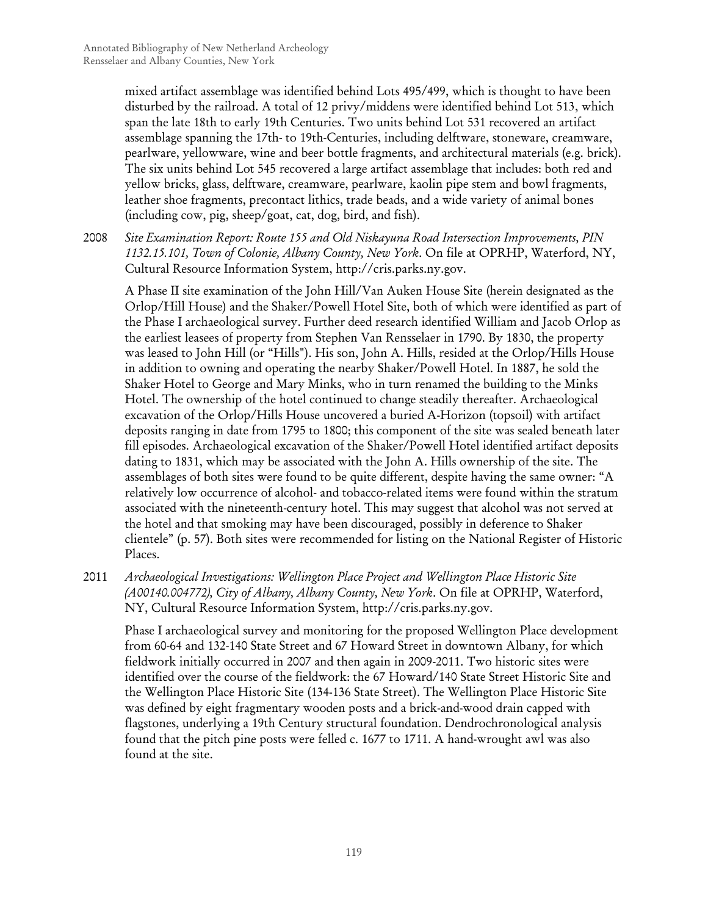mixed artifact assemblage was identified behind Lots 495/499, which is thought to have been disturbed by the railroad. A total of 12 privy/middens were identified behind Lot 513, which span the late 18th to early 19th Centuries. Two units behind Lot 531 recovered an artifact assemblage spanning the 17th- to 19th-Centuries, including delftware, stoneware, creamware, pearlware, yellowware, wine and beer bottle fragments, and architectural materials (e.g. brick). The six units behind Lot 545 recovered a large artifact assemblage that includes: both red and yellow bricks, glass, delftware, creamware, pearlware, kaolin pipe stem and bowl fragments, leather shoe fragments, precontact lithics, trade beads, and a wide variety of animal bones (including cow, pig, sheep/goat, cat, dog, bird, and fish).

2008 *Site Examination Report: Route 155 and Old Niskayuna Road Intersection Improvements, PIN 1132.15.101, Town of Colonie, Albany County, New York*. On file at OPRHP, Waterford, NY, Cultural Resource Information System, http://cris.parks.ny.gov.

A Phase II site examination of the John Hill/Van Auken House Site (herein designated as the Orlop/Hill House) and the Shaker/Powell Hotel Site, both of which were identified as part of the Phase I archaeological survey. Further deed research identified William and Jacob Orlop as the earliest leasees of property from Stephen Van Rensselaer in 1790. By 1830, the property was leased to John Hill (or "Hills"). His son, John A. Hills, resided at the Orlop/Hills House in addition to owning and operating the nearby Shaker/Powell Hotel. In 1887, he sold the Shaker Hotel to George and Mary Minks, who in turn renamed the building to the Minks Hotel. The ownership of the hotel continued to change steadily thereafter. Archaeological excavation of the Orlop/Hills House uncovered a buried A-Horizon (topsoil) with artifact deposits ranging in date from 1795 to 1800; this component of the site was sealed beneath later fill episodes. Archaeological excavation of the Shaker/Powell Hotel identified artifact deposits dating to 1831, which may be associated with the John A. Hills ownership of the site. The assemblages of both sites were found to be quite different, despite having the same owner: "A relatively low occurrence of alcohol- and tobacco-related items were found within the stratum associated with the nineteenth-century hotel. This may suggest that alcohol was not served at the hotel and that smoking may have been discouraged, possibly in deference to Shaker clientele" (p. 57). Both sites were recommended for listing on the National Register of Historic Places.

2011 *Archaeological Investigations: Wellington Place Project and Wellington Place Historic Site (A00140.004772), City of Albany, Albany County, New York*. On file at OPRHP, Waterford, NY, Cultural Resource Information System, http://cris.parks.ny.gov.

Phase I archaeological survey and monitoring for the proposed Wellington Place development from 60-64 and 132-140 State Street and 67 Howard Street in downtown Albany, for which fieldwork initially occurred in 2007 and then again in 2009-2011. Two historic sites were identified over the course of the fieldwork: the 67 Howard/140 State Street Historic Site and the Wellington Place Historic Site (134-136 State Street). The Wellington Place Historic Site was defined by eight fragmentary wooden posts and a brick-and-wood drain capped with flagstones, underlying a 19th Century structural foundation. Dendrochronological analysis found that the pitch pine posts were felled c. 1677 to 1711. A hand-wrought awl was also found at the site.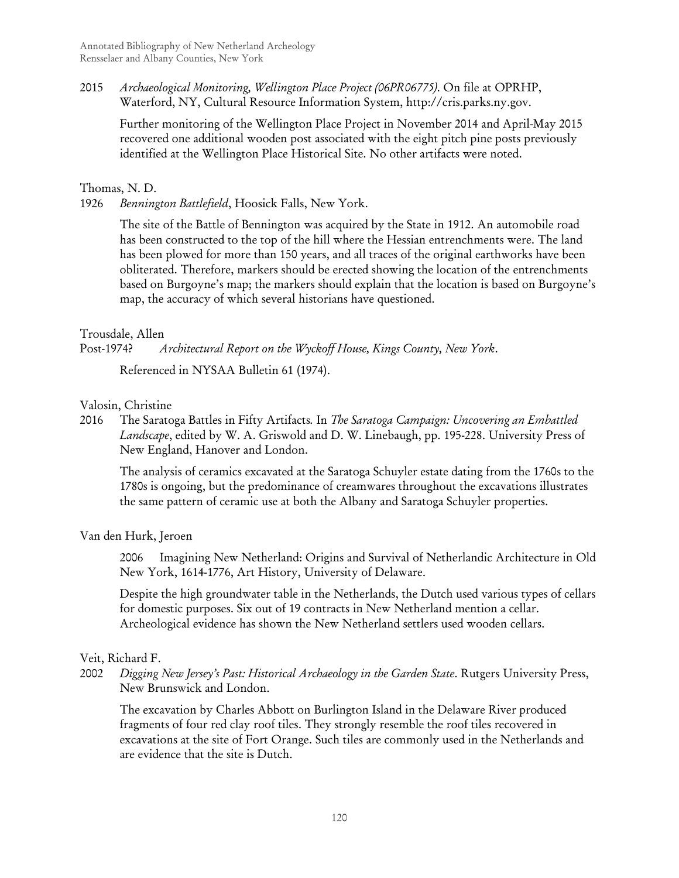2015 *Archaeological Monitoring, Wellington Place Project (06PR06775)*. On file at OPRHP, Waterford, NY, Cultural Resource Information System, http://cris.parks.ny.gov.

Further monitoring of the Wellington Place Project in November 2014 and April-May 2015 recovered one additional wooden post associated with the eight pitch pine posts previously identified at the Wellington Place Historical Site. No other artifacts were noted.

Thomas, N. D.

1926 *Bennington Battlefield*, Hoosick Falls, New York.

The site of the Battle of Bennington was acquired by the State in 1912. An automobile road has been constructed to the top of the hill where the Hessian entrenchments were. The land has been plowed for more than 150 years, and all traces of the original earthworks have been obliterated. Therefore, markers should be erected showing the location of the entrenchments based on Burgoyne's map; the markers should explain that the location is based on Burgoyne's map, the accuracy of which several historians have questioned.

Trousdale, Allen

Post-1974? *Architectural Report on the Wyckoff House, Kings County, New York*.

Referenced in NYSAA Bulletin 61 (1974).

Valosin, Christine

2016 The Saratoga Battles in Fifty Artifacts. In *The Saratoga Campaign: Uncovering an Embattled Landscape*, edited by W. A. Griswold and D. W. Linebaugh, pp. 195-228. University Press of New England, Hanover and London.

The analysis of ceramics excavated at the Saratoga Schuyler estate dating from the 1760s to the 1780s is ongoing, but the predominance of creamwares throughout the excavations illustrates the same pattern of ceramic use at both the Albany and Saratoga Schuyler properties.

Van den Hurk, Jeroen

2006 Imagining New Netherland: Origins and Survival of Netherlandic Architecture in Old New York, 1614-1776, Art History, University of Delaware.

Despite the high groundwater table in the Netherlands, the Dutch used various types of cellars for domestic purposes. Six out of 19 contracts in New Netherland mention a cellar. Archeological evidence has shown the New Netherland settlers used wooden cellars.

Veit, Richard F.

2002 *Digging New Jersey's Past: Historical Archaeology in the Garden State*. Rutgers University Press, New Brunswick and London.

The excavation by Charles Abbott on Burlington Island in the Delaware River produced fragments of four red clay roof tiles. They strongly resemble the roof tiles recovered in excavations at the site of Fort Orange. Such tiles are commonly used in the Netherlands and are evidence that the site is Dutch.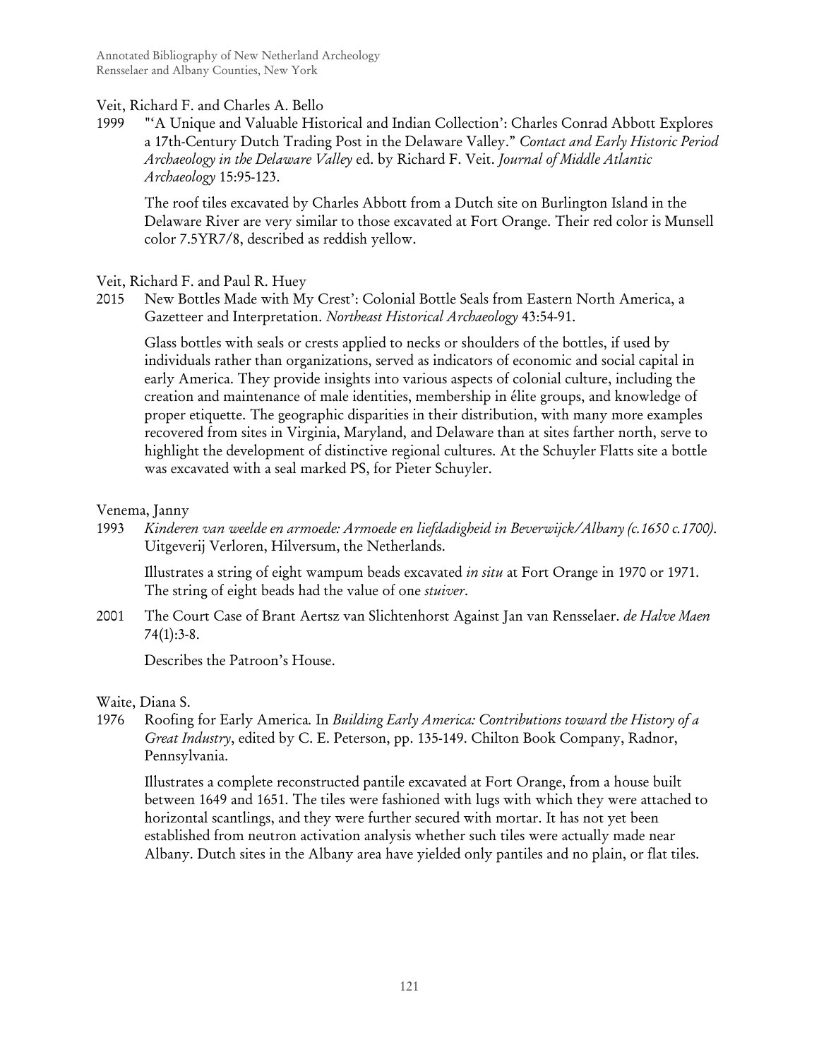Veit, Richard F. and Charles A. Bello

1999 "'A Unique and Valuable Historical and Indian Collection': Charles Conrad Abbott Explores a 17th-Century Dutch Trading Post in the Delaware Valley." *Contact and Early Historic Period Archaeology in the Delaware Valley* ed. by Richard F. Veit. *Journal of Middle Atlantic Archaeology* 15:95-123.

The roof tiles excavated by Charles Abbott from a Dutch site on Burlington Island in the Delaware River are very similar to those excavated at Fort Orange. Their red color is Munsell color 7.5YR7/8, described as reddish yellow.

Veit, Richard F. and Paul R. Huey

2015 New Bottles Made with My Crest': Colonial Bottle Seals from Eastern North America, a Gazetteer and Interpretation. *Northeast Historical Archaeology* 43:54-91.

Glass bottles with seals or crests applied to necks or shoulders of the bottles, if used by individuals rather than organizations, served as indicators of economic and social capital in early America. They provide insights into various aspects of colonial culture, including the creation and maintenance of male identities, membership in élite groups, and knowledge of proper etiquette. The geographic disparities in their distribution, with many more examples recovered from sites in Virginia, Maryland, and Delaware than at sites farther north, serve to highlight the development of distinctive regional cultures. At the Schuyler Flatts site a bottle was excavated with a seal marked PS, for Pieter Schuyler.

Venema, Janny

1993 *Kinderen van weelde en armoede: Armoede en liefdadigheid in Beverwijck/Albany (c.1650 c.1700).* Uitgeverij Verloren, Hilversum, the Netherlands.

Illustrates a string of eight wampum beads excavated *in situ* at Fort Orange in 1970 or 1971. The string of eight beads had the value of one *stuiver*.

2001 The Court Case of Brant Aertsz van Slichtenhorst Against Jan van Rensselaer. *de Halve Maen* 74(1):3-8.

Describes the Patroon's House.

Waite, Diana S.

1976 Roofing for Early America. In *Building Early America: Contributions toward the History of a Great Industry*, edited by C. E. Peterson, pp. 135-149. Chilton Book Company, Radnor, Pennsylvania.

Illustrates a complete reconstructed pantile excavated at Fort Orange, from a house built between 1649 and 1651. The tiles were fashioned with lugs with which they were attached to horizontal scantlings, and they were further secured with mortar. It has not yet been established from neutron activation analysis whether such tiles were actually made near Albany. Dutch sites in the Albany area have yielded only pantiles and no plain, or flat tiles.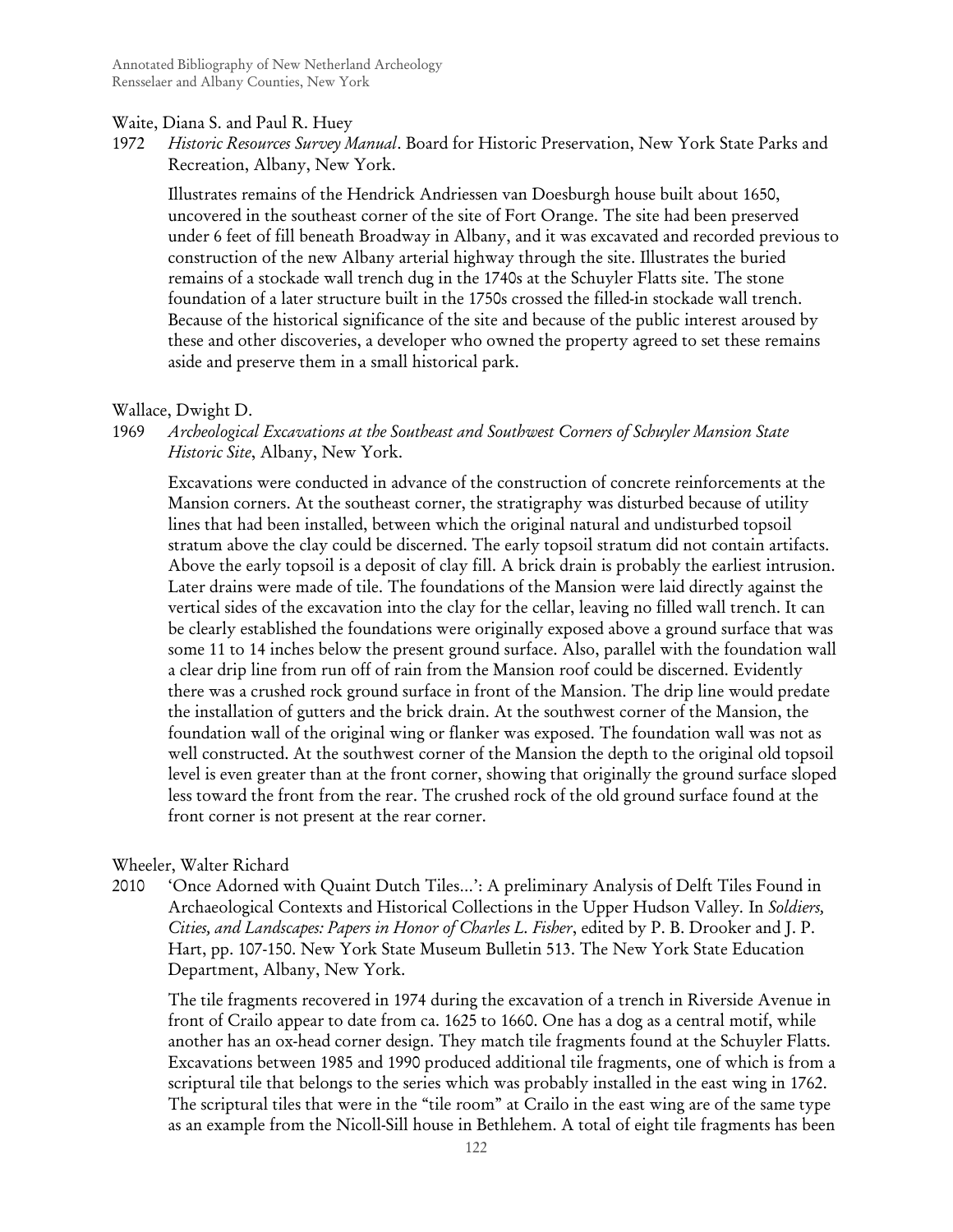Waite, Diana S. and Paul R. Huey

1972 *Historic Resources Survey Manual*. Board for Historic Preservation, New York State Parks and Recreation, Albany, New York.

Illustrates remains of the Hendrick Andriessen van Doesburgh house built about 1650, uncovered in the southeast corner of the site of Fort Orange. The site had been preserved under 6 feet of fill beneath Broadway in Albany, and it was excavated and recorded previous to construction of the new Albany arterial highway through the site. Illustrates the buried remains of a stockade wall trench dug in the 1740s at the Schuyler Flatts site. The stone foundation of a later structure built in the 1750s crossed the filled-in stockade wall trench. Because of the historical significance of the site and because of the public interest aroused by these and other discoveries, a developer who owned the property agreed to set these remains aside and preserve them in a small historical park.

Wallace, Dwight D.

1969 *Archeological Excavations at the Southeast and Southwest Corners of Schuyler Mansion State Historic Site*, Albany, New York.

Excavations were conducted in advance of the construction of concrete reinforcements at the Mansion corners. At the southeast corner, the stratigraphy was disturbed because of utility lines that had been installed, between which the original natural and undisturbed topsoil stratum above the clay could be discerned. The early topsoil stratum did not contain artifacts. Above the early topsoil is a deposit of clay fill. A brick drain is probably the earliest intrusion. Later drains were made of tile. The foundations of the Mansion were laid directly against the vertical sides of the excavation into the clay for the cellar, leaving no filled wall trench. It can be clearly established the foundations were originally exposed above a ground surface that was some 11 to 14 inches below the present ground surface. Also, parallel with the foundation wall a clear drip line from run off of rain from the Mansion roof could be discerned. Evidently there was a crushed rock ground surface in front of the Mansion. The drip line would predate the installation of gutters and the brick drain. At the southwest corner of the Mansion, the foundation wall of the original wing or flanker was exposed. The foundation wall was not as well constructed. At the southwest corner of the Mansion the depth to the original old topsoil level is even greater than at the front corner, showing that originally the ground surface sloped less toward the front from the rear. The crushed rock of the old ground surface found at the front corner is not present at the rear corner.

Wheeler, Walter Richard

2010 'Once Adorned with Quaint Dutch Tiles…': A preliminary Analysis of Delft Tiles Found in Archaeological Contexts and Historical Collections in the Upper Hudson Valley. In *Soldiers, Cities, and Landscapes: Papers in Honor of Charles L. Fisher*, edited by P. B. Drooker and J. P. Hart, pp. 107-150. New York State Museum Bulletin 513. The New York State Education Department, Albany, New York.

The tile fragments recovered in 1974 during the excavation of a trench in Riverside Avenue in front of Crailo appear to date from ca. 1625 to 1660. One has a dog as a central motif, while another has an ox-head corner design. They match tile fragments found at the Schuyler Flatts. Excavations between 1985 and 1990 produced additional tile fragments, one of which is from a scriptural tile that belongs to the series which was probably installed in the east wing in 1762. The scriptural tiles that were in the "tile room" at Crailo in the east wing are of the same type as an example from the Nicoll-Sill house in Bethlehem. A total of eight tile fragments has been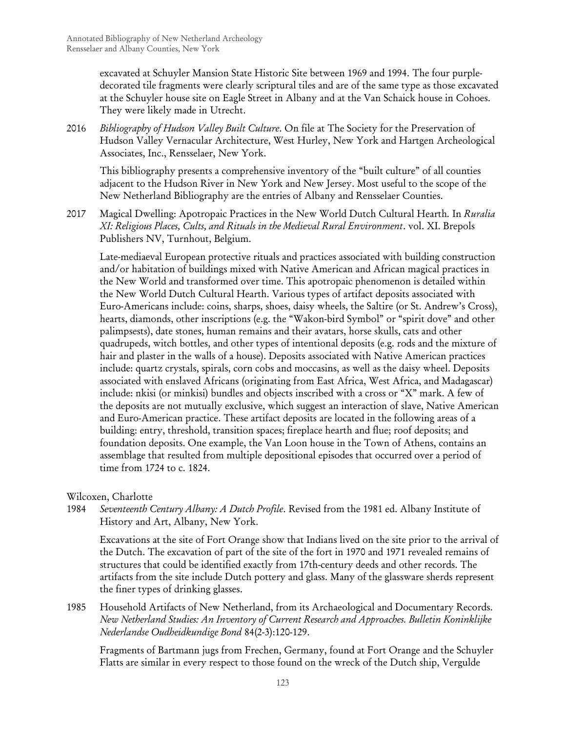excavated at Schuyler Mansion State Historic Site between 1969 and 1994. The four purple-decorated tile fragments were clearly scriptural tiles and are of the same type as those excavated at the Schuyler house site on Eagle Street in Albany and at the Van Schaick house in Cohoes. They were likely made in Utrecht.

2016 *Bibliography of Hudson Valley Built Culture*. On file at The Society for the Preservation of Hudson Valley Vernacular Architecture, West Hurley, New York and Hartgen Archeological Associates, Inc., Rensselaer, New York.

This bibliography presents a comprehensive inventory of the "built culture" of all counties adjacent to the Hudson River in New York and New Jersey. Most useful to the scope of the New Netherland Bibliography are the entries of Albany and Rensselaer Counties.

2017 Magical Dwelling: Apotropaic Practices in the New World Dutch Cultural Hearth. In *Ruralia XI: Religious Places, Cults, and Rituals in the Medieval Rural Environment*. vol. XI. Brepols Publishers NV, Turnhout, Belgium.

Late-mediaeval European protective rituals and practices associated with building construction and/or habitation of buildings mixed with Native American and African magical practices in the New World and transformed over time. This apotropaic phenomenon is detailed within the New World Dutch Cultural Hearth. Various types of artifact deposits associated with Euro-Americans include: coins, sharps, shoes, daisy wheels, the Saltire (or St. Andrew's Cross), hearts, diamonds, other inscriptions (e.g. the "Wakon-bird Symbol" or "spirit dove" and other palimpsests), date stones, human remains and their avatars, horse skulls, cats and other quadrupeds, witch bottles, and other types of intentional deposits (e.g. rods and the mixture of hair and plaster in the walls of a house). Deposits associated with Native American practices include: quartz crystals, spirals, corn cobs and moccasins, as well as the daisy wheel. Deposits associated with enslaved Africans (originating from East Africa, West Africa, and Madagascar) include: nkisi (or minkisi) bundles and objects inscribed with a cross or "X" mark. A few of the deposits are not mutually exclusive, which suggest an interaction of slave, Native American and Euro-American practice. These artifact deposits are located in the following areas of a building: entry, threshold, transition spaces; fireplace hearth and flue; roof deposits; and foundation deposits. One example, the Van Loon house in the Town of Athens, contains an assemblage that resulted from multiple depositional episodes that occurred over a period of time from 1724 to c. 1824.

Wilcoxen, Charlotte

1984 *Seventeenth Century Albany: A Dutch Profile*. Revised from the 1981 ed. Albany Institute of History and Art, Albany, New York.

Excavations at the site of Fort Orange show that Indians lived on the site prior to the arrival of the Dutch. The excavation of part of the site of the fort in 1970 and 1971 revealed remains of structures that could be identified exactly from 17th-century deeds and other records. The artifacts from the site include Dutch pottery and glass. Many of the glassware sherds represent the finer types of drinking glasses.

1985 Household Artifacts of New Netherland, from its Archaeological and Documentary Records. *New Netherland Studies: An Inventory of Current Research and Approaches. Bulletin Koninklijke Nederlandse Oudheidkundige Bond* 84(2-3):120-129.

Fragments of Bartmann jugs from Frechen, Germany, found at Fort Orange and the Schuyler Flatts are similar in every respect to those found on the wreck of the Dutch ship, Vergulde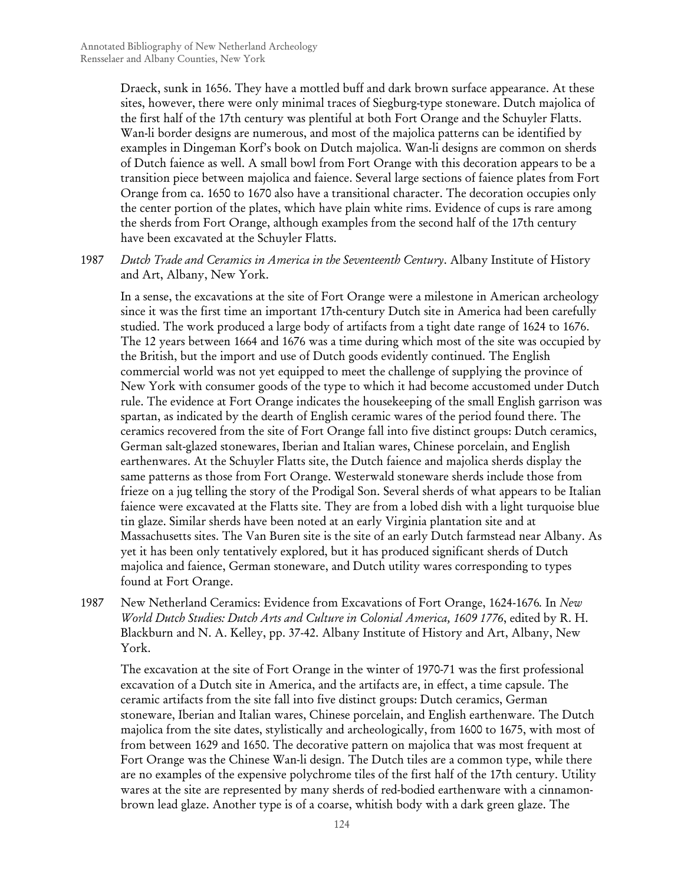Draeck, sunk in 1656. They have a mottled buff and dark brown surface appearance. At these sites, however, there were only minimal traces of Siegburg-type stoneware. Dutch majolica of the first half of the 17th century was plentiful at both Fort Orange and the Schuyler Flatts. Wan-li border designs are numerous, and most of the majolica patterns can be identified by examples in Dingeman Korf's book on Dutch majolica. Wan-li designs are common on sherds of Dutch faience as well. A small bowl from Fort Orange with this decoration appears to be a transition piece between majolica and faience. Several large sections of faience plates from Fort Orange from ca. 1650 to 1670 also have a transitional character. The decoration occupies only the center portion of the plates, which have plain white rims. Evidence of cups is rare among the sherds from Fort Orange, although examples from the second half of the 17th century have been excavated at the Schuyler Flatts.

1987 *Dutch Trade and Ceramics in America in the Seventeenth Century*. Albany Institute of History and Art, Albany, New York.

In a sense, the excavations at the site of Fort Orange were a milestone in American archeology since it was the first time an important 17th-century Dutch site in America had been carefully studied. The work produced a large body of artifacts from a tight date range of 1624 to 1676. The 12 years between 1664 and 1676 was a time during which most of the site was occupied by the British, but the import and use of Dutch goods evidently continued. The English commercial world was not yet equipped to meet the challenge of supplying the province of New York with consumer goods of the type to which it had become accustomed under Dutch rule. The evidence at Fort Orange indicates the housekeeping of the small English garrison was spartan, as indicated by the dearth of English ceramic wares of the period found there. The ceramics recovered from the site of Fort Orange fall into five distinct groups: Dutch ceramics, German salt-glazed stonewares, Iberian and Italian wares, Chinese porcelain, and English earthenwares. At the Schuyler Flatts site, the Dutch faience and majolica sherds display the same patterns as those from Fort Orange. Westerwald stoneware sherds include those from frieze on a jug telling the story of the Prodigal Son. Several sherds of what appears to be Italian faience were excavated at the Flatts site. They are from a lobed dish with a light turquoise blue tin glaze. Similar sherds have been noted at an early Virginia plantation site and at Massachusetts sites. The Van Buren site is the site of an early Dutch farmstead near Albany. As yet it has been only tentatively explored, but it has produced significant sherds of Dutch majolica and faience, German stoneware, and Dutch utility wares corresponding to types found at Fort Orange.

1987 New Netherland Ceramics: Evidence from Excavations of Fort Orange, 1624-1676. In *New World Dutch Studies: Dutch Arts and Culture in Colonial America, 1609 1776*, edited by R. H. Blackburn and N. A. Kelley, pp. 37-42. Albany Institute of History and Art, Albany, New York.

The excavation at the site of Fort Orange in the winter of 1970-71 was the first professional excavation of a Dutch site in America, and the artifacts are, in effect, a time capsule. The ceramic artifacts from the site fall into five distinct groups: Dutch ceramics, German stoneware, Iberian and Italian wares, Chinese porcelain, and English earthenware. The Dutch majolica from the site dates, stylistically and archeologically, from 1600 to 1675, with most of from between 1629 and 1650. The decorative pattern on majolica that was most frequent at Fort Orange was the Chinese Wan-li design. The Dutch tiles are a common type, while there are no examples of the expensive polychrome tiles of the first half of the 17th century. Utility wares at the site are represented by many sherds of red-bodied earthenware with a cinnamon-brown lead glaze. Another type is of a coarse, whitish body with a dark green glaze. The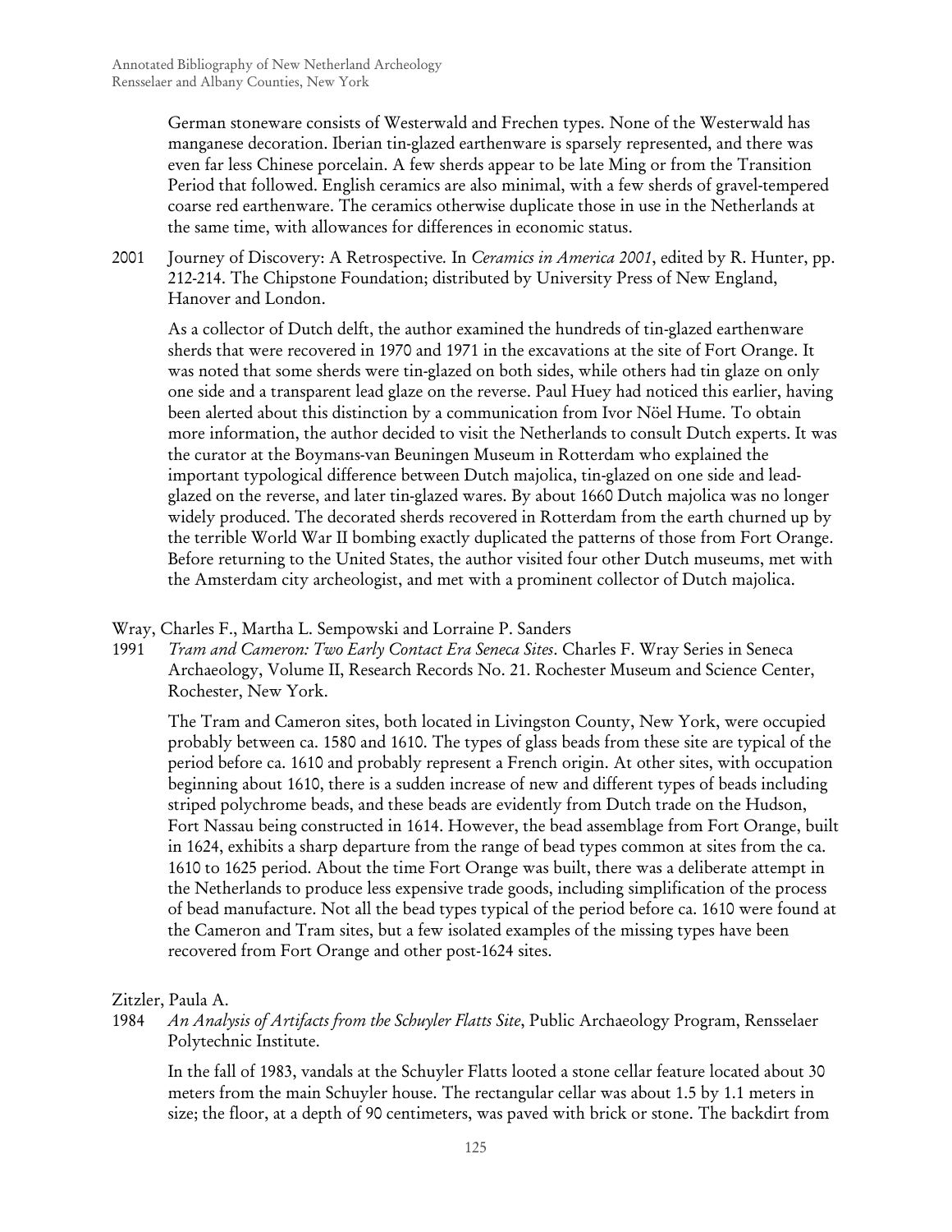German stoneware consists of Westerwald and Frechen types. None of the Westerwald has manganese decoration. Iberian tin-glazed earthenware is sparsely represented, and there was even far less Chinese porcelain. A few sherds appear to be late Ming or from the Transition Period that followed. English ceramics are also minimal, with a few sherds of gravel-tempered coarse red earthenware. The ceramics otherwise duplicate those in use in the Netherlands at the same time, with allowances for differences in economic status.

2001 Journey of Discovery: A Retrospective. In *Ceramics in America 2001*, edited by R. Hunter, pp. 212-214. The Chipstone Foundation; distributed by University Press of New England, Hanover and London.

As a collector of Dutch delft, the author examined the hundreds of tin-glazed earthenware sherds that were recovered in 1970 and 1971 in the excavations at the site of Fort Orange. It was noted that some sherds were tin-glazed on both sides, while others had tin glaze on only one side and a transparent lead glaze on the reverse. Paul Huey had noticed this earlier, having been alerted about this distinction by a communication from Ivor Nöel Hume. To obtain more information, the author decided to visit the Netherlands to consult Dutch experts. It was the curator at the Boymans-van Beuningen Museum in Rotterdam who explained the important typological difference between Dutch majolica, tin-glazed on one side and lead-glazed on the reverse, and later tin-glazed wares. By about 1660 Dutch majolica was no longer widely produced. The decorated sherds recovered in Rotterdam from the earth churned up by the terrible World War II bombing exactly duplicated the patterns of those from Fort Orange. Before returning to the United States, the author visited four other Dutch museums, met with the Amsterdam city archeologist, and met with a prominent collector of Dutch majolica.

Wray, Charles F., Martha L. Sempowski and Lorraine P. Sanders

1991 *Tram and Cameron: Two Early Contact Era Seneca Sites*. Charles F. Wray Series in Seneca Archaeology, Volume II, Research Records No. 21. Rochester Museum and Science Center, Rochester, New York.

The Tram and Cameron sites, both located in Livingston County, New York, were occupied probably between ca. 1580 and 1610. The types of glass beads from these site are typical of the period before ca. 1610 and probably represent a French origin. At other sites, with occupation beginning about 1610, there is a sudden increase of new and different types of beads including striped polychrome beads, and these beads are evidently from Dutch trade on the Hudson, Fort Nassau being constructed in 1614. However, the bead assemblage from Fort Orange, built in 1624, exhibits a sharp departure from the range of bead types common at sites from the ca. 1610 to 1625 period. About the time Fort Orange was built, there was a deliberate attempt in the Netherlands to produce less expensive trade goods, including simplification of the process of bead manufacture. Not all the bead types typical of the period before ca. 1610 were found at the Cameron and Tram sites, but a few isolated examples of the missing types have been recovered from Fort Orange and other post-1624 sites.

Zitzler, Paula A.

1984 *An Analysis of Artifacts from the Schuyler Flatts Site*, Public Archaeology Program, Rensselaer Polytechnic Institute.

In the fall of 1983, vandals at the Schuyler Flatts looted a stone cellar feature located about 30 meters from the main Schuyler house. The rectangular cellar was about 1.5 by 1.1 meters in size; the floor, at a depth of 90 centimeters, was paved with brick or stone. The backdirt from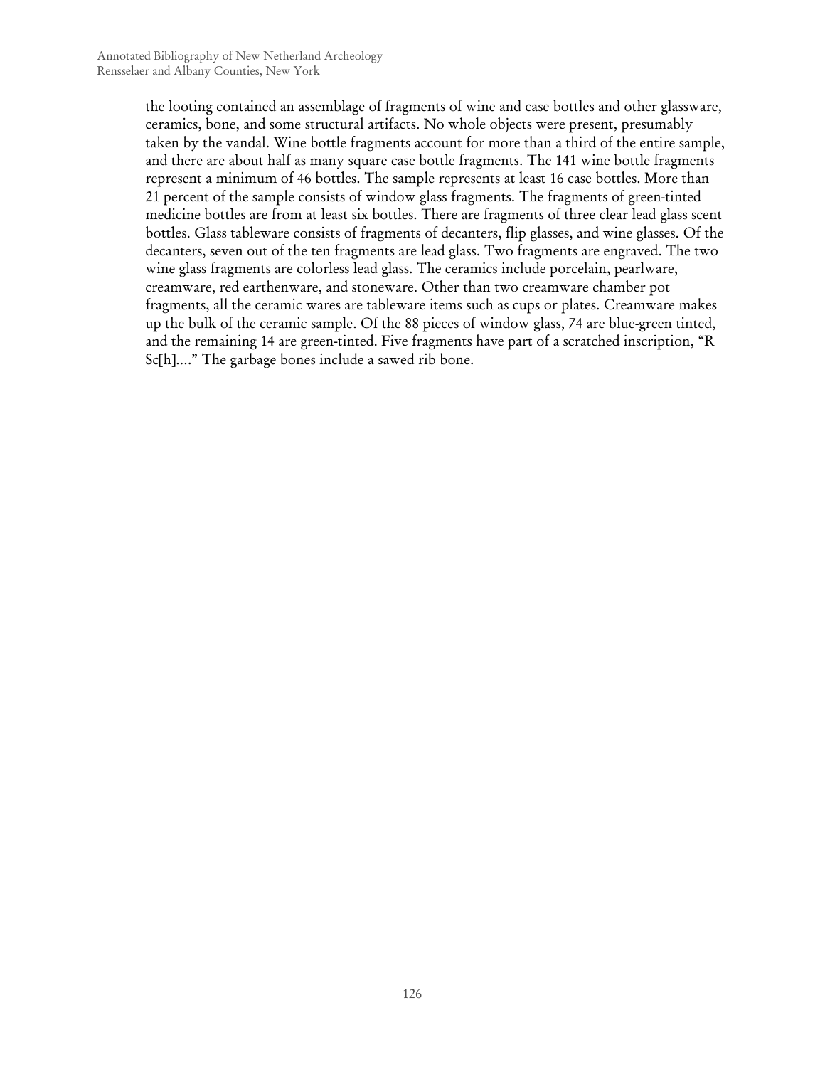the looting contained an assemblage of fragments of wine and case bottles and other glassware, ceramics, bone, and some structural artifacts. No whole objects were present, presumably taken by the vandal. Wine bottle fragments account for more than a third of the entire sample, and there are about half as many square case bottle fragments. The 141 wine bottle fragments represent a minimum of 46 bottles. The sample represents at least 16 case bottles. More than 21 percent of the sample consists of window glass fragments. The fragments of green-tinted medicine bottles are from at least six bottles. There are fragments of three clear lead glass scent bottles. Glass tableware consists of fragments of decanters, flip glasses, and wine glasses. Of the decanters, seven out of the ten fragments are lead glass. Two fragments are engraved. The two wine glass fragments are colorless lead glass. The ceramics include porcelain, pearlware, creamware, red earthenware, and stoneware. Other than two creamware chamber pot fragments, all the ceramic wares are tableware items such as cups or plates. Creamware makes up the bulk of the ceramic sample. Of the 88 pieces of window glass, 74 are blue-green tinted, and the remaining 14 are green-tinted. Five fragments have part of a scratched inscription, "R Sc[h]...." The garbage bones include a sawed rib bone.